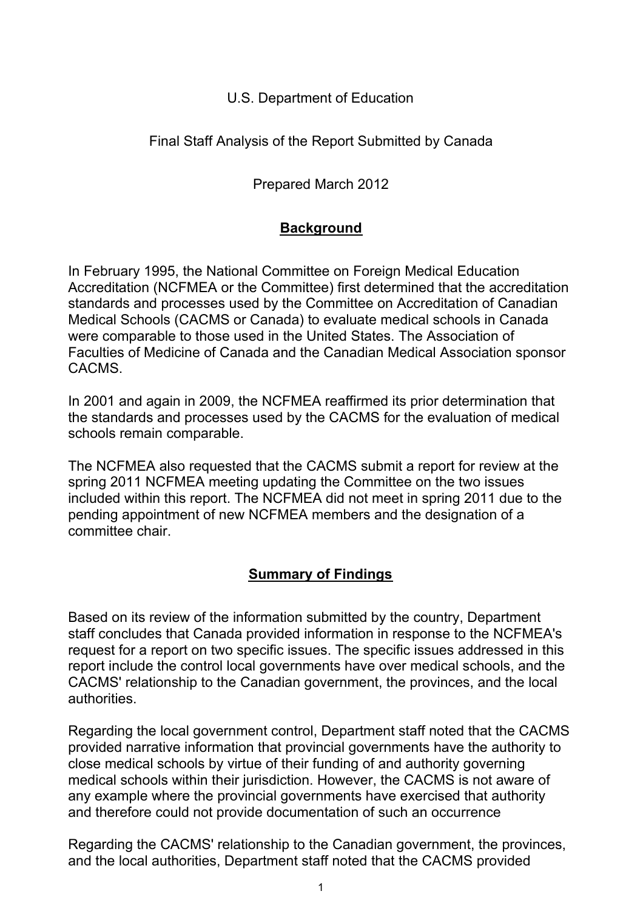U.S. Department of Education

Final Staff Analysis of the Report Submitted by Canada

Prepared March 2012

## Background

In February 1995, the National Committee on Foreign Medical Education Accreditation (NCFMEA or the Committee) first determined that the accreditation standards and processes used by the Committee on Accreditation of Canadian Medical Schools (CACMS or Canada) to evaluate medical schools in Canada were comparable to those used in the United States. The Association of Faculties of Medicine of Canada and the Canadian Medical Association sponsor CACMS.

In 2001 and again in 2009, the NCFMEA reaffirmed its prior determination that the standards and processes used by the CACMS for the evaluation of medical schools remain comparable.

The NCFMEA also requested that the CACMS submit a report for review at the spring 2011 NCFMEA meeting updating the Committee on the two issues included within this report. The NCFMEA did not meet in spring 2011 due to the pending appointment of new NCFMEA members and the designation of a committee chair.

## Summary of Findings

Based on its review of the information submitted by the country, Department staff concludes that Canada provided information in response to the NCFMEA's request for a report on two specific issues. The specific issues addressed in this report include the control local governments have over medical schools, and the CACMS' relationship to the Canadian government, the provinces, and the local authorities.

Regarding the local government control, Department staff noted that the CACMS provided narrative information that provincial governments have the authority to close medical schools by virtue of their funding of and authority governing medical schools within their jurisdiction. However, the CACMS is not aware of any example where the provincial governments have exercised that authority and therefore could not provide documentation of such an occurrence

Regarding the CACMS' relationship to the Canadian government, the provinces, and the local authorities, Department staff noted that the CACMS provided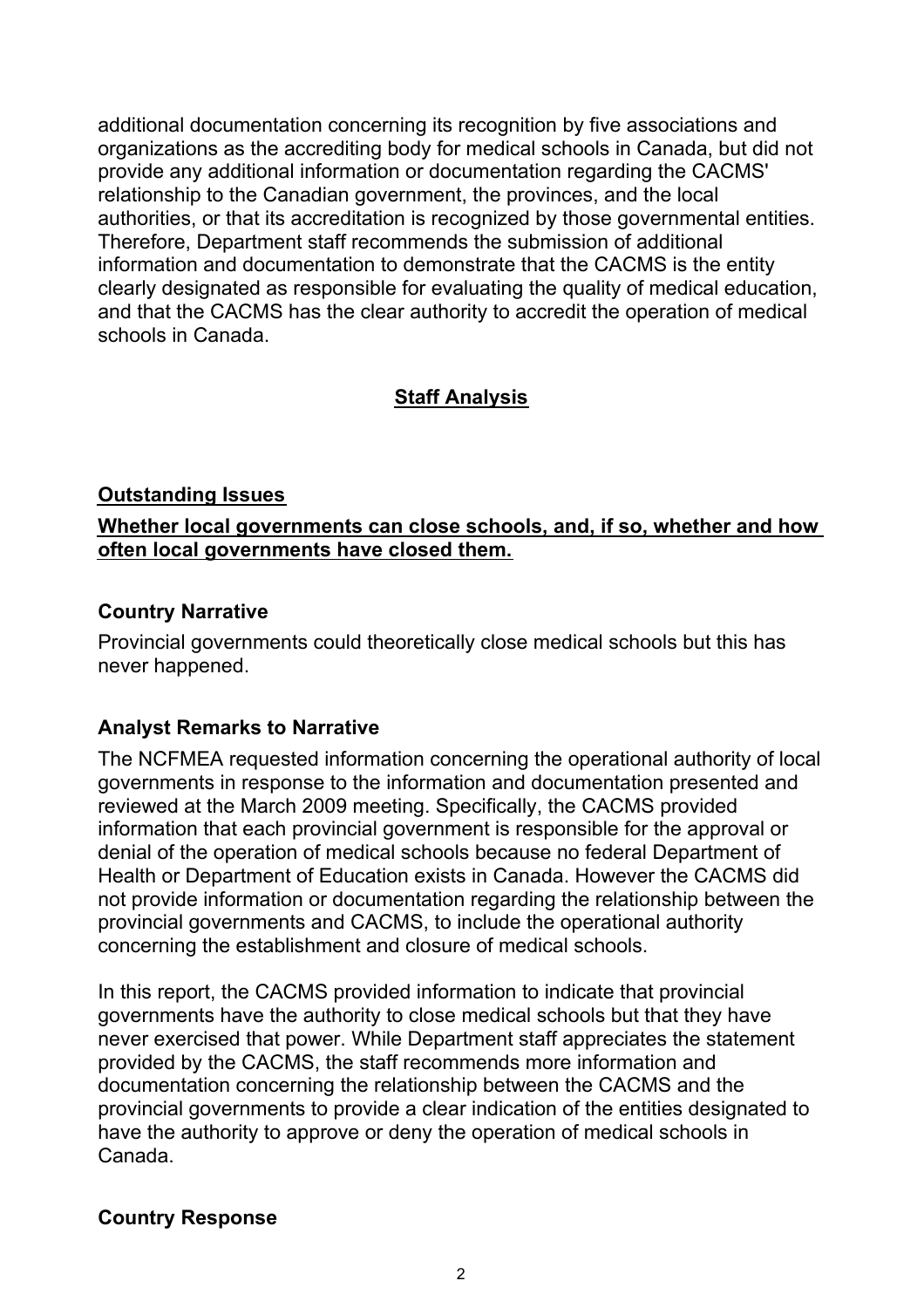additional documentation concerning its recognition by five associations and organizations as the accrediting body for medical schools in Canada, but did not provide any additional information or documentation regarding the CACMS' relationship to the Canadian government, the provinces, and the local authorities, or that its accreditation is recognized by those governmental entities. Therefore, Department staff recommends the submission of additional information and documentation to demonstrate that the CACMS is the entity clearly designated as responsible for evaluating the quality of medical education, and that the CACMS has the clear authority to accredit the operation of medical schools in Canada.

## Staff Analysis

### Outstanding Issues

**Whether local governments can close schools, and, if so, whether and how often local governments have closed them.**

#### Country Narrative

Provincial governments could theoretically close medical schools but this has never happened.

#### Analyst Remarks to Narrative

The NCFMEA requested information concerning the operational authority of local governments in response to the information and documentation presented and reviewed at the March 2009 meeting. Specifically, the CACMS provided information that each provincial government is responsible for the approval or denial of the operation of medical schools because no federal Department of Health or Department of Education exists in Canada. However the CACMS did not provide information or documentation regarding the relationship between the provincial governments and CACMS, to include the operational authority concerning the establishment and closure of medical schools.

In this report, the CACMS provided information to indicate that provincial governments have the authority to close medical schools but that they have never exercised that power. While Department staff appreciates the statement provided by the CACMS, the staff recommends more information and documentation concerning the relationship between the CACMS and the provincial governments to provide a clear indication of the entities designated to have the authority to approve or deny the operation of medical schools in Canada.

#### Country Response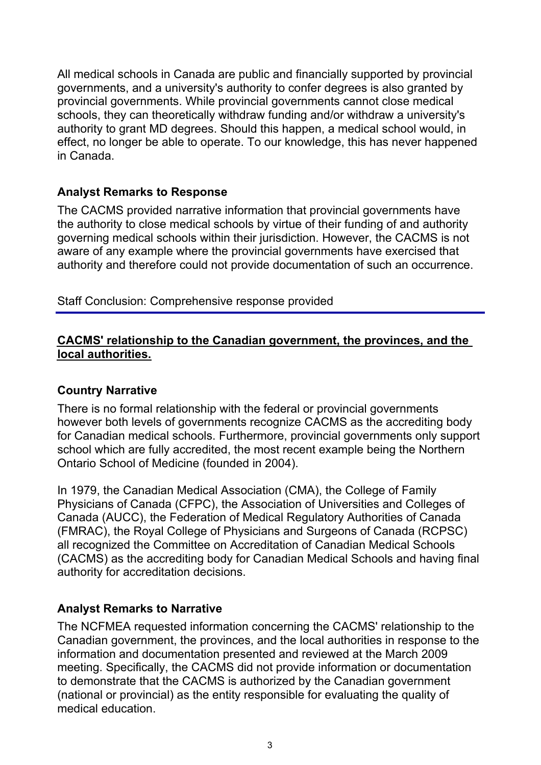All medical schools in Canada are public and financially supported by provincial governments, and a university's authority to confer degrees is also granted by provincial governments. While provincial governments cannot close medical schools, they can theoretically withdraw funding and/or withdraw a university's authority to grant MD degrees. Should this happen, a medical school would, in effect, no longer be able to operate. To our knowledge, this has never happened in Canada.

### Analyst Remarks to Response

The CACMS provided narrative information that provincial governments have the authority to close medical schools by virtue of their funding of and authority governing medical schools within their jurisdiction. However, the CACMS is not aware of any example where the provincial governments have exercised that authority and therefore could not provide documentation of such an occurrence.

Staff Conclusion: Comprehensive response provided

---

**CACMS' relationship to the Canadian government, the provinces, and the local authorities.**

### Country Narrative

There is no formal relationship with the federal or provincial governments however both levels of governments recognize CACMS as the accrediting body for Canadian medical schools. Furthermore, provincial governments only support school which are fully accredited, the most recent example being the Northern Ontario School of Medicine (founded in 2004).

In 1979, the Canadian Medical Association (CMA), the College of Family Physicians of Canada (CFPC), the Association of Universities and Colleges of Canada (AUCC), the Federation of Medical Regulatory Authorities of Canada (FMRAC), the Royal College of Physicians and Surgeons of Canada (RCPSC) all recognized the Committee on Accreditation of Canadian Medical Schools (CACMS) as the accrediting body for Canadian Medical Schools and having final authority for accreditation decisions.

### Analyst Remarks to Narrative

The NCFMEA requested information concerning the CACMS' relationship to the Canadian government, the provinces, and the local authorities in response to the information and documentation presented and reviewed at the March 2009 meeting. Specifically, the CACMS did not provide information or documentation to demonstrate that the CACMS is authorized by the Canadian government (national or provincial) as the entity responsible for evaluating the quality of medical education.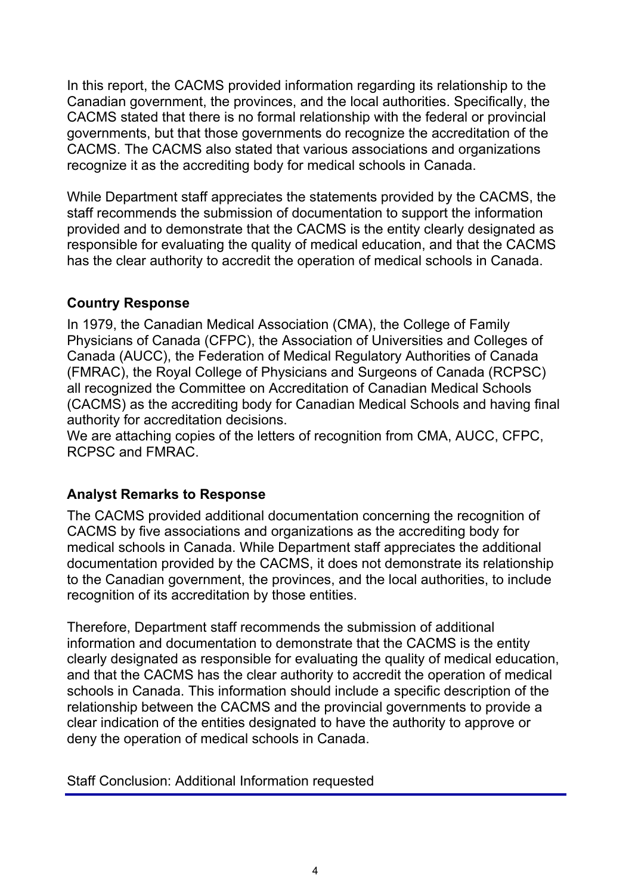In this report, the CACMS provided information regarding its relationship to the Canadian government, the provinces, and the local authorities. Specifically, the CACMS stated that there is no formal relationship with the federal or provincial governments, but that those governments do recognize the accreditation of the CACMS. The CACMS also stated that various associations and organizations recognize it as the accrediting body for medical schools in Canada.

While Department staff appreciates the statements provided by the CACMS, the staff recommends the submission of documentation to support the information provided and to demonstrate that the CACMS is the entity clearly designated as responsible for evaluating the quality of medical education, and that the CACMS has the clear authority to accredit the operation of medical schools in Canada.

**Country Response**

In 1979, the Canadian Medical Association (CMA), the College of Family Physicians of Canada (CFPC), the Association of Universities and Colleges of Canada (AUCC), the Federation of Medical Regulatory Authorities of Canada (FMRAC), the Royal College of Physicians and Surgeons of Canada (RCPSC) all recognized the Committee on Accreditation of Canadian Medical Schools (CACMS) as the accrediting body for Canadian Medical Schools and having final authority for accreditation decisions.
We are attaching copies of the letters of recognition from CMA, AUCC, CFPC, RCPSC and FMRAC.

**Analyst Remarks to Response**

The CACMS provided additional documentation concerning the recognition of CACMS by five associations and organizations as the accrediting body for medical schools in Canada. While Department staff appreciates the additional documentation provided by the CACMS, it does not demonstrate its relationship to the Canadian government, the provinces, and the local authorities, to include recognition of its accreditation by those entities.

Therefore, Department staff recommends the submission of additional information and documentation to demonstrate that the CACMS is the entity clearly designated as responsible for evaluating the quality of medical education, and that the CACMS has the clear authority to accredit the operation of medical schools in Canada. This information should include a specific description of the relationship between the CACMS and the provincial governments to provide a clear indication of the entities designated to have the authority to approve or deny the operation of medical schools in Canada.

Staff Conclusion: Additional Information requested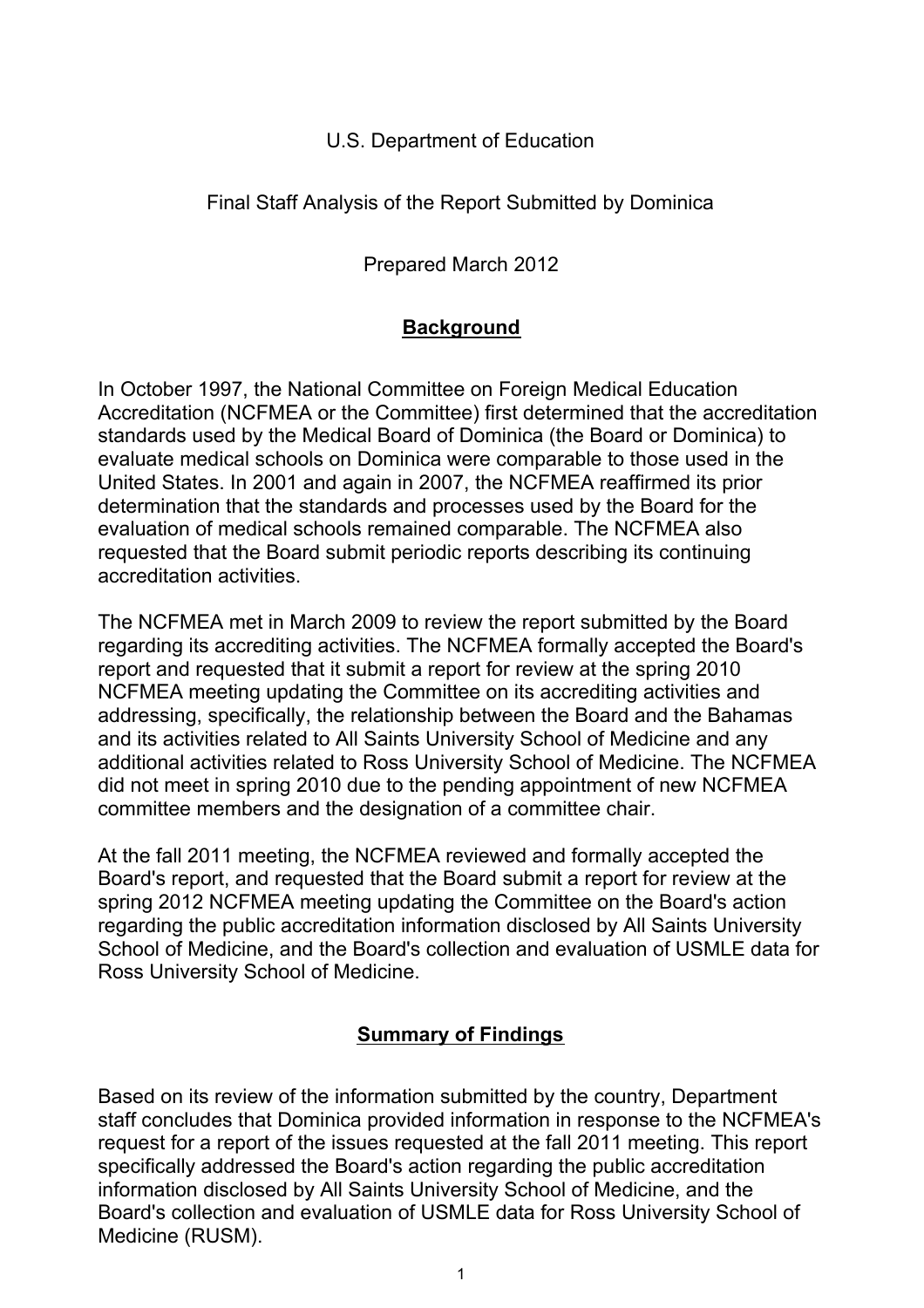U.S. Department of Education

Final Staff Analysis of the Report Submitted by Dominica

Prepared March 2012

## Background

In October 1997, the National Committee on Foreign Medical Education Accreditation (NCFMEA or the Committee) first determined that the accreditation standards used by the Medical Board of Dominica (the Board or Dominica) to evaluate medical schools on Dominica were comparable to those used in the United States. In 2001 and again in 2007, the NCFMEA reaffirmed its prior determination that the standards and processes used by the Board for the evaluation of medical schools remained comparable. The NCFMEA also requested that the Board submit periodic reports describing its continuing accreditation activities.

The NCFMEA met in March 2009 to review the report submitted by the Board regarding its accrediting activities. The NCFMEA formally accepted the Board's report and requested that it submit a report for review at the spring 2010 NCFMEA meeting updating the Committee on its accrediting activities and addressing, specifically, the relationship between the Board and the Bahamas and its activities related to All Saints University School of Medicine and any additional activities related to Ross University School of Medicine. The NCFMEA did not meet in spring 2010 due to the pending appointment of new NCFMEA committee members and the designation of a committee chair.

At the fall 2011 meeting, the NCFMEA reviewed and formally accepted the Board's report, and requested that the Board submit a report for review at the spring 2012 NCFMEA meeting updating the Committee on the Board's action regarding the public accreditation information disclosed by All Saints University School of Medicine, and the Board's collection and evaluation of USMLE data for Ross University School of Medicine.

## Summary of Findings

Based on its review of the information submitted by the country, Department staff concludes that Dominica provided information in response to the NCFMEA's request for a report of the issues requested at the fall 2011 meeting. This report specifically addressed the Board's action regarding the public accreditation information disclosed by All Saints University School of Medicine, and the Board's collection and evaluation of USMLE data for Ross University School of Medicine (RUSM).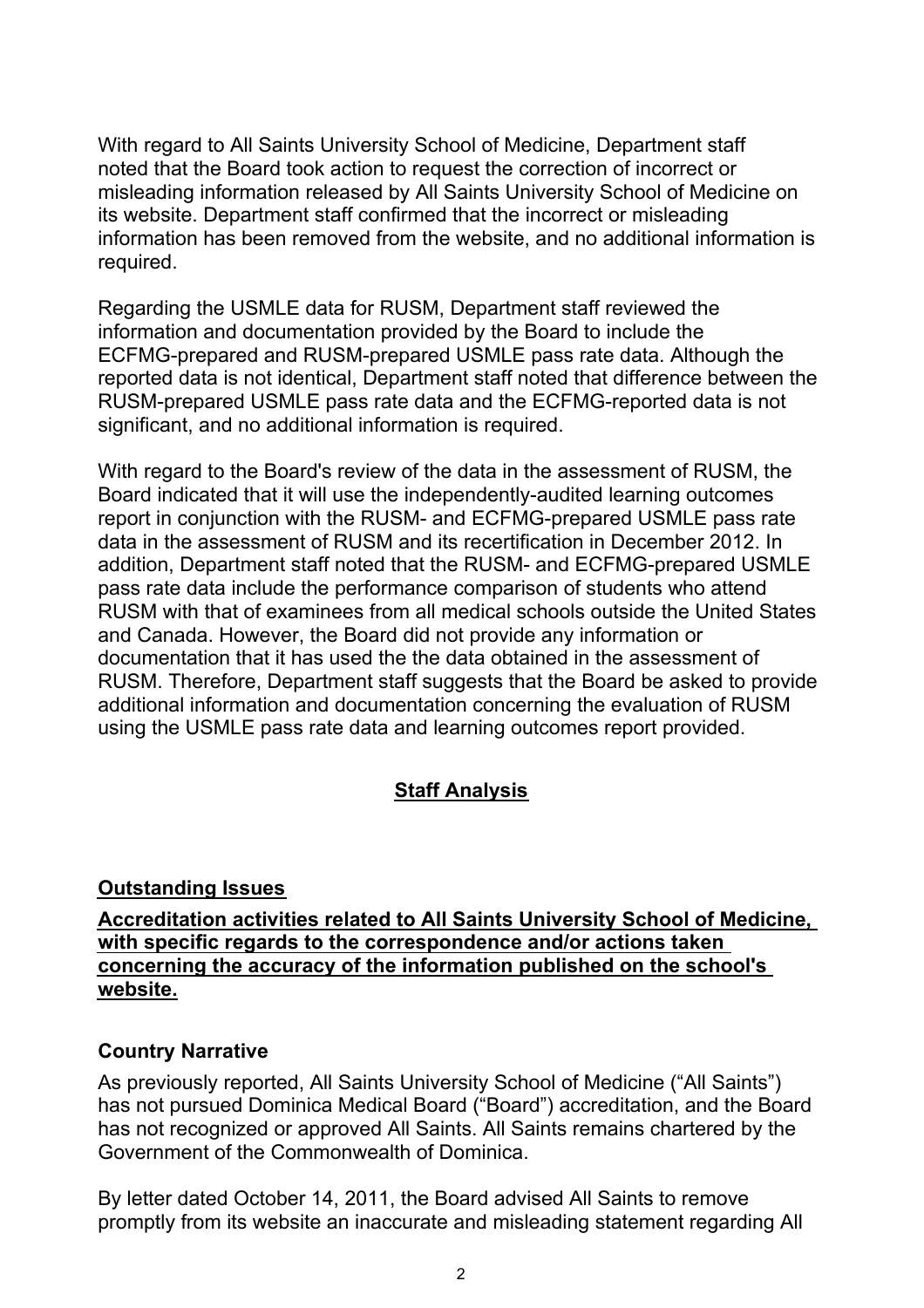With regard to All Saints University School of Medicine, Department staff noted that the Board took action to request the correction of incorrect or misleading information released by All Saints University School of Medicine on its website. Department staff confirmed that the incorrect or misleading information has been removed from the website, and no additional information is required.

Regarding the USMLE data for RUSM, Department staff reviewed the information and documentation provided by the Board to include the ECFMG-prepared and RUSM-prepared USMLE pass rate data. Although the reported data is not identical, Department staff noted that difference between the RUSM-prepared USMLE pass rate data and the ECFMG-reported data is not significant, and no additional information is required.

With regard to the Board's review of the data in the assessment of RUSM, the Board indicated that it will use the independently-audited learning outcomes report in conjunction with the RUSM- and ECFMG-prepared USMLE pass rate data in the assessment of RUSM and its recertification in December 2012. In addition, Department staff noted that the RUSM- and ECFMG-prepared USMLE pass rate data include the performance comparison of students who attend RUSM with that of examinees from all medical schools outside the United States and Canada. However, the Board did not provide any information or documentation that it has used the the data obtained in the assessment of RUSM. Therefore, Department staff suggests that the Board be asked to provide additional information and documentation concerning the evaluation of RUSM using the USMLE pass rate data and learning outcomes report provided.

## Staff Analysis

### Outstanding Issues

**Accreditation activities related to All Saints University School of Medicine, with specific regards to the correspondence and/or actions taken concerning the accuracy of the information published on the school's website.**

### Country Narrative

As previously reported, All Saints University School of Medicine ("All Saints") has not pursued Dominica Medical Board ("Board") accreditation, and the Board has not recognized or approved All Saints. All Saints remains chartered by the Government of the Commonwealth of Dominica.

By letter dated October 14, 2011, the Board advised All Saints to remove promptly from its website an inaccurate and misleading statement regarding All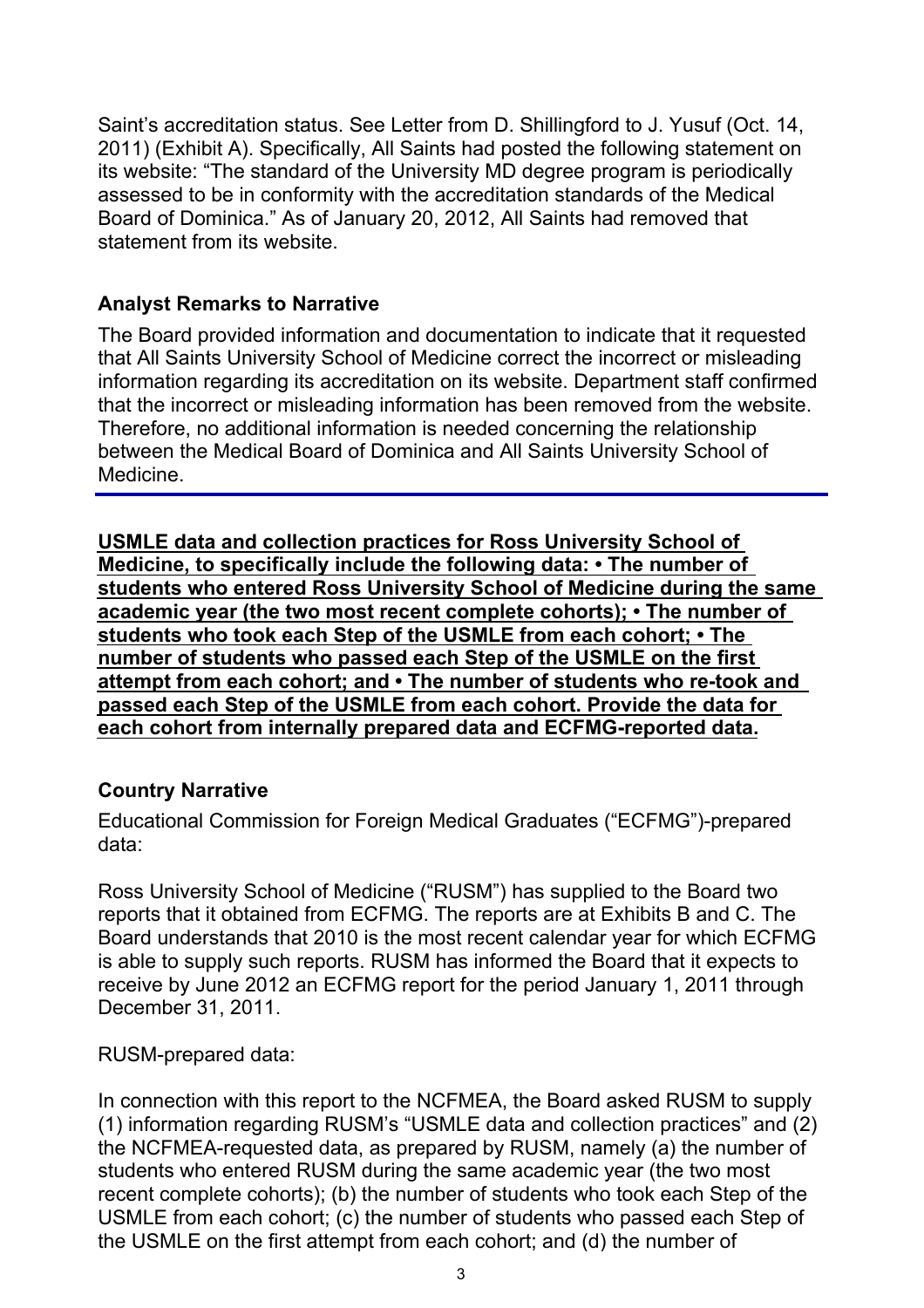Saint's accreditation status. See Letter from D. Shillingford to J. Yusuf (Oct. 14, 2011) (Exhibit A). Specifically, All Saints had posted the following statement on its website: "The standard of the University MD degree program is periodically assessed to be in conformity with the accreditation standards of the Medical Board of Dominica." As of January 20, 2012, All Saints had removed that statement from its website.

### Analyst Remarks to Narrative

The Board provided information and documentation to indicate that it requested that All Saints University School of Medicine correct the incorrect or misleading information regarding its accreditation on its website. Department staff confirmed that the incorrect or misleading information has been removed from the website. Therefore, no additional information is needed concerning the relationship between the Medical Board of Dominica and All Saints University School of Medicine.

---

**USMLE data and collection practices for Ross University School of Medicine, to specifically include the following data: • The number of students who entered Ross University School of Medicine during the same academic year (the two most recent complete cohorts); • The number of students who took each Step of the USMLE from each cohort; • The number of students who passed each Step of the USMLE on the first attempt from each cohort; and • The number of students who re-took and passed each Step of the USMLE from each cohort. Provide the data for each cohort from internally prepared data and ECFMG-reported data.**

### Country Narrative

Educational Commission for Foreign Medical Graduates ("ECFMG")-prepared data:

Ross University School of Medicine ("RUSM") has supplied to the Board two reports that it obtained from ECFMG. The reports are at Exhibits B and C. The Board understands that 2010 is the most recent calendar year for which ECFMG is able to supply such reports. RUSM has informed the Board that it expects to receive by June 2012 an ECFMG report for the period January 1, 2011 through December 31, 2011.

RUSM-prepared data:

In connection with this report to the NCFMEA, the Board asked RUSM to supply (1) information regarding RUSM's "USMLE data and collection practices" and (2) the NCFMEA-requested data, as prepared by RUSM, namely (a) the number of students who entered RUSM during the same academic year (the two most recent complete cohorts); (b) the number of students who took each Step of the USMLE from each cohort; (c) the number of students who passed each Step of the USMLE on the first attempt from each cohort; and (d) the number of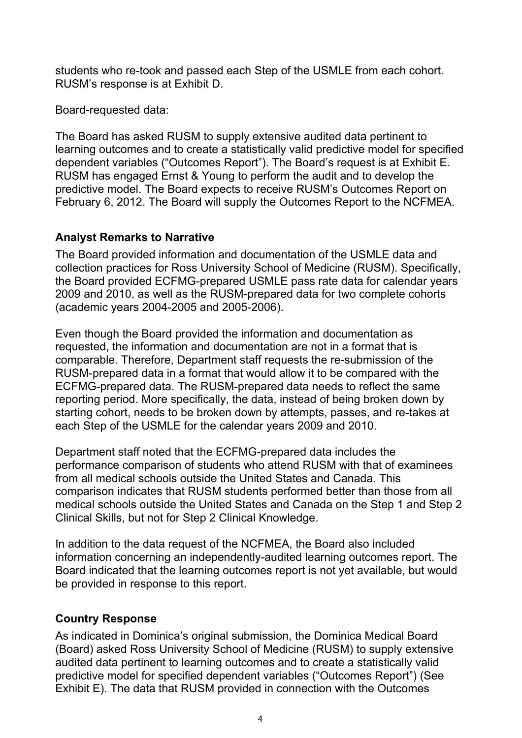students who re-took and passed each Step of the USMLE from each cohort. RUSM's response is at Exhibit D.

Board-requested data:

The Board has asked RUSM to supply extensive audited data pertinent to learning outcomes and to create a statistically valid predictive model for specified dependent variables ("Outcomes Report"). The Board's request is at Exhibit E. RUSM has engaged Ernst & Young to perform the audit and to develop the predictive model. The Board expects to receive RUSM's Outcomes Report on February 6, 2012. The Board will supply the Outcomes Report to the NCFMEA.

### Analyst Remarks to Narrative

The Board provided information and documentation of the USMLE data and collection practices for Ross University School of Medicine (RUSM). Specifically, the Board provided ECFMG-prepared USMLE pass rate data for calendar years 2009 and 2010, as well as the RUSM-prepared data for two complete cohorts (academic years 2004-2005 and 2005-2006).

Even though the Board provided the information and documentation as requested, the information and documentation are not in a format that is comparable. Therefore, Department staff requests the re-submission of the RUSM-prepared data in a format that would allow it to be compared with the ECFMG-prepared data. The RUSM-prepared data needs to reflect the same reporting period. More specifically, the data, instead of being broken down by starting cohort, needs to be broken down by attempts, passes, and re-takes at each Step of the USMLE for the calendar years 2009 and 2010.

Department staff noted that the ECFMG-prepared data includes the performance comparison of students who attend RUSM with that of examinees from all medical schools outside the United States and Canada. This comparison indicates that RUSM students performed better than those from all medical schools outside the United States and Canada on the Step 1 and Step 2 Clinical Skills, but not for Step 2 Clinical Knowledge.

In addition to the data request of the NCFMEA, the Board also included information concerning an independently-audited learning outcomes report. The Board indicated that the learning outcomes report is not yet available, but would be provided in response to this report.

### Country Response

As indicated in Dominica's original submission, the Dominica Medical Board (Board) asked Ross University School of Medicine (RUSM) to supply extensive audited data pertinent to learning outcomes and to create a statistically valid predictive model for specified dependent variables ("Outcomes Report") (See Exhibit E). The data that RUSM provided in connection with the Outcomes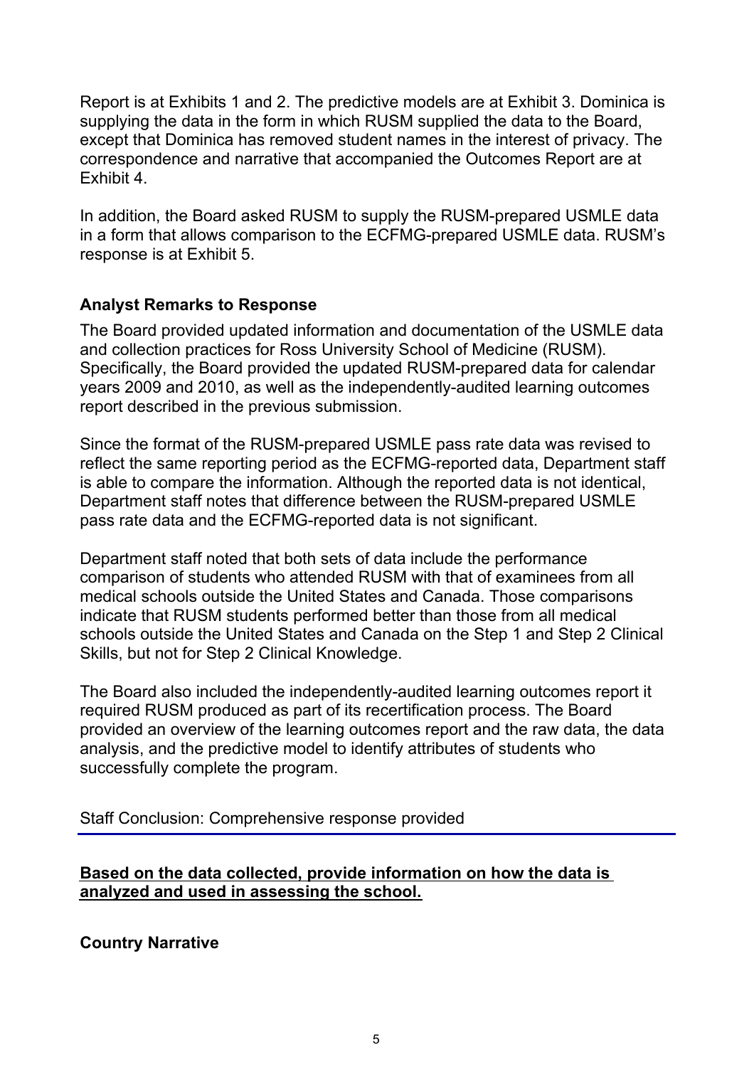Report is at Exhibits 1 and 2. The predictive models are at Exhibit 3. Dominica is supplying the data in the form in which RUSM supplied the data to the Board, except that Dominica has removed student names in the interest of privacy. The correspondence and narrative that accompanied the Outcomes Report are at Exhibit 4.

In addition, the Board asked RUSM to supply the RUSM-prepared USMLE data in a form that allows comparison to the ECFMG-prepared USMLE data. RUSM's response is at Exhibit 5.

**Analyst Remarks to Response**

The Board provided updated information and documentation of the USMLE data and collection practices for Ross University School of Medicine (RUSM). Specifically, the Board provided the updated RUSM-prepared data for calendar years 2009 and 2010, as well as the independently-audited learning outcomes report described in the previous submission.

Since the format of the RUSM-prepared USMLE pass rate data was revised to reflect the same reporting period as the ECFMG-reported data, Department staff is able to compare the information. Although the reported data is not identical, Department staff notes that difference between the RUSM-prepared USMLE pass rate data and the ECFMG-reported data is not significant.

Department staff noted that both sets of data include the performance comparison of students who attended RUSM with that of examinees from all medical schools outside the United States and Canada. Those comparisons indicate that RUSM students performed better than those from all medical schools outside the United States and Canada on the Step 1 and Step 2 Clinical Skills, but not for Step 2 Clinical Knowledge.

The Board also included the independently-audited learning outcomes report it required RUSM produced as part of its recertification process. The Board provided an overview of the learning outcomes report and the raw data, the data analysis, and the predictive model to identify attributes of students who successfully complete the program.

Staff Conclusion: Comprehensive response provided

---

**Based on the data collected, provide information on how the data is analyzed and used in assessing the school.**

**Country Narrative**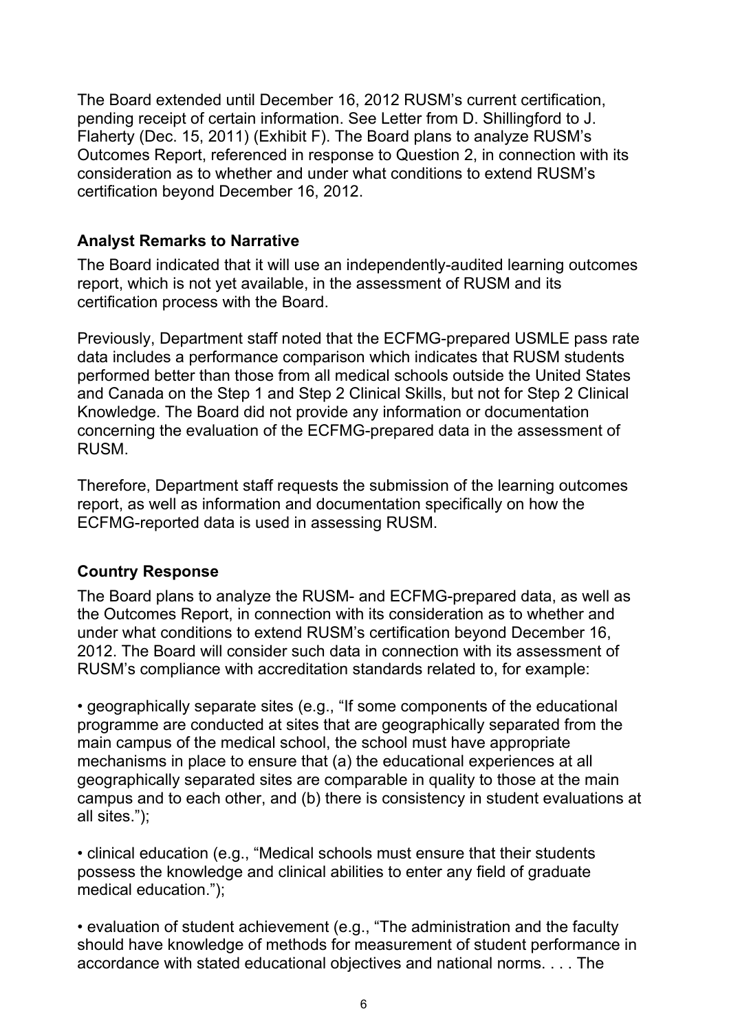The Board extended until December 16, 2012 RUSM's current certification, pending receipt of certain information. See Letter from D. Shillingford to J. Flaherty (Dec. 15, 2011) (Exhibit F). The Board plans to analyze RUSM's Outcomes Report, referenced in response to Question 2, in connection with its consideration as to whether and under what conditions to extend RUSM's certification beyond December 16, 2012.

### Analyst Remarks to Narrative

The Board indicated that it will use an independently-audited learning outcomes report, which is not yet available, in the assessment of RUSM and its certification process with the Board.

Previously, Department staff noted that the ECFMG-prepared USMLE pass rate data includes a performance comparison which indicates that RUSM students performed better than those from all medical schools outside the United States and Canada on the Step 1 and Step 2 Clinical Skills, but not for Step 2 Clinical Knowledge. The Board did not provide any information or documentation concerning the evaluation of the ECFMG-prepared data in the assessment of RUSM.

Therefore, Department staff requests the submission of the learning outcomes report, as well as information and documentation specifically on how the ECFMG-reported data is used in assessing RUSM.

### Country Response

The Board plans to analyze the RUSM- and ECFMG-prepared data, as well as the Outcomes Report, in connection with its consideration as to whether and under what conditions to extend RUSM's certification beyond December 16, 2012. The Board will consider such data in connection with its assessment of RUSM's compliance with accreditation standards related to, for example:

- geographically separate sites (e.g., "If some components of the educational programme are conducted at sites that are geographically separated from the main campus of the medical school, the school must have appropriate mechanisms in place to ensure that (a) the educational experiences at all geographically separated sites are comparable in quality to those at the main campus and to each other, and (b) there is consistency in student evaluations at all sites.");

- clinical education (e.g., "Medical schools must ensure that their students possess the knowledge and clinical abilities to enter any field of graduate medical education.");

- evaluation of student achievement (e.g., "The administration and the faculty should have knowledge of methods for measurement of student performance in accordance with stated educational objectives and national norms. . . . The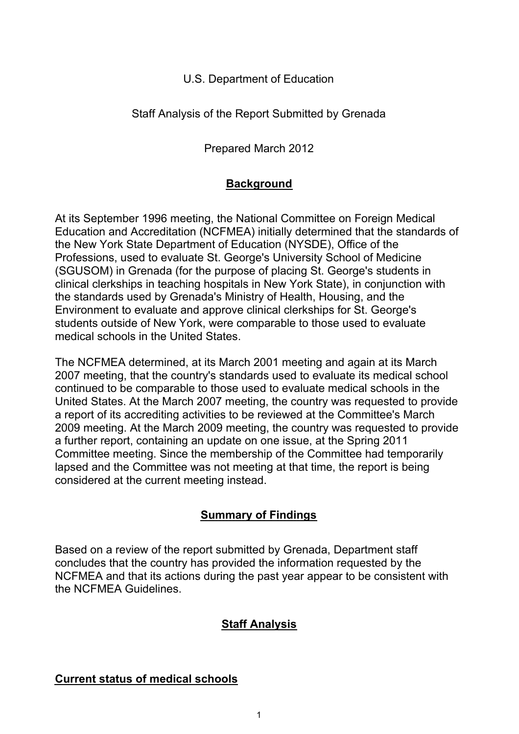U.S. Department of Education

Staff Analysis of the Report Submitted by Grenada

Prepared March 2012

## Background

At its September 1996 meeting, the National Committee on Foreign Medical Education and Accreditation (NCFMEA) initially determined that the standards of the New York State Department of Education (NYSDE), Office of the Professions, used to evaluate St. George's University School of Medicine (SGUSOM) in Grenada (for the purpose of placing St. George's students in clinical clerkships in teaching hospitals in New York State), in conjunction with the standards used by Grenada's Ministry of Health, Housing, and the Environment to evaluate and approve clinical clerkships for St. George's students outside of New York, were comparable to those used to evaluate medical schools in the United States.

The NCFMEA determined, at its March 2001 meeting and again at its March 2007 meeting, that the country's standards used to evaluate its medical school continued to be comparable to those used to evaluate medical schools in the United States. At the March 2007 meeting, the country was requested to provide a report of its accrediting activities to be reviewed at the Committee's March 2009 meeting. At the March 2009 meeting, the country was requested to provide a further report, containing an update on one issue, at the Spring 2011 Committee meeting. Since the membership of the Committee had temporarily lapsed and the Committee was not meeting at that time, the report is being considered at the current meeting instead.

## Summary of Findings

Based on a review of the report submitted by Grenada, Department staff concludes that the country has provided the information requested by the NCFMEA and that its actions during the past year appear to be consistent with the NCFMEA Guidelines.

## Staff Analysis

### Current status of medical schools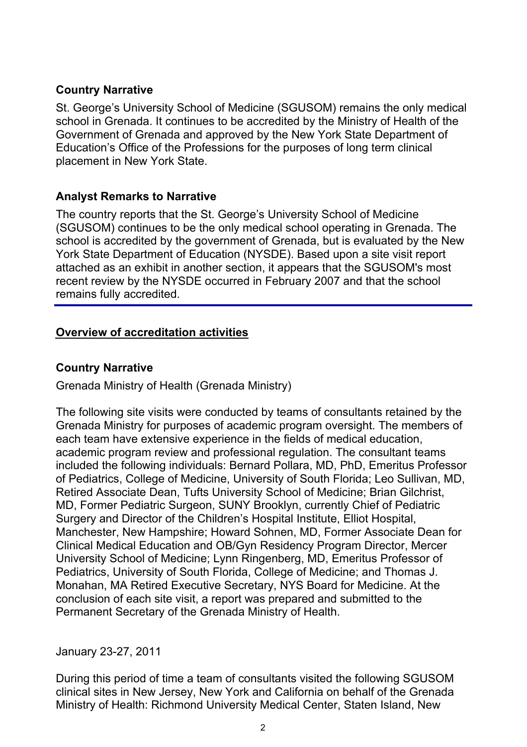**Country Narrative**

St. George's University School of Medicine (SGUSOM) remains the only medical school in Grenada. It continues to be accredited by the Ministry of Health of the Government of Grenada and approved by the New York State Department of Education's Office of the Professions for the purposes of long term clinical placement in New York State.

**Analyst Remarks to Narrative**

The country reports that the St. George's University School of Medicine (SGUSOM) continues to be the only medical school operating in Grenada. The school is accredited by the government of Grenada, but is evaluated by the New York State Department of Education (NYSDE). Based upon a site visit report attached as an exhibit in another section, it appears that the SGUSOM's most recent review by the NYSDE occurred in February 2007 and that the school remains fully accredited.

---

**Overview of accreditation activities**

**Country Narrative**

Grenada Ministry of Health (Grenada Ministry)

The following site visits were conducted by teams of consultants retained by the Grenada Ministry for purposes of academic program oversight. The members of each team have extensive experience in the fields of medical education, academic program review and professional regulation. The consultant teams included the following individuals: Bernard Pollara, MD, PhD, Emeritus Professor of Pediatrics, College of Medicine, University of South Florida; Leo Sullivan, MD, Retired Associate Dean, Tufts University School of Medicine; Brian Gilchrist, MD, Former Pediatric Surgeon, SUNY Brooklyn, currently Chief of Pediatric Surgery and Director of the Children's Hospital Institute, Elliot Hospital, Manchester, New Hampshire; Howard Sohnen, MD, Former Associate Dean for Clinical Medical Education and OB/Gyn Residency Program Director, Mercer University School of Medicine; Lynn Ringenberg, MD, Emeritus Professor of Pediatrics, University of South Florida, College of Medicine; and Thomas J. Monahan, MA Retired Executive Secretary, NYS Board for Medicine. At the conclusion of each site visit, a report was prepared and submitted to the Permanent Secretary of the Grenada Ministry of Health.

January 23-27, 2011

During this period of time a team of consultants visited the following SGUSOM clinical sites in New Jersey, New York and California on behalf of the Grenada Ministry of Health: Richmond University Medical Center, Staten Island, New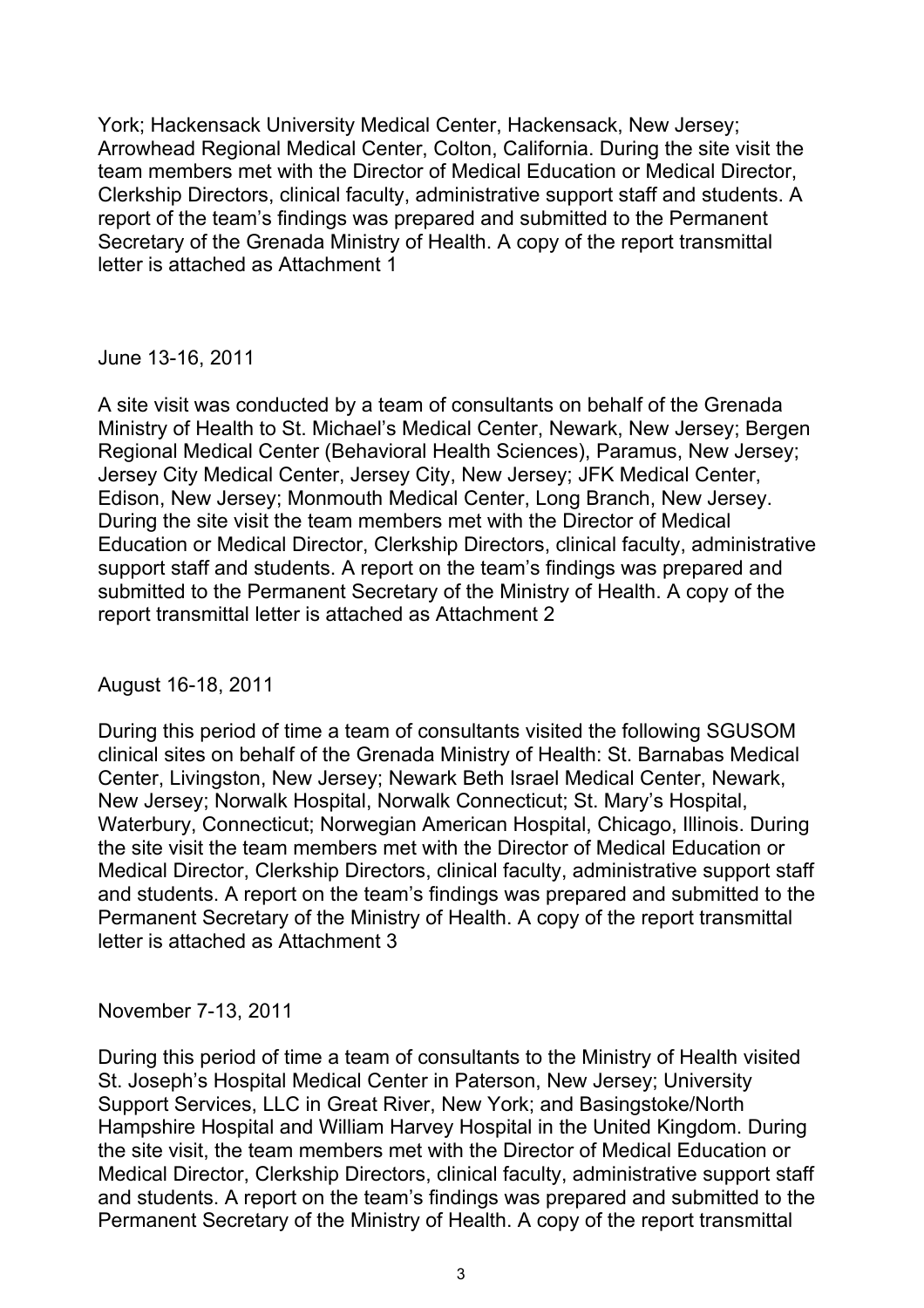York; Hackensack University Medical Center, Hackensack, New Jersey; Arrowhead Regional Medical Center, Colton, California. During the site visit the team members met with the Director of Medical Education or Medical Director, Clerkship Directors, clinical faculty, administrative support staff and students. A report of the team's findings was prepared and submitted to the Permanent Secretary of the Grenada Ministry of Health. A copy of the report transmittal letter is attached as Attachment 1

June 13-16, 2011

A site visit was conducted by a team of consultants on behalf of the Grenada Ministry of Health to St. Michael's Medical Center, Newark, New Jersey; Bergen Regional Medical Center (Behavioral Health Sciences), Paramus, New Jersey; Jersey City Medical Center, Jersey City, New Jersey; JFK Medical Center, Edison, New Jersey; Monmouth Medical Center, Long Branch, New Jersey. During the site visit the team members met with the Director of Medical Education or Medical Director, Clerkship Directors, clinical faculty, administrative support staff and students. A report on the team's findings was prepared and submitted to the Permanent Secretary of the Ministry of Health. A copy of the report transmittal letter is attached as Attachment 2

August 16-18, 2011

During this period of time a team of consultants visited the following SGUSOM clinical sites on behalf of the Grenada Ministry of Health: St. Barnabas Medical Center, Livingston, New Jersey; Newark Beth Israel Medical Center, Newark, New Jersey; Norwalk Hospital, Norwalk Connecticut; St. Mary's Hospital, Waterbury, Connecticut; Norwegian American Hospital, Chicago, Illinois. During the site visit the team members met with the Director of Medical Education or Medical Director, Clerkship Directors, clinical faculty, administrative support staff and students. A report on the team's findings was prepared and submitted to the Permanent Secretary of the Ministry of Health. A copy of the report transmittal letter is attached as Attachment 3

November 7-13, 2011

During this period of time a team of consultants to the Ministry of Health visited St. Joseph's Hospital Medical Center in Paterson, New Jersey; University Support Services, LLC in Great River, New York; and Basingstoke/North Hampshire Hospital and William Harvey Hospital in the United Kingdom. During the site visit, the team members met with the Director of Medical Education or Medical Director, Clerkship Directors, clinical faculty, administrative support staff and students. A report on the team's findings was prepared and submitted to the Permanent Secretary of the Ministry of Health. A copy of the report transmittal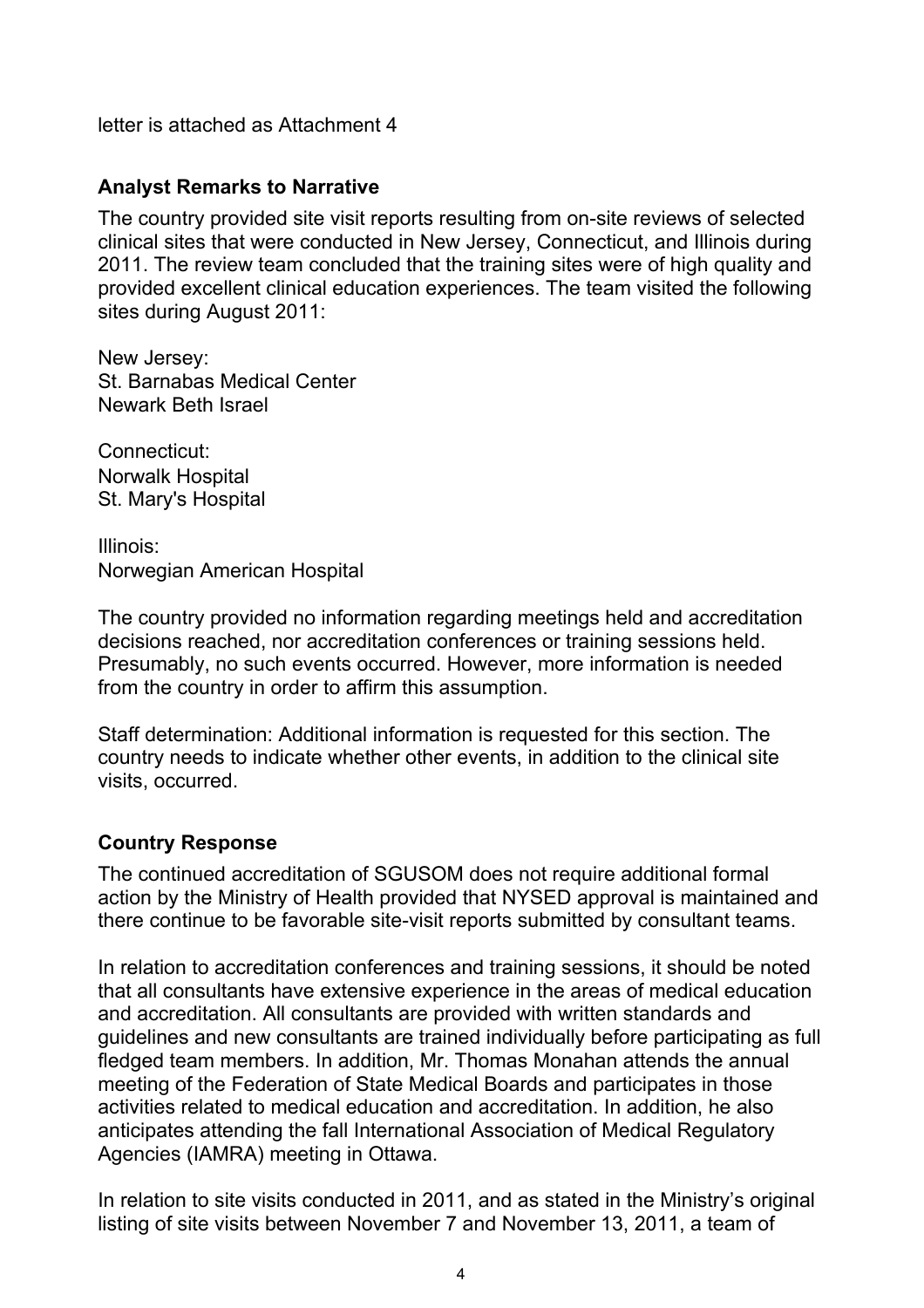letter is attached as Attachment 4

### Analyst Remarks to Narrative

The country provided site visit reports resulting from on-site reviews of selected clinical sites that were conducted in New Jersey, Connecticut, and Illinois during 2011. The review team concluded that the training sites were of high quality and provided excellent clinical education experiences. The team visited the following sites during August 2011:

New Jersey:
St. Barnabas Medical Center
Newark Beth Israel

Connecticut:
Norwalk Hospital
St. Mary's Hospital

Illinois:
Norwegian American Hospital

The country provided no information regarding meetings held and accreditation decisions reached, nor accreditation conferences or training sessions held. Presumably, no such events occurred. However, more information is needed from the country in order to affirm this assumption.

Staff determination: Additional information is requested for this section. The country needs to indicate whether other events, in addition to the clinical site visits, occurred.

### Country Response

The continued accreditation of SGUSOM does not require additional formal action by the Ministry of Health provided that NYSED approval is maintained and there continue to be favorable site-visit reports submitted by consultant teams.

In relation to accreditation conferences and training sessions, it should be noted that all consultants have extensive experience in the areas of medical education and accreditation. All consultants are provided with written standards and guidelines and new consultants are trained individually before participating as full fledged team members. In addition, Mr. Thomas Monahan attends the annual meeting of the Federation of State Medical Boards and participates in those activities related to medical education and accreditation. In addition, he also anticipates attending the fall International Association of Medical Regulatory Agencies (IAMRA) meeting in Ottawa.

In relation to site visits conducted in 2011, and as stated in the Ministry's original listing of site visits between November 7 and November 13, 2011, a team of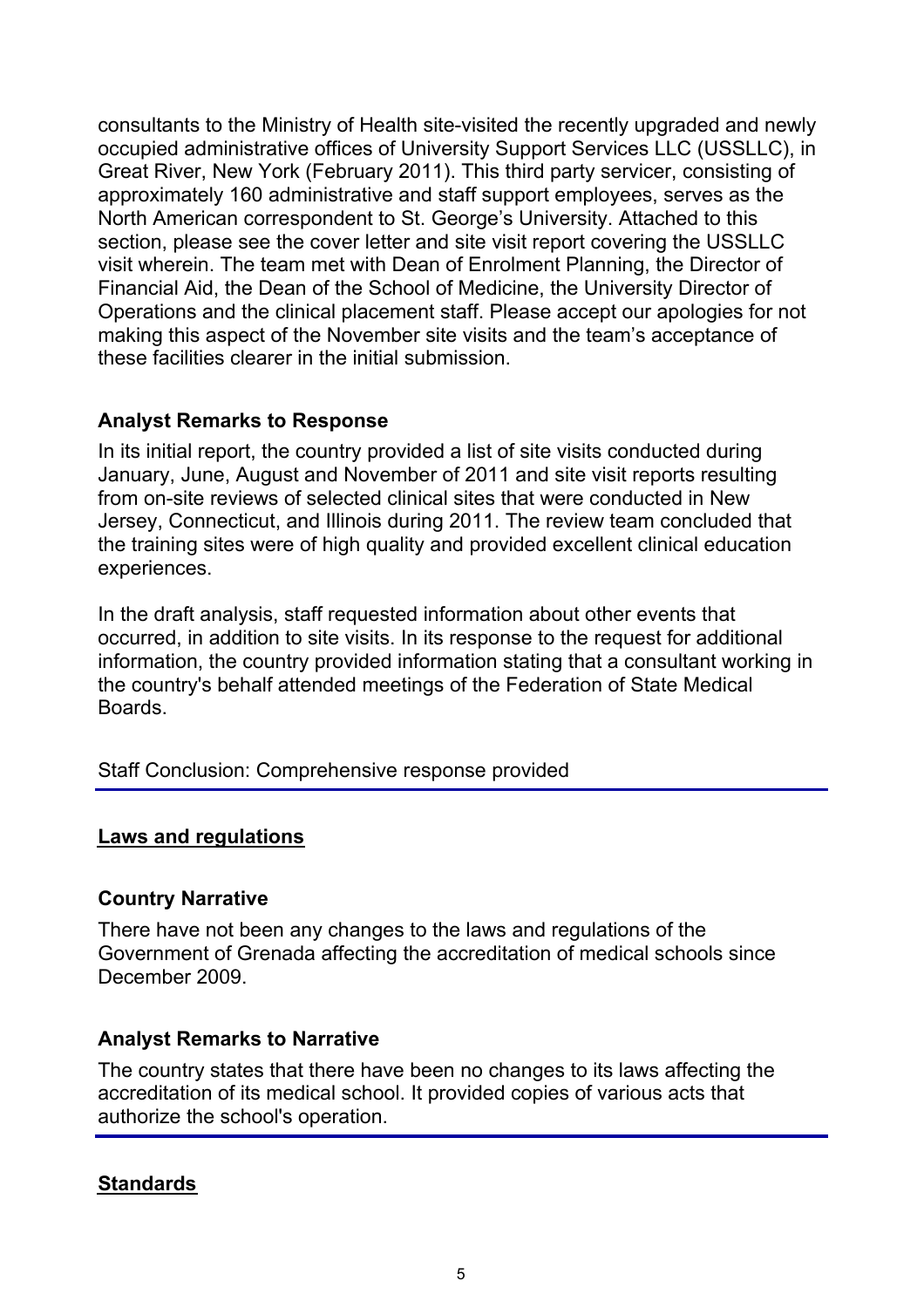consultants to the Ministry of Health site-visited the recently upgraded and newly occupied administrative offices of University Support Services LLC (USSLLC), in Great River, New York (February 2011). This third party servicer, consisting of approximately 160 administrative and staff support employees, serves as the North American correspondent to St. George's University. Attached to this section, please see the cover letter and site visit report covering the USSLLC visit wherein. The team met with Dean of Enrolment Planning, the Director of Financial Aid, the Dean of the School of Medicine, the University Director of Operations and the clinical placement staff. Please accept our apologies for not making this aspect of the November site visits and the team's acceptance of these facilities clearer in the initial submission.

### Analyst Remarks to Response

In its initial report, the country provided a list of site visits conducted during January, June, August and November of 2011 and site visit reports resulting from on-site reviews of selected clinical sites that were conducted in New Jersey, Connecticut, and Illinois during 2011. The review team concluded that the training sites were of high quality and provided excellent clinical education experiences.

In the draft analysis, staff requested information about other events that occurred, in addition to site visits. In its response to the request for additional information, the country provided information stating that a consultant working in the country's behalf attended meetings of the Federation of State Medical Boards.

Staff Conclusion: Comprehensive response provided

---

## Laws and regulations

### Country Narrative

There have not been any changes to the laws and regulations of the Government of Grenada affecting the accreditation of medical schools since December 2009.

### Analyst Remarks to Narrative

The country states that there have been no changes to its laws affecting the accreditation of its medical school. It provided copies of various acts that authorize the school's operation.

---

## Standards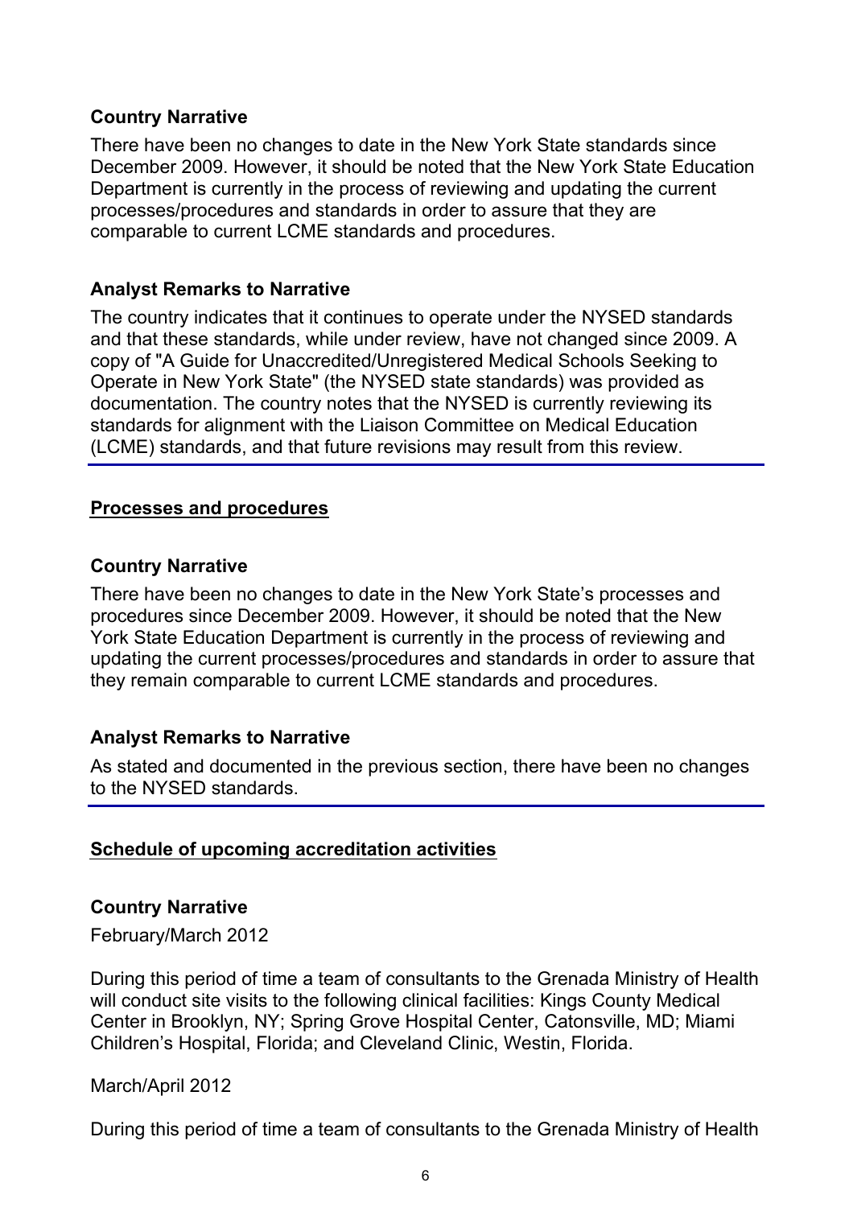### Country Narrative

There have been no changes to date in the New York State standards since December 2009. However, it should be noted that the New York State Education Department is currently in the process of reviewing and updating the current processes/procedures and standards in order to assure that they are comparable to current LCME standards and procedures.

### Analyst Remarks to Narrative

The country indicates that it continues to operate under the NYSED standards and that these standards, while under review, have not changed since 2009. A copy of "A Guide for Unaccredited/Unregistered Medical Schools Seeking to Operate in New York State" (the NYSED state standards) was provided as documentation. The country notes that the NYSED is currently reviewing its standards for alignment with the Liaison Committee on Medical Education (LCME) standards, and that future revisions may result from this review.

---

## Processes and procedures

### Country Narrative

There have been no changes to date in the New York State's processes and procedures since December 2009. However, it should be noted that the New York State Education Department is currently in the process of reviewing and updating the current processes/procedures and standards in order to assure that they remain comparable to current LCME standards and procedures.

### Analyst Remarks to Narrative

As stated and documented in the previous section, there have been no changes to the NYSED standards.

---

## Schedule of upcoming accreditation activities

### Country Narrative

February/March 2012

During this period of time a team of consultants to the Grenada Ministry of Health will conduct site visits to the following clinical facilities: Kings County Medical Center in Brooklyn, NY; Spring Grove Hospital Center, Catonsville, MD; Miami Children's Hospital, Florida; and Cleveland Clinic, Westin, Florida.

March/April 2012

During this period of time a team of consultants to the Grenada Ministry of Health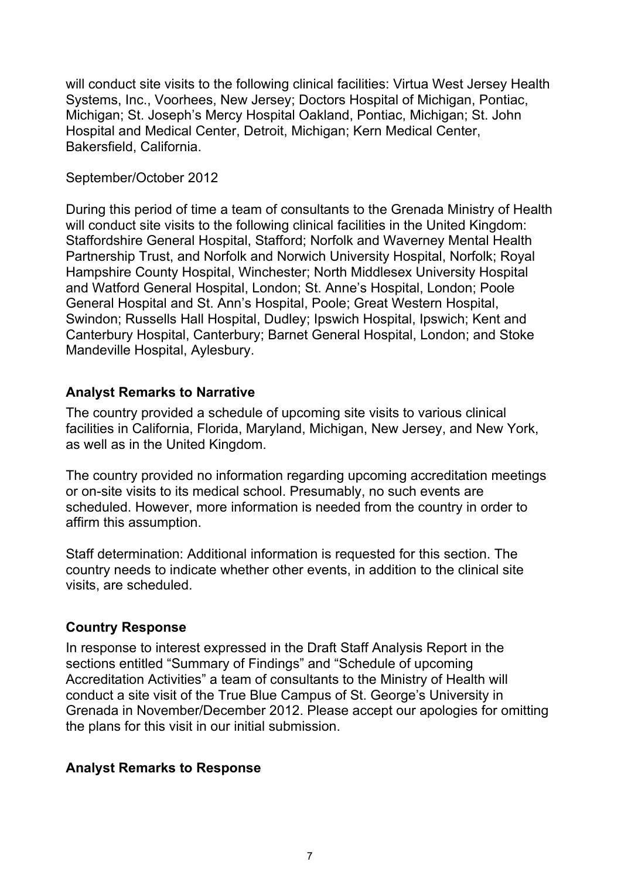will conduct site visits to the following clinical facilities: Virtua West Jersey Health Systems, Inc., Voorhees, New Jersey; Doctors Hospital of Michigan, Pontiac, Michigan; St. Joseph's Mercy Hospital Oakland, Pontiac, Michigan; St. John Hospital and Medical Center, Detroit, Michigan; Kern Medical Center, Bakersfield, California.

September/October 2012

During this period of time a team of consultants to the Grenada Ministry of Health will conduct site visits to the following clinical facilities in the United Kingdom: Staffordshire General Hospital, Stafford; Norfolk and Waverney Mental Health Partnership Trust, and Norfolk and Norwich University Hospital, Norfolk; Royal Hampshire County Hospital, Winchester; North Middlesex University Hospital and Watford General Hospital, London; St. Anne's Hospital, London; Poole General Hospital and St. Ann's Hospital, Poole; Great Western Hospital, Swindon; Russells Hall Hospital, Dudley; Ipswich Hospital, Ipswich; Kent and Canterbury Hospital, Canterbury; Barnet General Hospital, London; and Stoke Mandeville Hospital, Aylesbury.

### Analyst Remarks to Narrative

The country provided a schedule of upcoming site visits to various clinical facilities in California, Florida, Maryland, Michigan, New Jersey, and New York, as well as in the United Kingdom.

The country provided no information regarding upcoming accreditation meetings or on-site visits to its medical school. Presumably, no such events are scheduled. However, more information is needed from the country in order to affirm this assumption.

Staff determination: Additional information is requested for this section. The country needs to indicate whether other events, in addition to the clinical site visits, are scheduled.

### Country Response

In response to interest expressed in the Draft Staff Analysis Report in the sections entitled "Summary of Findings" and "Schedule of upcoming Accreditation Activities" a team of consultants to the Ministry of Health will conduct a site visit of the True Blue Campus of St. George's University in Grenada in November/December 2012. Please accept our apologies for omitting the plans for this visit in our initial submission.

### Analyst Remarks to Response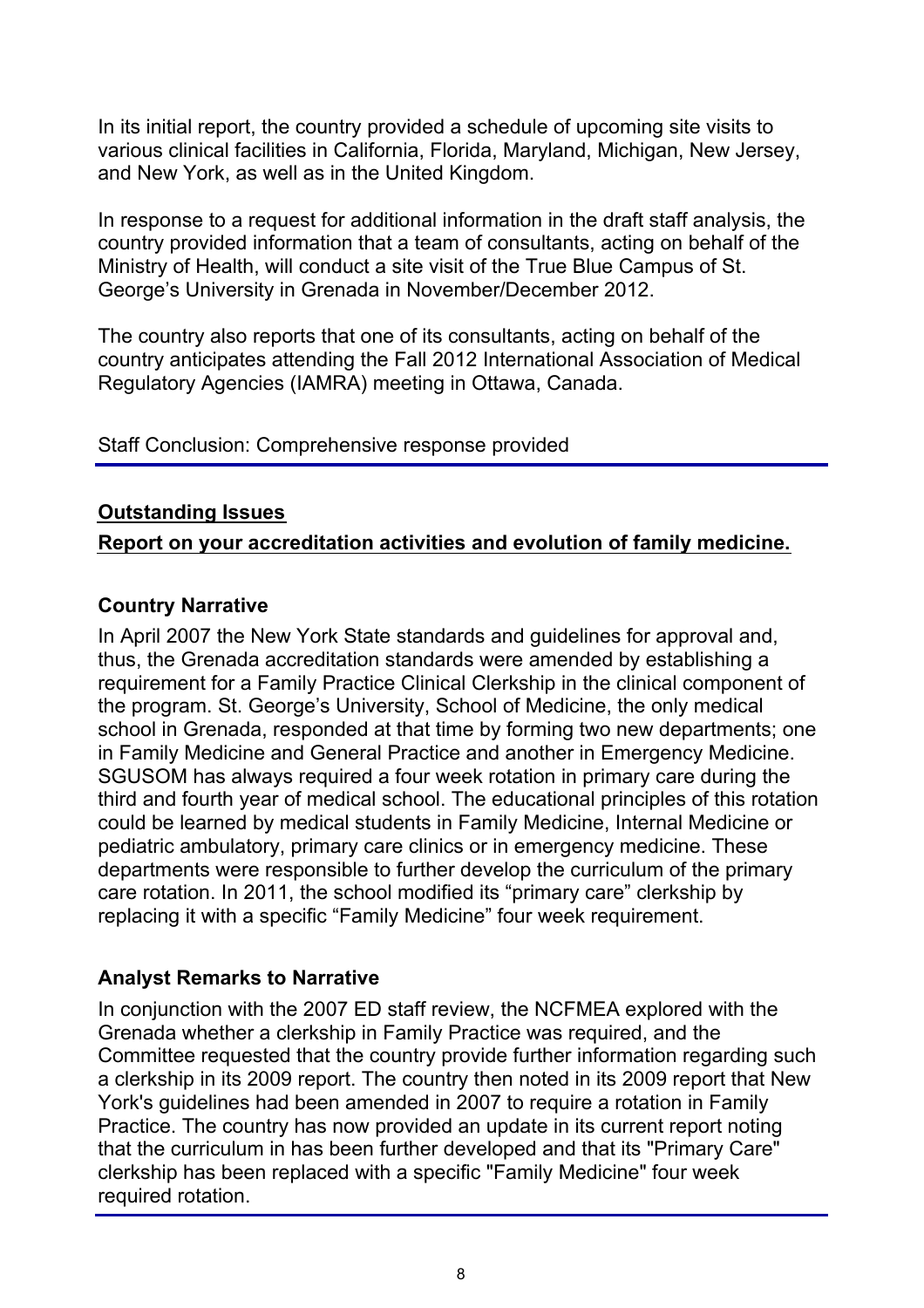In its initial report, the country provided a schedule of upcoming site visits to various clinical facilities in California, Florida, Maryland, Michigan, New Jersey, and New York, as well as in the United Kingdom.

In response to a request for additional information in the draft staff analysis, the country provided information that a team of consultants, acting on behalf of the Ministry of Health, will conduct a site visit of the True Blue Campus of St. George's University in Grenada in November/December 2012.

The country also reports that one of its consultants, acting on behalf of the country anticipates attending the Fall 2012 International Association of Medical Regulatory Agencies (IAMRA) meeting in Ottawa, Canada.

Staff Conclusion: Comprehensive response provided

---

**Outstanding Issues**

**Report on your accreditation activities and evolution of family medicine.**

### Country Narrative

In April 2007 the New York State standards and guidelines for approval and, thus, the Grenada accreditation standards were amended by establishing a requirement for a Family Practice Clinical Clerkship in the clinical component of the program. St. George's University, School of Medicine, the only medical school in Grenada, responded at that time by forming two new departments; one in Family Medicine and General Practice and another in Emergency Medicine. SGUSOM has always required a four week rotation in primary care during the third and fourth year of medical school. The educational principles of this rotation could be learned by medical students in Family Medicine, Internal Medicine or pediatric ambulatory, primary care clinics or in emergency medicine. These departments were responsible to further develop the curriculum of the primary care rotation. In 2011, the school modified its "primary care" clerkship by replacing it with a specific "Family Medicine" four week requirement.

### Analyst Remarks to Narrative

In conjunction with the 2007 ED staff review, the NCFMEA explored with the Grenada whether a clerkship in Family Practice was required, and the Committee requested that the country provide further information regarding such a clerkship in its 2009 report. The country then noted in its 2009 report that New York's guidelines had been amended in 2007 to require a rotation in Family Practice. The country has now provided an update in its current report noting that the curriculum in has been further developed and that its "Primary Care" clerkship has been replaced with a specific "Family Medicine" four week required rotation.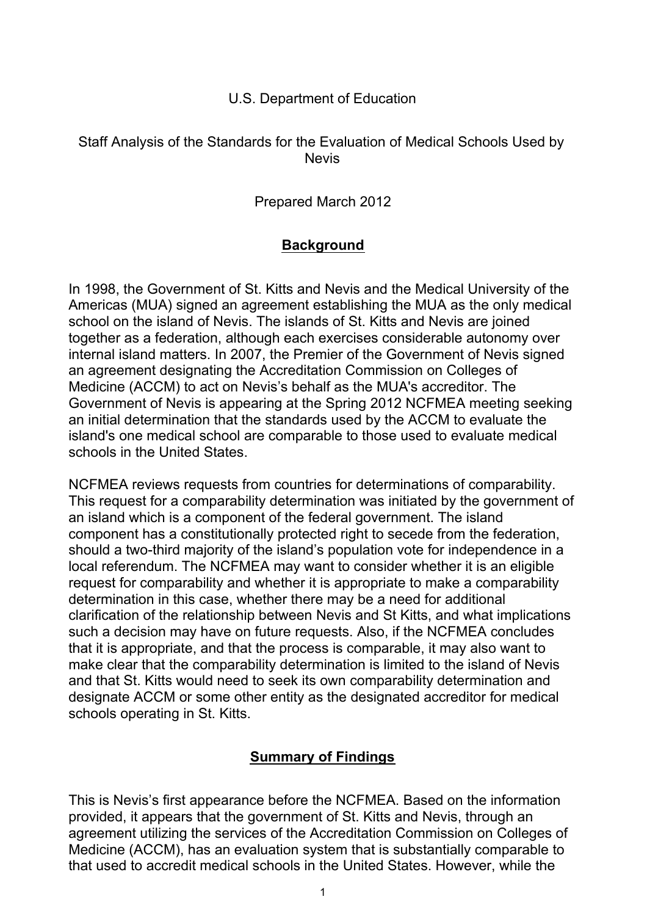U.S. Department of Education

Staff Analysis of the Standards for the Evaluation of Medical Schools Used by Nevis

Prepared March 2012

## Background

In 1998, the Government of St. Kitts and Nevis and the Medical University of the Americas (MUA) signed an agreement establishing the MUA as the only medical school on the island of Nevis. The islands of St. Kitts and Nevis are joined together as a federation, although each exercises considerable autonomy over internal island matters. In 2007, the Premier of the Government of Nevis signed an agreement designating the Accreditation Commission on Colleges of Medicine (ACCM) to act on Nevis's behalf as the MUA's accreditor. The Government of Nevis is appearing at the Spring 2012 NCFMEA meeting seeking an initial determination that the standards used by the ACCM to evaluate the island's one medical school are comparable to those used to evaluate medical schools in the United States.

NCFMEA reviews requests from countries for determinations of comparability. This request for a comparability determination was initiated by the government of an island which is a component of the federal government. The island component has a constitutionally protected right to secede from the federation, should a two-third majority of the island's population vote for independence in a local referendum. The NCFMEA may want to consider whether it is an eligible request for comparability and whether it is appropriate to make a comparability determination in this case, whether there may be a need for additional clarification of the relationship between Nevis and St Kitts, and what implications such a decision may have on future requests. Also, if the NCFMEA concludes that it is appropriate, and that the process is comparable, it may also want to make clear that the comparability determination is limited to the island of Nevis and that St. Kitts would need to seek its own comparability determination and designate ACCM or some other entity as the designated accreditor for medical schools operating in St. Kitts.

## Summary of Findings

This is Nevis's first appearance before the NCFMEA. Based on the information provided, it appears that the government of St. Kitts and Nevis, through an agreement utilizing the services of the Accreditation Commission on Colleges of Medicine (ACCM), has an evaluation system that is substantially comparable to that used to accredit medical schools in the United States. However, while the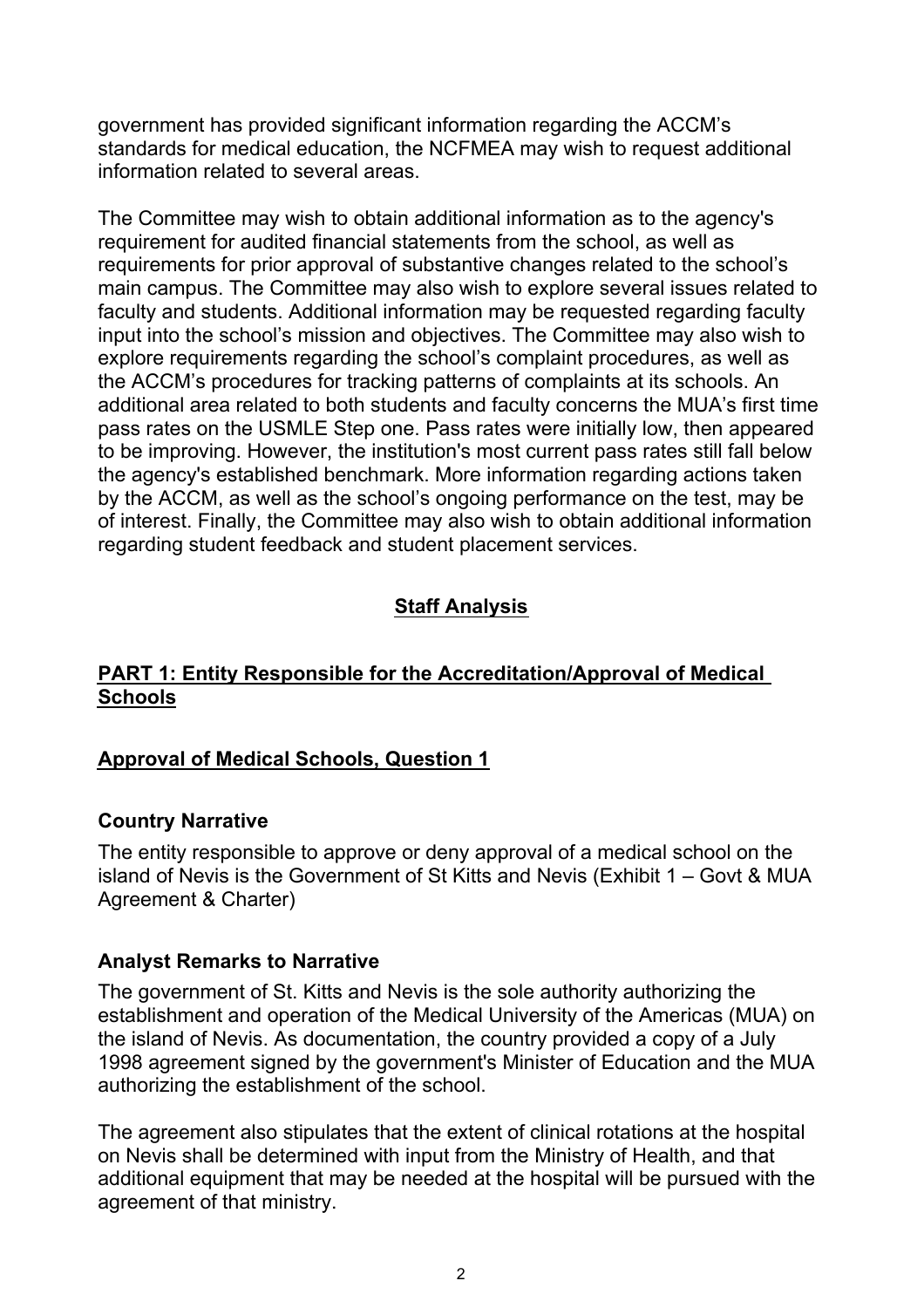government has provided significant information regarding the ACCM's standards for medical education, the NCFMEA may wish to request additional information related to several areas.

The Committee may wish to obtain additional information as to the agency's requirement for audited financial statements from the school, as well as requirements for prior approval of substantive changes related to the school's main campus. The Committee may also wish to explore several issues related to faculty and students. Additional information may be requested regarding faculty input into the school's mission and objectives. The Committee may also wish to explore requirements regarding the school's complaint procedures, as well as the ACCM's procedures for tracking patterns of complaints at its schools. An additional area related to both students and faculty concerns the MUA's first time pass rates on the USMLE Step one. Pass rates were initially low, then appeared to be improving. However, the institution's most current pass rates still fall below the agency's established benchmark. More information regarding actions taken by the ACCM, as well as the school's ongoing performance on the test, may be of interest. Finally, the Committee may also wish to obtain additional information regarding student feedback and student placement services.

## Staff Analysis

## PART 1: Entity Responsible for the Accreditation/Approval of Medical Schools

### Approval of Medical Schools, Question 1

#### Country Narrative

The entity responsible to approve or deny approval of a medical school on the island of Nevis is the Government of St Kitts and Nevis (Exhibit 1 – Govt & MUA Agreement & Charter)

#### Analyst Remarks to Narrative

The government of St. Kitts and Nevis is the sole authority authorizing the establishment and operation of the Medical University of the Americas (MUA) on the island of Nevis. As documentation, the country provided a copy of a July 1998 agreement signed by the government's Minister of Education and the MUA authorizing the establishment of the school.

The agreement also stipulates that the extent of clinical rotations at the hospital on Nevis shall be determined with input from the Ministry of Health, and that additional equipment that may be needed at the hospital will be pursued with the agreement of that ministry.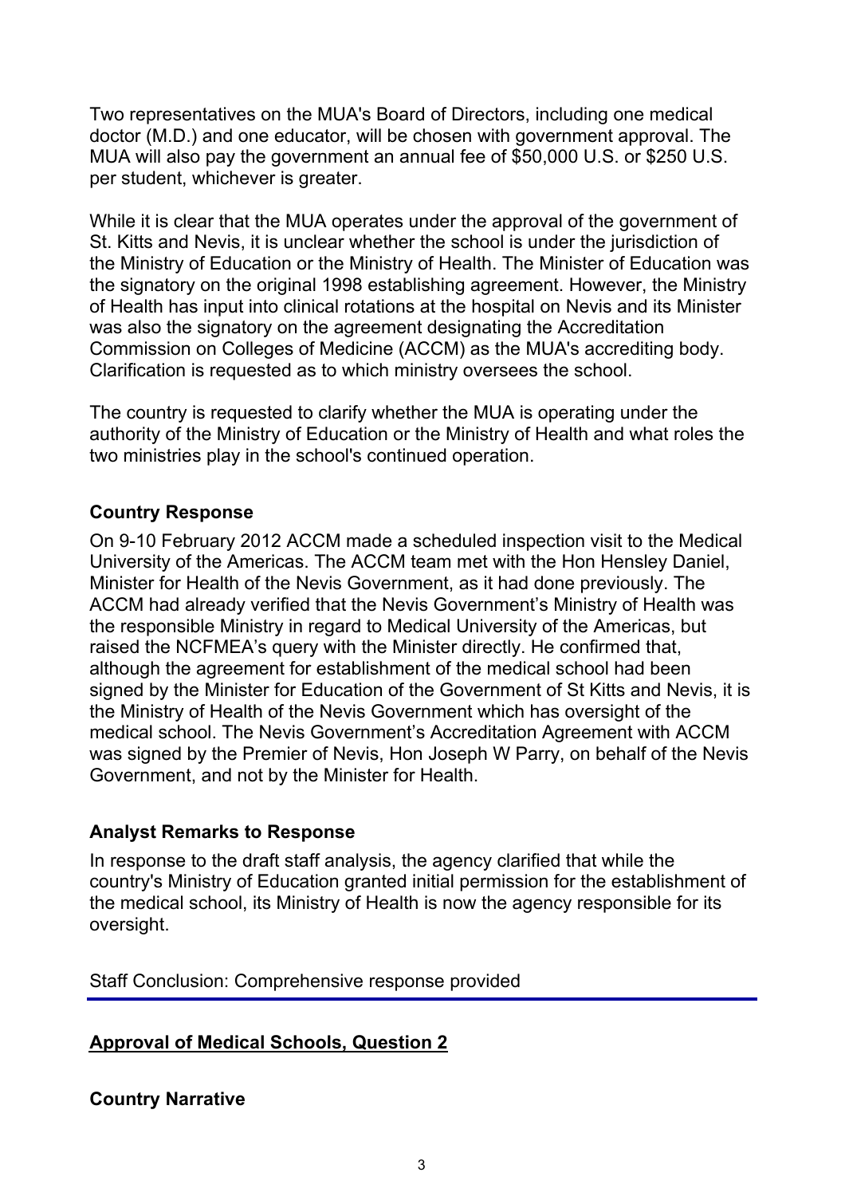Two representatives on the MUA's Board of Directors, including one medical doctor (M.D.) and one educator, will be chosen with government approval. The MUA will also pay the government an annual fee of $50,000 U.S. or $250 U.S. per student, whichever is greater.

While it is clear that the MUA operates under the approval of the government of St. Kitts and Nevis, it is unclear whether the school is under the jurisdiction of the Ministry of Education or the Ministry of Health. The Minister of Education was the signatory on the original 1998 establishing agreement. However, the Ministry of Health has input into clinical rotations at the hospital on Nevis and its Minister was also the signatory on the agreement designating the Accreditation Commission on Colleges of Medicine (ACCM) as the MUA's accrediting body. Clarification is requested as to which ministry oversees the school.

The country is requested to clarify whether the MUA is operating under the authority of the Ministry of Education or the Ministry of Health and what roles the two ministries play in the school's continued operation.

**Country Response**

On 9-10 February 2012 ACCM made a scheduled inspection visit to the Medical University of the Americas. The ACCM team met with the Hon Hensley Daniel, Minister for Health of the Nevis Government, as it had done previously. The ACCM had already verified that the Nevis Government's Ministry of Health was the responsible Ministry in regard to Medical University of the Americas, but raised the NCFMEA's query with the Minister directly. He confirmed that, although the agreement for establishment of the medical school had been signed by the Minister for Education of the Government of St Kitts and Nevis, it is the Ministry of Health of the Nevis Government which has oversight of the medical school. The Nevis Government's Accreditation Agreement with ACCM was signed by the Premier of Nevis, Hon Joseph W Parry, on behalf of the Nevis Government, and not by the Minister for Health.

**Analyst Remarks to Response**

In response to the draft staff analysis, the agency clarified that while the country's Ministry of Education granted initial permission for the establishment of the medical school, its Ministry of Health is now the agency responsible for its oversight.

Staff Conclusion: Comprehensive response provided

---

**Approval of Medical Schools, Question 2**

**Country Narrative**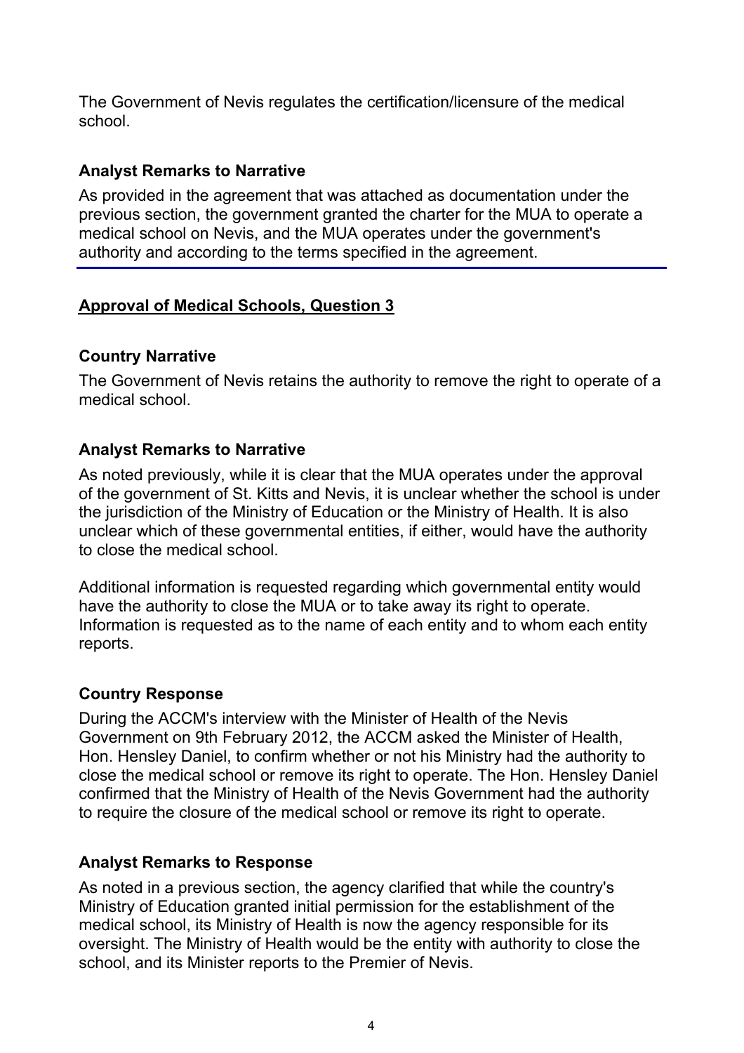The Government of Nevis regulates the certification/licensure of the medical school.

### Analyst Remarks to Narrative

As provided in the agreement that was attached as documentation under the previous section, the government granted the charter for the MUA to operate a medical school on Nevis, and the MUA operates under the government's authority and according to the terms specified in the agreement.

---

## Approval of Medical Schools, Question 3

### Country Narrative

The Government of Nevis retains the authority to remove the right to operate of a medical school.

### Analyst Remarks to Narrative

As noted previously, while it is clear that the MUA operates under the approval of the government of St. Kitts and Nevis, it is unclear whether the school is under the jurisdiction of the Ministry of Education or the Ministry of Health. It is also unclear which of these governmental entities, if either, would have the authority to close the medical school.

Additional information is requested regarding which governmental entity would have the authority to close the MUA or to take away its right to operate. Information is requested as to the name of each entity and to whom each entity reports.

### Country Response

During the ACCM's interview with the Minister of Health of the Nevis Government on 9th February 2012, the ACCM asked the Minister of Health, Hon. Hensley Daniel, to confirm whether or not his Ministry had the authority to close the medical school or remove its right to operate. The Hon. Hensley Daniel confirmed that the Ministry of Health of the Nevis Government had the authority to require the closure of the medical school or remove its right to operate.

### Analyst Remarks to Response

As noted in a previous section, the agency clarified that while the country's Ministry of Education granted initial permission for the establishment of the medical school, its Ministry of Health is now the agency responsible for its oversight. The Ministry of Health would be the entity with authority to close the school, and its Minister reports to the Premier of Nevis.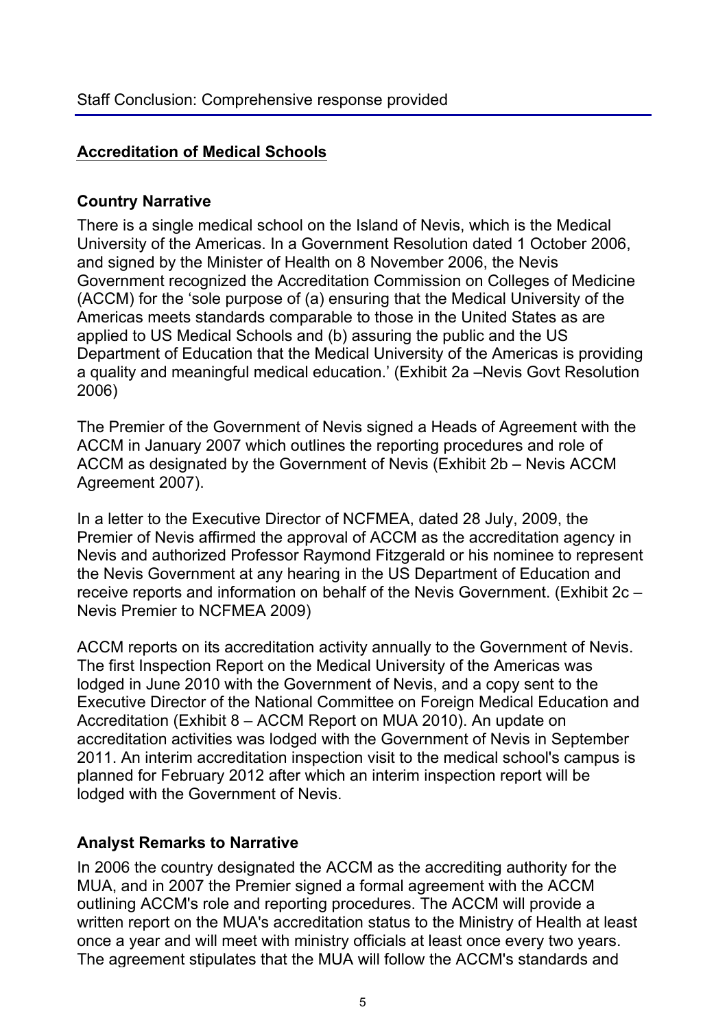Staff Conclusion: Comprehensive response provided

## Accreditation of Medical Schools

### Country Narrative

There is a single medical school on the Island of Nevis, which is the Medical University of the Americas. In a Government Resolution dated 1 October 2006, and signed by the Minister of Health on 8 November 2006, the Nevis Government recognized the Accreditation Commission on Colleges of Medicine (ACCM) for the 'sole purpose of (a) ensuring that the Medical University of the Americas meets standards comparable to those in the United States as are applied to US Medical Schools and (b) assuring the public and the US Department of Education that the Medical University of the Americas is providing a quality and meaningful medical education.' (Exhibit 2a –Nevis Govt Resolution 2006)

The Premier of the Government of Nevis signed a Heads of Agreement with the ACCM in January 2007 which outlines the reporting procedures and role of ACCM as designated by the Government of Nevis (Exhibit 2b – Nevis ACCM Agreement 2007).

In a letter to the Executive Director of NCFMEA, dated 28 July, 2009, the Premier of Nevis affirmed the approval of ACCM as the accreditation agency in Nevis and authorized Professor Raymond Fitzgerald or his nominee to represent the Nevis Government at any hearing in the US Department of Education and receive reports and information on behalf of the Nevis Government. (Exhibit 2c – Nevis Premier to NCFMEA 2009)

ACCM reports on its accreditation activity annually to the Government of Nevis. The first Inspection Report on the Medical University of the Americas was lodged in June 2010 with the Government of Nevis, and a copy sent to the Executive Director of the National Committee on Foreign Medical Education and Accreditation (Exhibit 8 – ACCM Report on MUA 2010). An update on accreditation activities was lodged with the Government of Nevis in September 2011. An interim accreditation inspection visit to the medical school's campus is planned for February 2012 after which an interim inspection report will be lodged with the Government of Nevis.

### Analyst Remarks to Narrative

In 2006 the country designated the ACCM as the accrediting authority for the MUA, and in 2007 the Premier signed a formal agreement with the ACCM outlining ACCM's role and reporting procedures. The ACCM will provide a written report on the MUA's accreditation status to the Ministry of Health at least once a year and will meet with ministry officials at least once every two years. The agreement stipulates that the MUA will follow the ACCM's standards and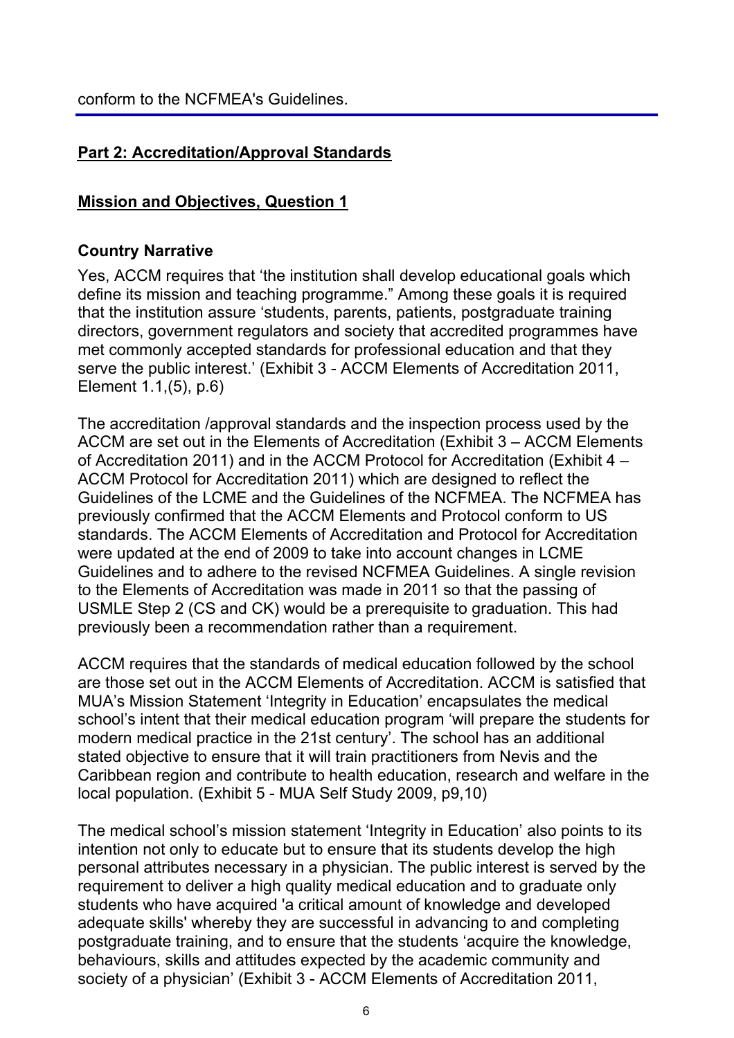conform to the NCFMEA's Guidelines.

---

## Part 2: Accreditation/Approval Standards

### Mission and Objectives, Question 1

#### Country Narrative

Yes, ACCM requires that 'the institution shall develop educational goals which define its mission and teaching programme." Among these goals it is required that the institution assure 'students, parents, patients, postgraduate training directors, government regulators and society that accredited programmes have met commonly accepted standards for professional education and that they serve the public interest.' (Exhibit 3 - ACCM Elements of Accreditation 2011, Element 1.1,(5), p.6)

The accreditation /approval standards and the inspection process used by the ACCM are set out in the Elements of Accreditation (Exhibit 3 – ACCM Elements of Accreditation 2011) and in the ACCM Protocol for Accreditation (Exhibit 4 – ACCM Protocol for Accreditation 2011) which are designed to reflect the Guidelines of the LCME and the Guidelines of the NCFMEA. The NCFMEA has previously confirmed that the ACCM Elements and Protocol conform to US standards. The ACCM Elements of Accreditation and Protocol for Accreditation were updated at the end of 2009 to take into account changes in LCME Guidelines and to adhere to the revised NCFMEA Guidelines. A single revision to the Elements of Accreditation was made in 2011 so that the passing of USMLE Step 2 (CS and CK) would be a prerequisite to graduation. This had previously been a recommendation rather than a requirement.

ACCM requires that the standards of medical education followed by the school are those set out in the ACCM Elements of Accreditation. ACCM is satisfied that MUA's Mission Statement 'Integrity in Education' encapsulates the medical school's intent that their medical education program 'will prepare the students for modern medical practice in the 21st century'. The school has an additional stated objective to ensure that it will train practitioners from Nevis and the Caribbean region and contribute to health education, research and welfare in the local population. (Exhibit 5 - MUA Self Study 2009, p9,10)

The medical school's mission statement 'Integrity in Education' also points to its intention not only to educate but to ensure that its students develop the high personal attributes necessary in a physician. The public interest is served by the requirement to deliver a high quality medical education and to graduate only students who have acquired 'a critical amount of knowledge and developed adequate skills' whereby they are successful in advancing to and completing postgraduate training, and to ensure that the students 'acquire the knowledge, behaviours, skills and attitudes expected by the academic community and society of a physician' (Exhibit 3 - ACCM Elements of Accreditation 2011,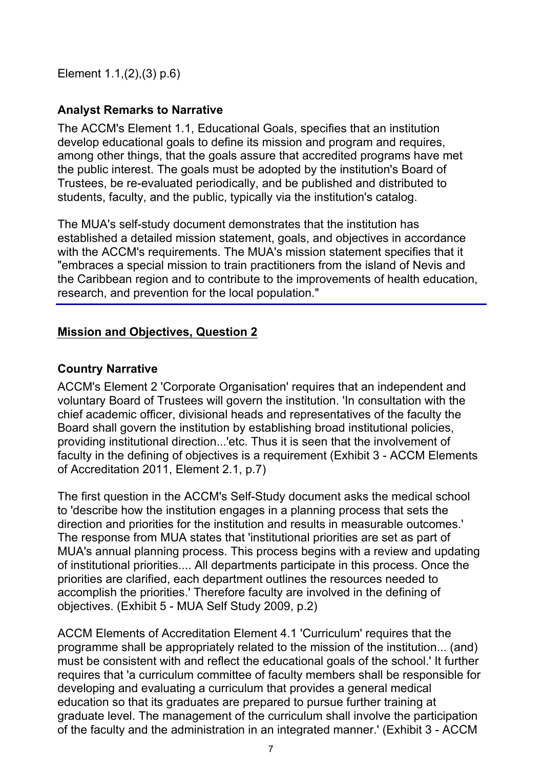Element 1.1,(2),(3) p.6)

### Analyst Remarks to Narrative

The ACCM's Element 1.1, Educational Goals, specifies that an institution develop educational goals to define its mission and program and requires, among other things, that the goals assure that accredited programs have met the public interest. The goals must be adopted by the institution's Board of Trustees, be re-evaluated periodically, and be published and distributed to students, faculty, and the public, typically via the institution's catalog.

The MUA's self-study document demonstrates that the institution has established a detailed mission statement, goals, and objectives in accordance with the ACCM's requirements. The MUA's mission statement specifies that it "embraces a special mission to train practitioners from the island of Nevis and the Caribbean region and to contribute to the improvements of health education, research, and prevention for the local population."

---

## Mission and Objectives, Question 2

### Country Narrative

ACCM's Element 2 'Corporate Organisation' requires that an independent and voluntary Board of Trustees will govern the institution. 'In consultation with the chief academic officer, divisional heads and representatives of the faculty the Board shall govern the institution by establishing broad institutional policies, providing institutional direction...'etc. Thus it is seen that the involvement of faculty in the defining of objectives is a requirement (Exhibit 3 - ACCM Elements of Accreditation 2011, Element 2.1, p.7)

The first question in the ACCM's Self-Study document asks the medical school to 'describe how the institution engages in a planning process that sets the direction and priorities for the institution and results in measurable outcomes.' The response from MUA states that 'institutional priorities are set as part of MUA's annual planning process. This process begins with a review and updating of institutional priorities.... All departments participate in this process. Once the priorities are clarified, each department outlines the resources needed to accomplish the priorities.' Therefore faculty are involved in the defining of objectives. (Exhibit 5 - MUA Self Study 2009, p.2)

ACCM Elements of Accreditation Element 4.1 'Curriculum' requires that the programme shall be appropriately related to the mission of the institution... (and) must be consistent with and reflect the educational goals of the school.' It further requires that 'a curriculum committee of faculty members shall be responsible for developing and evaluating a curriculum that provides a general medical education so that its graduates are prepared to pursue further training at graduate level. The management of the curriculum shall involve the participation of the faculty and the administration in an integrated manner.' (Exhibit 3 - ACCM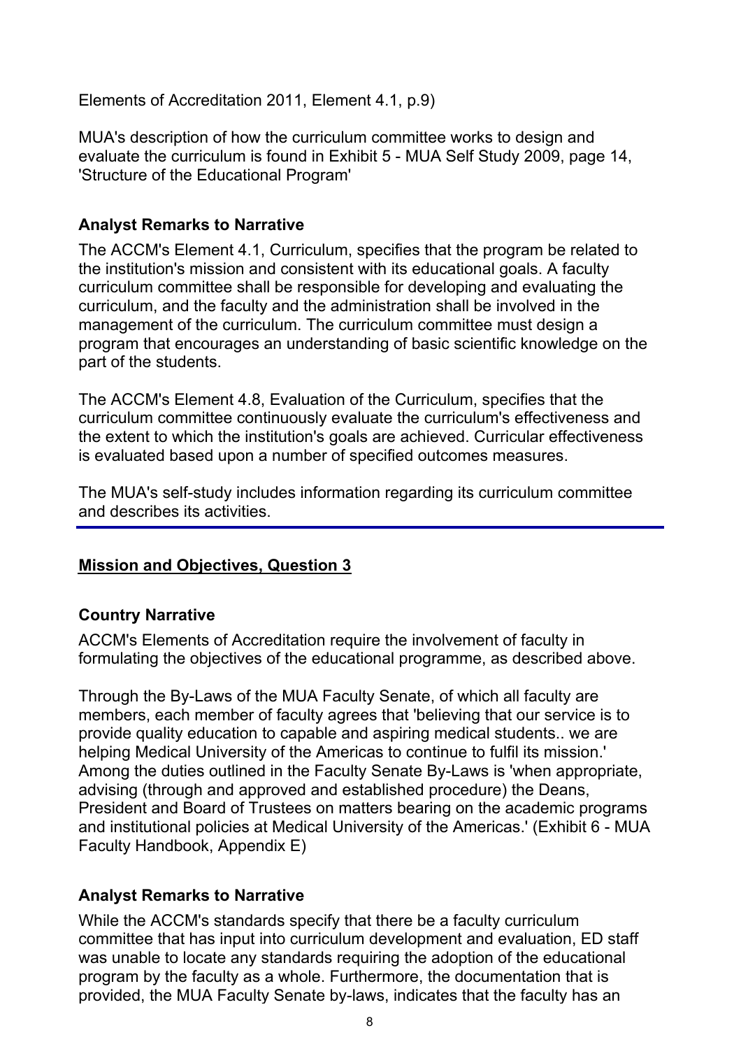Elements of Accreditation 2011, Element 4.1, p.9)

MUA's description of how the curriculum committee works to design and evaluate the curriculum is found in Exhibit 5 - MUA Self Study 2009, page 14, 'Structure of the Educational Program'

### Analyst Remarks to Narrative

The ACCM's Element 4.1, Curriculum, specifies that the program be related to the institution's mission and consistent with its educational goals. A faculty curriculum committee shall be responsible for developing and evaluating the curriculum, and the faculty and the administration shall be involved in the management of the curriculum. The curriculum committee must design a program that encourages an understanding of basic scientific knowledge on the part of the students.

The ACCM's Element 4.8, Evaluation of the Curriculum, specifies that the curriculum committee continuously evaluate the curriculum's effectiveness and the extent to which the institution's goals are achieved. Curricular effectiveness is evaluated based upon a number of specified outcomes measures.

The MUA's self-study includes information regarding its curriculum committee and describes its activities.

---

## Mission and Objectives, Question 3

### Country Narrative

ACCM's Elements of Accreditation require the involvement of faculty in formulating the objectives of the educational programme, as described above.

Through the By-Laws of the MUA Faculty Senate, of which all faculty are members, each member of faculty agrees that 'believing that our service is to provide quality education to capable and aspiring medical students.. we are helping Medical University of the Americas to continue to fulfil its mission.' Among the duties outlined in the Faculty Senate By-Laws is 'when appropriate, advising (through and approved and established procedure) the Deans, President and Board of Trustees on matters bearing on the academic programs and institutional policies at Medical University of the Americas.' (Exhibit 6 - MUA Faculty Handbook, Appendix E)

### Analyst Remarks to Narrative

While the ACCM's standards specify that there be a faculty curriculum committee that has input into curriculum development and evaluation, ED staff was unable to locate any standards requiring the adoption of the educational program by the faculty as a whole. Furthermore, the documentation that is provided, the MUA Faculty Senate by-laws, indicates that the faculty has an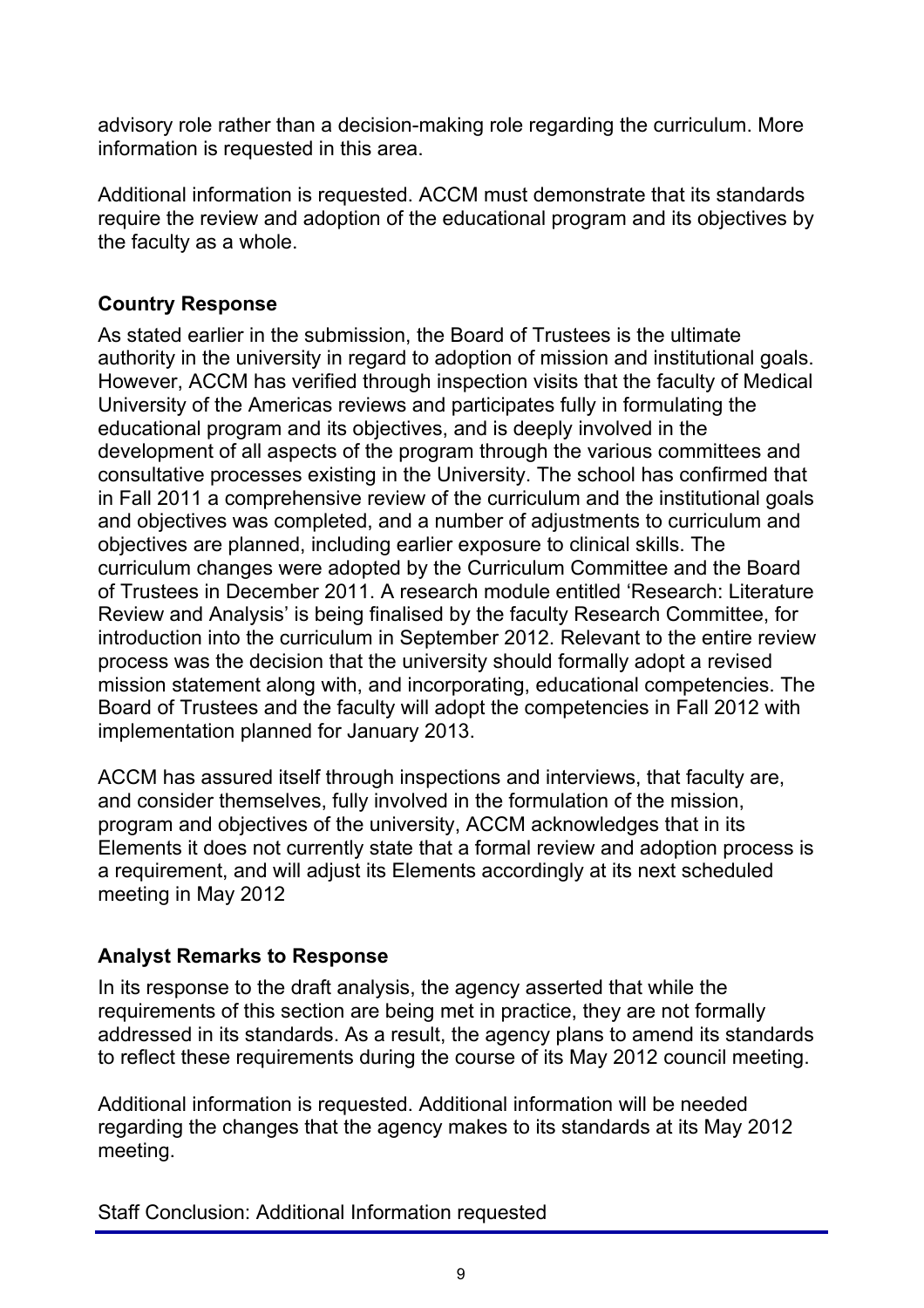advisory role rather than a decision-making role regarding the curriculum. More information is requested in this area.

Additional information is requested. ACCM must demonstrate that its standards require the review and adoption of the educational program and its objectives by the faculty as a whole.

**Country Response**

As stated earlier in the submission, the Board of Trustees is the ultimate authority in the university in regard to adoption of mission and institutional goals. However, ACCM has verified through inspection visits that the faculty of Medical University of the Americas reviews and participates fully in formulating the educational program and its objectives, and is deeply involved in the development of all aspects of the program through the various committees and consultative processes existing in the University. The school has confirmed that in Fall 2011 a comprehensive review of the curriculum and the institutional goals and objectives was completed, and a number of adjustments to curriculum and objectives are planned, including earlier exposure to clinical skills. The curriculum changes were adopted by the Curriculum Committee and the Board of Trustees in December 2011. A research module entitled 'Research: Literature Review and Analysis' is being finalised by the faculty Research Committee, for introduction into the curriculum in September 2012. Relevant to the entire review process was the decision that the university should formally adopt a revised mission statement along with, and incorporating, educational competencies. The Board of Trustees and the faculty will adopt the competencies in Fall 2012 with implementation planned for January 2013.

ACCM has assured itself through inspections and interviews, that faculty are, and consider themselves, fully involved in the formulation of the mission, program and objectives of the university, ACCM acknowledges that in its Elements it does not currently state that a formal review and adoption process is a requirement, and will adjust its Elements accordingly at its next scheduled meeting in May 2012

**Analyst Remarks to Response**

In its response to the draft analysis, the agency asserted that while the requirements of this section are being met in practice, they are not formally addressed in its standards. As a result, the agency plans to amend its standards to reflect these requirements during the course of its May 2012 council meeting.

Additional information is requested. Additional information will be needed regarding the changes that the agency makes to its standards at its May 2012 meeting.

Staff Conclusion: Additional Information requested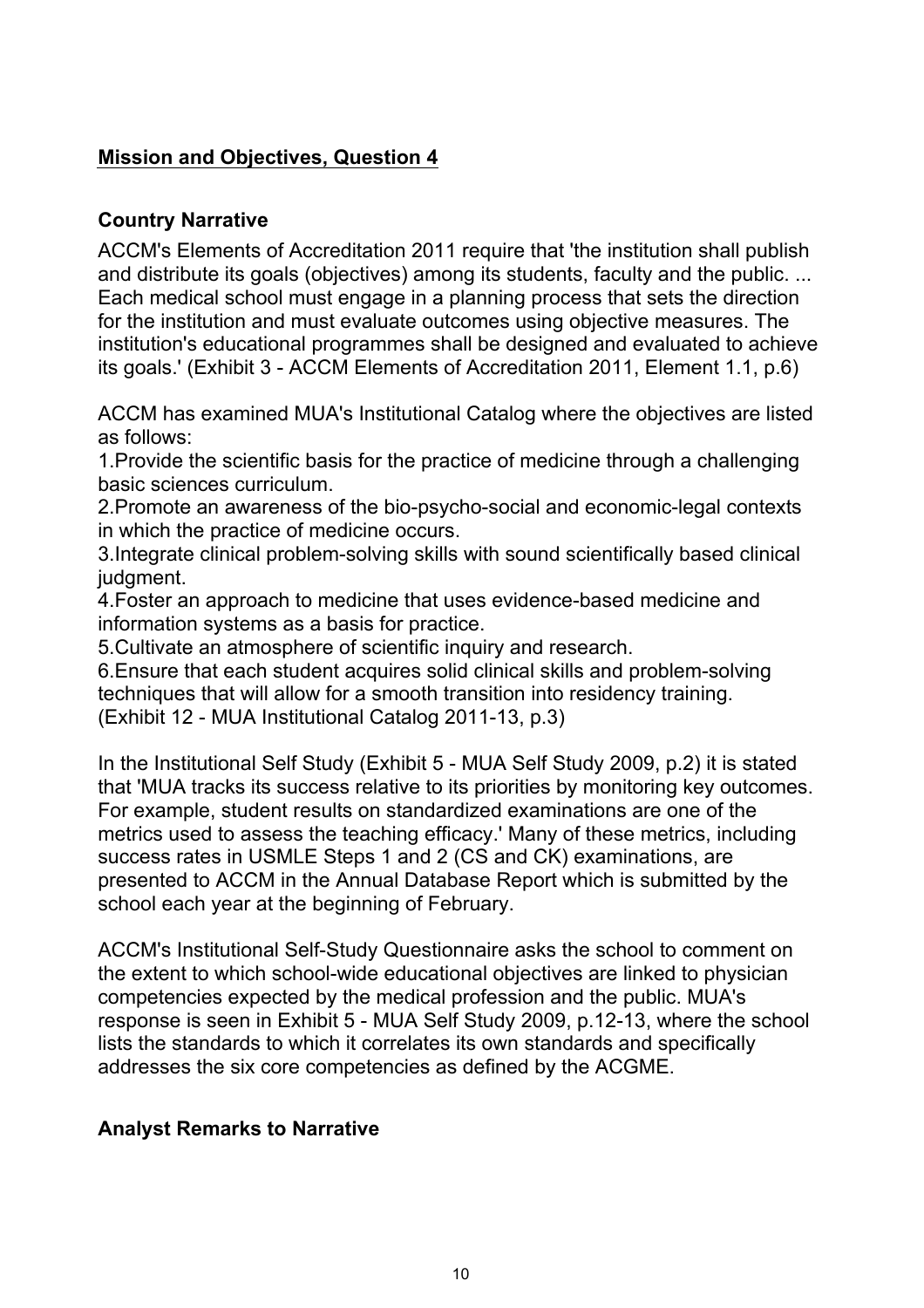**Mission and Objectives, Question 4**

**Country Narrative**

ACCM's Elements of Accreditation 2011 require that 'the institution shall publish and distribute its goals (objectives) among its students, faculty and the public. ... Each medical school must engage in a planning process that sets the direction for the institution and must evaluate outcomes using objective measures. The institution's educational programmes shall be designed and evaluated to achieve its goals.' (Exhibit 3 - ACCM Elements of Accreditation 2011, Element 1.1, p.6)

ACCM has examined MUA's Institutional Catalog where the objectives are listed as follows:
1.Provide the scientific basis for the practice of medicine through a challenging basic sciences curriculum.
2.Promote an awareness of the bio-psycho-social and economic-legal contexts in which the practice of medicine occurs.
3.Integrate clinical problem-solving skills with sound scientifically based clinical judgment.
4.Foster an approach to medicine that uses evidence-based medicine and information systems as a basis for practice.
5.Cultivate an atmosphere of scientific inquiry and research.
6.Ensure that each student acquires solid clinical skills and problem-solving techniques that will allow for a smooth transition into residency training.
(Exhibit 12 - MUA Institutional Catalog 2011-13, p.3)

In the Institutional Self Study (Exhibit 5 - MUA Self Study 2009, p.2) it is stated that 'MUA tracks its success relative to its priorities by monitoring key outcomes. For example, student results on standardized examinations are one of the metrics used to assess the teaching efficacy.' Many of these metrics, including success rates in USMLE Steps 1 and 2 (CS and CK) examinations, are presented to ACCM in the Annual Database Report which is submitted by the school each year at the beginning of February.

ACCM's Institutional Self-Study Questionnaire asks the school to comment on the extent to which school-wide educational objectives are linked to physician competencies expected by the medical profession and the public. MUA's response is seen in Exhibit 5 - MUA Self Study 2009, p.12-13, where the school lists the standards to which it correlates its own standards and specifically addresses the six core competencies as defined by the ACGME.

**Analyst Remarks to Narrative**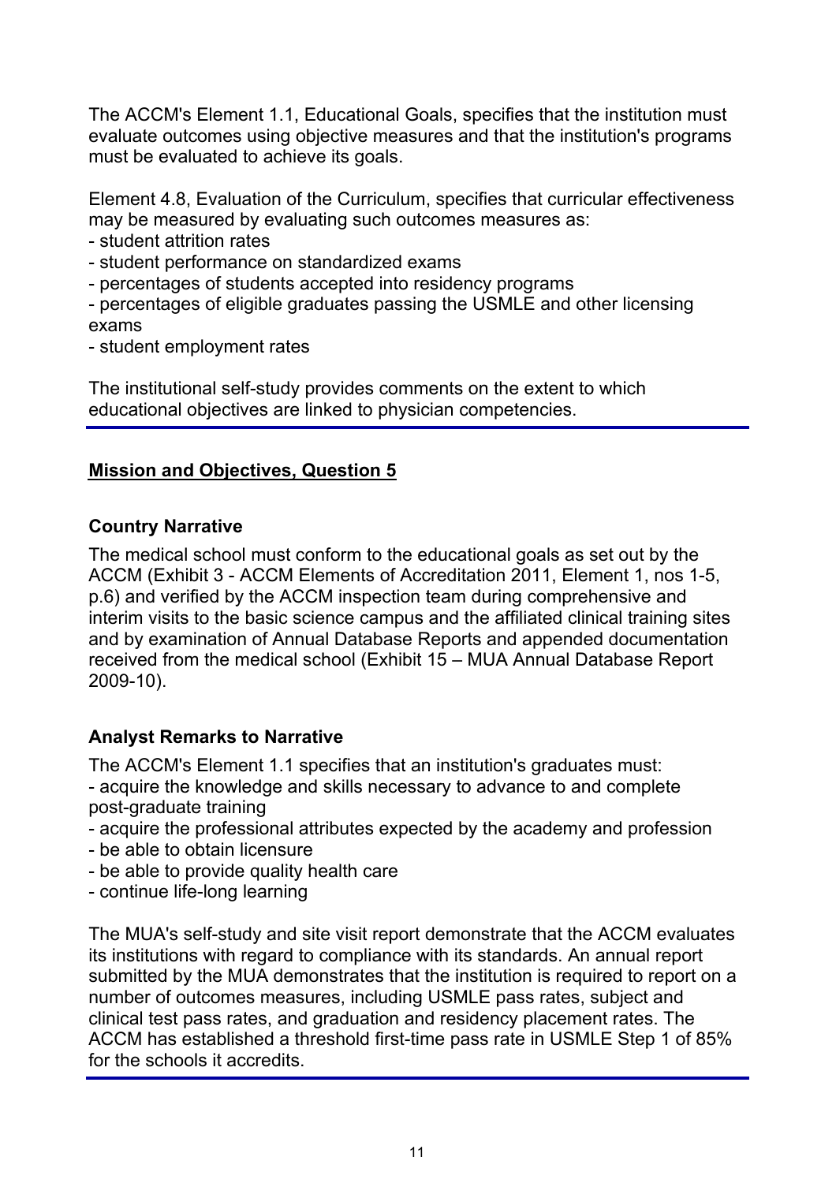The ACCM's Element 1.1, Educational Goals, specifies that the institution must evaluate outcomes using objective measures and that the institution's programs must be evaluated to achieve its goals.

Element 4.8, Evaluation of the Curriculum, specifies that curricular effectiveness may be measured by evaluating such outcomes measures as:
- student attrition rates
- student performance on standardized exams
- percentages of students accepted into residency programs
- percentages of eligible graduates passing the USMLE and other licensing exams
- student employment rates

The institutional self-study provides comments on the extent to which educational objectives are linked to physician competencies.

---

## Mission and Objectives, Question 5

### Country Narrative

The medical school must conform to the educational goals as set out by the ACCM (Exhibit 3 - ACCM Elements of Accreditation 2011, Element 1, nos 1-5, p.6) and verified by the ACCM inspection team during comprehensive and interim visits to the basic science campus and the affiliated clinical training sites and by examination of Annual Database Reports and appended documentation received from the medical school (Exhibit 15 – MUA Annual Database Report 2009-10).

### Analyst Remarks to Narrative

The ACCM's Element 1.1 specifies that an institution's graduates must:
- acquire the knowledge and skills necessary to advance to and complete post-graduate training
- acquire the professional attributes expected by the academy and profession
- be able to obtain licensure
- be able to provide quality health care
- continue life-long learning

The MUA's self-study and site visit report demonstrate that the ACCM evaluates its institutions with regard to compliance with its standards. An annual report submitted by the MUA demonstrates that the institution is required to report on a number of outcomes measures, including USMLE pass rates, subject and clinical test pass rates, and graduation and residency placement rates. The ACCM has established a threshold first-time pass rate in USMLE Step 1 of 85% for the schools it accredits.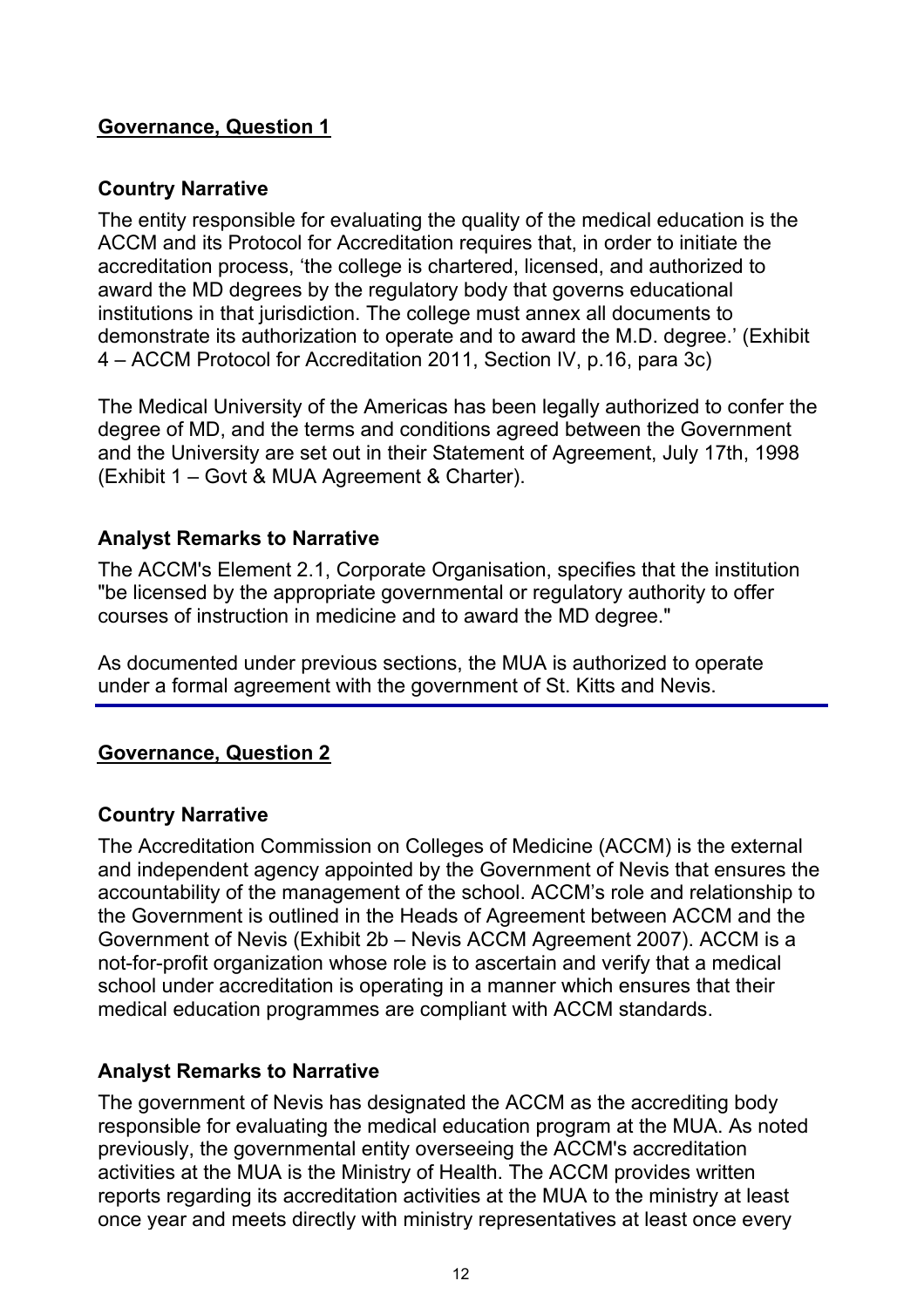## Governance, Question 1

### Country Narrative

The entity responsible for evaluating the quality of the medical education is the ACCM and its Protocol for Accreditation requires that, in order to initiate the accreditation process, 'the college is chartered, licensed, and authorized to award the MD degrees by the regulatory body that governs educational institutions in that jurisdiction. The college must annex all documents to demonstrate its authorization to operate and to award the M.D. degree.' (Exhibit 4 – ACCM Protocol for Accreditation 2011, Section IV, p.16, para 3c)

The Medical University of the Americas has been legally authorized to confer the degree of MD, and the terms and conditions agreed between the Government and the University are set out in their Statement of Agreement, July 17th, 1998 (Exhibit 1 – Govt & MUA Agreement & Charter).

### Analyst Remarks to Narrative

The ACCM's Element 2.1, Corporate Organisation, specifies that the institution "be licensed by the appropriate governmental or regulatory authority to offer courses of instruction in medicine and to award the MD degree."

As documented under previous sections, the MUA is authorized to operate under a formal agreement with the government of St. Kitts and Nevis.

---

## Governance, Question 2

### Country Narrative

The Accreditation Commission on Colleges of Medicine (ACCM) is the external and independent agency appointed by the Government of Nevis that ensures the accountability of the management of the school. ACCM's role and relationship to the Government is outlined in the Heads of Agreement between ACCM and the Government of Nevis (Exhibit 2b – Nevis ACCM Agreement 2007). ACCM is a not-for-profit organization whose role is to ascertain and verify that a medical school under accreditation is operating in a manner which ensures that their medical education programmes are compliant with ACCM standards.

### Analyst Remarks to Narrative

The government of Nevis has designated the ACCM as the accrediting body responsible for evaluating the medical education program at the MUA. As noted previously, the governmental entity overseeing the ACCM's accreditation activities at the MUA is the Ministry of Health. The ACCM provides written reports regarding its accreditation activities at the MUA to the ministry at least once year and meets directly with ministry representatives at least once every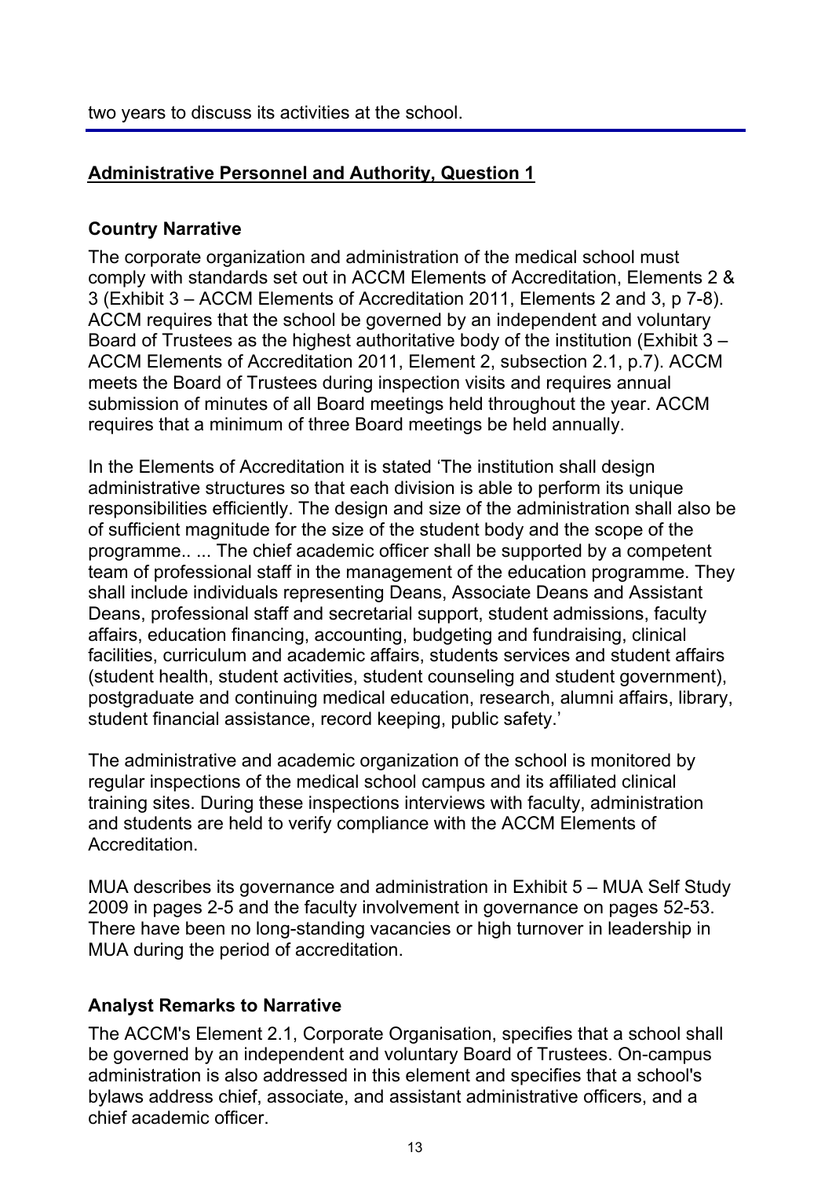two years to discuss its activities at the school.

---

**Administrative Personnel and Authority, Question 1**

**Country Narrative**

The corporate organization and administration of the medical school must comply with standards set out in ACCM Elements of Accreditation, Elements 2 & 3 (Exhibit 3 – ACCM Elements of Accreditation 2011, Elements 2 and 3, p 7-8). ACCM requires that the school be governed by an independent and voluntary Board of Trustees as the highest authoritative body of the institution (Exhibit 3 – ACCM Elements of Accreditation 2011, Element 2, subsection 2.1, p.7). ACCM meets the Board of Trustees during inspection visits and requires annual submission of minutes of all Board meetings held throughout the year. ACCM requires that a minimum of three Board meetings be held annually.

In the Elements of Accreditation it is stated 'The institution shall design administrative structures so that each division is able to perform its unique responsibilities efficiently. The design and size of the administration shall also be of sufficient magnitude for the size of the student body and the scope of the programme.. ... The chief academic officer shall be supported by a competent team of professional staff in the management of the education programme. They shall include individuals representing Deans, Associate Deans and Assistant Deans, professional staff and secretarial support, student admissions, faculty affairs, education financing, accounting, budgeting and fundraising, clinical facilities, curriculum and academic affairs, students services and student affairs (student health, student activities, student counseling and student government), postgraduate and continuing medical education, research, alumni affairs, library, student financial assistance, record keeping, public safety.'

The administrative and academic organization of the school is monitored by regular inspections of the medical school campus and its affiliated clinical training sites. During these inspections interviews with faculty, administration and students are held to verify compliance with the ACCM Elements of Accreditation.

MUA describes its governance and administration in Exhibit 5 – MUA Self Study 2009 in pages 2-5 and the faculty involvement in governance on pages 52-53. There have been no long-standing vacancies or high turnover in leadership in MUA during the period of accreditation.

**Analyst Remarks to Narrative**

The ACCM's Element 2.1, Corporate Organisation, specifies that a school shall be governed by an independent and voluntary Board of Trustees. On-campus administration is also addressed in this element and specifies that a school's bylaws address chief, associate, and assistant administrative officers, and a chief academic officer.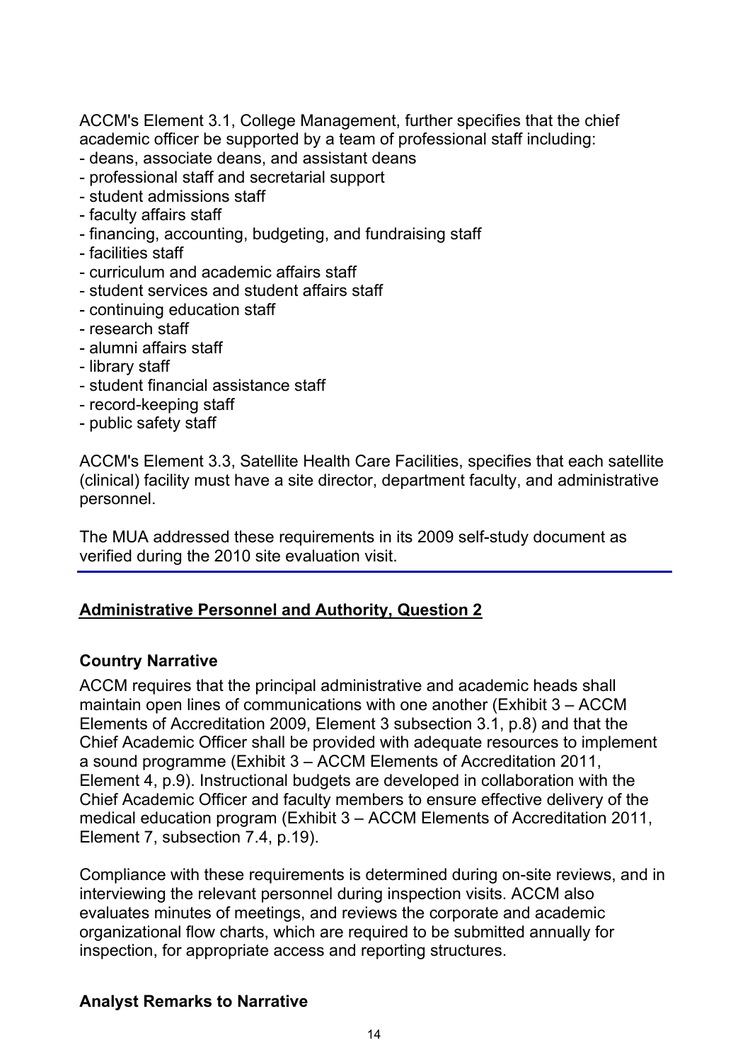ACCM's Element 3.1, College Management, further specifies that the chief academic officer be supported by a team of professional staff including:

- deans, associate deans, and assistant deans
- professional staff and secretarial support
- student admissions staff
- faculty affairs staff
- financing, accounting, budgeting, and fundraising staff
- facilities staff
- curriculum and academic affairs staff
- student services and student affairs staff
- continuing education staff
- research staff
- alumni affairs staff
- library staff
- student financial assistance staff
- record-keeping staff
- public safety staff

ACCM's Element 3.3, Satellite Health Care Facilities, specifies that each satellite (clinical) facility must have a site director, department faculty, and administrative personnel.

The MUA addressed these requirements in its 2009 self-study document as verified during the 2010 site evaluation visit.

---

## Administrative Personnel and Authority, Question 2

### Country Narrative

ACCM requires that the principal administrative and academic heads shall maintain open lines of communications with one another (Exhibit 3 – ACCM Elements of Accreditation 2009, Element 3 subsection 3.1, p.8) and that the Chief Academic Officer shall be provided with adequate resources to implement a sound programme (Exhibit 3 – ACCM Elements of Accreditation 2011, Element 4, p.9). Instructional budgets are developed in collaboration with the Chief Academic Officer and faculty members to ensure effective delivery of the medical education program (Exhibit 3 – ACCM Elements of Accreditation 2011, Element 7, subsection 7.4, p.19).

Compliance with these requirements is determined during on-site reviews, and in interviewing the relevant personnel during inspection visits. ACCM also evaluates minutes of meetings, and reviews the corporate and academic organizational flow charts, which are required to be submitted annually for inspection, for appropriate access and reporting structures.

### Analyst Remarks to Narrative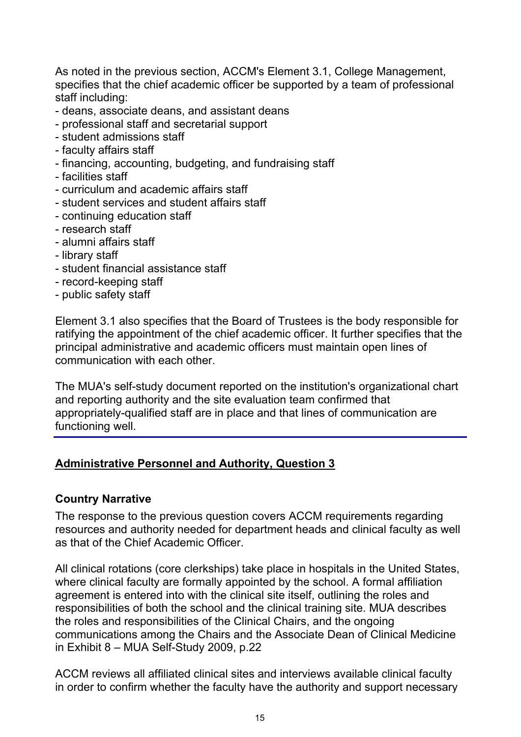As noted in the previous section, ACCM's Element 3.1, College Management, specifies that the chief academic officer be supported by a team of professional staff including:

- deans, associate deans, and assistant deans
- professional staff and secretarial support
- student admissions staff
- faculty affairs staff
- financing, accounting, budgeting, and fundraising staff
- facilities staff
- curriculum and academic affairs staff
- student services and student affairs staff
- continuing education staff
- research staff
- alumni affairs staff
- library staff
- student financial assistance staff
- record-keeping staff
- public safety staff

Element 3.1 also specifies that the Board of Trustees is the body responsible for ratifying the appointment of the chief academic officer. It further specifies that the principal administrative and academic officers must maintain open lines of communication with each other.

The MUA's self-study document reported on the institution's organizational chart and reporting authority and the site evaluation team confirmed that appropriately-qualified staff are in place and that lines of communication are functioning well.

---

## Administrative Personnel and Authority, Question 3

### Country Narrative

The response to the previous question covers ACCM requirements regarding resources and authority needed for department heads and clinical faculty as well as that of the Chief Academic Officer.

All clinical rotations (core clerkships) take place in hospitals in the United States, where clinical faculty are formally appointed by the school. A formal affiliation agreement is entered into with the clinical site itself, outlining the roles and responsibilities of both the school and the clinical training site. MUA describes the roles and responsibilities of the Clinical Chairs, and the ongoing communications among the Chairs and the Associate Dean of Clinical Medicine in Exhibit 8 – MUA Self-Study 2009, p.22

ACCM reviews all affiliated clinical sites and interviews available clinical faculty in order to confirm whether the faculty have the authority and support necessary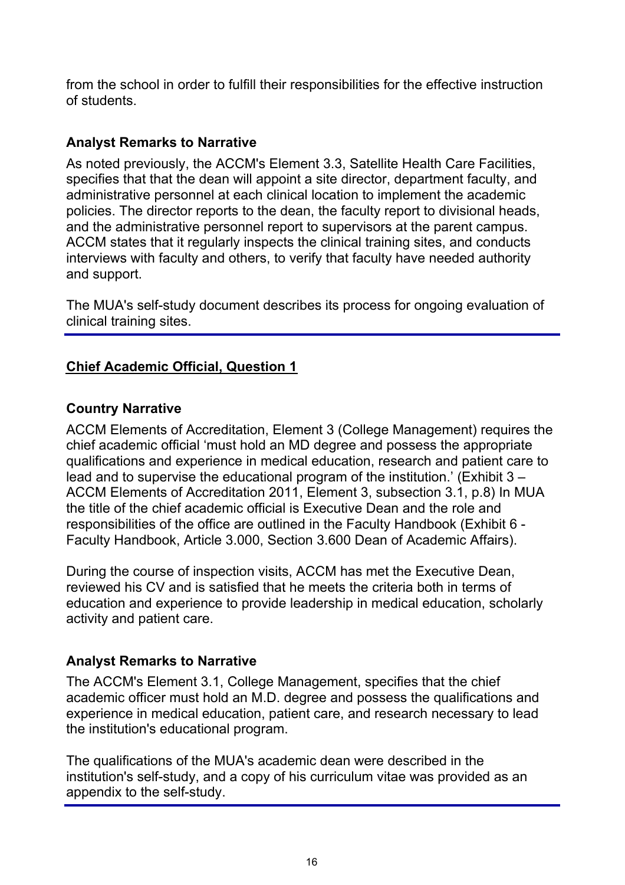from the school in order to fulfill their responsibilities for the effective instruction of students.

**Analyst Remarks to Narrative**

As noted previously, the ACCM's Element 3.3, Satellite Health Care Facilities, specifies that that the dean will appoint a site director, department faculty, and administrative personnel at each clinical location to implement the academic policies. The director reports to the dean, the faculty report to divisional heads, and the administrative personnel report to supervisors at the parent campus. ACCM states that it regularly inspects the clinical training sites, and conducts interviews with faculty and others, to verify that faculty have needed authority and support.

The MUA's self-study document describes its process for ongoing evaluation of clinical training sites.

---

**<u>Chief Academic Official, Question 1</u>**

**Country Narrative**

ACCM Elements of Accreditation, Element 3 (College Management) requires the chief academic official 'must hold an MD degree and possess the appropriate qualifications and experience in medical education, research and patient care to lead and to supervise the educational program of the institution.' (Exhibit 3 – ACCM Elements of Accreditation 2011, Element 3, subsection 3.1, p.8) In MUA the title of the chief academic official is Executive Dean and the role and responsibilities of the office are outlined in the Faculty Handbook (Exhibit 6 - Faculty Handbook, Article 3.000, Section 3.600 Dean of Academic Affairs).

During the course of inspection visits, ACCM has met the Executive Dean, reviewed his CV and is satisfied that he meets the criteria both in terms of education and experience to provide leadership in medical education, scholarly activity and patient care.

**Analyst Remarks to Narrative**

The ACCM's Element 3.1, College Management, specifies that the chief academic officer must hold an M.D. degree and possess the qualifications and experience in medical education, patient care, and research necessary to lead the institution's educational program.

The qualifications of the MUA's academic dean were described in the institution's self-study, and a copy of his curriculum vitae was provided as an appendix to the self-study.

---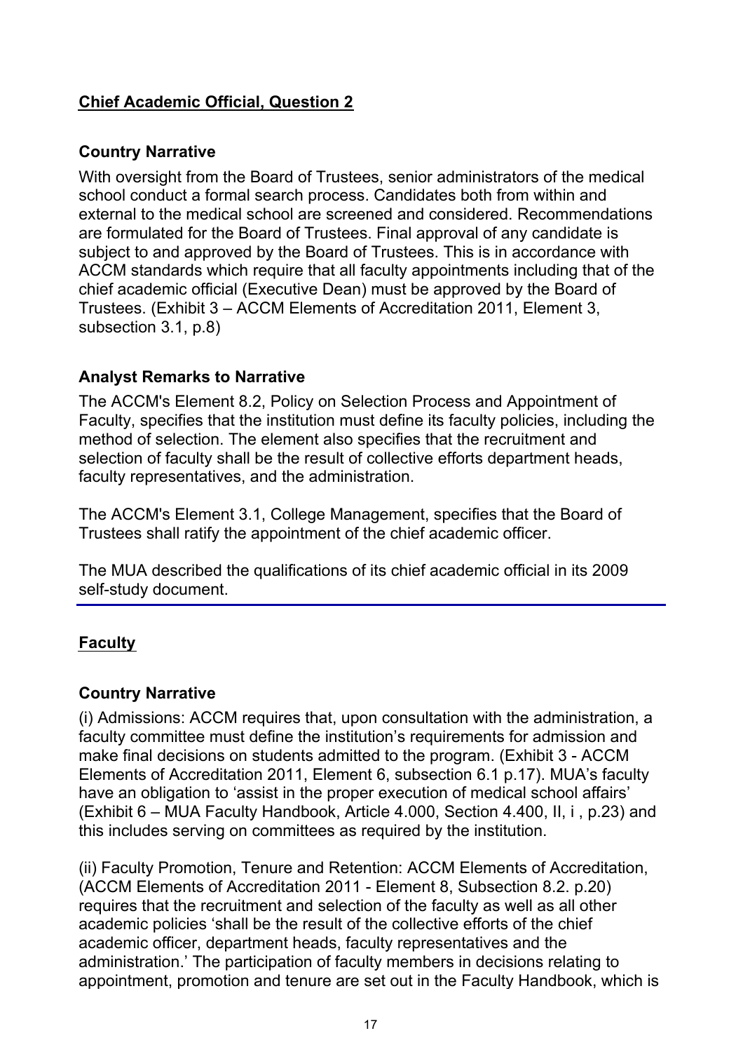## Chief Academic Official, Question 2

### Country Narrative

With oversight from the Board of Trustees, senior administrators of the medical school conduct a formal search process. Candidates both from within and external to the medical school are screened and considered. Recommendations are formulated for the Board of Trustees. Final approval of any candidate is subject to and approved by the Board of Trustees. This is in accordance with ACCM standards which require that all faculty appointments including that of the chief academic official (Executive Dean) must be approved by the Board of Trustees. (Exhibit 3 – ACCM Elements of Accreditation 2011, Element 3, subsection 3.1, p.8)

### Analyst Remarks to Narrative

The ACCM's Element 8.2, Policy on Selection Process and Appointment of Faculty, specifies that the institution must define its faculty policies, including the method of selection. The element also specifies that the recruitment and selection of faculty shall be the result of collective efforts department heads, faculty representatives, and the administration.

The ACCM's Element 3.1, College Management, specifies that the Board of Trustees shall ratify the appointment of the chief academic officer.

The MUA described the qualifications of its chief academic official in its 2009 self-study document.

---

## Faculty

### Country Narrative

(i) Admissions: ACCM requires that, upon consultation with the administration, a faculty committee must define the institution's requirements for admission and make final decisions on students admitted to the program. (Exhibit 3 - ACCM Elements of Accreditation 2011, Element 6, subsection 6.1 p.17). MUA's faculty have an obligation to 'assist in the proper execution of medical school affairs' (Exhibit 6 – MUA Faculty Handbook, Article 4.000, Section 4.400, II, i , p.23) and this includes serving on committees as required by the institution.

(ii) Faculty Promotion, Tenure and Retention: ACCM Elements of Accreditation, (ACCM Elements of Accreditation 2011 - Element 8, Subsection 8.2. p.20) requires that the recruitment and selection of the faculty as well as all other academic policies 'shall be the result of the collective efforts of the chief academic officer, department heads, faculty representatives and the administration.' The participation of faculty members in decisions relating to appointment, promotion and tenure are set out in the Faculty Handbook, which is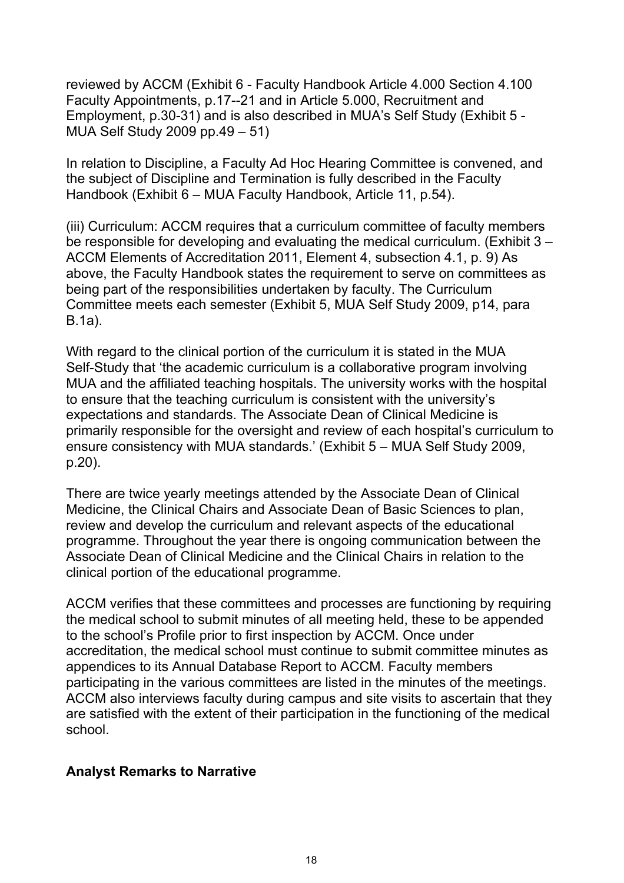reviewed by ACCM (Exhibit 6 - Faculty Handbook Article 4.000 Section 4.100 Faculty Appointments, p.17--21 and in Article 5.000, Recruitment and Employment, p.30-31) and is also described in MUA's Self Study (Exhibit 5 - MUA Self Study 2009 pp.49 – 51)

In relation to Discipline, a Faculty Ad Hoc Hearing Committee is convened, and the subject of Discipline and Termination is fully described in the Faculty Handbook (Exhibit 6 – MUA Faculty Handbook, Article 11, p.54).

(iii) Curriculum: ACCM requires that a curriculum committee of faculty members be responsible for developing and evaluating the medical curriculum. (Exhibit 3 – ACCM Elements of Accreditation 2011, Element 4, subsection 4.1, p. 9) As above, the Faculty Handbook states the requirement to serve on committees as being part of the responsibilities undertaken by faculty. The Curriculum Committee meets each semester (Exhibit 5, MUA Self Study 2009, p14, para B.1a).

With regard to the clinical portion of the curriculum it is stated in the MUA Self-Study that 'the academic curriculum is a collaborative program involving MUA and the affiliated teaching hospitals. The university works with the hospital to ensure that the teaching curriculum is consistent with the university's expectations and standards. The Associate Dean of Clinical Medicine is primarily responsible for the oversight and review of each hospital's curriculum to ensure consistency with MUA standards.' (Exhibit 5 – MUA Self Study 2009, p.20).

There are twice yearly meetings attended by the Associate Dean of Clinical Medicine, the Clinical Chairs and Associate Dean of Basic Sciences to plan, review and develop the curriculum and relevant aspects of the educational programme. Throughout the year there is ongoing communication between the Associate Dean of Clinical Medicine and the Clinical Chairs in relation to the clinical portion of the educational programme.

ACCM verifies that these committees and processes are functioning by requiring the medical school to submit minutes of all meeting held, these to be appended to the school's Profile prior to first inspection by ACCM. Once under accreditation, the medical school must continue to submit committee minutes as appendices to its Annual Database Report to ACCM. Faculty members participating in the various committees are listed in the minutes of the meetings. ACCM also interviews faculty during campus and site visits to ascertain that they are satisfied with the extent of their participation in the functioning of the medical school.

**Analyst Remarks to Narrative**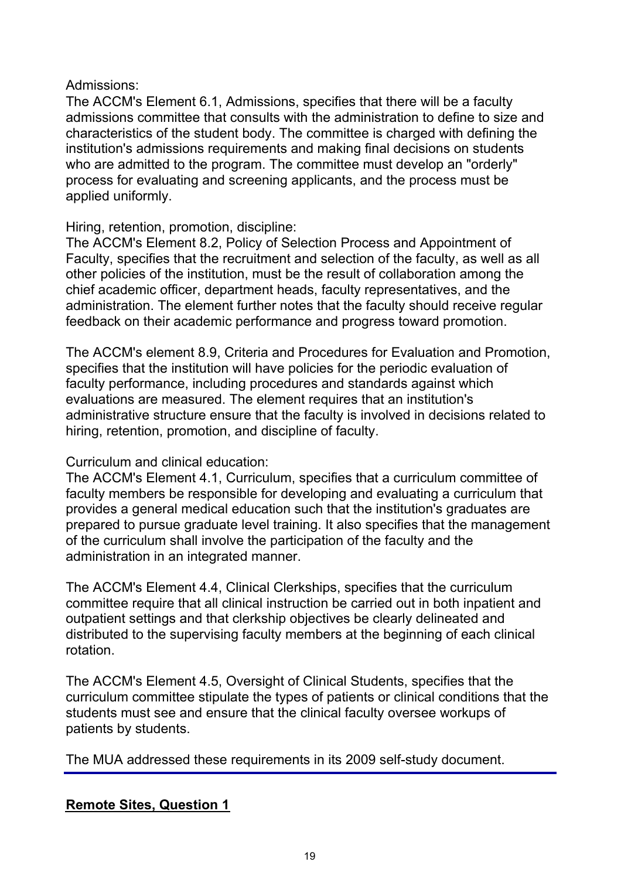Admissions:

The ACCM's Element 6.1, Admissions, specifies that there will be a faculty admissions committee that consults with the administration to define to size and characteristics of the student body. The committee is charged with defining the institution's admissions requirements and making final decisions on students who are admitted to the program. The committee must develop an "orderly" process for evaluating and screening applicants, and the process must be applied uniformly.

Hiring, retention, promotion, discipline:

The ACCM's Element 8.2, Policy of Selection Process and Appointment of Faculty, specifies that the recruitment and selection of the faculty, as well as all other policies of the institution, must be the result of collaboration among the chief academic officer, department heads, faculty representatives, and the administration. The element further notes that the faculty should receive regular feedback on their academic performance and progress toward promotion.

The ACCM's element 8.9, Criteria and Procedures for Evaluation and Promotion, specifies that the institution will have policies for the periodic evaluation of faculty performance, including procedures and standards against which evaluations are measured. The element requires that an institution's administrative structure ensure that the faculty is involved in decisions related to hiring, retention, promotion, and discipline of faculty.

Curriculum and clinical education:

The ACCM's Element 4.1, Curriculum, specifies that a curriculum committee of faculty members be responsible for developing and evaluating a curriculum that provides a general medical education such that the institution's graduates are prepared to pursue graduate level training. It also specifies that the management of the curriculum shall involve the participation of the faculty and the administration in an integrated manner.

The ACCM's Element 4.4, Clinical Clerkships, specifies that the curriculum committee require that all clinical instruction be carried out in both inpatient and outpatient settings and that clerkship objectives be clearly delineated and distributed to the supervising faculty members at the beginning of each clinical rotation.

The ACCM's Element 4.5, Oversight of Clinical Students, specifies that the curriculum committee stipulate the types of patients or clinical conditions that the students must see and ensure that the clinical faculty oversee workups of patients by students.

The MUA addressed these requirements in its 2009 self-study document.

---

**Remote Sites, Question 1**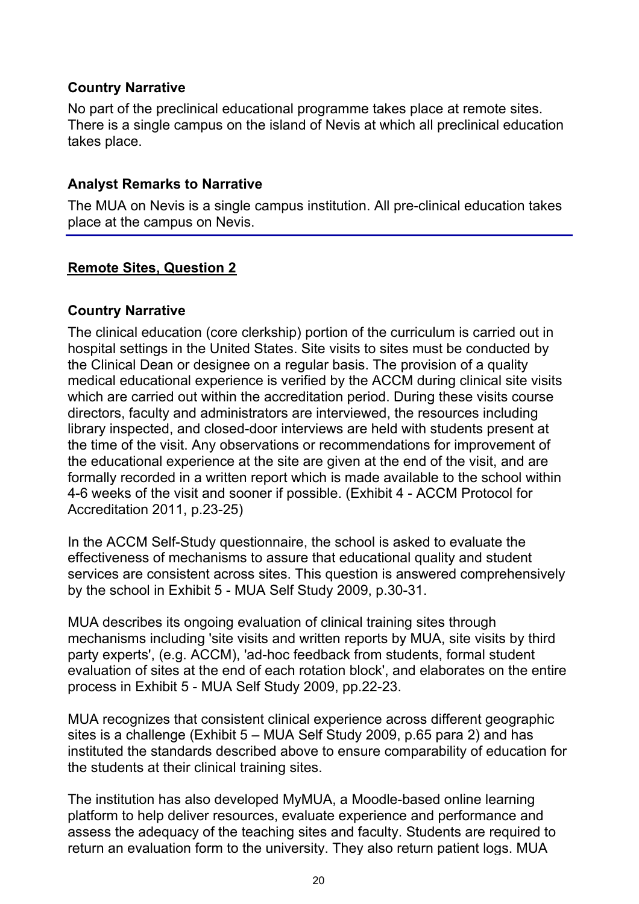### Country Narrative

No part of the preclinical educational programme takes place at remote sites. There is a single campus on the island of Nevis at which all preclinical education takes place.

### Analyst Remarks to Narrative

The MUA on Nevis is a single campus institution. All pre-clinical education takes place at the campus on Nevis.

---

## Remote Sites, Question 2

### Country Narrative

The clinical education (core clerkship) portion of the curriculum is carried out in hospital settings in the United States. Site visits to sites must be conducted by the Clinical Dean or designee on a regular basis. The provision of a quality medical educational experience is verified by the ACCM during clinical site visits which are carried out within the accreditation period. During these visits course directors, faculty and administrators are interviewed, the resources including library inspected, and closed-door interviews are held with students present at the time of the visit. Any observations or recommendations for improvement of the educational experience at the site are given at the end of the visit, and are formally recorded in a written report which is made available to the school within 4-6 weeks of the visit and sooner if possible. (Exhibit 4 - ACCM Protocol for Accreditation 2011, p.23-25)

In the ACCM Self-Study questionnaire, the school is asked to evaluate the effectiveness of mechanisms to assure that educational quality and student services are consistent across sites. This question is answered comprehensively by the school in Exhibit 5 - MUA Self Study 2009, p.30-31.

MUA describes its ongoing evaluation of clinical training sites through mechanisms including 'site visits and written reports by MUA, site visits by third party experts', (e.g. ACCM), 'ad-hoc feedback from students, formal student evaluation of sites at the end of each rotation block', and elaborates on the entire process in Exhibit 5 - MUA Self Study 2009, pp.22-23.

MUA recognizes that consistent clinical experience across different geographic sites is a challenge (Exhibit 5 – MUA Self Study 2009, p.65 para 2) and has instituted the standards described above to ensure comparability of education for the students at their clinical training sites.

The institution has also developed MyMUA, a Moodle-based online learning platform to help deliver resources, evaluate experience and performance and assess the adequacy of the teaching sites and faculty. Students are required to return an evaluation form to the university. They also return patient logs. MUA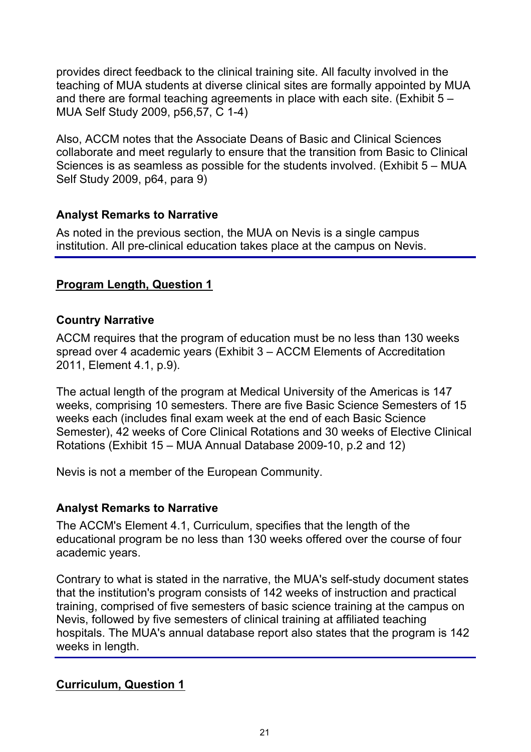provides direct feedback to the clinical training site. All faculty involved in the teaching of MUA students at diverse clinical sites are formally appointed by MUA and there are formal teaching agreements in place with each site. (Exhibit 5 – MUA Self Study 2009, p56,57, C 1-4)

Also, ACCM notes that the Associate Deans of Basic and Clinical Sciences collaborate and meet regularly to ensure that the transition from Basic to Clinical Sciences is as seamless as possible for the students involved. (Exhibit 5 – MUA Self Study 2009, p64, para 9)

### Analyst Remarks to Narrative

As noted in the previous section, the MUA on Nevis is a single campus institution. All pre-clinical education takes place at the campus on Nevis.

---

## Program Length, Question 1

### Country Narrative

ACCM requires that the program of education must be no less than 130 weeks spread over 4 academic years (Exhibit 3 – ACCM Elements of Accreditation 2011, Element 4.1, p.9).

The actual length of the program at Medical University of the Americas is 147 weeks, comprising 10 semesters. There are five Basic Science Semesters of 15 weeks each (includes final exam week at the end of each Basic Science Semester), 42 weeks of Core Clinical Rotations and 30 weeks of Elective Clinical Rotations (Exhibit 15 – MUA Annual Database 2009-10, p.2 and 12)

Nevis is not a member of the European Community.

### Analyst Remarks to Narrative

The ACCM's Element 4.1, Curriculum, specifies that the length of the educational program be no less than 130 weeks offered over the course of four academic years.

Contrary to what is stated in the narrative, the MUA's self-study document states that the institution's program consists of 142 weeks of instruction and practical training, comprised of five semesters of basic science training at the campus on Nevis, followed by five semesters of clinical training at affiliated teaching hospitals. The MUA's annual database report also states that the program is 142 weeks in length.

---

## Curriculum, Question 1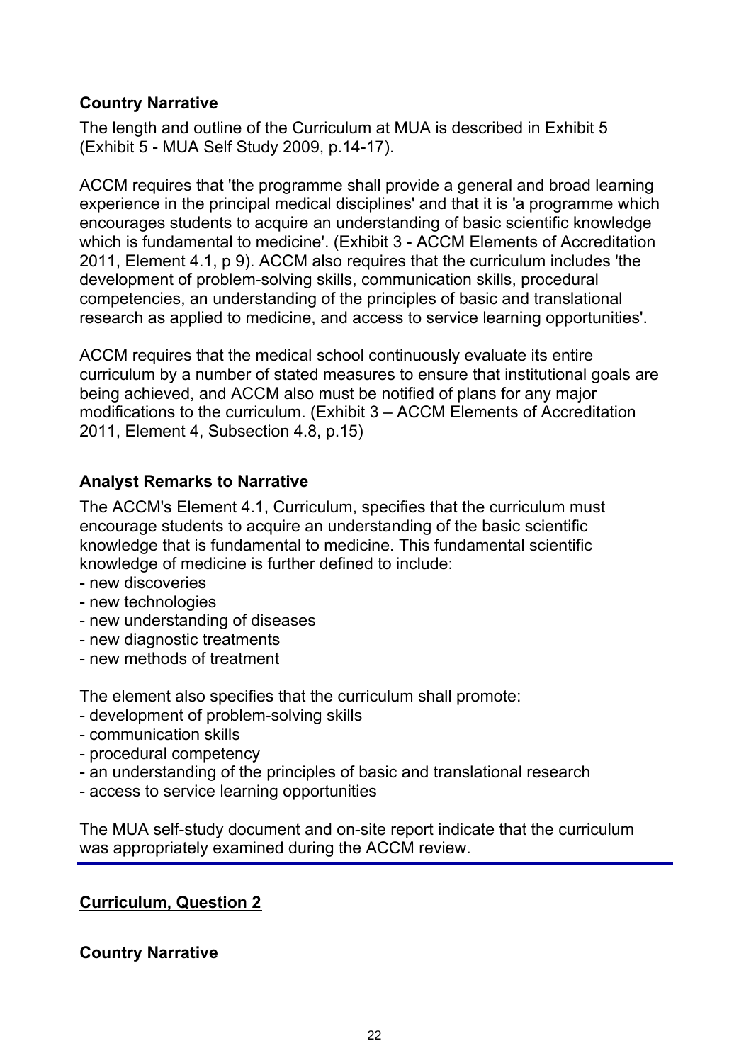### Country Narrative

The length and outline of the Curriculum at MUA is described in Exhibit 5 (Exhibit 5 - MUA Self Study 2009, p.14-17).

ACCM requires that 'the programme shall provide a general and broad learning experience in the principal medical disciplines' and that it is 'a programme which encourages students to acquire an understanding of basic scientific knowledge which is fundamental to medicine'. (Exhibit 3 - ACCM Elements of Accreditation 2011, Element 4.1, p 9). ACCM also requires that the curriculum includes 'the development of problem-solving skills, communication skills, procedural competencies, an understanding of the principles of basic and translational research as applied to medicine, and access to service learning opportunities'.

ACCM requires that the medical school continuously evaluate its entire curriculum by a number of stated measures to ensure that institutional goals are being achieved, and ACCM also must be notified of plans for any major modifications to the curriculum. (Exhibit 3 – ACCM Elements of Accreditation 2011, Element 4, Subsection 4.8, p.15)

### Analyst Remarks to Narrative

The ACCM's Element 4.1, Curriculum, specifies that the curriculum must encourage students to acquire an understanding of the basic scientific knowledge that is fundamental to medicine. This fundamental scientific knowledge of medicine is further defined to include:

- new discoveries
- new technologies
- new understanding of diseases
- new diagnostic treatments
- new methods of treatment

The element also specifies that the curriculum shall promote:

- development of problem-solving skills
- communication skills
- procedural competency
- an understanding of the principles of basic and translational research
- access to service learning opportunities

The MUA self-study document and on-site report indicate that the curriculum was appropriately examined during the ACCM review.

---

## Curriculum, Question 2

### Country Narrative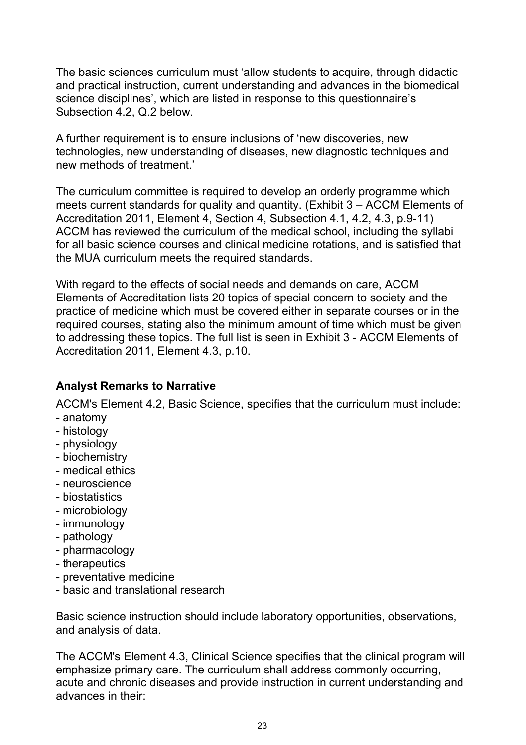The basic sciences curriculum must 'allow students to acquire, through didactic and practical instruction, current understanding and advances in the biomedical science disciplines', which are listed in response to this questionnaire's Subsection 4.2, Q.2 below.

A further requirement is to ensure inclusions of 'new discoveries, new technologies, new understanding of diseases, new diagnostic techniques and new methods of treatment.'

The curriculum committee is required to develop an orderly programme which meets current standards for quality and quantity. (Exhibit 3 – ACCM Elements of Accreditation 2011, Element 4, Section 4, Subsection 4.1, 4.2, 4.3, p.9-11) ACCM has reviewed the curriculum of the medical school, including the syllabi for all basic science courses and clinical medicine rotations, and is satisfied that the MUA curriculum meets the required standards.

With regard to the effects of social needs and demands on care, ACCM Elements of Accreditation lists 20 topics of special concern to society and the practice of medicine which must be covered either in separate courses or in the required courses, stating also the minimum amount of time which must be given to addressing these topics. The full list is seen in Exhibit 3 - ACCM Elements of Accreditation 2011, Element 4.3, p.10.

**Analyst Remarks to Narrative**

ACCM's Element 4.2, Basic Science, specifies that the curriculum must include:

- anatomy
- histology
- physiology
- biochemistry
- medical ethics
- neuroscience
- biostatistics
- microbiology
- immunology
- pathology
- pharmacology
- therapeutics
- preventative medicine
- basic and translational research

Basic science instruction should include laboratory opportunities, observations, and analysis of data.

The ACCM's Element 4.3, Clinical Science specifies that the clinical program will emphasize primary care. The curriculum shall address commonly occurring, acute and chronic diseases and provide instruction in current understanding and advances in their: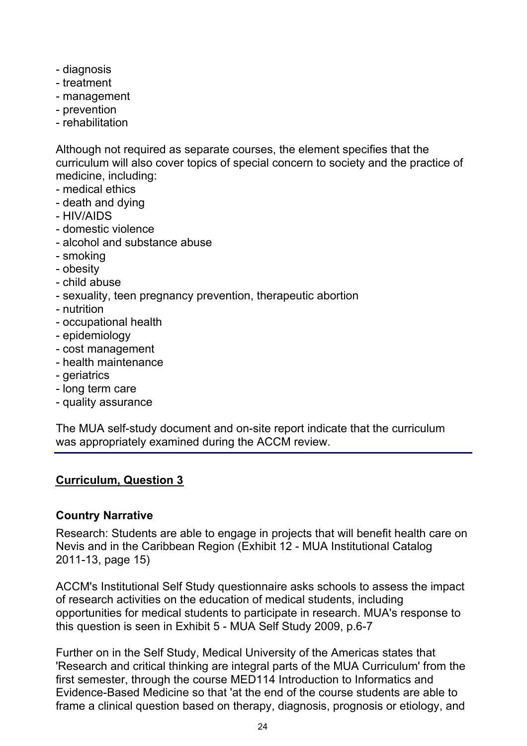- diagnosis
- treatment
- management
- prevention
- rehabilitation

Although not required as separate courses, the element specifies that the curriculum will also cover topics of special concern to society and the practice of medicine, including:
- medical ethics
- death and dying
- HIV/AIDS
- domestic violence
- alcohol and substance abuse
- smoking
- obesity
- child abuse
- sexuality, teen pregnancy prevention, therapeutic abortion
- nutrition
- occupational health
- epidemiology
- cost management
- health maintenance
- geriatrics
- long term care
- quality assurance

The MUA self-study document and on-site report indicate that the curriculum was appropriately examined during the ACCM review.

---

## Curriculum, Question 3

### Country Narrative

Research: Students are able to engage in projects that will benefit health care on Nevis and in the Caribbean Region (Exhibit 12 - MUA Institutional Catalog 2011-13, page 15)

ACCM's Institutional Self Study questionnaire asks schools to assess the impact of research activities on the education of medical students, including opportunities for medical students to participate in research. MUA's response to this question is seen in Exhibit 5 - MUA Self Study 2009, p.6-7

Further on in the Self Study, Medical University of the Americas states that 'Research and critical thinking are integral parts of the MUA Curriculum' from the first semester, through the course MED114 Introduction to Informatics and Evidence-Based Medicine so that 'at the end of the course students are able to frame a clinical question based on therapy, diagnosis, prognosis or etiology, and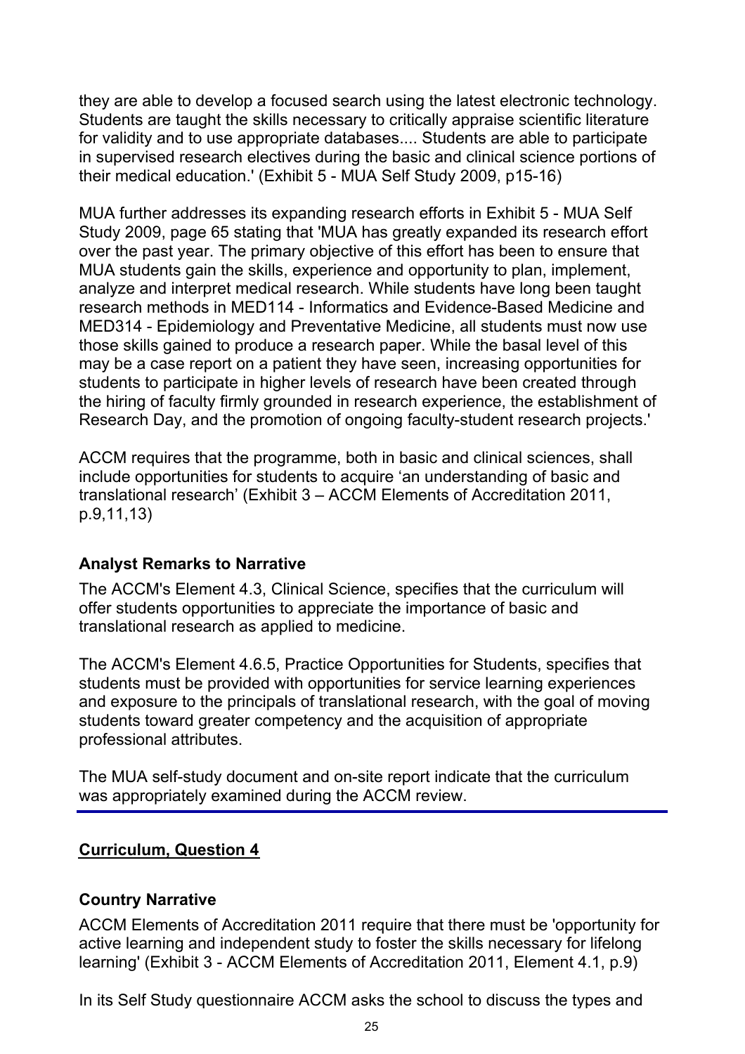they are able to develop a focused search using the latest electronic technology. Students are taught the skills necessary to critically appraise scientific literature for validity and to use appropriate databases.... Students are able to participate in supervised research electives during the basic and clinical science portions of their medical education.' (Exhibit 5 - MUA Self Study 2009, p15-16)

MUA further addresses its expanding research efforts in Exhibit 5 - MUA Self Study 2009, page 65 stating that 'MUA has greatly expanded its research effort over the past year. The primary objective of this effort has been to ensure that MUA students gain the skills, experience and opportunity to plan, implement, analyze and interpret medical research. While students have long been taught research methods in MED114 - Informatics and Evidence-Based Medicine and MED314 - Epidemiology and Preventative Medicine, all students must now use those skills gained to produce a research paper. While the basal level of this may be a case report on a patient they have seen, increasing opportunities for students to participate in higher levels of research have been created through the hiring of faculty firmly grounded in research experience, the establishment of Research Day, and the promotion of ongoing faculty-student research projects.'

ACCM requires that the programme, both in basic and clinical sciences, shall include opportunities for students to acquire 'an understanding of basic and translational research' (Exhibit 3 – ACCM Elements of Accreditation 2011, p.9,11,13)

### Analyst Remarks to Narrative

The ACCM's Element 4.3, Clinical Science, specifies that the curriculum will offer students opportunities to appreciate the importance of basic and translational research as applied to medicine.

The ACCM's Element 4.6.5, Practice Opportunities for Students, specifies that students must be provided with opportunities for service learning experiences and exposure to the principals of translational research, with the goal of moving students toward greater competency and the acquisition of appropriate professional attributes.

The MUA self-study document and on-site report indicate that the curriculum was appropriately examined during the ACCM review.

---

## Curriculum, Question 4

### Country Narrative

ACCM Elements of Accreditation 2011 require that there must be 'opportunity for active learning and independent study to foster the skills necessary for lifelong learning' (Exhibit 3 - ACCM Elements of Accreditation 2011, Element 4.1, p.9)

In its Self Study questionnaire ACCM asks the school to discuss the types and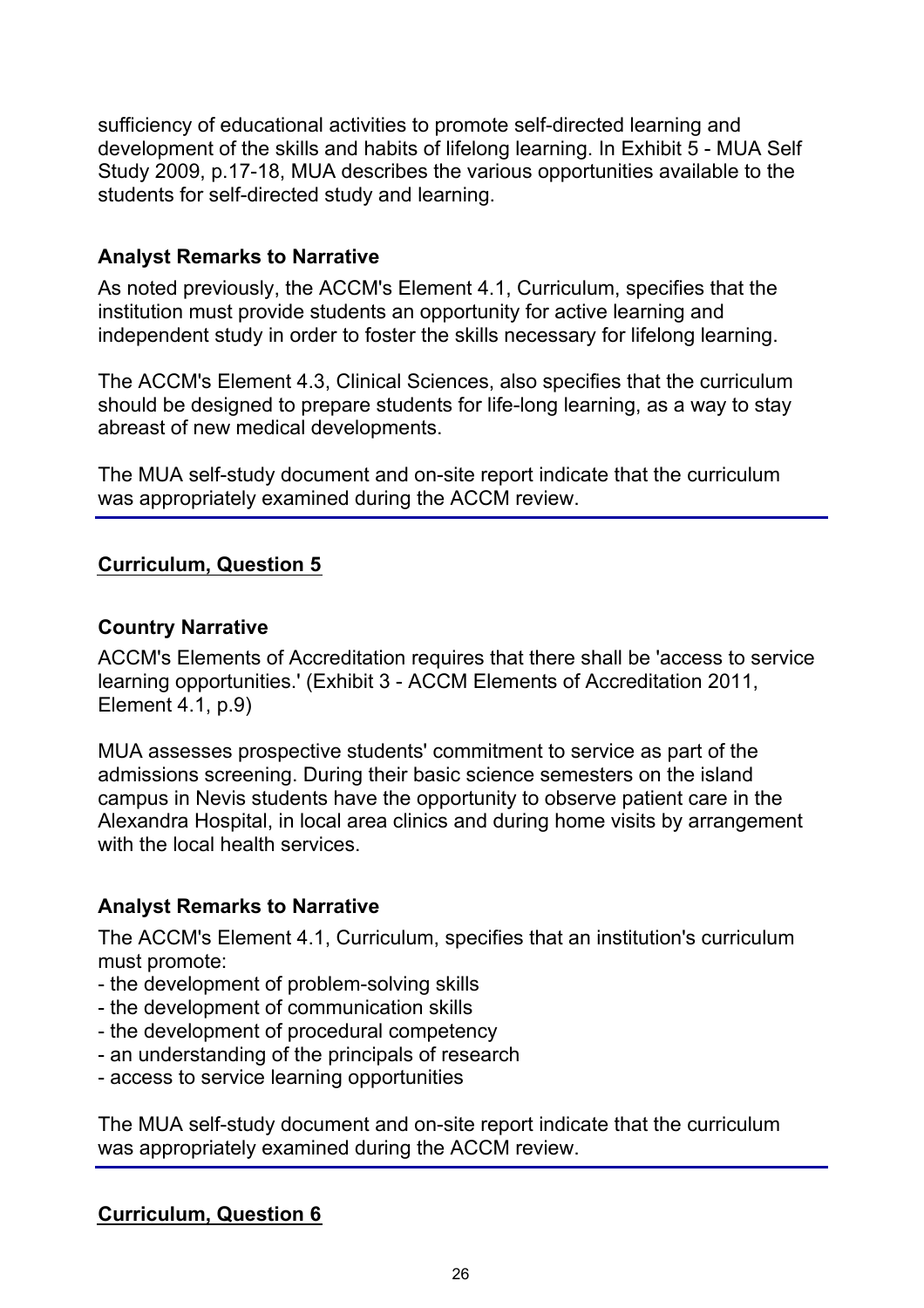sufficiency of educational activities to promote self-directed learning and development of the skills and habits of lifelong learning. In Exhibit 5 - MUA Self Study 2009, p.17-18, MUA describes the various opportunities available to the students for self-directed study and learning.

### Analyst Remarks to Narrative

As noted previously, the ACCM's Element 4.1, Curriculum, specifies that the institution must provide students an opportunity for active learning and independent study in order to foster the skills necessary for lifelong learning.

The ACCM's Element 4.3, Clinical Sciences, also specifies that the curriculum should be designed to prepare students for life-long learning, as a way to stay abreast of new medical developments.

The MUA self-study document and on-site report indicate that the curriculum was appropriately examined during the ACCM review.

---

## Curriculum, Question 5

### Country Narrative

ACCM's Elements of Accreditation requires that there shall be 'access to service learning opportunities.' (Exhibit 3 - ACCM Elements of Accreditation 2011, Element 4.1, p.9)

MUA assesses prospective students' commitment to service as part of the admissions screening. During their basic science semesters on the island campus in Nevis students have the opportunity to observe patient care in the Alexandra Hospital, in local area clinics and during home visits by arrangement with the local health services.

### Analyst Remarks to Narrative

The ACCM's Element 4.1, Curriculum, specifies that an institution's curriculum must promote:

- the development of problem-solving skills
- the development of communication skills
- the development of procedural competency
- an understanding of the principals of research
- access to service learning opportunities

The MUA self-study document and on-site report indicate that the curriculum was appropriately examined during the ACCM review.

---

## Curriculum, Question 6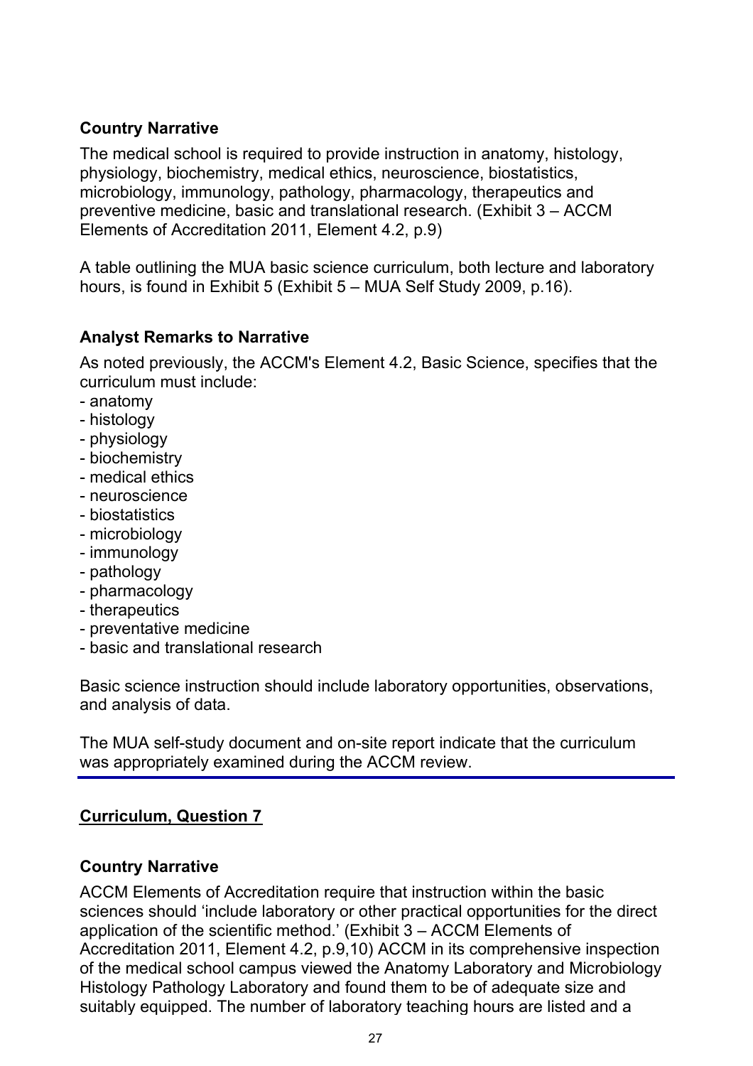### Country Narrative

The medical school is required to provide instruction in anatomy, histology, physiology, biochemistry, medical ethics, neuroscience, biostatistics, microbiology, immunology, pathology, pharmacology, therapeutics and preventive medicine, basic and translational research. (Exhibit 3 – ACCM Elements of Accreditation 2011, Element 4.2, p.9)

A table outlining the MUA basic science curriculum, both lecture and laboratory hours, is found in Exhibit 5 (Exhibit 5 – MUA Self Study 2009, p.16).

### Analyst Remarks to Narrative

As noted previously, the ACCM's Element 4.2, Basic Science, specifies that the curriculum must include:
- anatomy
- histology
- physiology
- biochemistry
- medical ethics
- neuroscience
- biostatistics
- microbiology
- immunology
- pathology
- pharmacology
- therapeutics
- preventative medicine
- basic and translational research

Basic science instruction should include laboratory opportunities, observations, and analysis of data.

The MUA self-study document and on-site report indicate that the curriculum was appropriately examined during the ACCM review.

---

## Curriculum, Question 7

### Country Narrative

ACCM Elements of Accreditation require that instruction within the basic sciences should 'include laboratory or other practical opportunities for the direct application of the scientific method.' (Exhibit 3 – ACCM Elements of Accreditation 2011, Element 4.2, p.9,10) ACCM in its comprehensive inspection of the medical school campus viewed the Anatomy Laboratory and Microbiology Histology Pathology Laboratory and found them to be of adequate size and suitably equipped. The number of laboratory teaching hours are listed and a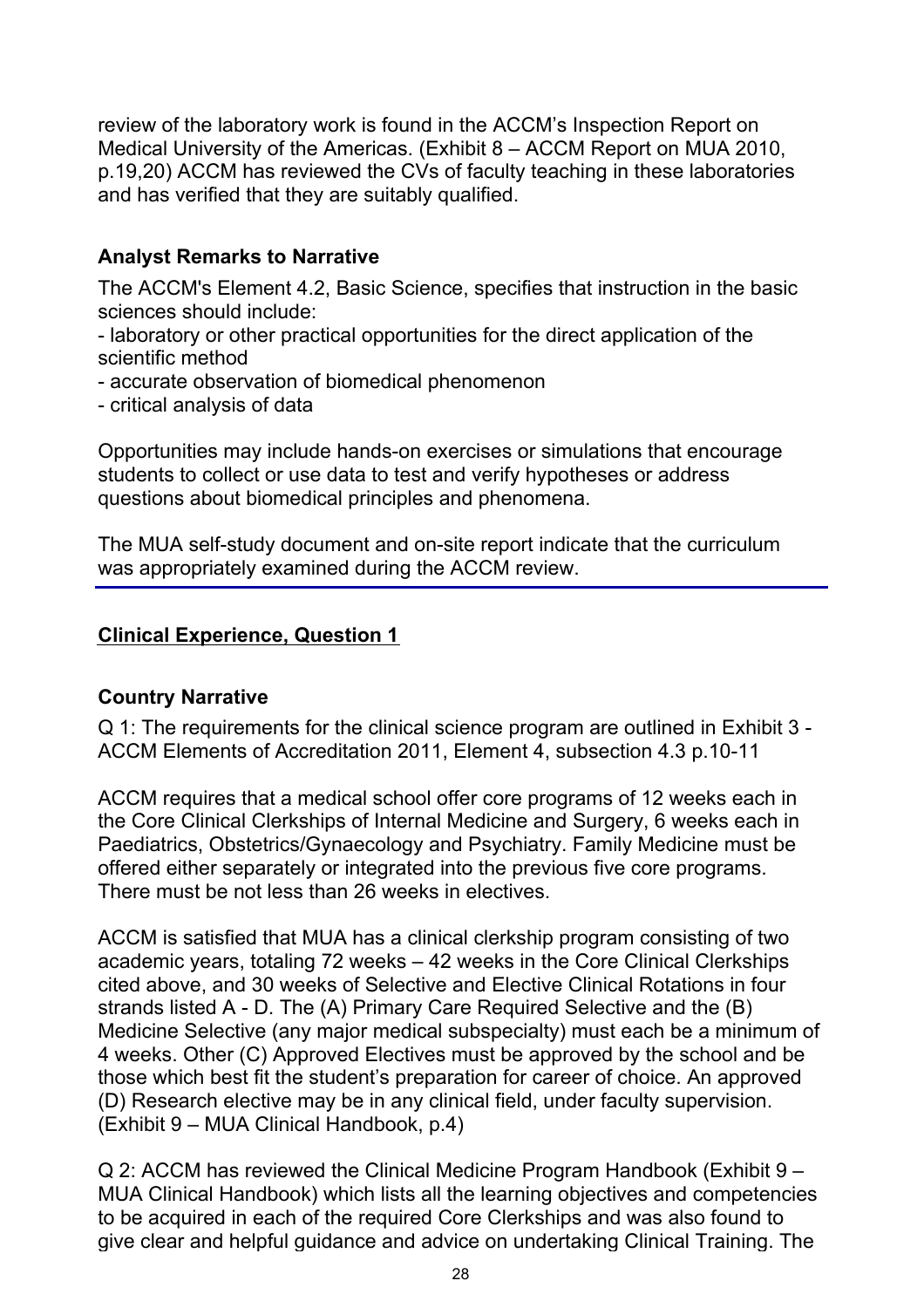review of the laboratory work is found in the ACCM's Inspection Report on Medical University of the Americas. (Exhibit 8 – ACCM Report on MUA 2010, p.19,20) ACCM has reviewed the CVs of faculty teaching in these laboratories and has verified that they are suitably qualified.

**Analyst Remarks to Narrative**

The ACCM's Element 4.2, Basic Science, specifies that instruction in the basic sciences should include:

- laboratory or other practical opportunities for the direct application of the scientific method
- accurate observation of biomedical phenomenon
- critical analysis of data

Opportunities may include hands-on exercises or simulations that encourage students to collect or use data to test and verify hypotheses or address questions about biomedical principles and phenomena.

The MUA self-study document and on-site report indicate that the curriculum was appropriately examined during the ACCM review.

---

**Clinical Experience, Question 1**

**Country Narrative**

Q 1: The requirements for the clinical science program are outlined in Exhibit 3 - ACCM Elements of Accreditation 2011, Element 4, subsection 4.3 p.10-11

ACCM requires that a medical school offer core programs of 12 weeks each in the Core Clinical Clerkships of Internal Medicine and Surgery, 6 weeks each in Paediatrics, Obstetrics/Gynaecology and Psychiatry. Family Medicine must be offered either separately or integrated into the previous five core programs. There must be not less than 26 weeks in electives.

ACCM is satisfied that MUA has a clinical clerkship program consisting of two academic years, totaling 72 weeks – 42 weeks in the Core Clinical Clerkships cited above, and 30 weeks of Selective and Elective Clinical Rotations in four strands listed A - D. The (A) Primary Care Required Selective and the (B) Medicine Selective (any major medical subspecialty) must each be a minimum of 4 weeks. Other (C) Approved Electives must be approved by the school and be those which best fit the student's preparation for career of choice. An approved (D) Research elective may be in any clinical field, under faculty supervision. (Exhibit 9 – MUA Clinical Handbook, p.4)

Q 2: ACCM has reviewed the Clinical Medicine Program Handbook (Exhibit 9 – MUA Clinical Handbook) which lists all the learning objectives and competencies to be acquired in each of the required Core Clerkships and was also found to give clear and helpful guidance and advice on undertaking Clinical Training. The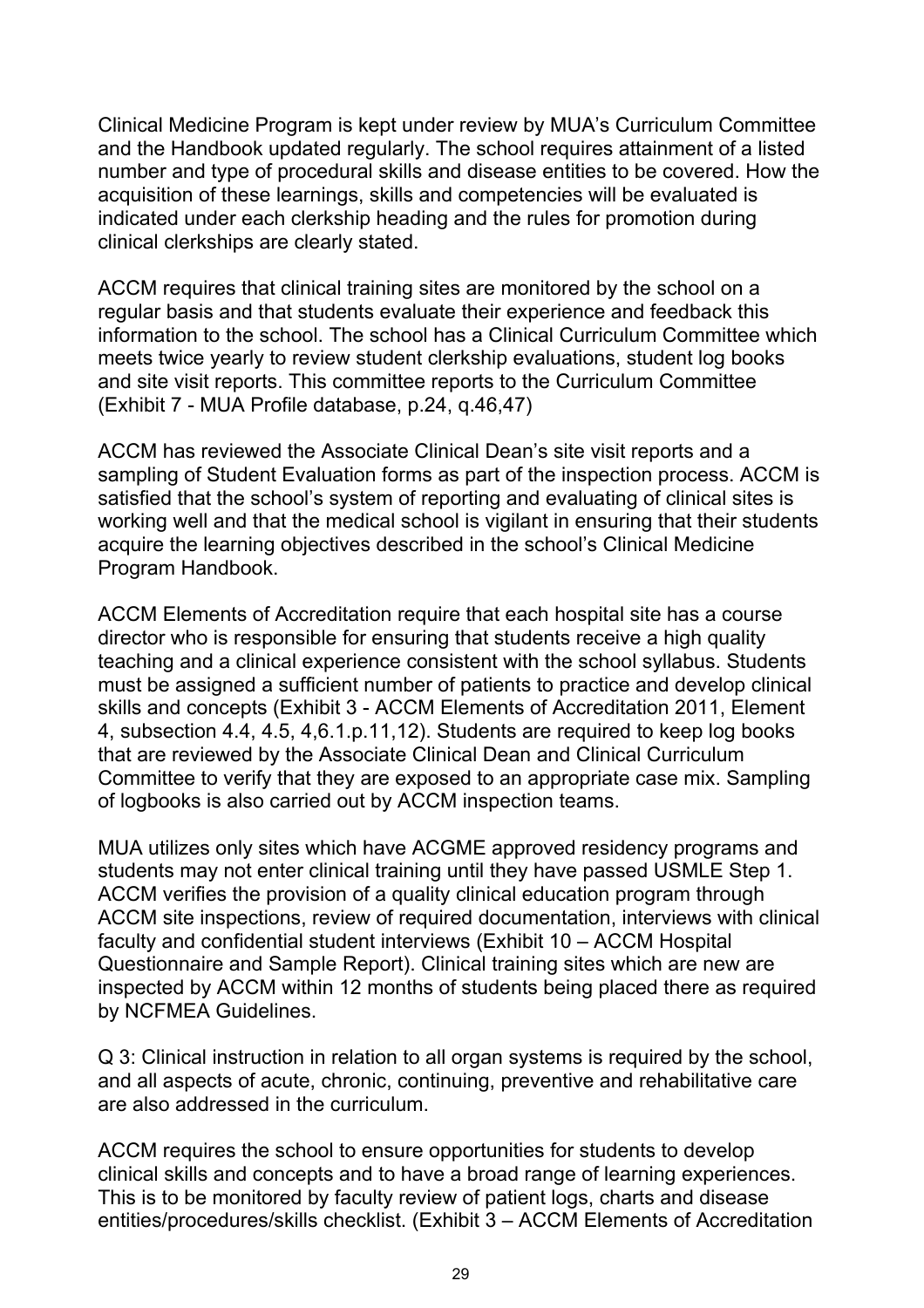Clinical Medicine Program is kept under review by MUA's Curriculum Committee and the Handbook updated regularly. The school requires attainment of a listed number and type of procedural skills and disease entities to be covered. How the acquisition of these learnings, skills and competencies will be evaluated is indicated under each clerkship heading and the rules for promotion during clinical clerkships are clearly stated.

ACCM requires that clinical training sites are monitored by the school on a regular basis and that students evaluate their experience and feedback this information to the school. The school has a Clinical Curriculum Committee which meets twice yearly to review student clerkship evaluations, student log books and site visit reports. This committee reports to the Curriculum Committee (Exhibit 7 - MUA Profile database, p.24, q.46,47)

ACCM has reviewed the Associate Clinical Dean's site visit reports and a sampling of Student Evaluation forms as part of the inspection process. ACCM is satisfied that the school's system of reporting and evaluating of clinical sites is working well and that the medical school is vigilant in ensuring that their students acquire the learning objectives described in the school's Clinical Medicine Program Handbook.

ACCM Elements of Accreditation require that each hospital site has a course director who is responsible for ensuring that students receive a high quality teaching and a clinical experience consistent with the school syllabus. Students must be assigned a sufficient number of patients to practice and develop clinical skills and concepts (Exhibit 3 - ACCM Elements of Accreditation 2011, Element 4, subsection 4.4, 4.5, 4,6.1.p.11,12). Students are required to keep log books that are reviewed by the Associate Clinical Dean and Clinical Curriculum Committee to verify that they are exposed to an appropriate case mix. Sampling of logbooks is also carried out by ACCM inspection teams.

MUA utilizes only sites which have ACGME approved residency programs and students may not enter clinical training until they have passed USMLE Step 1. ACCM verifies the provision of a quality clinical education program through ACCM site inspections, review of required documentation, interviews with clinical faculty and confidential student interviews (Exhibit 10 – ACCM Hospital Questionnaire and Sample Report). Clinical training sites which are new are inspected by ACCM within 12 months of students being placed there as required by NCFMEA Guidelines.

Q 3: Clinical instruction in relation to all organ systems is required by the school, and all aspects of acute, chronic, continuing, preventive and rehabilitative care are also addressed in the curriculum.

ACCM requires the school to ensure opportunities for students to develop clinical skills and concepts and to have a broad range of learning experiences. This is to be monitored by faculty review of patient logs, charts and disease entities/procedures/skills checklist. (Exhibit 3 – ACCM Elements of Accreditation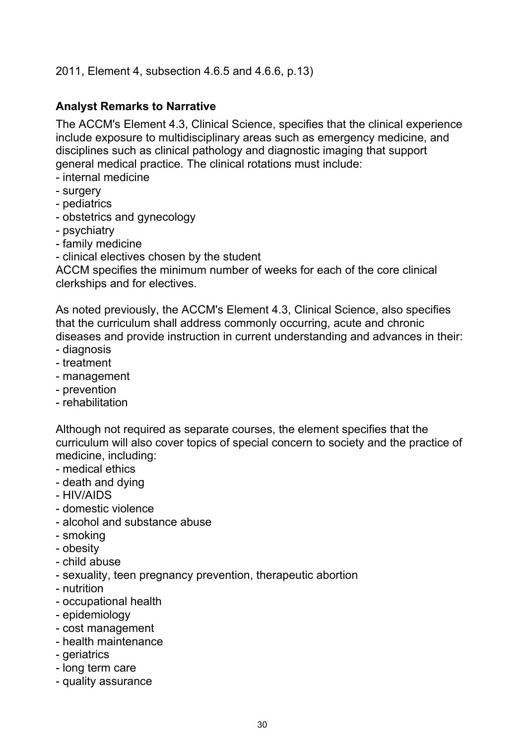2011, Element 4, subsection 4.6.5 and 4.6.6, p.13)

### Analyst Remarks to Narrative

The ACCM's Element 4.3, Clinical Science, specifies that the clinical experience include exposure to multidisciplinary areas such as emergency medicine, and disciplines such as clinical pathology and diagnostic imaging that support general medical practice. The clinical rotations must include:

- internal medicine
- surgery
- pediatrics
- obstetrics and gynecology
- psychiatry
- family medicine
- clinical electives chosen by the student

ACCM specifies the minimum number of weeks for each of the core clinical clerkships and for electives.

As noted previously, the ACCM's Element 4.3, Clinical Science, also specifies that the curriculum shall address commonly occurring, acute and chronic diseases and provide instruction in current understanding and advances in their:

- diagnosis
- treatment
- management
- prevention
- rehabilitation

Although not required as separate courses, the element specifies that the curriculum will also cover topics of special concern to society and the practice of medicine, including:

- medical ethics
- death and dying
- HIV/AIDS
- domestic violence
- alcohol and substance abuse
- smoking
- obesity
- child abuse
- sexuality, teen pregnancy prevention, therapeutic abortion
- nutrition
- occupational health
- epidemiology
- cost management
- health maintenance
- geriatrics
- long term care
- quality assurance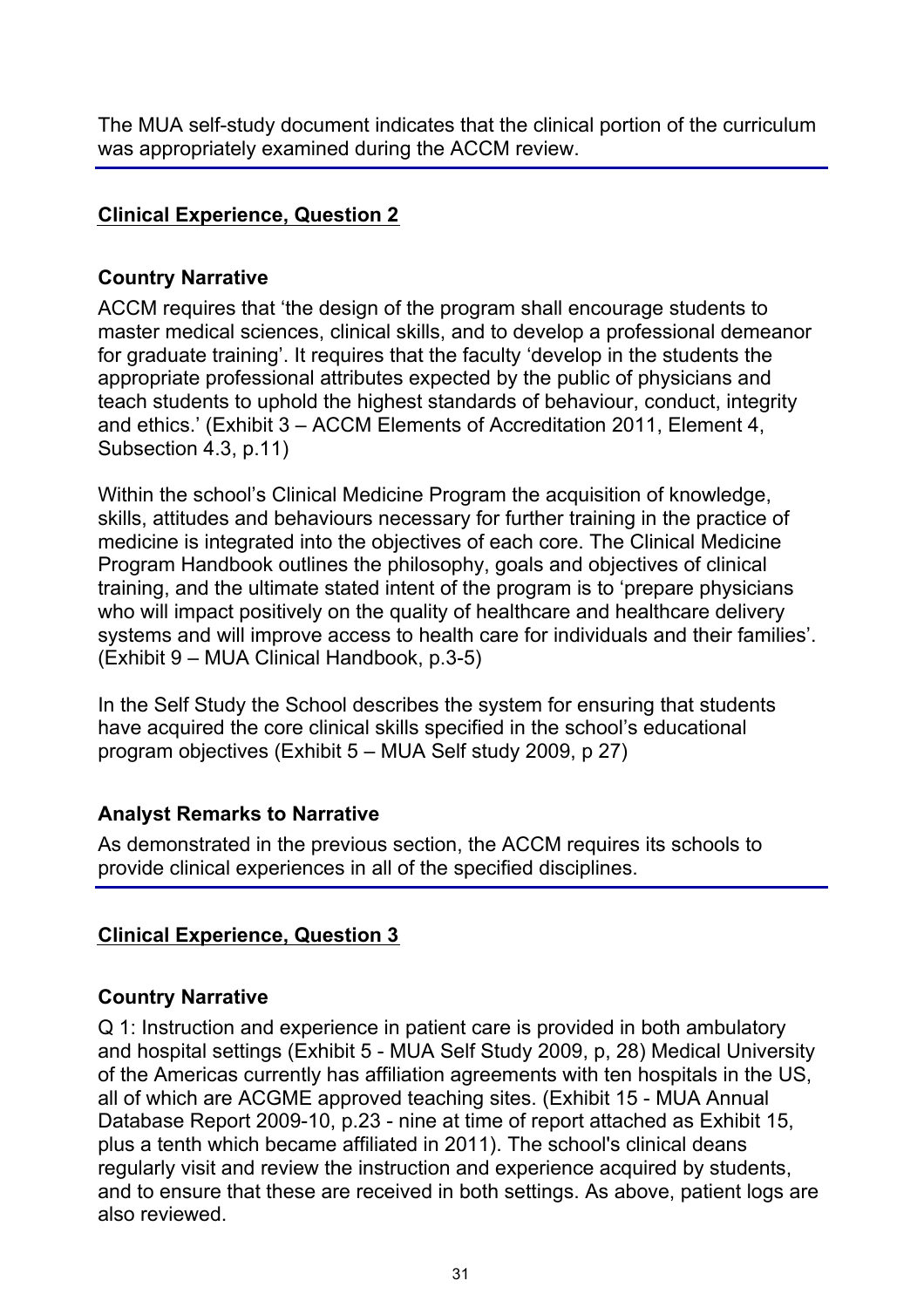The MUA self-study document indicates that the clinical portion of the curriculum was appropriately examined during the ACCM review.

---

## Clinical Experience, Question 2

### Country Narrative

ACCM requires that 'the design of the program shall encourage students to master medical sciences, clinical skills, and to develop a professional demeanor for graduate training'. It requires that the faculty 'develop in the students the appropriate professional attributes expected by the public of physicians and teach students to uphold the highest standards of behaviour, conduct, integrity and ethics.' (Exhibit 3 – ACCM Elements of Accreditation 2011, Element 4, Subsection 4.3, p.11)

Within the school's Clinical Medicine Program the acquisition of knowledge, skills, attitudes and behaviours necessary for further training in the practice of medicine is integrated into the objectives of each core. The Clinical Medicine Program Handbook outlines the philosophy, goals and objectives of clinical training, and the ultimate stated intent of the program is to 'prepare physicians who will impact positively on the quality of healthcare and healthcare delivery systems and will improve access to health care for individuals and their families'. (Exhibit 9 – MUA Clinical Handbook, p.3-5)

In the Self Study the School describes the system for ensuring that students have acquired the core clinical skills specified in the school's educational program objectives (Exhibit 5 – MUA Self study 2009, p 27)

### Analyst Remarks to Narrative

As demonstrated in the previous section, the ACCM requires its schools to provide clinical experiences in all of the specified disciplines.

---

## Clinical Experience, Question 3

### Country Narrative

Q 1: Instruction and experience in patient care is provided in both ambulatory and hospital settings (Exhibit 5 - MUA Self Study 2009, p, 28) Medical University of the Americas currently has affiliation agreements with ten hospitals in the US, all of which are ACGME approved teaching sites. (Exhibit 15 - MUA Annual Database Report 2009-10, p.23 - nine at time of report attached as Exhibit 15, plus a tenth which became affiliated in 2011). The school's clinical deans regularly visit and review the instruction and experience acquired by students, and to ensure that these are received in both settings. As above, patient logs are also reviewed.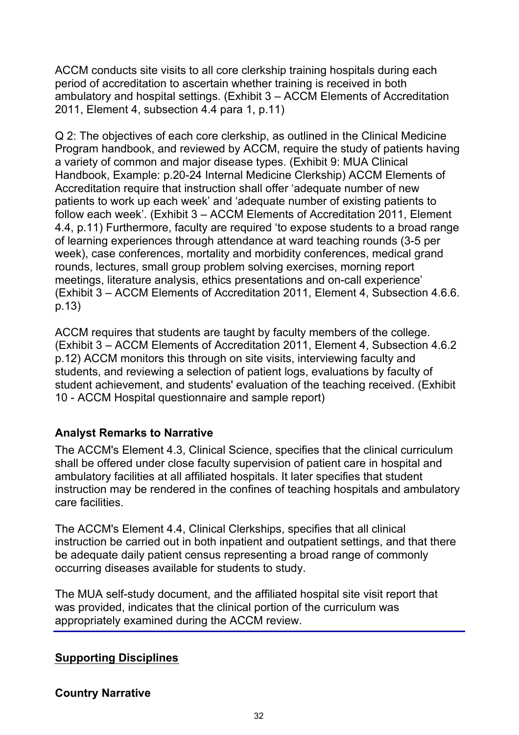ACCM conducts site visits to all core clerkship training hospitals during each period of accreditation to ascertain whether training is received in both ambulatory and hospital settings. (Exhibit 3 – ACCM Elements of Accreditation 2011, Element 4, subsection 4.4 para 1, p.11)

Q 2: The objectives of each core clerkship, as outlined in the Clinical Medicine Program handbook, and reviewed by ACCM, require the study of patients having a variety of common and major disease types. (Exhibit 9: MUA Clinical Handbook, Example: p.20-24 Internal Medicine Clerkship) ACCM Elements of Accreditation require that instruction shall offer 'adequate number of new patients to work up each week' and 'adequate number of existing patients to follow each week'. (Exhibit 3 – ACCM Elements of Accreditation 2011, Element 4.4, p.11) Furthermore, faculty are required 'to expose students to a broad range of learning experiences through attendance at ward teaching rounds (3-5 per week), case conferences, mortality and morbidity conferences, medical grand rounds, lectures, small group problem solving exercises, morning report meetings, literature analysis, ethics presentations and on-call experience' (Exhibit 3 – ACCM Elements of Accreditation 2011, Element 4, Subsection 4.6.6. p.13)

ACCM requires that students are taught by faculty members of the college. (Exhibit 3 – ACCM Elements of Accreditation 2011, Element 4, Subsection 4.6.2 p.12) ACCM monitors this through on site visits, interviewing faculty and students, and reviewing a selection of patient logs, evaluations by faculty of student achievement, and students' evaluation of the teaching received. (Exhibit 10 - ACCM Hospital questionnaire and sample report)

### Analyst Remarks to Narrative

The ACCM's Element 4.3, Clinical Science, specifies that the clinical curriculum shall be offered under close faculty supervision of patient care in hospital and ambulatory facilities at all affiliated hospitals. It later specifies that student instruction may be rendered in the confines of teaching hospitals and ambulatory care facilities.

The ACCM's Element 4.4, Clinical Clerkships, specifies that all clinical instruction be carried out in both inpatient and outpatient settings, and that there be adequate daily patient census representing a broad range of commonly occurring diseases available for students to study.

The MUA self-study document, and the affiliated hospital site visit report that was provided, indicates that the clinical portion of the curriculum was appropriately examined during the ACCM review.

---

## Supporting Disciplines

### Country Narrative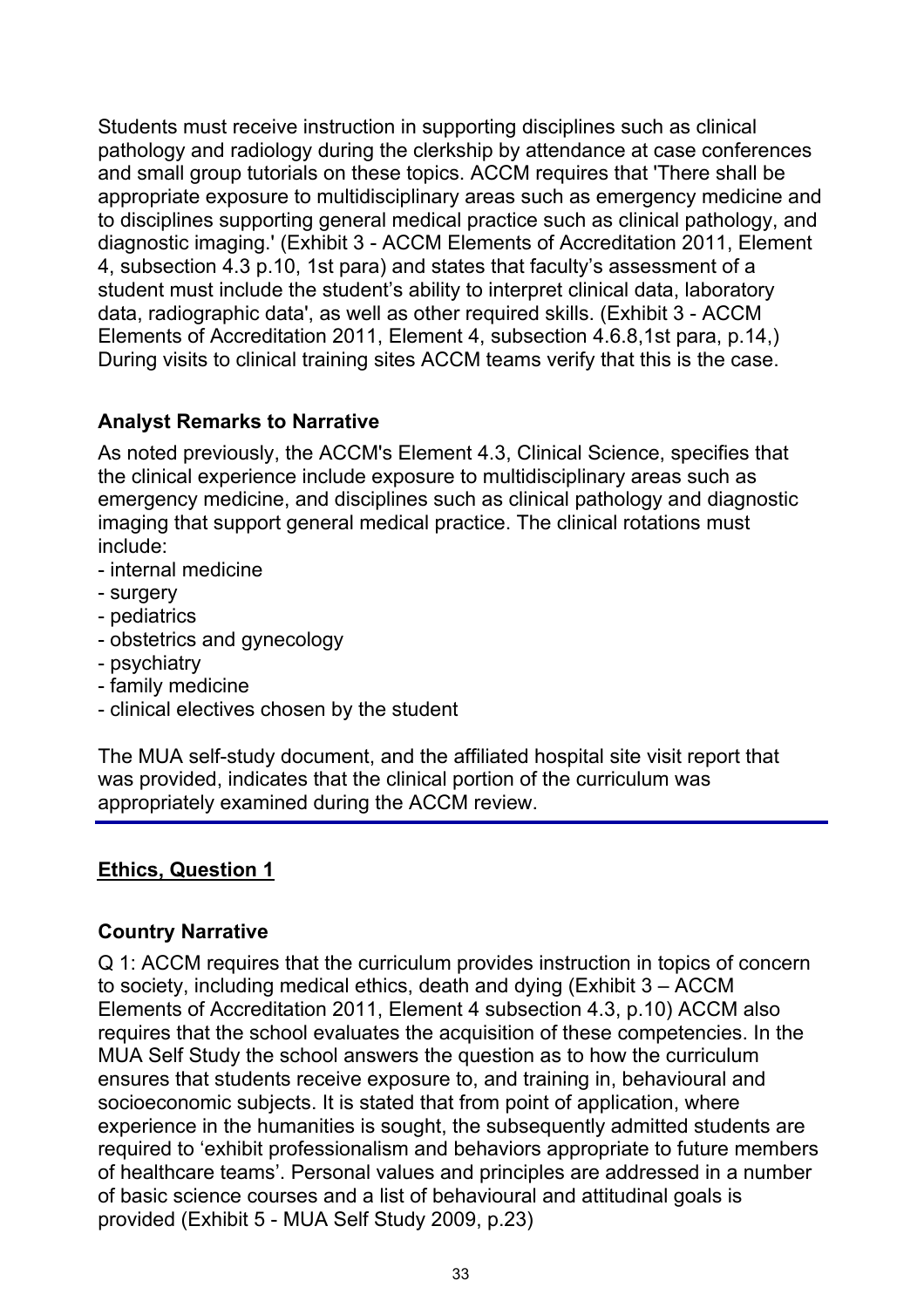Students must receive instruction in supporting disciplines such as clinical pathology and radiology during the clerkship by attendance at case conferences and small group tutorials on these topics. ACCM requires that 'There shall be appropriate exposure to multidisciplinary areas such as emergency medicine and to disciplines supporting general medical practice such as clinical pathology, and diagnostic imaging.' (Exhibit 3 - ACCM Elements of Accreditation 2011, Element 4, subsection 4.3 p.10, 1st para) and states that faculty's assessment of a student must include the student's ability to interpret clinical data, laboratory data, radiographic data', as well as other required skills. (Exhibit 3 - ACCM Elements of Accreditation 2011, Element 4, subsection 4.6.8,1st para, p.14,) During visits to clinical training sites ACCM teams verify that this is the case.

**Analyst Remarks to Narrative**

As noted previously, the ACCM's Element 4.3, Clinical Science, specifies that the clinical experience include exposure to multidisciplinary areas such as emergency medicine, and disciplines such as clinical pathology and diagnostic imaging that support general medical practice. The clinical rotations must include:

- internal medicine
- surgery
- pediatrics
- obstetrics and gynecology
- psychiatry
- family medicine
- clinical electives chosen by the student

The MUA self-study document, and the affiliated hospital site visit report that was provided, indicates that the clinical portion of the curriculum was appropriately examined during the ACCM review.

---

**Ethics, Question 1**

**Country Narrative**

Q 1: ACCM requires that the curriculum provides instruction in topics of concern to society, including medical ethics, death and dying (Exhibit 3 – ACCM Elements of Accreditation 2011, Element 4 subsection 4.3, p.10) ACCM also requires that the school evaluates the acquisition of these competencies. In the MUA Self Study the school answers the question as to how the curriculum ensures that students receive exposure to, and training in, behavioural and socioeconomic subjects. It is stated that from point of application, where experience in the humanities is sought, the subsequently admitted students are required to 'exhibit professionalism and behaviors appropriate to future members of healthcare teams'. Personal values and principles are addressed in a number of basic science courses and a list of behavioural and attitudinal goals is provided (Exhibit 5 - MUA Self Study 2009, p.23)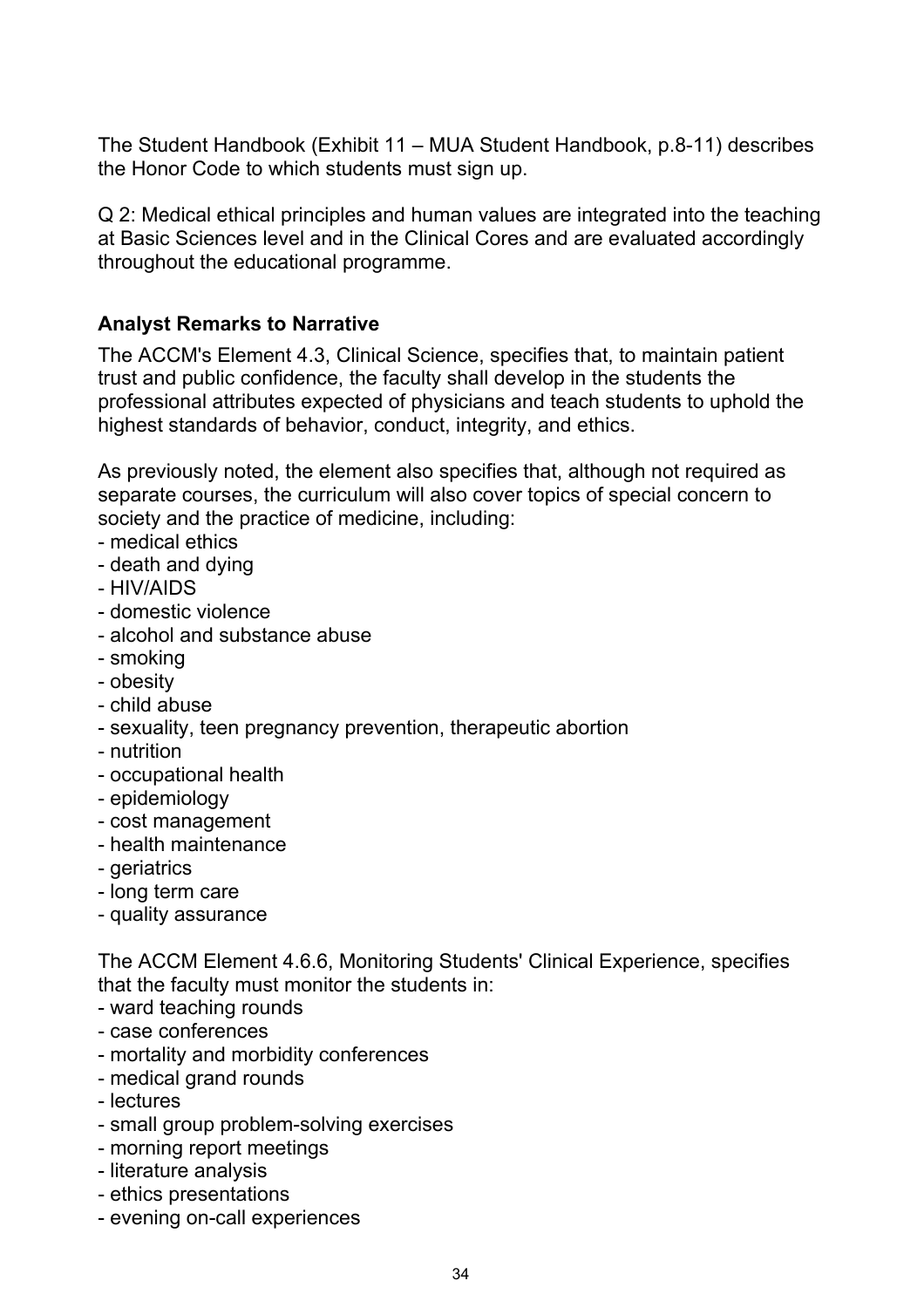The Student Handbook (Exhibit 11 – MUA Student Handbook, p.8-11) describes the Honor Code to which students must sign up.

Q 2: Medical ethical principles and human values are integrated into the teaching at Basic Sciences level and in the Clinical Cores and are evaluated accordingly throughout the educational programme.

**Analyst Remarks to Narrative**

The ACCM's Element 4.3, Clinical Science, specifies that, to maintain patient trust and public confidence, the faculty shall develop in the students the professional attributes expected of physicians and teach students to uphold the highest standards of behavior, conduct, integrity, and ethics.

As previously noted, the element also specifies that, although not required as separate courses, the curriculum will also cover topics of special concern to society and the practice of medicine, including:
- medical ethics
- death and dying
- HIV/AIDS
- domestic violence
- alcohol and substance abuse
- smoking
- obesity
- child abuse
- sexuality, teen pregnancy prevention, therapeutic abortion
- nutrition
- occupational health
- epidemiology
- cost management
- health maintenance
- geriatrics
- long term care
- quality assurance

The ACCM Element 4.6.6, Monitoring Students' Clinical Experience, specifies that the faculty must monitor the students in:
- ward teaching rounds
- case conferences
- mortality and morbidity conferences
- medical grand rounds
- lectures
- small group problem-solving exercises
- morning report meetings
- literature analysis
- ethics presentations
- evening on-call experiences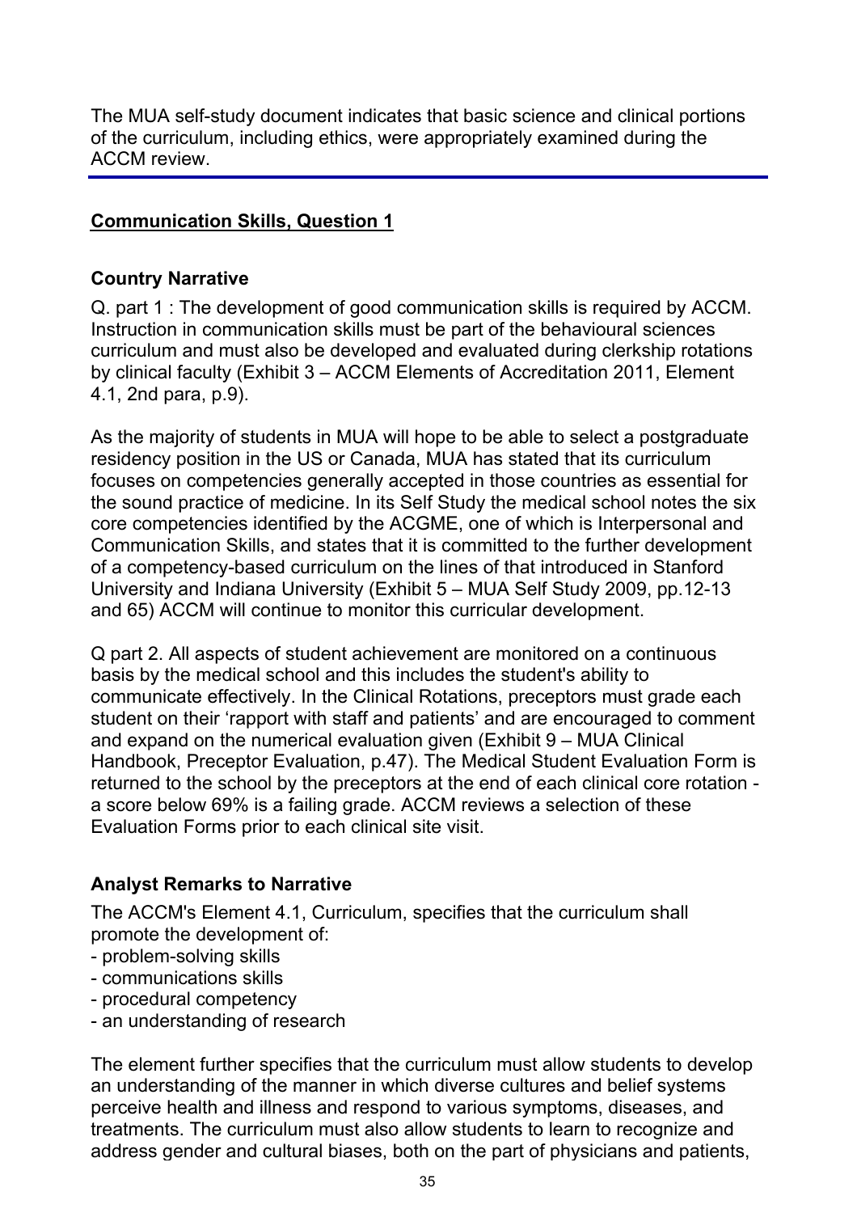The MUA self-study document indicates that basic science and clinical portions of the curriculum, including ethics, were appropriately examined during the ACCM review.

---

**Communication Skills, Question 1**

### Country Narrative

Q. part 1 : The development of good communication skills is required by ACCM. Instruction in communication skills must be part of the behavioural sciences curriculum and must also be developed and evaluated during clerkship rotations by clinical faculty (Exhibit 3 – ACCM Elements of Accreditation 2011, Element 4.1, 2nd para, p.9).

As the majority of students in MUA will hope to be able to select a postgraduate residency position in the US or Canada, MUA has stated that its curriculum focuses on competencies generally accepted in those countries as essential for the sound practice of medicine. In its Self Study the medical school notes the six core competencies identified by the ACGME, one of which is Interpersonal and Communication Skills, and states that it is committed to the further development of a competency-based curriculum on the lines of that introduced in Stanford University and Indiana University (Exhibit 5 – MUA Self Study 2009, pp.12-13 and 65) ACCM will continue to monitor this curricular development.

Q part 2. All aspects of student achievement are monitored on a continuous basis by the medical school and this includes the student's ability to communicate effectively. In the Clinical Rotations, preceptors must grade each student on their 'rapport with staff and patients' and are encouraged to comment and expand on the numerical evaluation given (Exhibit 9 – MUA Clinical Handbook, Preceptor Evaluation, p.47). The Medical Student Evaluation Form is returned to the school by the preceptors at the end of each clinical core rotation - a score below 69% is a failing grade. ACCM reviews a selection of these Evaluation Forms prior to each clinical site visit.

### Analyst Remarks to Narrative

The ACCM's Element 4.1, Curriculum, specifies that the curriculum shall promote the development of:
- problem-solving skills
- communications skills
- procedural competency
- an understanding of research

The element further specifies that the curriculum must allow students to develop an understanding of the manner in which diverse cultures and belief systems perceive health and illness and respond to various symptoms, diseases, and treatments. The curriculum must also allow students to learn to recognize and address gender and cultural biases, both on the part of physicians and patients,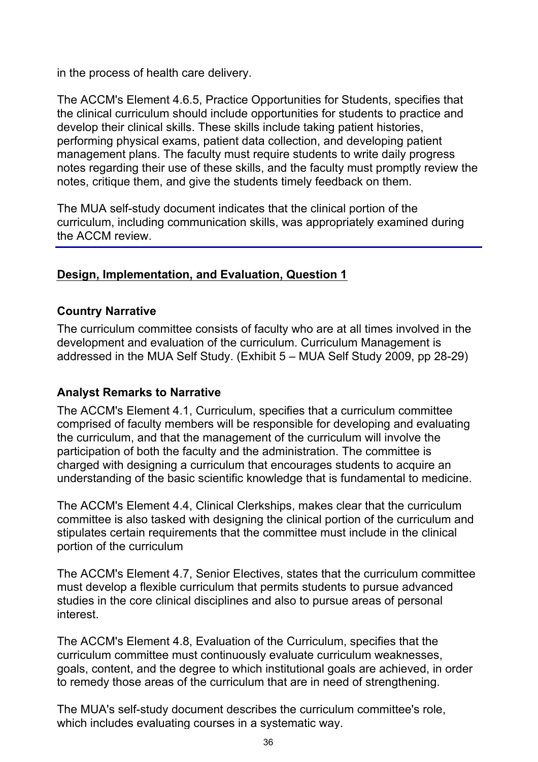in the process of health care delivery.

The ACCM's Element 4.6.5, Practice Opportunities for Students, specifies that the clinical curriculum should include opportunities for students to practice and develop their clinical skills. These skills include taking patient histories, performing physical exams, patient data collection, and developing patient management plans. The faculty must require students to write daily progress notes regarding their use of these skills, and the faculty must promptly review the notes, critique them, and give the students timely feedback on them.

The MUA self-study document indicates that the clinical portion of the curriculum, including communication skills, was appropriately examined during the ACCM review.

---

## Design, Implementation, and Evaluation, Question 1

### Country Narrative

The curriculum committee consists of faculty who are at all times involved in the development and evaluation of the curriculum. Curriculum Management is addressed in the MUA Self Study. (Exhibit 5 – MUA Self Study 2009, pp 28-29)

### Analyst Remarks to Narrative

The ACCM's Element 4.1, Curriculum, specifies that a curriculum committee comprised of faculty members will be responsible for developing and evaluating the curriculum, and that the management of the curriculum will involve the participation of both the faculty and the administration. The committee is charged with designing a curriculum that encourages students to acquire an understanding of the basic scientific knowledge that is fundamental to medicine.

The ACCM's Element 4.4, Clinical Clerkships, makes clear that the curriculum committee is also tasked with designing the clinical portion of the curriculum and stipulates certain requirements that the committee must include in the clinical portion of the curriculum

The ACCM's Element 4.7, Senior Electives, states that the curriculum committee must develop a flexible curriculum that permits students to pursue advanced studies in the core clinical disciplines and also to pursue areas of personal interest.

The ACCM's Element 4.8, Evaluation of the Curriculum, specifies that the curriculum committee must continuously evaluate curriculum weaknesses, goals, content, and the degree to which institutional goals are achieved, in order to remedy those areas of the curriculum that are in need of strengthening.

The MUA's self-study document describes the curriculum committee's role, which includes evaluating courses in a systematic way.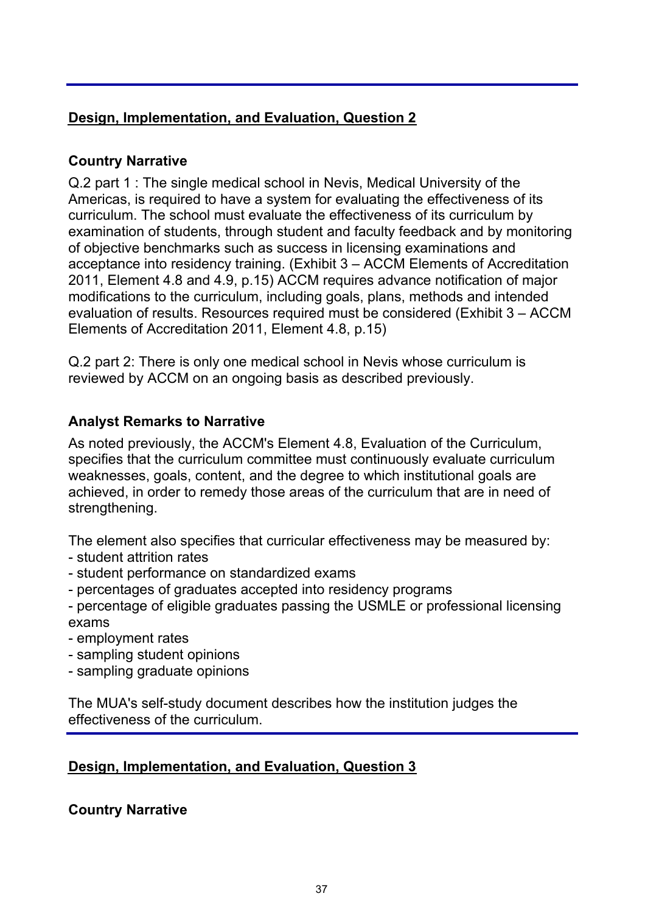## Design, Implementation, and Evaluation, Question 2

### Country Narrative

Q.2 part 1 : The single medical school in Nevis, Medical University of the Americas, is required to have a system for evaluating the effectiveness of its curriculum. The school must evaluate the effectiveness of its curriculum by examination of students, through student and faculty feedback and by monitoring of objective benchmarks such as success in licensing examinations and acceptance into residency training. (Exhibit 3 – ACCM Elements of Accreditation 2011, Element 4.8 and 4.9, p.15) ACCM requires advance notification of major modifications to the curriculum, including goals, plans, methods and intended evaluation of results. Resources required must be considered (Exhibit 3 – ACCM Elements of Accreditation 2011, Element 4.8, p.15)

Q.2 part 2: There is only one medical school in Nevis whose curriculum is reviewed by ACCM on an ongoing basis as described previously.

### Analyst Remarks to Narrative

As noted previously, the ACCM's Element 4.8, Evaluation of the Curriculum, specifies that the curriculum committee must continuously evaluate curriculum weaknesses, goals, content, and the degree to which institutional goals are achieved, in order to remedy those areas of the curriculum that are in need of strengthening.

The element also specifies that curricular effectiveness may be measured by:

- student attrition rates
- student performance on standardized exams
- percentages of graduates accepted into residency programs
- percentage of eligible graduates passing the USMLE or professional licensing exams
- employment rates
- sampling student opinions
- sampling graduate opinions

The MUA's self-study document describes how the institution judges the effectiveness of the curriculum.

## Design, Implementation, and Evaluation, Question 3

### Country Narrative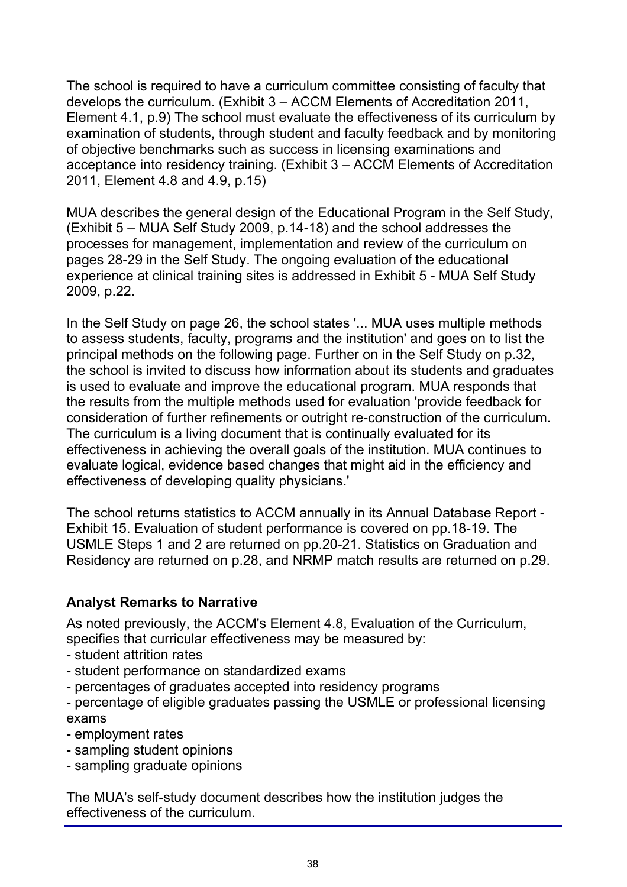The school is required to have a curriculum committee consisting of faculty that develops the curriculum. (Exhibit 3 – ACCM Elements of Accreditation 2011, Element 4.1, p.9) The school must evaluate the effectiveness of its curriculum by examination of students, through student and faculty feedback and by monitoring of objective benchmarks such as success in licensing examinations and acceptance into residency training. (Exhibit 3 – ACCM Elements of Accreditation 2011, Element 4.8 and 4.9, p.15)

MUA describes the general design of the Educational Program in the Self Study, (Exhibit 5 – MUA Self Study 2009, p.14-18) and the school addresses the processes for management, implementation and review of the curriculum on pages 28-29 in the Self Study. The ongoing evaluation of the educational experience at clinical training sites is addressed in Exhibit 5 - MUA Self Study 2009, p.22.

In the Self Study on page 26, the school states '... MUA uses multiple methods to assess students, faculty, programs and the institution' and goes on to list the principal methods on the following page. Further on in the Self Study on p.32, the school is invited to discuss how information about its students and graduates is used to evaluate and improve the educational program. MUA responds that the results from the multiple methods used for evaluation 'provide feedback for consideration of further refinements or outright re-construction of the curriculum. The curriculum is a living document that is continually evaluated for its effectiveness in achieving the overall goals of the institution. MUA continues to evaluate logical, evidence based changes that might aid in the efficiency and effectiveness of developing quality physicians.'

The school returns statistics to ACCM annually in its Annual Database Report - Exhibit 15. Evaluation of student performance is covered on pp.18-19. The USMLE Steps 1 and 2 are returned on pp.20-21. Statistics on Graduation and Residency are returned on p.28, and NRMP match results are returned on p.29.

**Analyst Remarks to Narrative**

As noted previously, the ACCM's Element 4.8, Evaluation of the Curriculum, specifies that curricular effectiveness may be measured by:

- student attrition rates
- student performance on standardized exams
- percentages of graduates accepted into residency programs
- percentage of eligible graduates passing the USMLE or professional licensing exams
- employment rates
- sampling student opinions
- sampling graduate opinions

The MUA's self-study document describes how the institution judges the effectiveness of the curriculum.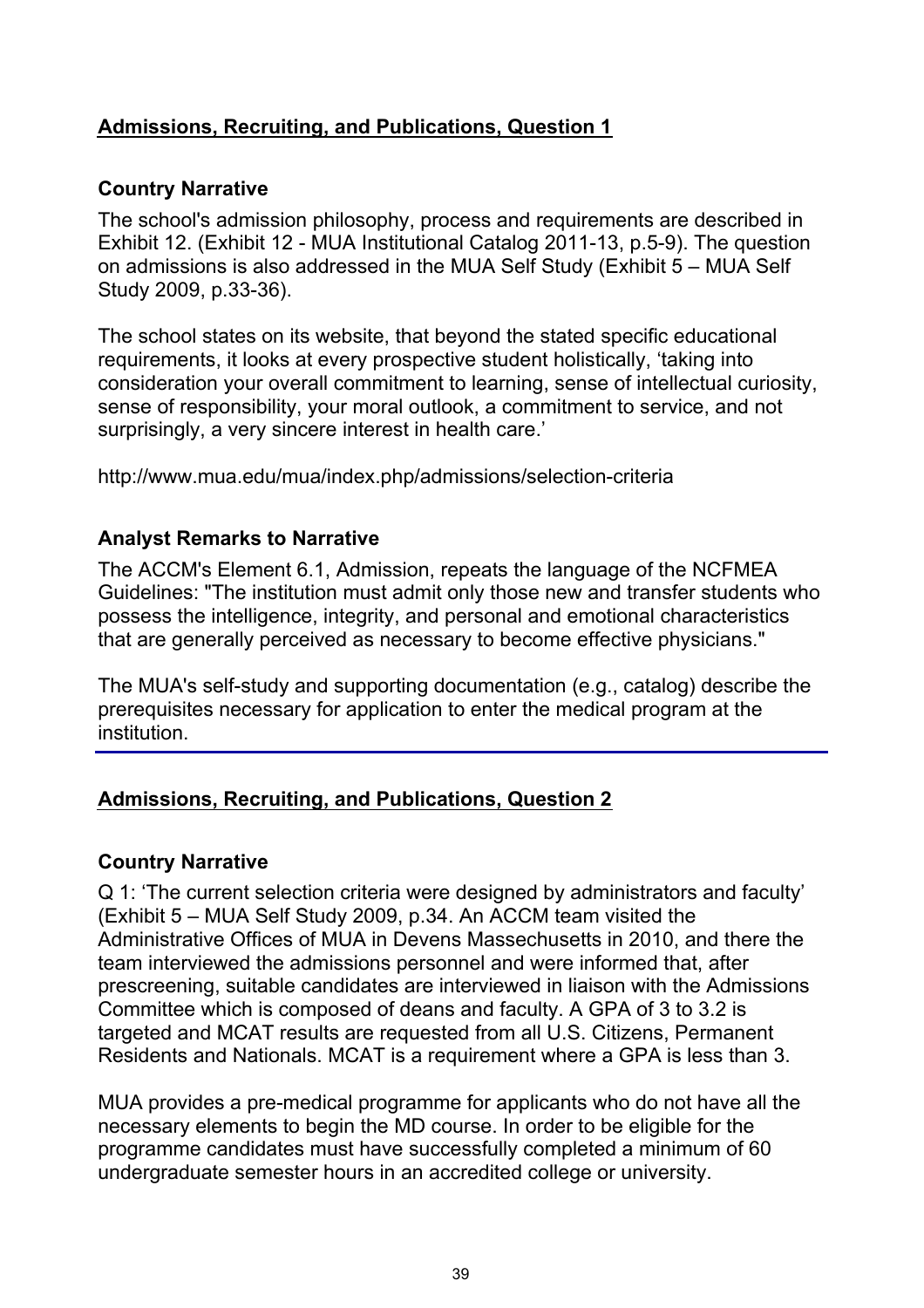## Admissions, Recruiting, and Publications, Question 1

### Country Narrative

The school's admission philosophy, process and requirements are described in Exhibit 12. (Exhibit 12 - MUA Institutional Catalog 2011-13, p.5-9). The question on admissions is also addressed in the MUA Self Study (Exhibit 5 – MUA Self Study 2009, p.33-36).

The school states on its website, that beyond the stated specific educational requirements, it looks at every prospective student holistically, 'taking into consideration your overall commitment to learning, sense of intellectual curiosity, sense of responsibility, your moral outlook, a commitment to service, and not surprisingly, a very sincere interest in health care.'

http://www.mua.edu/mua/index.php/admissions/selection-criteria

### Analyst Remarks to Narrative

The ACCM's Element 6.1, Admission, repeats the language of the NCFMEA Guidelines: "The institution must admit only those new and transfer students who possess the intelligence, integrity, and personal and emotional characteristics that are generally perceived as necessary to become effective physicians."

The MUA's self-study and supporting documentation (e.g., catalog) describe the prerequisites necessary for application to enter the medical program at the institution.

---

## Admissions, Recruiting, and Publications, Question 2

### Country Narrative

Q 1: 'The current selection criteria were designed by administrators and faculty' (Exhibit 5 – MUA Self Study 2009, p.34. An ACCM team visited the Administrative Offices of MUA in Devens Massechusetts in 2010, and there the team interviewed the admissions personnel and were informed that, after prescreening, suitable candidates are interviewed in liaison with the Admissions Committee which is composed of deans and faculty. A GPA of 3 to 3.2 is targeted and MCAT results are requested from all U.S. Citizens, Permanent Residents and Nationals. MCAT is a requirement where a GPA is less than 3.

MUA provides a pre-medical programme for applicants who do not have all the necessary elements to begin the MD course. In order to be eligible for the programme candidates must have successfully completed a minimum of 60 undergraduate semester hours in an accredited college or university.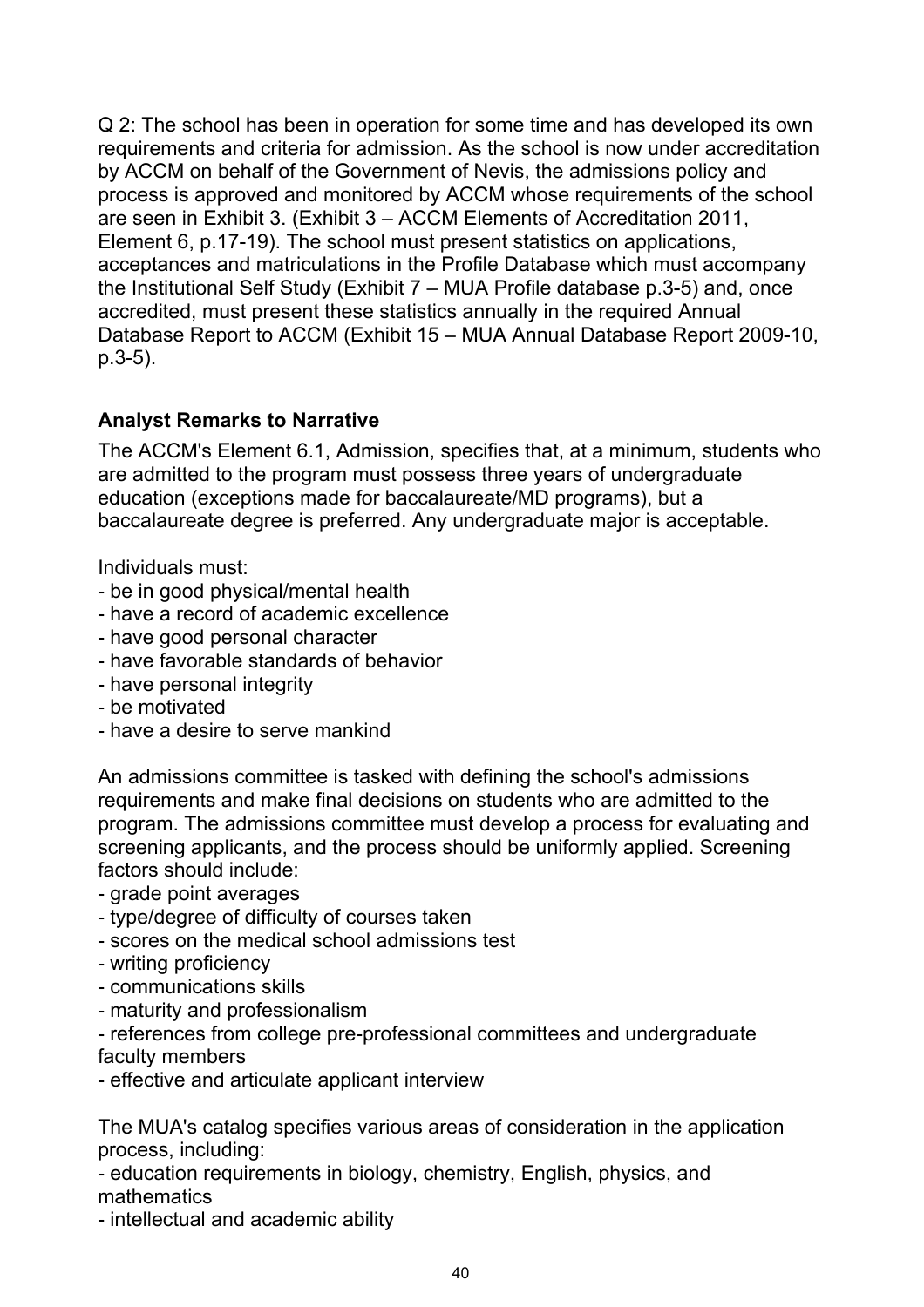Q 2: The school has been in operation for some time and has developed its own requirements and criteria for admission. As the school is now under accreditation by ACCM on behalf of the Government of Nevis, the admissions policy and process is approved and monitored by ACCM whose requirements of the school are seen in Exhibit 3. (Exhibit 3 – ACCM Elements of Accreditation 2011, Element 6, p.17-19). The school must present statistics on applications, acceptances and matriculations in the Profile Database which must accompany the Institutional Self Study (Exhibit 7 – MUA Profile database p.3-5) and, once accredited, must present these statistics annually in the required Annual Database Report to ACCM (Exhibit 15 – MUA Annual Database Report 2009-10, p.3-5).

**Analyst Remarks to Narrative**

The ACCM's Element 6.1, Admission, specifies that, at a minimum, students who are admitted to the program must possess three years of undergraduate education (exceptions made for baccalaureate/MD programs), but a baccalaureate degree is preferred. Any undergraduate major is acceptable.

Individuals must:
- be in good physical/mental health
- have a record of academic excellence
- have good personal character
- have favorable standards of behavior
- have personal integrity
- be motivated
- have a desire to serve mankind

An admissions committee is tasked with defining the school's admissions requirements and make final decisions on students who are admitted to the program. The admissions committee must develop a process for evaluating and screening applicants, and the process should be uniformly applied. Screening factors should include:
- grade point averages
- type/degree of difficulty of courses taken
- scores on the medical school admissions test
- writing proficiency
- communications skills
- maturity and professionalism
- references from college pre-professional committees and undergraduate faculty members
- effective and articulate applicant interview

The MUA's catalog specifies various areas of consideration in the application process, including:
- education requirements in biology, chemistry, English, physics, and mathematics
- intellectual and academic ability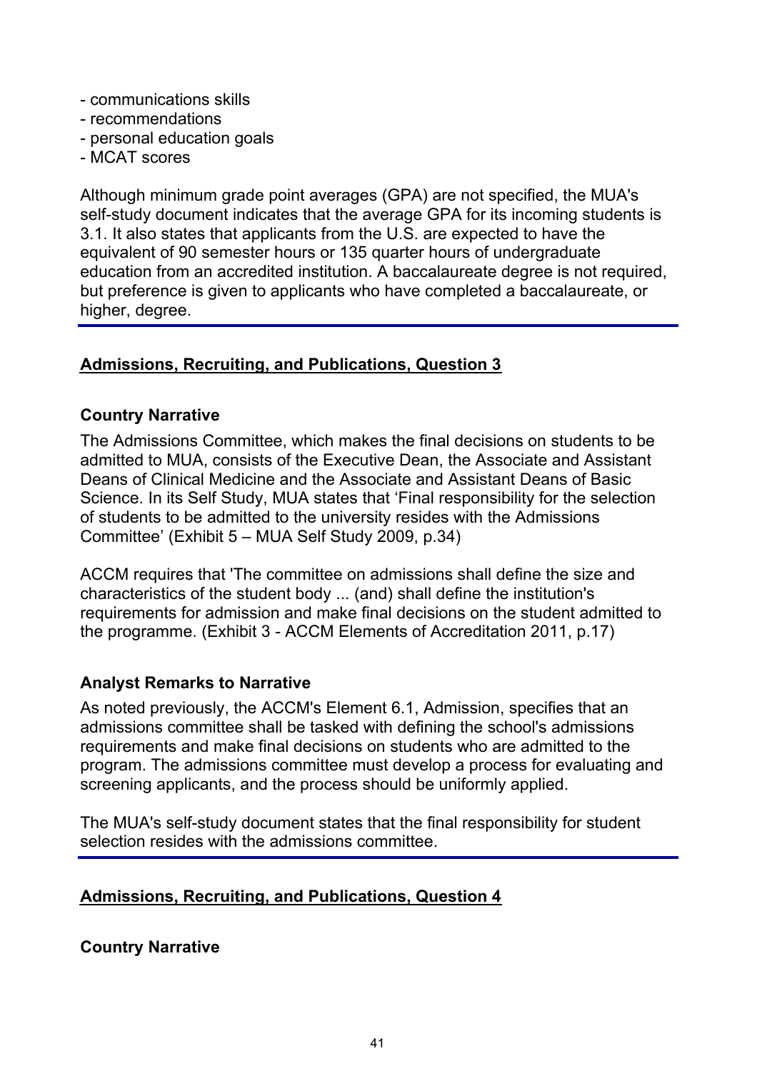- communications skills
- recommendations
- personal education goals
- MCAT scores

Although minimum grade point averages (GPA) are not specified, the MUA's self-study document indicates that the average GPA for its incoming students is 3.1. It also states that applicants from the U.S. are expected to have the equivalent of 90 semester hours or 135 quarter hours of undergraduate education from an accredited institution. A baccalaureate degree is not required, but preference is given to applicants who have completed a baccalaureate, or higher, degree.

---

## Admissions, Recruiting, and Publications, Question 3

### Country Narrative

The Admissions Committee, which makes the final decisions on students to be admitted to MUA, consists of the Executive Dean, the Associate and Assistant Deans of Clinical Medicine and the Associate and Assistant Deans of Basic Science. In its Self Study, MUA states that 'Final responsibility for the selection of students to be admitted to the university resides with the Admissions Committee' (Exhibit 5 – MUA Self Study 2009, p.34)

ACCM requires that 'The committee on admissions shall define the size and characteristics of the student body ... (and) shall define the institution's requirements for admission and make final decisions on the student admitted to the programme. (Exhibit 3 - ACCM Elements of Accreditation 2011, p.17)

### Analyst Remarks to Narrative

As noted previously, the ACCM's Element 6.1, Admission, specifies that an admissions committee shall be tasked with defining the school's admissions requirements and make final decisions on students who are admitted to the program. The admissions committee must develop a process for evaluating and screening applicants, and the process should be uniformly applied.

The MUA's self-study document states that the final responsibility for student selection resides with the admissions committee.

---

## Admissions, Recruiting, and Publications, Question 4

### Country Narrative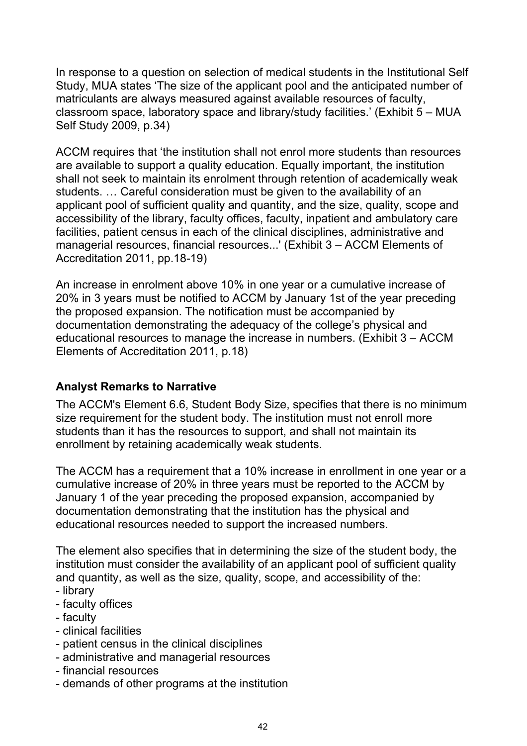In response to a question on selection of medical students in the Institutional Self Study, MUA states 'The size of the applicant pool and the anticipated number of matriculants are always measured against available resources of faculty, classroom space, laboratory space and library/study facilities.' (Exhibit 5 – MUA Self Study 2009, p.34)

ACCM requires that 'the institution shall not enrol more students than resources are available to support a quality education. Equally important, the institution shall not seek to maintain its enrolment through retention of academically weak students. … Careful consideration must be given to the availability of an applicant pool of sufficient quality and quantity, and the size, quality, scope and accessibility of the library, faculty offices, faculty, inpatient and ambulatory care facilities, patient census in each of the clinical disciplines, administrative and managerial resources, financial resources...' (Exhibit 3 – ACCM Elements of Accreditation 2011, pp.18-19)

An increase in enrolment above 10% in one year or a cumulative increase of 20% in 3 years must be notified to ACCM by January 1st of the year preceding the proposed expansion. The notification must be accompanied by documentation demonstrating the adequacy of the college's physical and educational resources to manage the increase in numbers. (Exhibit 3 – ACCM Elements of Accreditation 2011, p.18)

### Analyst Remarks to Narrative

The ACCM's Element 6.6, Student Body Size, specifies that there is no minimum size requirement for the student body. The institution must not enroll more students than it has the resources to support, and shall not maintain its enrollment by retaining academically weak students.

The ACCM has a requirement that a 10% increase in enrollment in one year or a cumulative increase of 20% in three years must be reported to the ACCM by January 1 of the year preceding the proposed expansion, accompanied by documentation demonstrating that the institution has the physical and educational resources needed to support the increased numbers.

The element also specifies that in determining the size of the student body, the institution must consider the availability of an applicant pool of sufficient quality and quantity, as well as the size, quality, scope, and accessibility of the:

- library
- faculty offices
- faculty
- clinical facilities
- patient census in the clinical disciplines
- administrative and managerial resources
- financial resources
- demands of other programs at the institution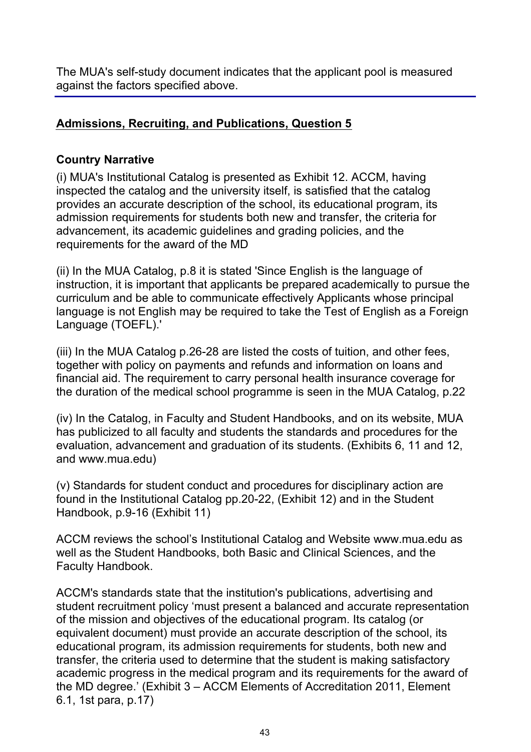The MUA's self-study document indicates that the applicant pool is measured against the factors specified above.

---

## Admissions, Recruiting, and Publications, Question 5

### Country Narrative

(i) MUA's Institutional Catalog is presented as Exhibit 12. ACCM, having inspected the catalog and the university itself, is satisfied that the catalog provides an accurate description of the school, its educational program, its admission requirements for students both new and transfer, the criteria for advancement, its academic guidelines and grading policies, and the requirements for the award of the MD

(ii) In the MUA Catalog, p.8 it is stated 'Since English is the language of instruction, it is important that applicants be prepared academically to pursue the curriculum and be able to communicate effectively Applicants whose principal language is not English may be required to take the Test of English as a Foreign Language (TOEFL).'

(iii) In the MUA Catalog p.26-28 are listed the costs of tuition, and other fees, together with policy on payments and refunds and information on loans and financial aid. The requirement to carry personal health insurance coverage for the duration of the medical school programme is seen in the MUA Catalog, p.22

(iv) In the Catalog, in Faculty and Student Handbooks, and on its website, MUA has publicized to all faculty and students the standards and procedures for the evaluation, advancement and graduation of its students. (Exhibits 6, 11 and 12, and www.mua.edu)

(v) Standards for student conduct and procedures for disciplinary action are found in the Institutional Catalog pp.20-22, (Exhibit 12) and in the Student Handbook, p.9-16 (Exhibit 11)

ACCM reviews the school's Institutional Catalog and Website www.mua.edu as well as the Student Handbooks, both Basic and Clinical Sciences, and the Faculty Handbook.

ACCM's standards state that the institution's publications, advertising and student recruitment policy 'must present a balanced and accurate representation of the mission and objectives of the educational program. Its catalog (or equivalent document) must provide an accurate description of the school, its educational program, its admission requirements for students, both new and transfer, the criteria used to determine that the student is making satisfactory academic progress in the medical program and its requirements for the award of the MD degree.' (Exhibit 3 – ACCM Elements of Accreditation 2011, Element 6.1, 1st para, p.17)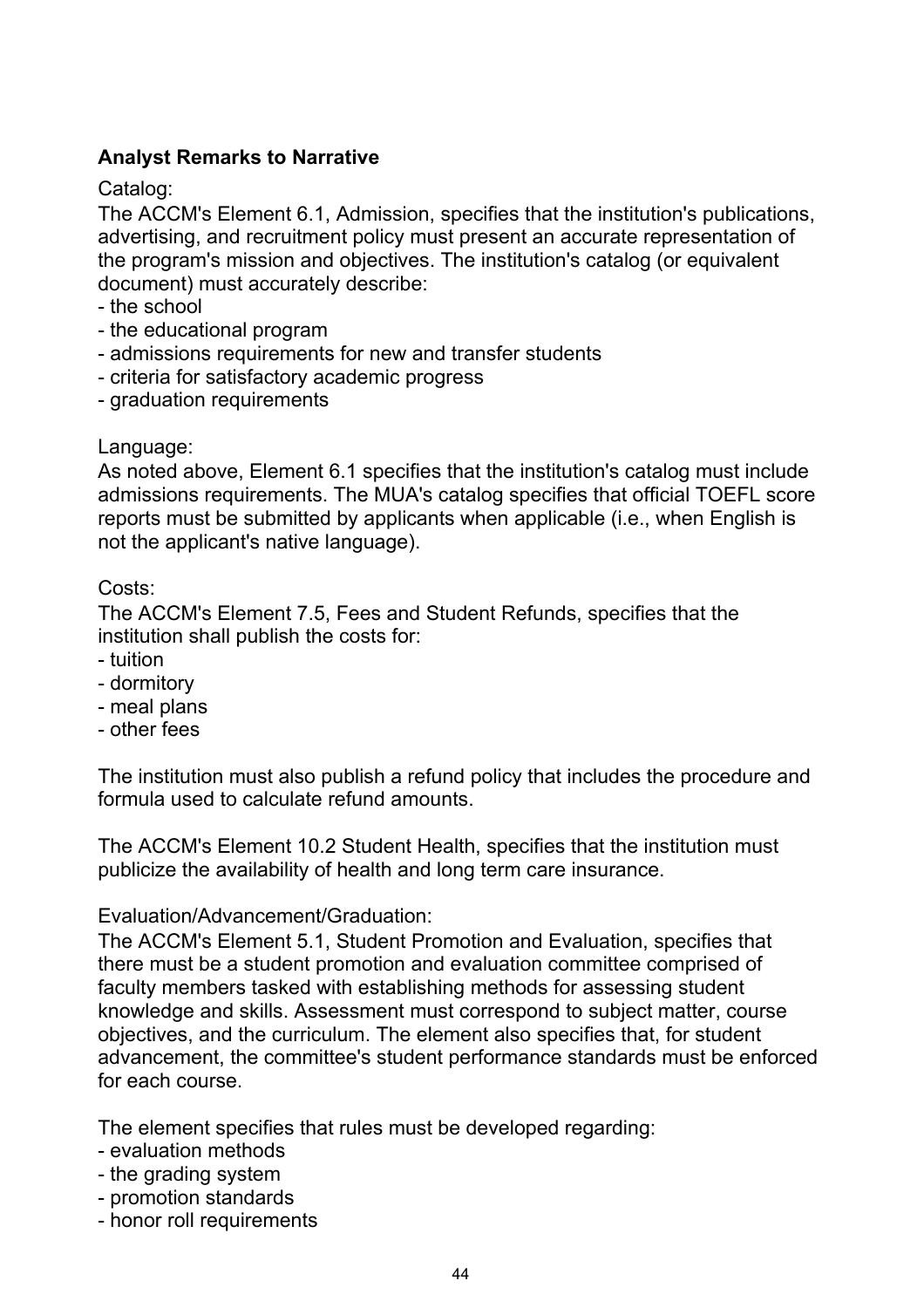**Analyst Remarks to Narrative**

Catalog:

The ACCM's Element 6.1, Admission, specifies that the institution's publications, advertising, and recruitment policy must present an accurate representation of the program's mission and objectives. The institution's catalog (or equivalent document) must accurately describe:

- the school
- the educational program
- admissions requirements for new and transfer students
- criteria for satisfactory academic progress
- graduation requirements

Language:

As noted above, Element 6.1 specifies that the institution's catalog must include admissions requirements. The MUA's catalog specifies that official TOEFL score reports must be submitted by applicants when applicable (i.e., when English is not the applicant's native language).

Costs:

The ACCM's Element 7.5, Fees and Student Refunds, specifies that the institution shall publish the costs for:

- tuition
- dormitory
- meal plans
- other fees

The institution must also publish a refund policy that includes the procedure and formula used to calculate refund amounts.

The ACCM's Element 10.2 Student Health, specifies that the institution must publicize the availability of health and long term care insurance.

Evaluation/Advancement/Graduation:

The ACCM's Element 5.1, Student Promotion and Evaluation, specifies that there must be a student promotion and evaluation committee comprised of faculty members tasked with establishing methods for assessing student knowledge and skills. Assessment must correspond to subject matter, course objectives, and the curriculum. The element also specifies that, for student advancement, the committee's student performance standards must be enforced for each course.

The element specifies that rules must be developed regarding:

- evaluation methods
- the grading system
- promotion standards
- honor roll requirements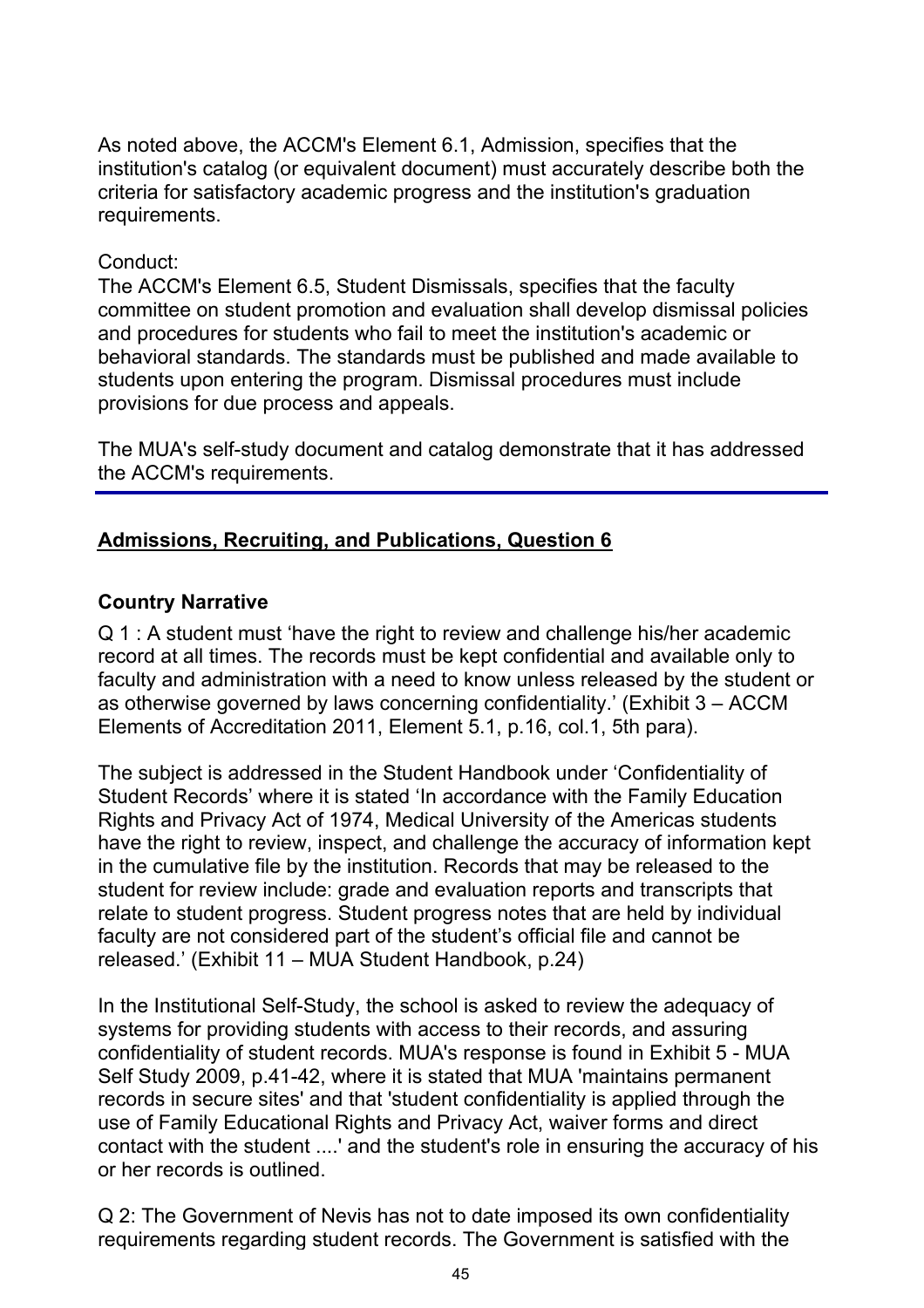As noted above, the ACCM's Element 6.1, Admission, specifies that the institution's catalog (or equivalent document) must accurately describe both the criteria for satisfactory academic progress and the institution's graduation requirements.

Conduct:

The ACCM's Element 6.5, Student Dismissals, specifies that the faculty committee on student promotion and evaluation shall develop dismissal policies and procedures for students who fail to meet the institution's academic or behavioral standards. The standards must be published and made available to students upon entering the program. Dismissal procedures must include provisions for due process and appeals.

The MUA's self-study document and catalog demonstrate that it has addressed the ACCM's requirements.

---

**Admissions, Recruiting, and Publications, Question 6**

**Country Narrative**

Q 1 : A student must 'have the right to review and challenge his/her academic record at all times. The records must be kept confidential and available only to faculty and administration with a need to know unless released by the student or as otherwise governed by laws concerning confidentiality.' (Exhibit 3 – ACCM Elements of Accreditation 2011, Element 5.1, p.16, col.1, 5th para).

The subject is addressed in the Student Handbook under 'Confidentiality of Student Records' where it is stated 'In accordance with the Family Education Rights and Privacy Act of 1974, Medical University of the Americas students have the right to review, inspect, and challenge the accuracy of information kept in the cumulative file by the institution. Records that may be released to the student for review include: grade and evaluation reports and transcripts that relate to student progress. Student progress notes that are held by individual faculty are not considered part of the student's official file and cannot be released.' (Exhibit 11 – MUA Student Handbook, p.24)

In the Institutional Self-Study, the school is asked to review the adequacy of systems for providing students with access to their records, and assuring confidentiality of student records. MUA's response is found in Exhibit 5 - MUA Self Study 2009, p.41-42, where it is stated that MUA 'maintains permanent records in secure sites' and that 'student confidentiality is applied through the use of Family Educational Rights and Privacy Act, waiver forms and direct contact with the student ....' and the student's role in ensuring the accuracy of his or her records is outlined.

Q 2: The Government of Nevis has not to date imposed its own confidentiality requirements regarding student records. The Government is satisfied with the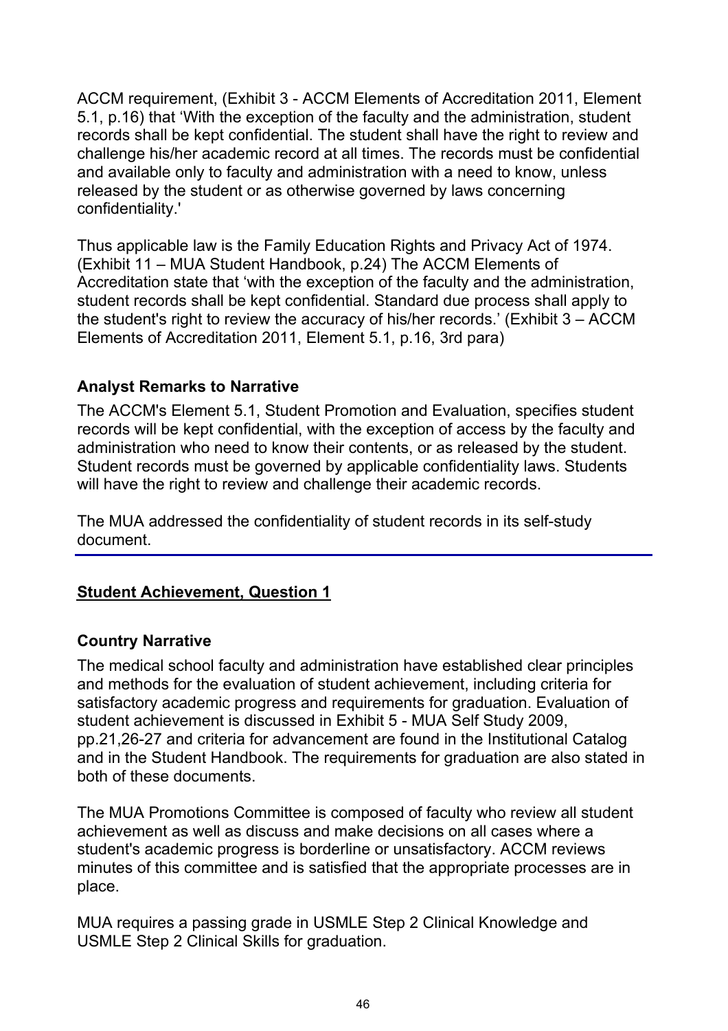ACCM requirement, (Exhibit 3 - ACCM Elements of Accreditation 2011, Element 5.1, p.16) that 'With the exception of the faculty and the administration, student records shall be kept confidential. The student shall have the right to review and challenge his/her academic record at all times. The records must be confidential and available only to faculty and administration with a need to know, unless released by the student or as otherwise governed by laws concerning confidentiality.'

Thus applicable law is the Family Education Rights and Privacy Act of 1974. (Exhibit 11 – MUA Student Handbook, p.24) The ACCM Elements of Accreditation state that 'with the exception of the faculty and the administration, student records shall be kept confidential. Standard due process shall apply to the student's right to review the accuracy of his/her records.' (Exhibit 3 – ACCM Elements of Accreditation 2011, Element 5.1, p.16, 3rd para)

### Analyst Remarks to Narrative

The ACCM's Element 5.1, Student Promotion and Evaluation, specifies student records will be kept confidential, with the exception of access by the faculty and administration who need to know their contents, or as released by the student. Student records must be governed by applicable confidentiality laws. Students will have the right to review and challenge their academic records.

The MUA addressed the confidentiality of student records in its self-study document.

---

## Student Achievement, Question 1

### Country Narrative

The medical school faculty and administration have established clear principles and methods for the evaluation of student achievement, including criteria for satisfactory academic progress and requirements for graduation. Evaluation of student achievement is discussed in Exhibit 5 - MUA Self Study 2009, pp.21,26-27 and criteria for advancement are found in the Institutional Catalog and in the Student Handbook. The requirements for graduation are also stated in both of these documents.

The MUA Promotions Committee is composed of faculty who review all student achievement as well as discuss and make decisions on all cases where a student's academic progress is borderline or unsatisfactory. ACCM reviews minutes of this committee and is satisfied that the appropriate processes are in place.

MUA requires a passing grade in USMLE Step 2 Clinical Knowledge and USMLE Step 2 Clinical Skills for graduation.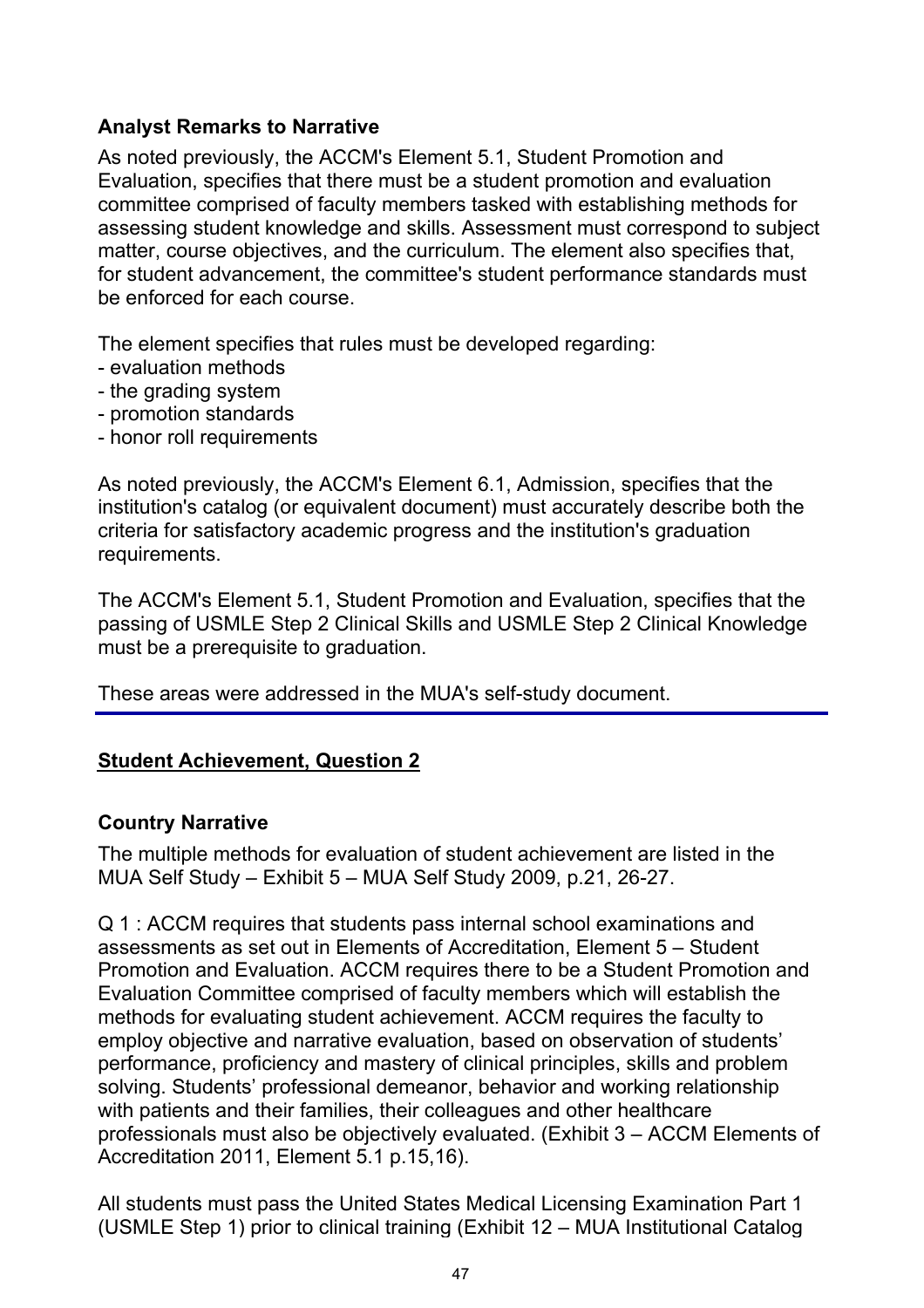### Analyst Remarks to Narrative

As noted previously, the ACCM's Element 5.1, Student Promotion and Evaluation, specifies that there must be a student promotion and evaluation committee comprised of faculty members tasked with establishing methods for assessing student knowledge and skills. Assessment must correspond to subject matter, course objectives, and the curriculum. The element also specifies that, for student advancement, the committee's student performance standards must be enforced for each course.

The element specifies that rules must be developed regarding:
- evaluation methods
- the grading system
- promotion standards
- honor roll requirements

As noted previously, the ACCM's Element 6.1, Admission, specifies that the institution's catalog (or equivalent document) must accurately describe both the criteria for satisfactory academic progress and the institution's graduation requirements.

The ACCM's Element 5.1, Student Promotion and Evaluation, specifies that the passing of USMLE Step 2 Clinical Skills and USMLE Step 2 Clinical Knowledge must be a prerequisite to graduation.

These areas were addressed in the MUA's self-study document.

---

## Student Achievement, Question 2

### Country Narrative

The multiple methods for evaluation of student achievement are listed in the MUA Self Study – Exhibit 5 – MUA Self Study 2009, p.21, 26-27.

Q 1 : ACCM requires that students pass internal school examinations and assessments as set out in Elements of Accreditation, Element 5 – Student Promotion and Evaluation. ACCM requires there to be a Student Promotion and Evaluation Committee comprised of faculty members which will establish the methods for evaluating student achievement. ACCM requires the faculty to employ objective and narrative evaluation, based on observation of students' performance, proficiency and mastery of clinical principles, skills and problem solving. Students' professional demeanor, behavior and working relationship with patients and their families, their colleagues and other healthcare professionals must also be objectively evaluated. (Exhibit 3 – ACCM Elements of Accreditation 2011, Element 5.1 p.15,16).

All students must pass the United States Medical Licensing Examination Part 1 (USMLE Step 1) prior to clinical training (Exhibit 12 – MUA Institutional Catalog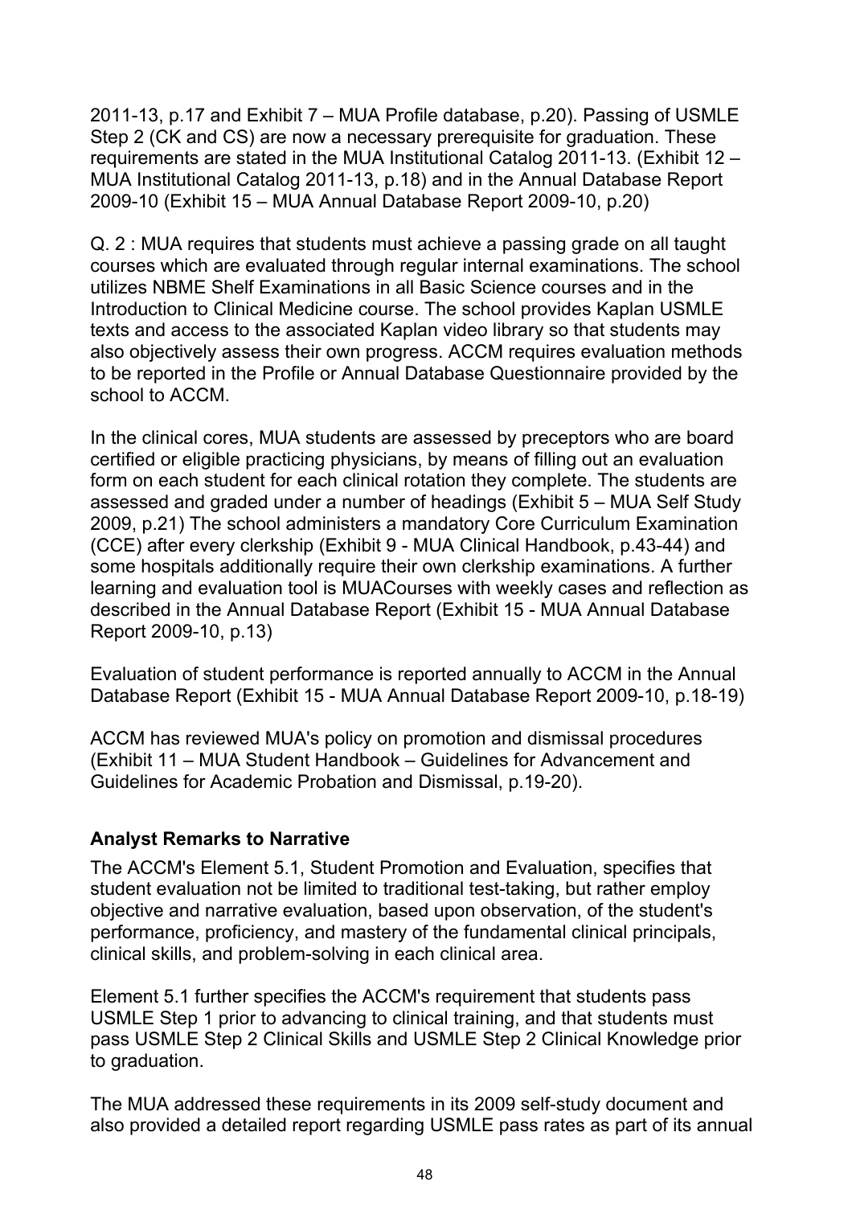2011-13, p.17 and Exhibit 7 – MUA Profile database, p.20). Passing of USMLE Step 2 (CK and CS) are now a necessary prerequisite for graduation. These requirements are stated in the MUA Institutional Catalog 2011-13. (Exhibit 12 – MUA Institutional Catalog 2011-13, p.18) and in the Annual Database Report 2009-10 (Exhibit 15 – MUA Annual Database Report 2009-10, p.20)

Q. 2 : MUA requires that students must achieve a passing grade on all taught courses which are evaluated through regular internal examinations. The school utilizes NBME Shelf Examinations in all Basic Science courses and in the Introduction to Clinical Medicine course. The school provides Kaplan USMLE texts and access to the associated Kaplan video library so that students may also objectively assess their own progress. ACCM requires evaluation methods to be reported in the Profile or Annual Database Questionnaire provided by the school to ACCM.

In the clinical cores, MUA students are assessed by preceptors who are board certified or eligible practicing physicians, by means of filling out an evaluation form on each student for each clinical rotation they complete. The students are assessed and graded under a number of headings (Exhibit 5 – MUA Self Study 2009, p.21) The school administers a mandatory Core Curriculum Examination (CCE) after every clerkship (Exhibit 9 - MUA Clinical Handbook, p.43-44) and some hospitals additionally require their own clerkship examinations. A further learning and evaluation tool is MUACourses with weekly cases and reflection as described in the Annual Database Report (Exhibit 15 - MUA Annual Database Report 2009-10, p.13)

Evaluation of student performance is reported annually to ACCM in the Annual Database Report (Exhibit 15 - MUA Annual Database Report 2009-10, p.18-19)

ACCM has reviewed MUA's policy on promotion and dismissal procedures (Exhibit 11 – MUA Student Handbook – Guidelines for Advancement and Guidelines for Academic Probation and Dismissal, p.19-20).

**Analyst Remarks to Narrative**

The ACCM's Element 5.1, Student Promotion and Evaluation, specifies that student evaluation not be limited to traditional test-taking, but rather employ objective and narrative evaluation, based upon observation, of the student's performance, proficiency, and mastery of the fundamental clinical principals, clinical skills, and problem-solving in each clinical area.

Element 5.1 further specifies the ACCM's requirement that students pass USMLE Step 1 prior to advancing to clinical training, and that students must pass USMLE Step 2 Clinical Skills and USMLE Step 2 Clinical Knowledge prior to graduation.

The MUA addressed these requirements in its 2009 self-study document and also provided a detailed report regarding USMLE pass rates as part of its annual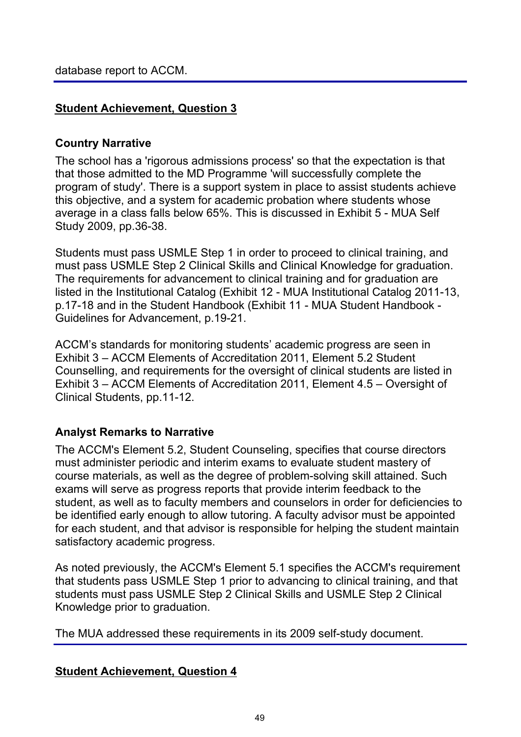database report to ACCM.

---

**Student Achievement, Question 3**

**Country Narrative**

The school has a 'rigorous admissions process' so that the expectation is that that those admitted to the MD Programme 'will successfully complete the program of study'. There is a support system in place to assist students achieve this objective, and a system for academic probation where students whose average in a class falls below 65%. This is discussed in Exhibit 5 - MUA Self Study 2009, pp.36-38.

Students must pass USMLE Step 1 in order to proceed to clinical training, and must pass USMLE Step 2 Clinical Skills and Clinical Knowledge for graduation. The requirements for advancement to clinical training and for graduation are listed in the Institutional Catalog (Exhibit 12 - MUA Institutional Catalog 2011-13, p.17-18 and in the Student Handbook (Exhibit 11 - MUA Student Handbook - Guidelines for Advancement, p.19-21.

ACCM's standards for monitoring students' academic progress are seen in Exhibit 3 – ACCM Elements of Accreditation 2011, Element 5.2 Student Counselling, and requirements for the oversight of clinical students are listed in Exhibit 3 – ACCM Elements of Accreditation 2011, Element 4.5 – Oversight of Clinical Students, pp.11-12.

**Analyst Remarks to Narrative**

The ACCM's Element 5.2, Student Counseling, specifies that course directors must administer periodic and interim exams to evaluate student mastery of course materials, as well as the degree of problem-solving skill attained. Such exams will serve as progress reports that provide interim feedback to the student, as well as to faculty members and counselors in order for deficiencies to be identified early enough to allow tutoring. A faculty advisor must be appointed for each student, and that advisor is responsible for helping the student maintain satisfactory academic progress.

As noted previously, the ACCM's Element 5.1 specifies the ACCM's requirement that students pass USMLE Step 1 prior to advancing to clinical training, and that students must pass USMLE Step 2 Clinical Skills and USMLE Step 2 Clinical Knowledge prior to graduation.

The MUA addressed these requirements in its 2009 self-study document.

---

**Student Achievement, Question 4**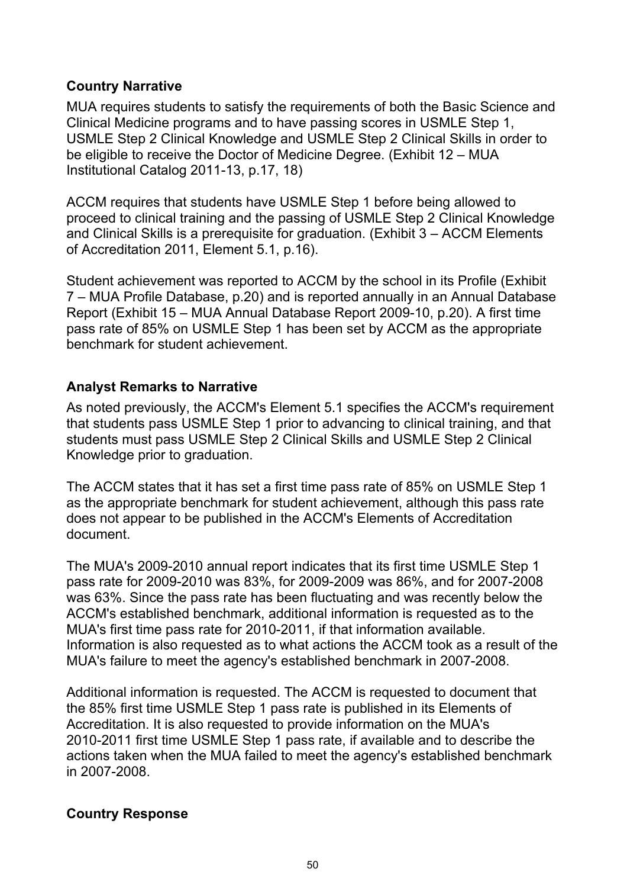**Country Narrative**

MUA requires students to satisfy the requirements of both the Basic Science and Clinical Medicine programs and to have passing scores in USMLE Step 1, USMLE Step 2 Clinical Knowledge and USMLE Step 2 Clinical Skills in order to be eligible to receive the Doctor of Medicine Degree. (Exhibit 12 – MUA Institutional Catalog 2011-13, p.17, 18)

ACCM requires that students have USMLE Step 1 before being allowed to proceed to clinical training and the passing of USMLE Step 2 Clinical Knowledge and Clinical Skills is a prerequisite for graduation. (Exhibit 3 – ACCM Elements of Accreditation 2011, Element 5.1, p.16).

Student achievement was reported to ACCM by the school in its Profile (Exhibit 7 – MUA Profile Database, p.20) and is reported annually in an Annual Database Report (Exhibit 15 – MUA Annual Database Report 2009-10, p.20). A first time pass rate of 85% on USMLE Step 1 has been set by ACCM as the appropriate benchmark for student achievement.

**Analyst Remarks to Narrative**

As noted previously, the ACCM's Element 5.1 specifies the ACCM's requirement that students pass USMLE Step 1 prior to advancing to clinical training, and that students must pass USMLE Step 2 Clinical Skills and USMLE Step 2 Clinical Knowledge prior to graduation.

The ACCM states that it has set a first time pass rate of 85% on USMLE Step 1 as the appropriate benchmark for student achievement, although this pass rate does not appear to be published in the ACCM's Elements of Accreditation document.

The MUA's 2009-2010 annual report indicates that its first time USMLE Step 1 pass rate for 2009-2010 was 83%, for 2009-2009 was 86%, and for 2007-2008 was 63%. Since the pass rate has been fluctuating and was recently below the ACCM's established benchmark, additional information is requested as to the MUA's first time pass rate for 2010-2011, if that information available. Information is also requested as to what actions the ACCM took as a result of the MUA's failure to meet the agency's established benchmark in 2007-2008.

Additional information is requested. The ACCM is requested to document that the 85% first time USMLE Step 1 pass rate is published in its Elements of Accreditation. It is also requested to provide information on the MUA's 2010-2011 first time USMLE Step 1 pass rate, if available and to describe the actions taken when the MUA failed to meet the agency's established benchmark in 2007-2008.

**Country Response**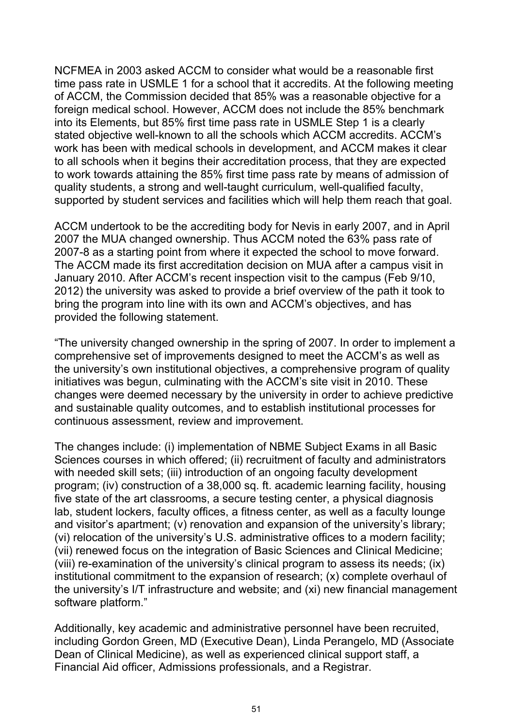NCFMEA in 2003 asked ACCM to consider what would be a reasonable first time pass rate in USMLE 1 for a school that it accredits. At the following meeting of ACCM, the Commission decided that 85% was a reasonable objective for a foreign medical school. However, ACCM does not include the 85% benchmark into its Elements, but 85% first time pass rate in USMLE Step 1 is a clearly stated objective well-known to all the schools which ACCM accredits. ACCM's work has been with medical schools in development, and ACCM makes it clear to all schools when it begins their accreditation process, that they are expected to work towards attaining the 85% first time pass rate by means of admission of quality students, a strong and well-taught curriculum, well-qualified faculty, supported by student services and facilities which will help them reach that goal.

ACCM undertook to be the accrediting body for Nevis in early 2007, and in April 2007 the MUA changed ownership. Thus ACCM noted the 63% pass rate of 2007-8 as a starting point from where it expected the school to move forward. The ACCM made its first accreditation decision on MUA after a campus visit in January 2010. After ACCM's recent inspection visit to the campus (Feb 9/10, 2012) the university was asked to provide a brief overview of the path it took to bring the program into line with its own and ACCM's objectives, and has provided the following statement.

"The university changed ownership in the spring of 2007. In order to implement a comprehensive set of improvements designed to meet the ACCM's as well as the university's own institutional objectives, a comprehensive program of quality initiatives was begun, culminating with the ACCM's site visit in 2010. These changes were deemed necessary by the university in order to achieve predictive and sustainable quality outcomes, and to establish institutional processes for continuous assessment, review and improvement.

The changes include: (i) implementation of NBME Subject Exams in all Basic Sciences courses in which offered; (ii) recruitment of faculty and administrators with needed skill sets; (iii) introduction of an ongoing faculty development program; (iv) construction of a 38,000 sq. ft. academic learning facility, housing five state of the art classrooms, a secure testing center, a physical diagnosis lab, student lockers, faculty offices, a fitness center, as well as a faculty lounge and visitor's apartment; (v) renovation and expansion of the university's library; (vi) relocation of the university's U.S. administrative offices to a modern facility; (vii) renewed focus on the integration of Basic Sciences and Clinical Medicine; (viii) re-examination of the university's clinical program to assess its needs; (ix) institutional commitment to the expansion of research; (x) complete overhaul of the university's I/T infrastructure and website; and (xi) new financial management software platform."

Additionally, key academic and administrative personnel have been recruited, including Gordon Green, MD (Executive Dean), Linda Perangelo, MD (Associate Dean of Clinical Medicine), as well as experienced clinical support staff, a Financial Aid officer, Admissions professionals, and a Registrar.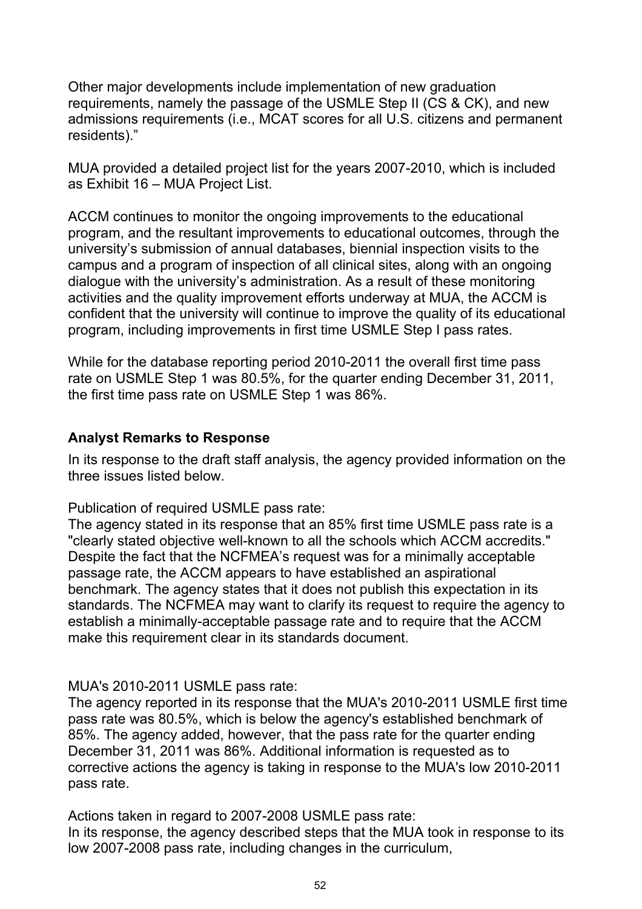Other major developments include implementation of new graduation requirements, namely the passage of the USMLE Step II (CS & CK), and new admissions requirements (i.e., MCAT scores for all U.S. citizens and permanent residents)."

MUA provided a detailed project list for the years 2007-2010, which is included as Exhibit 16 – MUA Project List.

ACCM continues to monitor the ongoing improvements to the educational program, and the resultant improvements to educational outcomes, through the university's submission of annual databases, biennial inspection visits to the campus and a program of inspection of all clinical sites, along with an ongoing dialogue with the university's administration. As a result of these monitoring activities and the quality improvement efforts underway at MUA, the ACCM is confident that the university will continue to improve the quality of its educational program, including improvements in first time USMLE Step I pass rates.

While for the database reporting period 2010-2011 the overall first time pass rate on USMLE Step 1 was 80.5%, for the quarter ending December 31, 2011, the first time pass rate on USMLE Step 1 was 86%.

**Analyst Remarks to Response**

In its response to the draft staff analysis, the agency provided information on the three issues listed below.

Publication of required USMLE pass rate:
The agency stated in its response that an 85% first time USMLE pass rate is a "clearly stated objective well-known to all the schools which ACCM accredits." Despite the fact that the NCFMEA's request was for a minimally acceptable passage rate, the ACCM appears to have established an aspirational benchmark. The agency states that it does not publish this expectation in its standards. The NCFMEA may want to clarify its request to require the agency to establish a minimally-acceptable passage rate and to require that the ACCM make this requirement clear in its standards document.

MUA's 2010-2011 USMLE pass rate:
The agency reported in its response that the MUA's 2010-2011 USMLE first time pass rate was 80.5%, which is below the agency's established benchmark of 85%. The agency added, however, that the pass rate for the quarter ending December 31, 2011 was 86%. Additional information is requested as to corrective actions the agency is taking in response to the MUA's low 2010-2011 pass rate.

Actions taken in regard to 2007-2008 USMLE pass rate:
In its response, the agency described steps that the MUA took in response to its low 2007-2008 pass rate, including changes in the curriculum,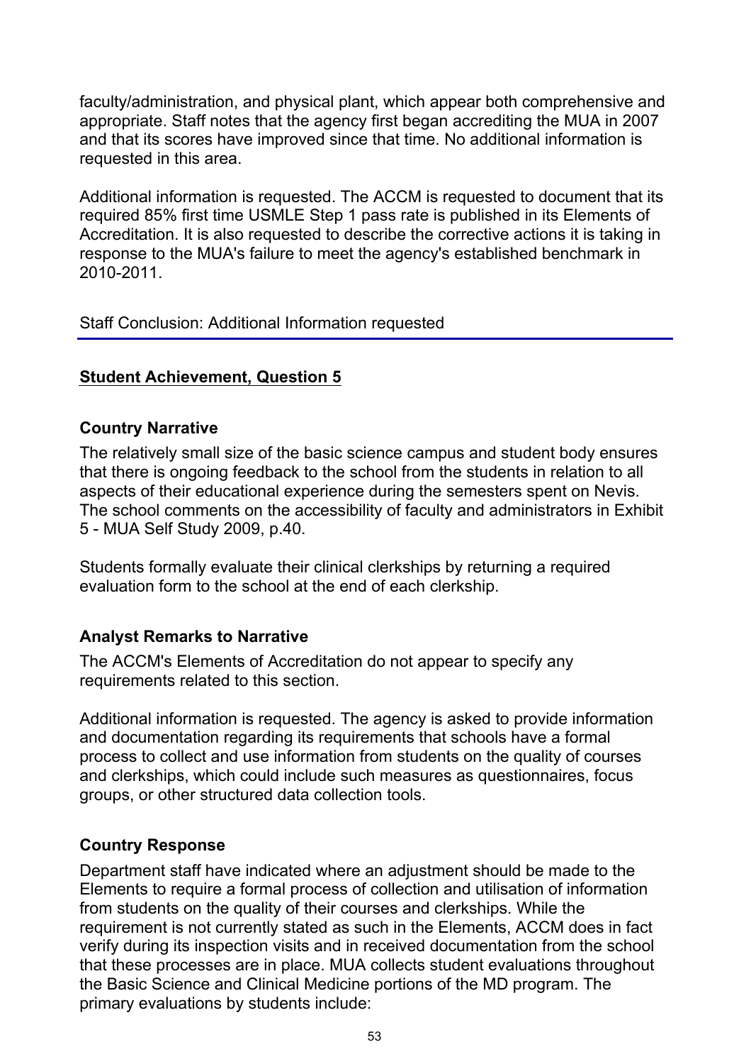faculty/administration, and physical plant, which appear both comprehensive and appropriate. Staff notes that the agency first began accrediting the MUA in 2007 and that its scores have improved since that time. No additional information is requested in this area.

Additional information is requested. The ACCM is requested to document that its required 85% first time USMLE Step 1 pass rate is published in its Elements of Accreditation. It is also requested to describe the corrective actions it is taking in response to the MUA's failure to meet the agency's established benchmark in 2010-2011.

Staff Conclusion: Additional Information requested

---

## Student Achievement, Question 5

### Country Narrative

The relatively small size of the basic science campus and student body ensures that there is ongoing feedback to the school from the students in relation to all aspects of their educational experience during the semesters spent on Nevis. The school comments on the accessibility of faculty and administrators in Exhibit 5 - MUA Self Study 2009, p.40.

Students formally evaluate their clinical clerkships by returning a required evaluation form to the school at the end of each clerkship.

### Analyst Remarks to Narrative

The ACCM's Elements of Accreditation do not appear to specify any requirements related to this section.

Additional information is requested. The agency is asked to provide information and documentation regarding its requirements that schools have a formal process to collect and use information from students on the quality of courses and clerkships, which could include such measures as questionnaires, focus groups, or other structured data collection tools.

### Country Response

Department staff have indicated where an adjustment should be made to the Elements to require a formal process of collection and utilisation of information from students on the quality of their courses and clerkships. While the requirement is not currently stated as such in the Elements, ACCM does in fact verify during its inspection visits and in received documentation from the school that these processes are in place. MUA collects student evaluations throughout the Basic Science and Clinical Medicine portions of the MD program. The primary evaluations by students include: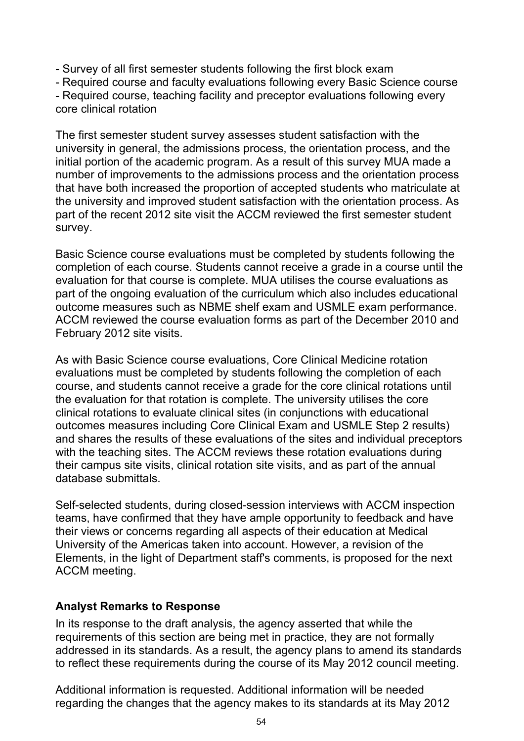- Survey of all first semester students following the first block exam
- Required course and faculty evaluations following every Basic Science course
- Required course, teaching facility and preceptor evaluations following every core clinical rotation

The first semester student survey assesses student satisfaction with the university in general, the admissions process, the orientation process, and the initial portion of the academic program. As a result of this survey MUA made a number of improvements to the admissions process and the orientation process that have both increased the proportion of accepted students who matriculate at the university and improved student satisfaction with the orientation process. As part of the recent 2012 site visit the ACCM reviewed the first semester student survey.

Basic Science course evaluations must be completed by students following the completion of each course. Students cannot receive a grade in a course until the evaluation for that course is complete. MUA utilises the course evaluations as part of the ongoing evaluation of the curriculum which also includes educational outcome measures such as NBME shelf exam and USMLE exam performance. ACCM reviewed the course evaluation forms as part of the December 2010 and February 2012 site visits.

As with Basic Science course evaluations, Core Clinical Medicine rotation evaluations must be completed by students following the completion of each course, and students cannot receive a grade for the core clinical rotations until the evaluation for that rotation is complete. The university utilises the core clinical rotations to evaluate clinical sites (in conjunctions with educational outcomes measures including Core Clinical Exam and USMLE Step 2 results) and shares the results of these evaluations of the sites and individual preceptors with the teaching sites. The ACCM reviews these rotation evaluations during their campus site visits, clinical rotation site visits, and as part of the annual database submittals.

Self-selected students, during closed-session interviews with ACCM inspection teams, have confirmed that they have ample opportunity to feedback and have their views or concerns regarding all aspects of their education at Medical University of the Americas taken into account. However, a revision of the Elements, in the light of Department staff's comments, is proposed for the next ACCM meeting.

**Analyst Remarks to Response**

In its response to the draft analysis, the agency asserted that while the requirements of this section are being met in practice, they are not formally addressed in its standards. As a result, the agency plans to amend its standards to reflect these requirements during the course of its May 2012 council meeting.

Additional information is requested. Additional information will be needed regarding the changes that the agency makes to its standards at its May 2012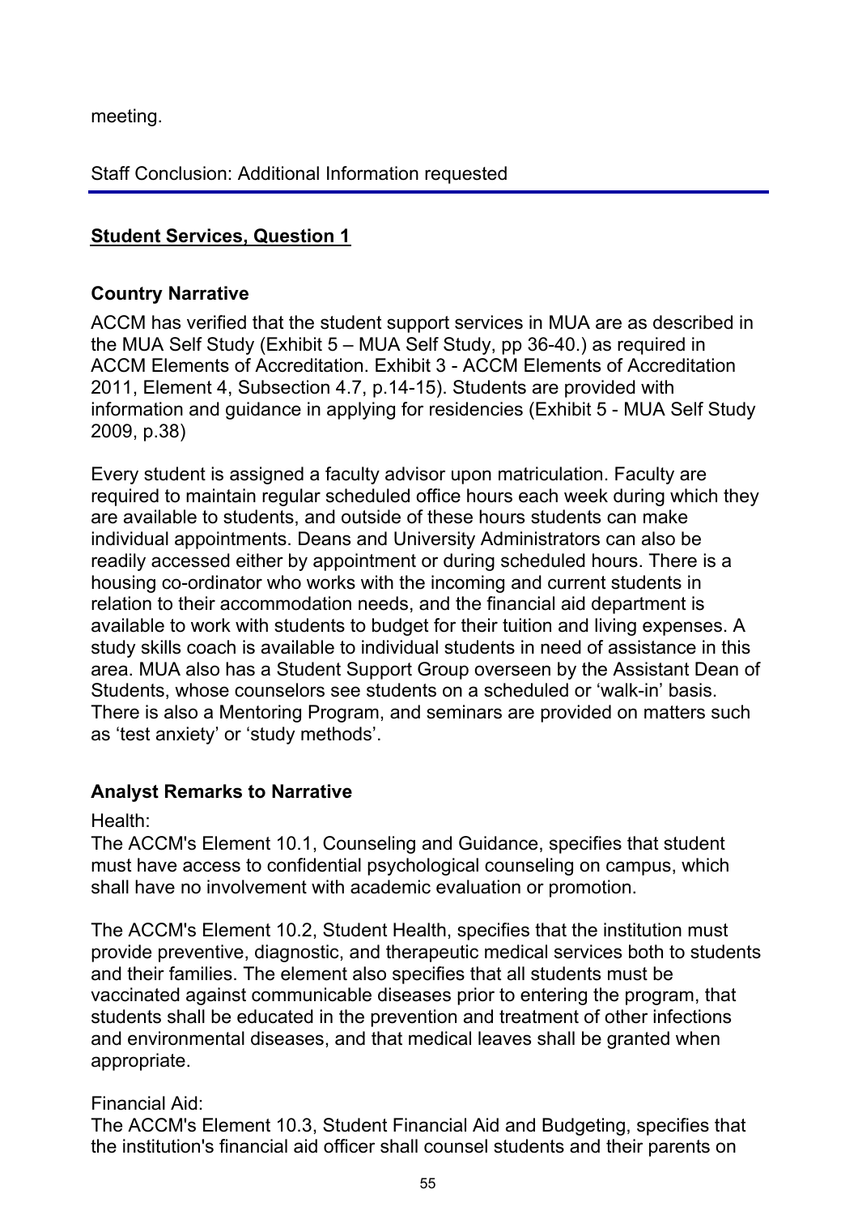meeting.

Staff Conclusion: Additional Information requested

---

## **Student Services, Question 1**

### Country Narrative

ACCM has verified that the student support services in MUA are as described in the MUA Self Study (Exhibit 5 – MUA Self Study, pp 36-40.) as required in ACCM Elements of Accreditation. Exhibit 3 - ACCM Elements of Accreditation 2011, Element 4, Subsection 4.7, p.14-15). Students are provided with information and guidance in applying for residencies (Exhibit 5 - MUA Self Study 2009, p.38)

Every student is assigned a faculty advisor upon matriculation. Faculty are required to maintain regular scheduled office hours each week during which they are available to students, and outside of these hours students can make individual appointments. Deans and University Administrators can also be readily accessed either by appointment or during scheduled hours. There is a housing co-ordinator who works with the incoming and current students in relation to their accommodation needs, and the financial aid department is available to work with students to budget for their tuition and living expenses. A study skills coach is available to individual students in need of assistance in this area. MUA also has a Student Support Group overseen by the Assistant Dean of Students, whose counselors see students on a scheduled or 'walk-in' basis. There is also a Mentoring Program, and seminars are provided on matters such as 'test anxiety' or 'study methods'.

### Analyst Remarks to Narrative

Health:

The ACCM's Element 10.1, Counseling and Guidance, specifies that student must have access to confidential psychological counseling on campus, which shall have no involvement with academic evaluation or promotion.

The ACCM's Element 10.2, Student Health, specifies that the institution must provide preventive, diagnostic, and therapeutic medical services both to students and their families. The element also specifies that all students must be vaccinated against communicable diseases prior to entering the program, that students shall be educated in the prevention and treatment of other infections and environmental diseases, and that medical leaves shall be granted when appropriate.

Financial Aid:

The ACCM's Element 10.3, Student Financial Aid and Budgeting, specifies that the institution's financial aid officer shall counsel students and their parents on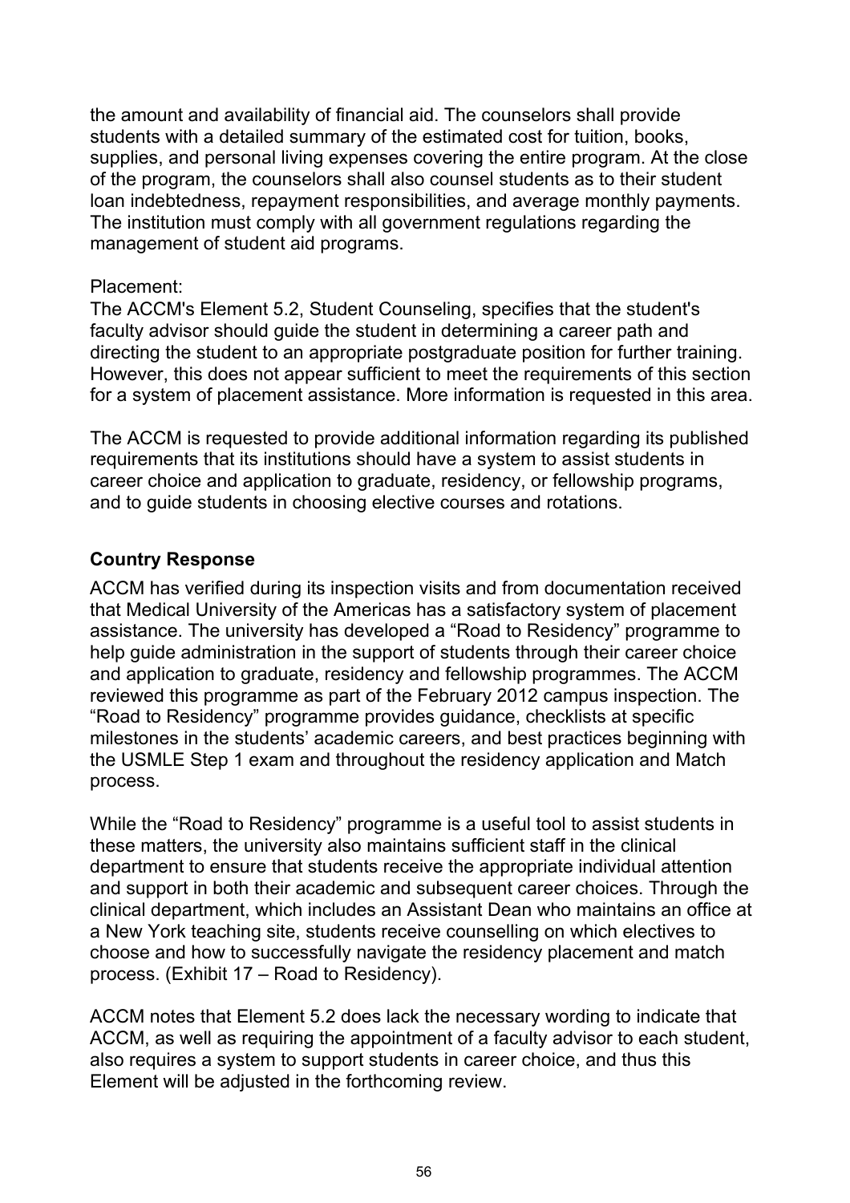the amount and availability of financial aid. The counselors shall provide students with a detailed summary of the estimated cost for tuition, books, supplies, and personal living expenses covering the entire program. At the close of the program, the counselors shall also counsel students as to their student loan indebtedness, repayment responsibilities, and average monthly payments. The institution must comply with all government regulations regarding the management of student aid programs.

Placement:

The ACCM's Element 5.2, Student Counseling, specifies that the student's faculty advisor should guide the student in determining a career path and directing the student to an appropriate postgraduate position for further training. However, this does not appear sufficient to meet the requirements of this section for a system of placement assistance. More information is requested in this area.

The ACCM is requested to provide additional information regarding its published requirements that its institutions should have a system to assist students in career choice and application to graduate, residency, or fellowship programs, and to guide students in choosing elective courses and rotations.

**Country Response**

ACCM has verified during its inspection visits and from documentation received that Medical University of the Americas has a satisfactory system of placement assistance. The university has developed a "Road to Residency" programme to help guide administration in the support of students through their career choice and application to graduate, residency and fellowship programmes. The ACCM reviewed this programme as part of the February 2012 campus inspection. The "Road to Residency" programme provides guidance, checklists at specific milestones in the students' academic careers, and best practices beginning with the USMLE Step 1 exam and throughout the residency application and Match process.

While the "Road to Residency" programme is a useful tool to assist students in these matters, the university also maintains sufficient staff in the clinical department to ensure that students receive the appropriate individual attention and support in both their academic and subsequent career choices. Through the clinical department, which includes an Assistant Dean who maintains an office at a New York teaching site, students receive counselling on which electives to choose and how to successfully navigate the residency placement and match process. (Exhibit 17 – Road to Residency).

ACCM notes that Element 5.2 does lack the necessary wording to indicate that ACCM, as well as requiring the appointment of a faculty advisor to each student, also requires a system to support students in career choice, and thus this Element will be adjusted in the forthcoming review.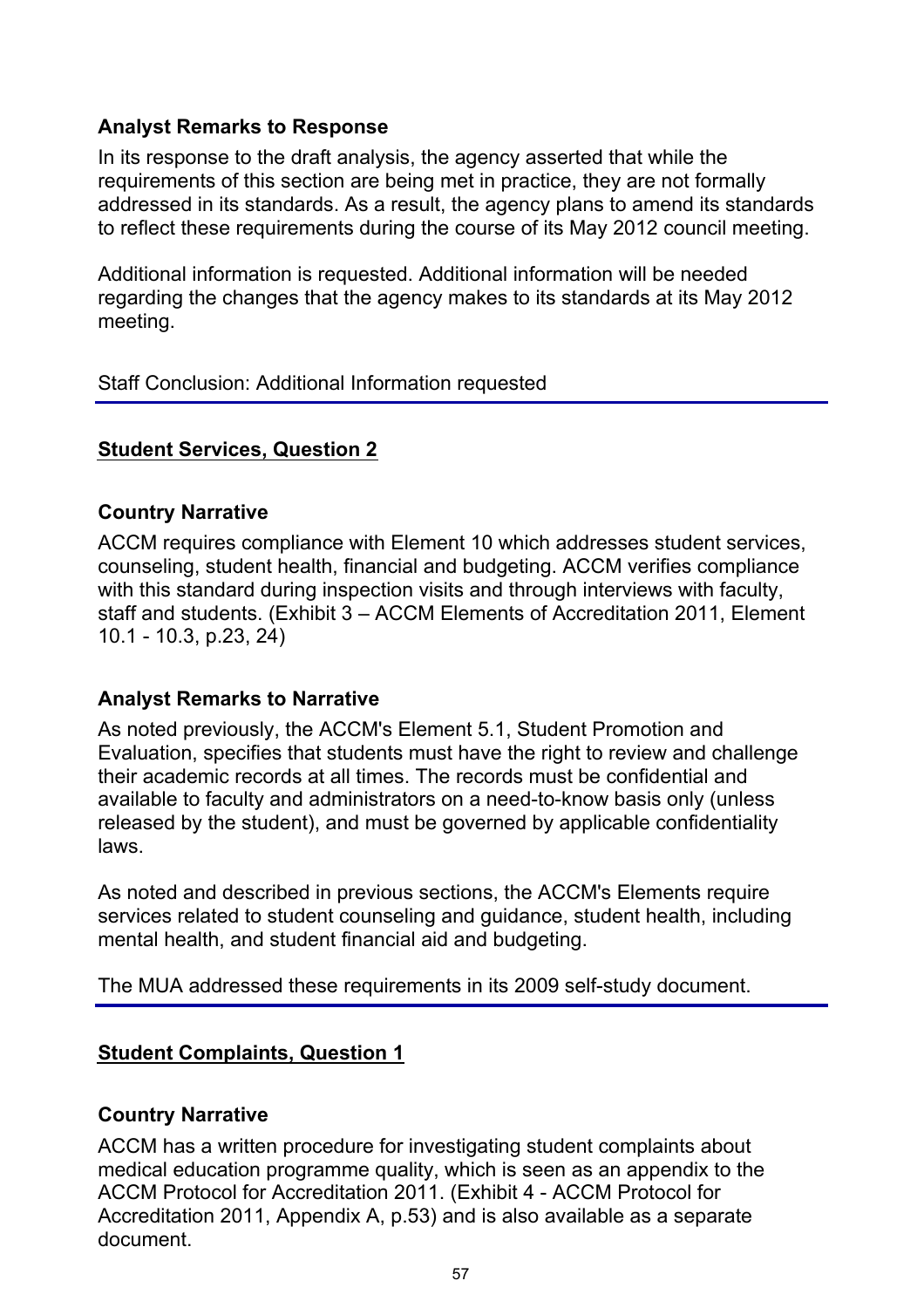### Analyst Remarks to Response

In its response to the draft analysis, the agency asserted that while the requirements of this section are being met in practice, they are not formally addressed in its standards. As a result, the agency plans to amend its standards to reflect these requirements during the course of its May 2012 council meeting.

Additional information is requested. Additional information will be needed regarding the changes that the agency makes to its standards at its May 2012 meeting.

Staff Conclusion: Additional Information requested

---

## Student Services, Question 2

### Country Narrative

ACCM requires compliance with Element 10 which addresses student services, counseling, student health, financial and budgeting. ACCM verifies compliance with this standard during inspection visits and through interviews with faculty, staff and students. (Exhibit 3 – ACCM Elements of Accreditation 2011, Element 10.1 - 10.3, p.23, 24)

### Analyst Remarks to Narrative

As noted previously, the ACCM's Element 5.1, Student Promotion and Evaluation, specifies that students must have the right to review and challenge their academic records at all times. The records must be confidential and available to faculty and administrators on a need-to-know basis only (unless released by the student), and must be governed by applicable confidentiality laws.

As noted and described in previous sections, the ACCM's Elements require services related to student counseling and guidance, student health, including mental health, and student financial aid and budgeting.

The MUA addressed these requirements in its 2009 self-study document.

---

## Student Complaints, Question 1

### Country Narrative

ACCM has a written procedure for investigating student complaints about medical education programme quality, which is seen as an appendix to the ACCM Protocol for Accreditation 2011. (Exhibit 4 - ACCM Protocol for Accreditation 2011, Appendix A, p.53) and is also available as a separate document.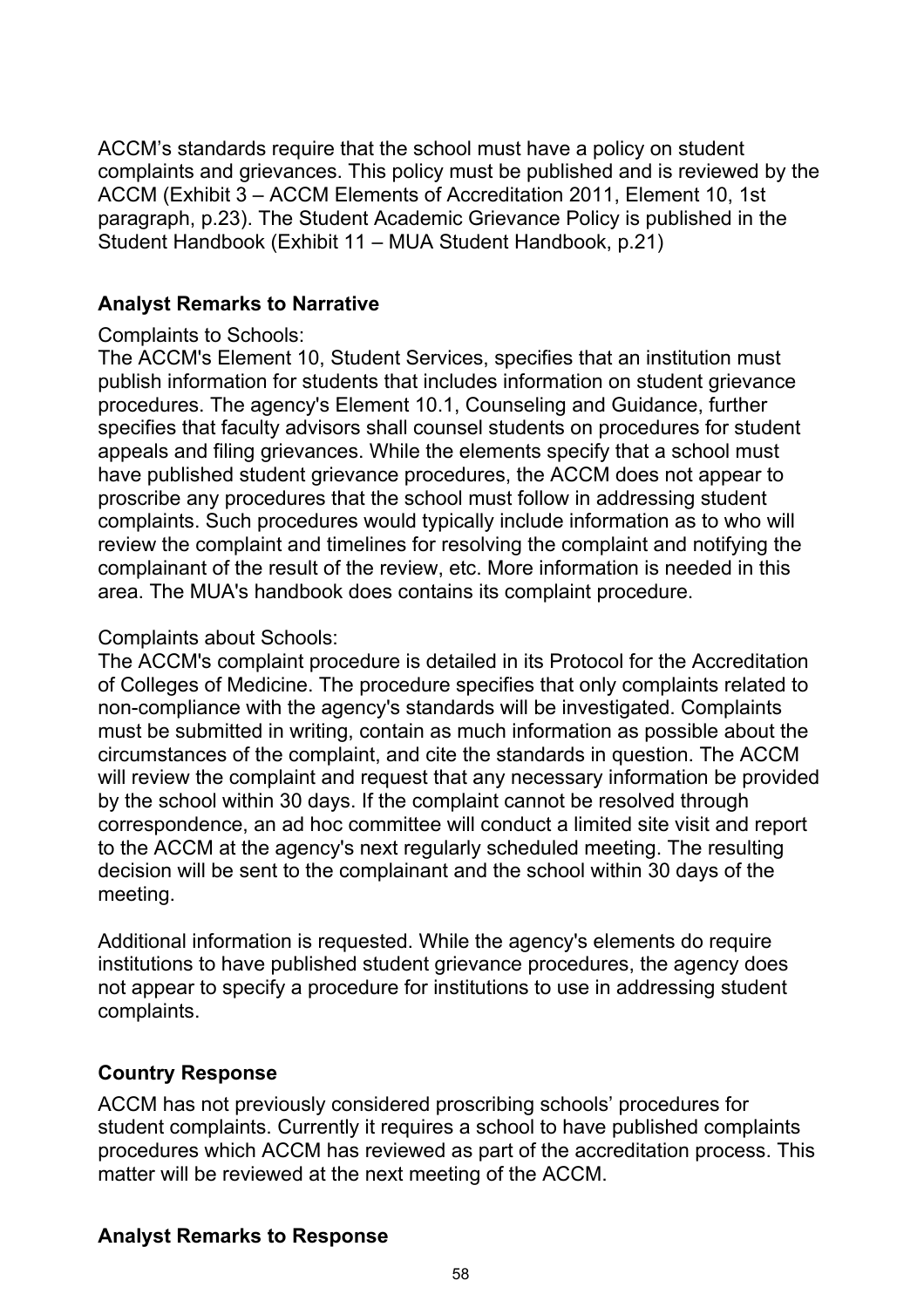ACCM's standards require that the school must have a policy on student complaints and grievances. This policy must be published and is reviewed by the ACCM (Exhibit 3 – ACCM Elements of Accreditation 2011, Element 10, 1st paragraph, p.23). The Student Academic Grievance Policy is published in the Student Handbook (Exhibit 11 – MUA Student Handbook, p.21)

### Analyst Remarks to Narrative

Complaints to Schools:
The ACCM's Element 10, Student Services, specifies that an institution must publish information for students that includes information on student grievance procedures. The agency's Element 10.1, Counseling and Guidance, further specifies that faculty advisors shall counsel students on procedures for student appeals and filing grievances. While the elements specify that a school must have published student grievance procedures, the ACCM does not appear to proscribe any procedures that the school must follow in addressing student complaints. Such procedures would typically include information as to who will review the complaint and timelines for resolving the complaint and notifying the complainant of the result of the review, etc. More information is needed in this area. The MUA's handbook does contains its complaint procedure.

Complaints about Schools:
The ACCM's complaint procedure is detailed in its Protocol for the Accreditation of Colleges of Medicine. The procedure specifies that only complaints related to non-compliance with the agency's standards will be investigated. Complaints must be submitted in writing, contain as much information as possible about the circumstances of the complaint, and cite the standards in question. The ACCM will review the complaint and request that any necessary information be provided by the school within 30 days. If the complaint cannot be resolved through correspondence, an ad hoc committee will conduct a limited site visit and report to the ACCM at the agency's next regularly scheduled meeting. The resulting decision will be sent to the complainant and the school within 30 days of the meeting.

Additional information is requested. While the agency's elements do require institutions to have published student grievance procedures, the agency does not appear to specify a procedure for institutions to use in addressing student complaints.

### Country Response

ACCM has not previously considered proscribing schools' procedures for student complaints. Currently it requires a school to have published complaints procedures which ACCM has reviewed as part of the accreditation process. This matter will be reviewed at the next meeting of the ACCM.

### Analyst Remarks to Response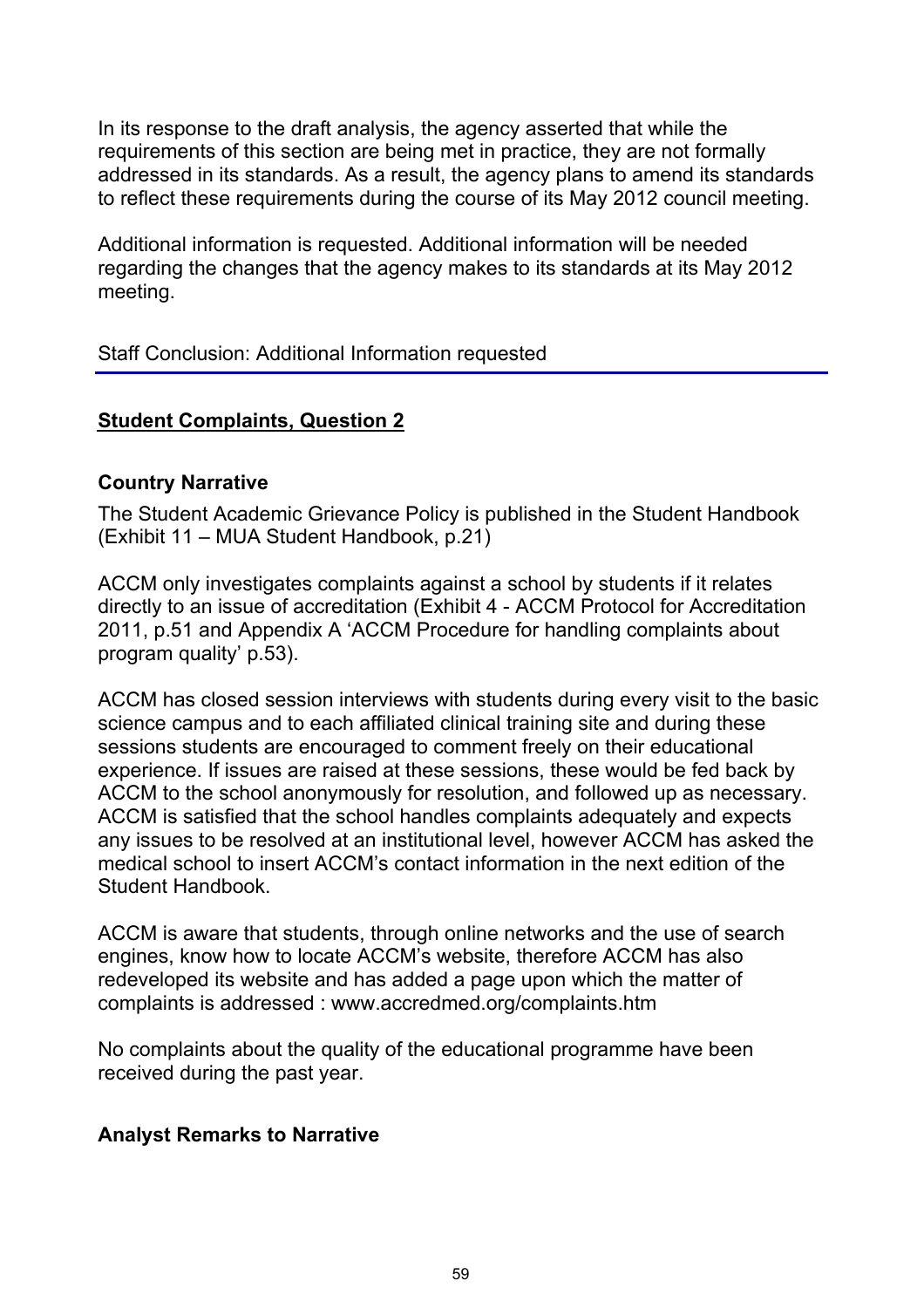In its response to the draft analysis, the agency asserted that while the requirements of this section are being met in practice, they are not formally addressed in its standards. As a result, the agency plans to amend its standards to reflect these requirements during the course of its May 2012 council meeting.

Additional information is requested. Additional information will be needed regarding the changes that the agency makes to its standards at its May 2012 meeting.

Staff Conclusion: Additional Information requested

---

## Student Complaints, Question 2

### Country Narrative

The Student Academic Grievance Policy is published in the Student Handbook (Exhibit 11 – MUA Student Handbook, p.21)

ACCM only investigates complaints against a school by students if it relates directly to an issue of accreditation (Exhibit 4 - ACCM Protocol for Accreditation 2011, p.51 and Appendix A 'ACCM Procedure for handling complaints about program quality' p.53).

ACCM has closed session interviews with students during every visit to the basic science campus and to each affiliated clinical training site and during these sessions students are encouraged to comment freely on their educational experience. If issues are raised at these sessions, these would be fed back by ACCM to the school anonymously for resolution, and followed up as necessary. ACCM is satisfied that the school handles complaints adequately and expects any issues to be resolved at an institutional level, however ACCM has asked the medical school to insert ACCM's contact information in the next edition of the Student Handbook.

ACCM is aware that students, through online networks and the use of search engines, know how to locate ACCM's website, therefore ACCM has also redeveloped its website and has added a page upon which the matter of complaints is addressed : www.accredmed.org/complaints.htm

No complaints about the quality of the educational programme have been received during the past year.

### Analyst Remarks to Narrative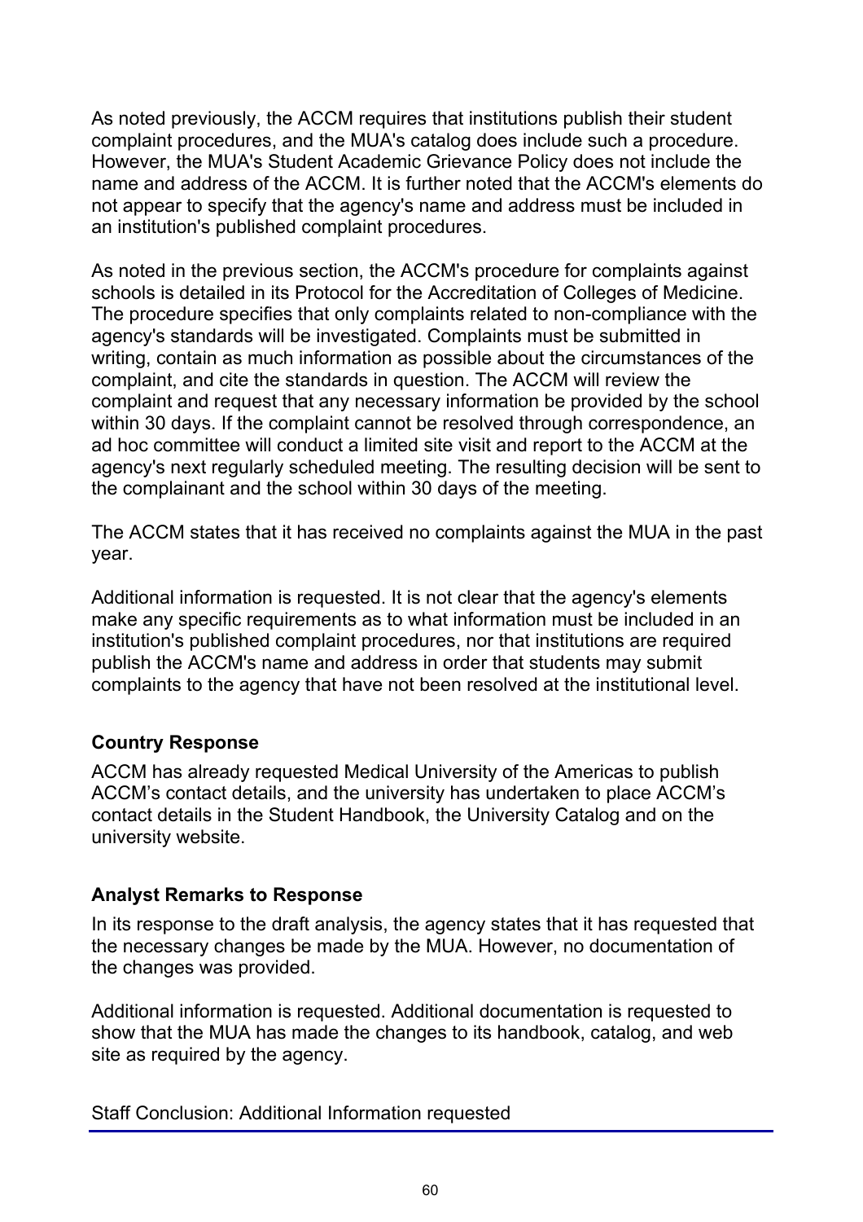As noted previously, the ACCM requires that institutions publish their student complaint procedures, and the MUA's catalog does include such a procedure. However, the MUA's Student Academic Grievance Policy does not include the name and address of the ACCM. It is further noted that the ACCM's elements do not appear to specify that the agency's name and address must be included in an institution's published complaint procedures.

As noted in the previous section, the ACCM's procedure for complaints against schools is detailed in its Protocol for the Accreditation of Colleges of Medicine. The procedure specifies that only complaints related to non-compliance with the agency's standards will be investigated. Complaints must be submitted in writing, contain as much information as possible about the circumstances of the complaint, and cite the standards in question. The ACCM will review the complaint and request that any necessary information be provided by the school within 30 days. If the complaint cannot be resolved through correspondence, an ad hoc committee will conduct a limited site visit and report to the ACCM at the agency's next regularly scheduled meeting. The resulting decision will be sent to the complainant and the school within 30 days of the meeting.

The ACCM states that it has received no complaints against the MUA in the past year.

Additional information is requested. It is not clear that the agency's elements make any specific requirements as to what information must be included in an institution's published complaint procedures, nor that institutions are required publish the ACCM's name and address in order that students may submit complaints to the agency that have not been resolved at the institutional level.

**Country Response**

ACCM has already requested Medical University of the Americas to publish ACCM's contact details, and the university has undertaken to place ACCM's contact details in the Student Handbook, the University Catalog and on the university website.

**Analyst Remarks to Response**

In its response to the draft analysis, the agency states that it has requested that the necessary changes be made by the MUA. However, no documentation of the changes was provided.

Additional information is requested. Additional documentation is requested to show that the MUA has made the changes to its handbook, catalog, and web site as required by the agency.

Staff Conclusion: Additional Information requested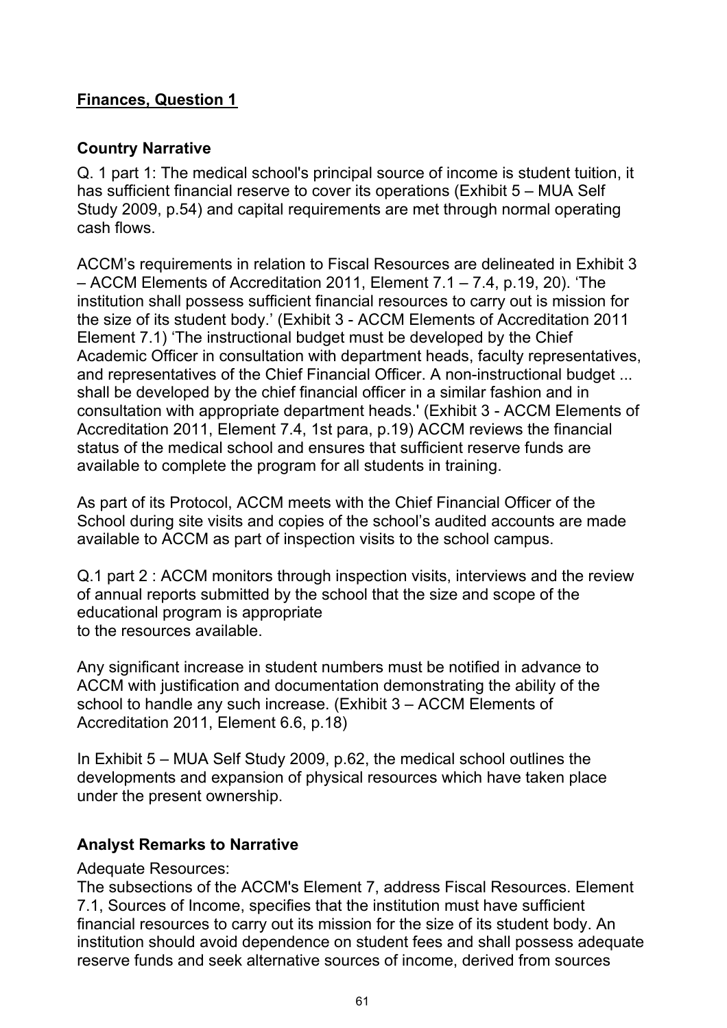**Finances, Question 1**

**Country Narrative**

Q. 1 part 1: The medical school's principal source of income is student tuition, it has sufficient financial reserve to cover its operations (Exhibit 5 – MUA Self Study 2009, p.54) and capital requirements are met through normal operating cash flows.

ACCM's requirements in relation to Fiscal Resources are delineated in Exhibit 3 – ACCM Elements of Accreditation 2011, Element 7.1 – 7.4, p.19, 20). 'The institution shall possess sufficient financial resources to carry out is mission for the size of its student body.' (Exhibit 3 - ACCM Elements of Accreditation 2011 Element 7.1) 'The instructional budget must be developed by the Chief Academic Officer in consultation with department heads, faculty representatives, and representatives of the Chief Financial Officer. A non-instructional budget ... shall be developed by the chief financial officer in a similar fashion and in consultation with appropriate department heads.' (Exhibit 3 - ACCM Elements of Accreditation 2011, Element 7.4, 1st para, p.19) ACCM reviews the financial status of the medical school and ensures that sufficient reserve funds are available to complete the program for all students in training.

As part of its Protocol, ACCM meets with the Chief Financial Officer of the School during site visits and copies of the school's audited accounts are made available to ACCM as part of inspection visits to the school campus.

Q.1 part 2 : ACCM monitors through inspection visits, interviews and the review of annual reports submitted by the school that the size and scope of the educational program is appropriate
to the resources available.

Any significant increase in student numbers must be notified in advance to ACCM with justification and documentation demonstrating the ability of the school to handle any such increase. (Exhibit 3 – ACCM Elements of Accreditation 2011, Element 6.6, p.18)

In Exhibit 5 – MUA Self Study 2009, p.62, the medical school outlines the developments and expansion of physical resources which have taken place under the present ownership.

**Analyst Remarks to Narrative**

Adequate Resources:
The subsections of the ACCM's Element 7, address Fiscal Resources. Element 7.1, Sources of Income, specifies that the institution must have sufficient financial resources to carry out its mission for the size of its student body. An institution should avoid dependence on student fees and shall possess adequate reserve funds and seek alternative sources of income, derived from sources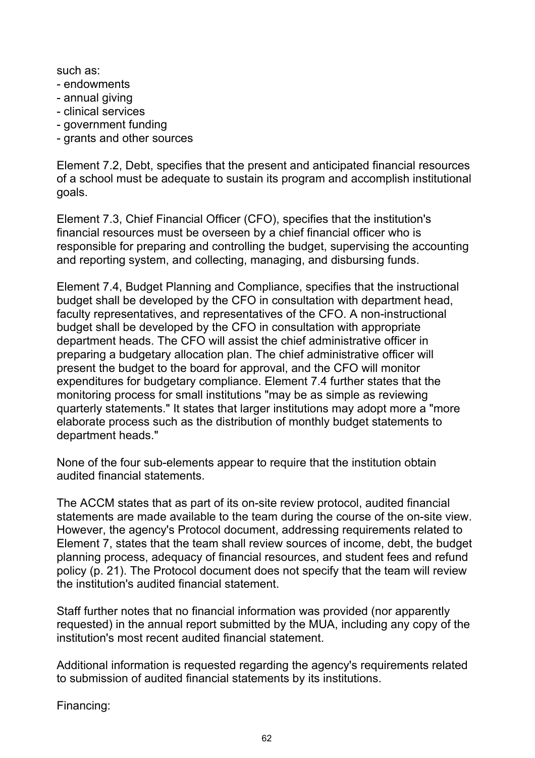such as:
- endowments
- annual giving
- clinical services
- government funding
- grants and other sources

Element 7.2, Debt, specifies that the present and anticipated financial resources of a school must be adequate to sustain its program and accomplish institutional goals.

Element 7.3, Chief Financial Officer (CFO), specifies that the institution's financial resources must be overseen by a chief financial officer who is responsible for preparing and controlling the budget, supervising the accounting and reporting system, and collecting, managing, and disbursing funds.

Element 7.4, Budget Planning and Compliance, specifies that the instructional budget shall be developed by the CFO in consultation with department head, faculty representatives, and representatives of the CFO. A non-instructional budget shall be developed by the CFO in consultation with appropriate department heads. The CFO will assist the chief administrative officer in preparing a budgetary allocation plan. The chief administrative officer will present the budget to the board for approval, and the CFO will monitor expenditures for budgetary compliance. Element 7.4 further states that the monitoring process for small institutions "may be as simple as reviewing quarterly statements." It states that larger institutions may adopt more a "more elaborate process such as the distribution of monthly budget statements to department heads."

None of the four sub-elements appear to require that the institution obtain audited financial statements.

The ACCM states that as part of its on-site review protocol, audited financial statements are made available to the team during the course of the on-site view. However, the agency's Protocol document, addressing requirements related to Element 7, states that the team shall review sources of income, debt, the budget planning process, adequacy of financial resources, and student fees and refund policy (p. 21). The Protocol document does not specify that the team will review the institution's audited financial statement.

Staff further notes that no financial information was provided (nor apparently requested) in the annual report submitted by the MUA, including any copy of the institution's most recent audited financial statement.

Additional information is requested regarding the agency's requirements related to submission of audited financial statements by its institutions.

Financing: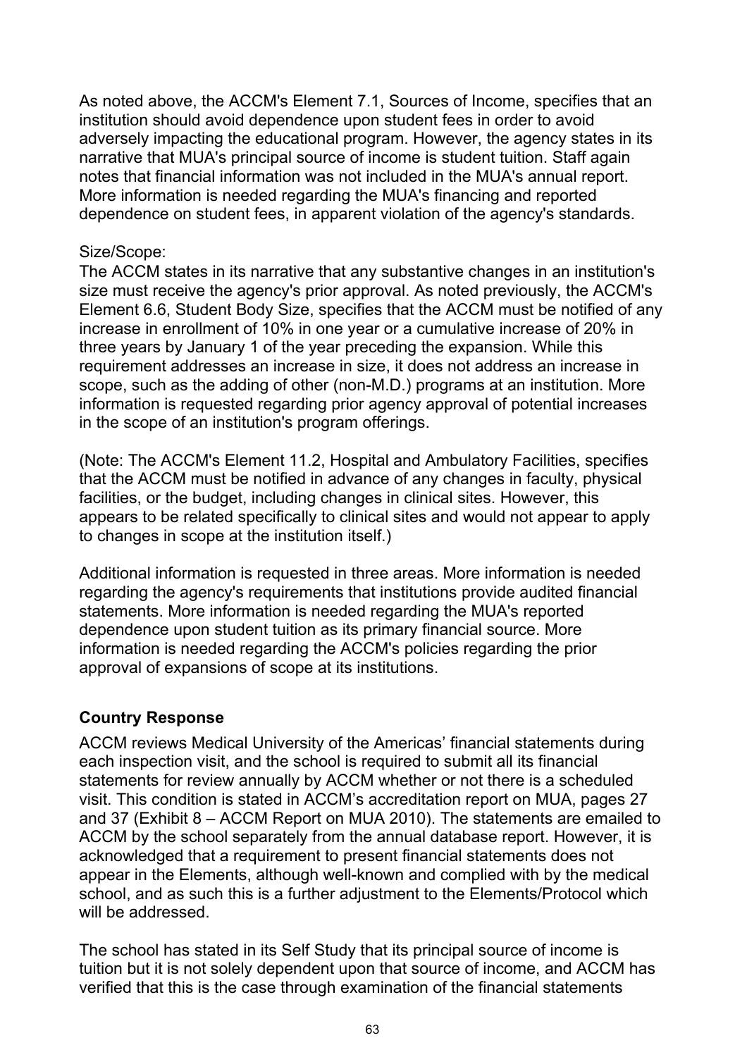As noted above, the ACCM's Element 7.1, Sources of Income, specifies that an institution should avoid dependence upon student fees in order to avoid adversely impacting the educational program. However, the agency states in its narrative that MUA's principal source of income is student tuition. Staff again notes that financial information was not included in the MUA's annual report. More information is needed regarding the MUA's financing and reported dependence on student fees, in apparent violation of the agency's standards.

Size/Scope:
The ACCM states in its narrative that any substantive changes in an institution's size must receive the agency's prior approval. As noted previously, the ACCM's Element 6.6, Student Body Size, specifies that the ACCM must be notified of any increase in enrollment of 10% in one year or a cumulative increase of 20% in three years by January 1 of the year preceding the expansion. While this requirement addresses an increase in size, it does not address an increase in scope, such as the adding of other (non-M.D.) programs at an institution. More information is requested regarding prior agency approval of potential increases in the scope of an institution's program offerings.

(Note: The ACCM's Element 11.2, Hospital and Ambulatory Facilities, specifies that the ACCM must be notified in advance of any changes in faculty, physical facilities, or the budget, including changes in clinical sites. However, this appears to be related specifically to clinical sites and would not appear to apply to changes in scope at the institution itself.)

Additional information is requested in three areas. More information is needed regarding the agency's requirements that institutions provide audited financial statements. More information is needed regarding the MUA's reported dependence upon student tuition as its primary financial source. More information is needed regarding the ACCM's policies regarding the prior approval of expansions of scope at its institutions.

**Country Response**

ACCM reviews Medical University of the Americas' financial statements during each inspection visit, and the school is required to submit all its financial statements for review annually by ACCM whether or not there is a scheduled visit. This condition is stated in ACCM's accreditation report on MUA, pages 27 and 37 (Exhibit 8 – ACCM Report on MUA 2010). The statements are emailed to ACCM by the school separately from the annual database report. However, it is acknowledged that a requirement to present financial statements does not appear in the Elements, although well-known and complied with by the medical school, and as such this is a further adjustment to the Elements/Protocol which will be addressed.

The school has stated in its Self Study that its principal source of income is tuition but it is not solely dependent upon that source of income, and ACCM has verified that this is the case through examination of the financial statements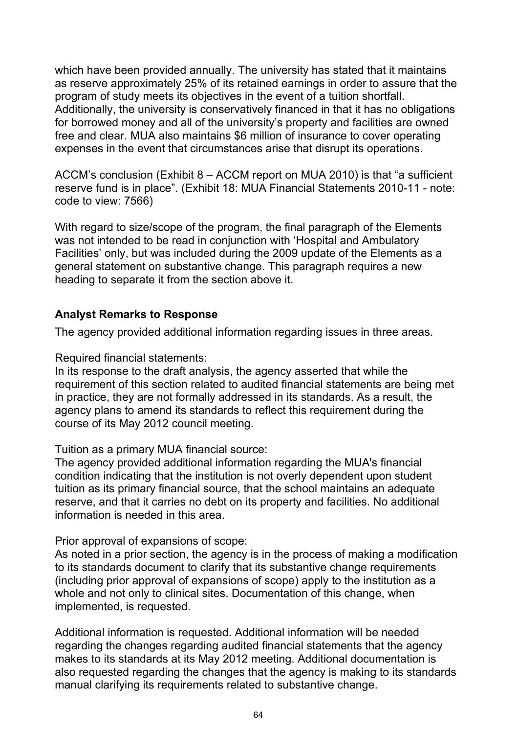which have been provided annually. The university has stated that it maintains as reserve approximately 25% of its retained earnings in order to assure that the program of study meets its objectives in the event of a tuition shortfall. Additionally, the university is conservatively financed in that it has no obligations for borrowed money and all of the university's property and facilities are owned free and clear. MUA also maintains $6 million of insurance to cover operating expenses in the event that circumstances arise that disrupt its operations.

ACCM's conclusion (Exhibit 8 – ACCM report on MUA 2010) is that "a sufficient reserve fund is in place". (Exhibit 18: MUA Financial Statements 2010-11 - note: code to view: 7566)

With regard to size/scope of the program, the final paragraph of the Elements was not intended to be read in conjunction with 'Hospital and Ambulatory Facilities' only, but was included during the 2009 update of the Elements as a general statement on substantive change. This paragraph requires a new heading to separate it from the section above it.

**Analyst Remarks to Response**

The agency provided additional information regarding issues in three areas.

Required financial statements:
In its response to the draft analysis, the agency asserted that while the requirement of this section related to audited financial statements are being met in practice, they are not formally addressed in its standards. As a result, the agency plans to amend its standards to reflect this requirement during the course of its May 2012 council meeting.

Tuition as a primary MUA financial source:
The agency provided additional information regarding the MUA's financial condition indicating that the institution is not overly dependent upon student tuition as its primary financial source, that the school maintains an adequate reserve, and that it carries no debt on its property and facilities. No additional information is needed in this area.

Prior approval of expansions of scope:
As noted in a prior section, the agency is in the process of making a modification to its standards document to clarify that its substantive change requirements (including prior approval of expansions of scope) apply to the institution as a whole and not only to clinical sites. Documentation of this change, when implemented, is requested.

Additional information is requested. Additional information will be needed regarding the changes regarding audited financial statements that the agency makes to its standards at its May 2012 meeting. Additional documentation is also requested regarding the changes that the agency is making to its standards manual clarifying its requirements related to substantive change.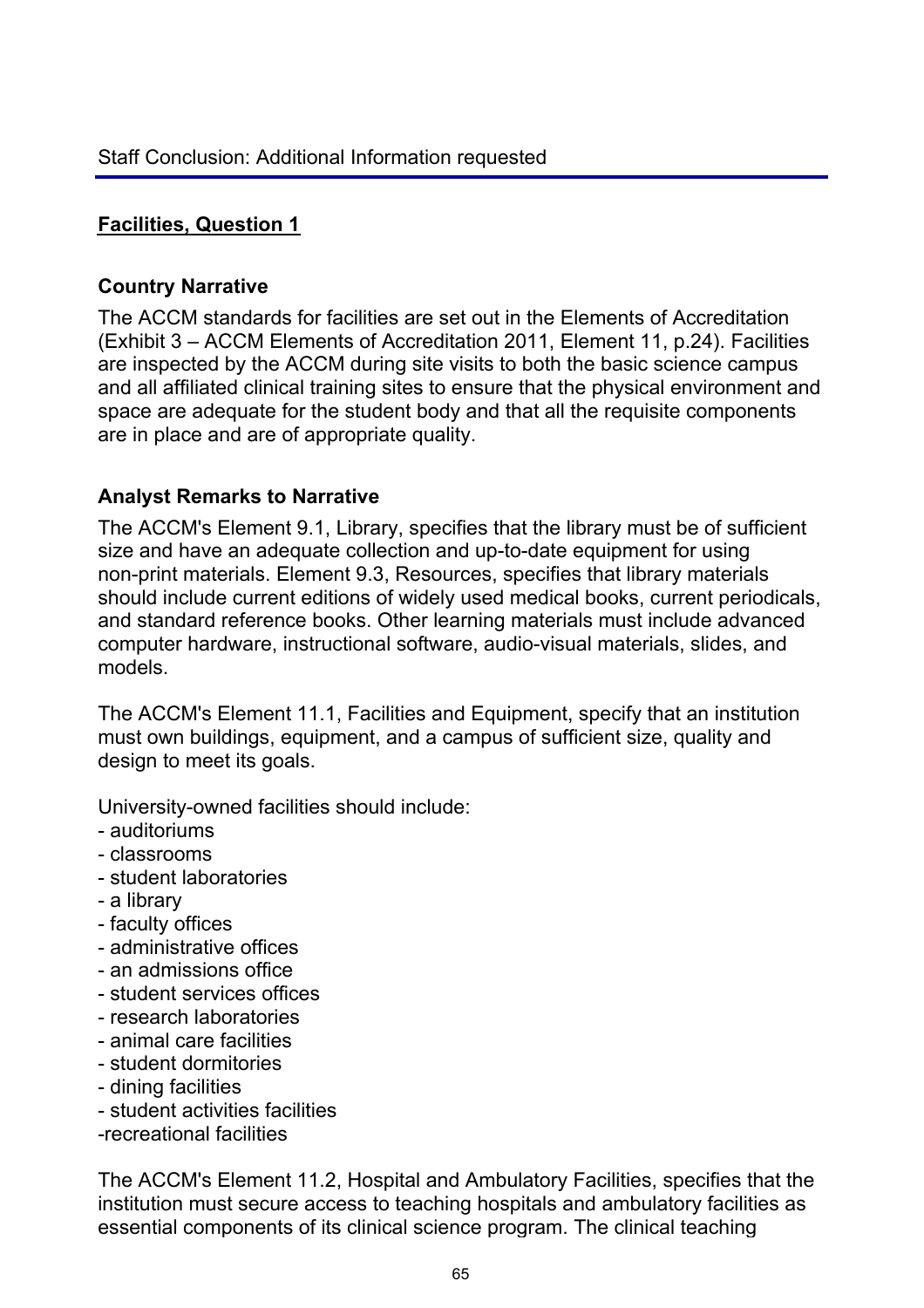Staff Conclusion: Additional Information requested

---

## Facilities, Question 1

### Country Narrative

The ACCM standards for facilities are set out in the Elements of Accreditation (Exhibit 3 – ACCM Elements of Accreditation 2011, Element 11, p.24). Facilities are inspected by the ACCM during site visits to both the basic science campus and all affiliated clinical training sites to ensure that the physical environment and space are adequate for the student body and that all the requisite components are in place and are of appropriate quality.

### Analyst Remarks to Narrative

The ACCM's Element 9.1, Library, specifies that the library must be of sufficient size and have an adequate collection and up-to-date equipment for using non-print materials. Element 9.3, Resources, specifies that library materials should include current editions of widely used medical books, current periodicals, and standard reference books. Other learning materials must include advanced computer hardware, instructional software, audio-visual materials, slides, and models.

The ACCM's Element 11.1, Facilities and Equipment, specify that an institution must own buildings, equipment, and a campus of sufficient size, quality and design to meet its goals.

University-owned facilities should include:
- auditoriums
- classrooms
- student laboratories
- a library
- faculty offices
- administrative offices
- an admissions office
- student services offices
- research laboratories
- animal care facilities
- student dormitories
- dining facilities
- student activities facilities
- recreational facilities

The ACCM's Element 11.2, Hospital and Ambulatory Facilities, specifies that the institution must secure access to teaching hospitals and ambulatory facilities as essential components of its clinical science program. The clinical teaching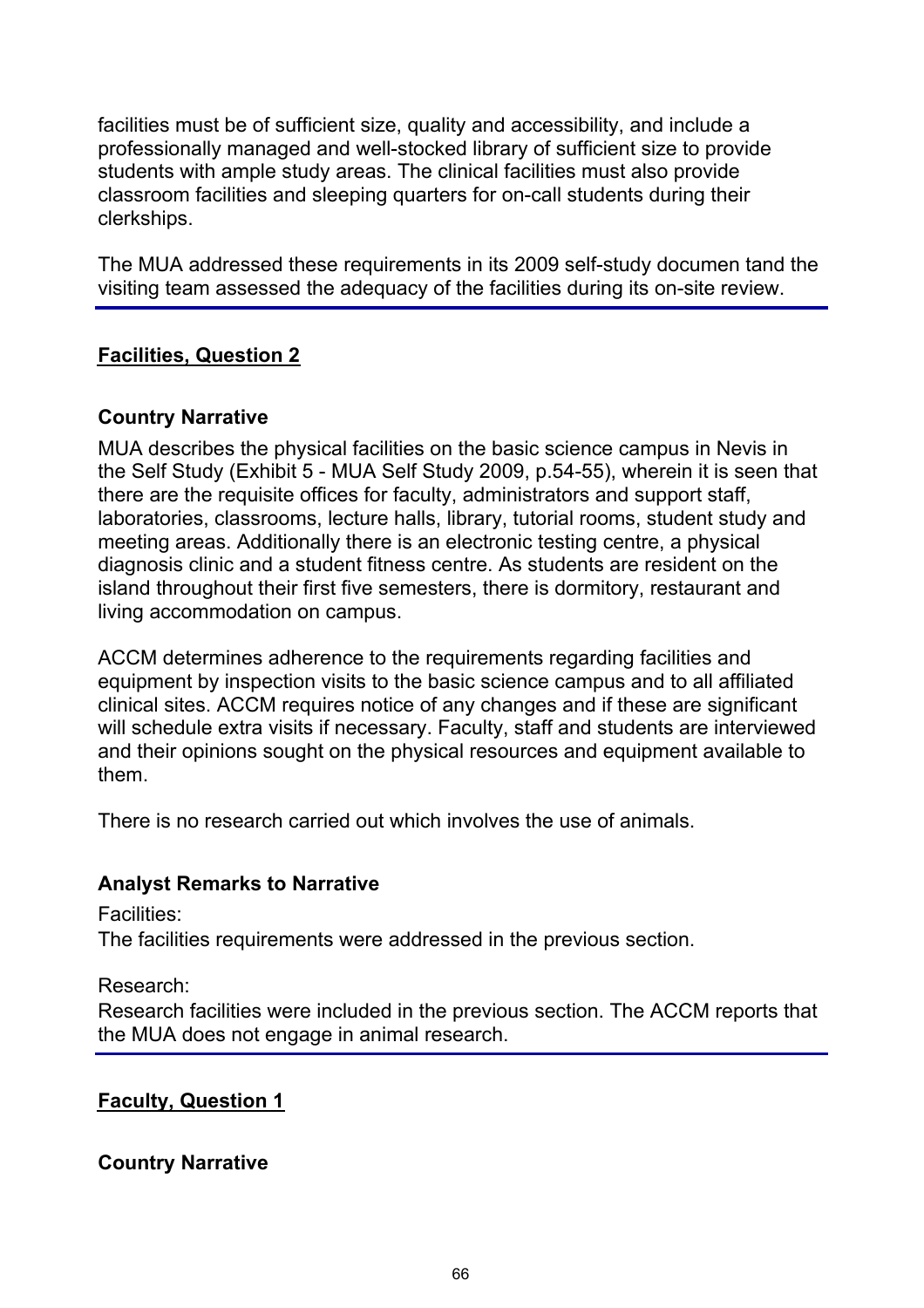facilities must be of sufficient size, quality and accessibility, and include a professionally managed and well-stocked library of sufficient size to provide students with ample study areas. The clinical facilities must also provide classroom facilities and sleeping quarters for on-call students during their clerkships.

The MUA addressed these requirements in its 2009 self-study documen tand the visiting team assessed the adequacy of the facilities during its on-site review.

---

## Facilities, Question 2

### Country Narrative

MUA describes the physical facilities on the basic science campus in Nevis in the Self Study (Exhibit 5 - MUA Self Study 2009, p.54-55), wherein it is seen that there are the requisite offices for faculty, administrators and support staff, laboratories, classrooms, lecture halls, library, tutorial rooms, student study and meeting areas. Additionally there is an electronic testing centre, a physical diagnosis clinic and a student fitness centre. As students are resident on the island throughout their first five semesters, there is dormitory, restaurant and living accommodation on campus.

ACCM determines adherence to the requirements regarding facilities and equipment by inspection visits to the basic science campus and to all affiliated clinical sites. ACCM requires notice of any changes and if these are significant will schedule extra visits if necessary. Faculty, staff and students are interviewed and their opinions sought on the physical resources and equipment available to them.

There is no research carried out which involves the use of animals.

### Analyst Remarks to Narrative

Facilities:
The facilities requirements were addressed in the previous section.

Research:
Research facilities were included in the previous section. The ACCM reports that the MUA does not engage in animal research.

---

## Faculty, Question 1

### Country Narrative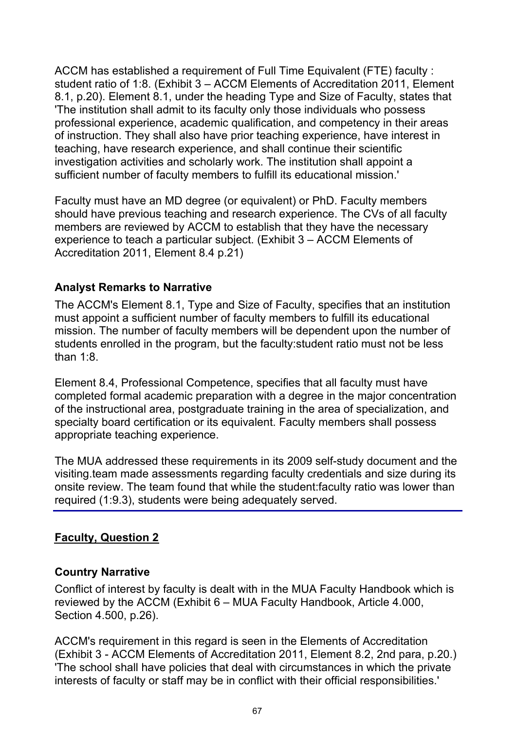ACCM has established a requirement of Full Time Equivalent (FTE) faculty : student ratio of 1:8. (Exhibit 3 – ACCM Elements of Accreditation 2011, Element 8.1, p.20). Element 8.1, under the heading Type and Size of Faculty, states that 'The institution shall admit to its faculty only those individuals who possess professional experience, academic qualification, and competency in their areas of instruction. They shall also have prior teaching experience, have interest in teaching, have research experience, and shall continue their scientific investigation activities and scholarly work. The institution shall appoint a sufficient number of faculty members to fulfill its educational mission.'

Faculty must have an MD degree (or equivalent) or PhD. Faculty members should have previous teaching and research experience. The CVs of all faculty members are reviewed by ACCM to establish that they have the necessary experience to teach a particular subject. (Exhibit 3 – ACCM Elements of Accreditation 2011, Element 8.4 p.21)

### Analyst Remarks to Narrative

The ACCM's Element 8.1, Type and Size of Faculty, specifies that an institution must appoint a sufficient number of faculty members to fulfill its educational mission. The number of faculty members will be dependent upon the number of students enrolled in the program, but the faculty:student ratio must not be less than 1:8.

Element 8.4, Professional Competence, specifies that all faculty must have completed formal academic preparation with a degree in the major concentration of the instructional area, postgraduate training in the area of specialization, and specialty board certification or its equivalent. Faculty members shall possess appropriate teaching experience.

The MUA addressed these requirements in its 2009 self-study document and the visiting.team made assessments regarding faculty credentials and size during its onsite review. The team found that while the student:faculty ratio was lower than required (1:9.3), students were being adequately served.

---

## Faculty, Question 2

### Country Narrative

Conflict of interest by faculty is dealt with in the MUA Faculty Handbook which is reviewed by the ACCM (Exhibit 6 – MUA Faculty Handbook, Article 4.000, Section 4.500, p.26).

ACCM's requirement in this regard is seen in the Elements of Accreditation (Exhibit 3 - ACCM Elements of Accreditation 2011, Element 8.2, 2nd para, p.20.) 'The school shall have policies that deal with circumstances in which the private interests of faculty or staff may be in conflict with their official responsibilities.'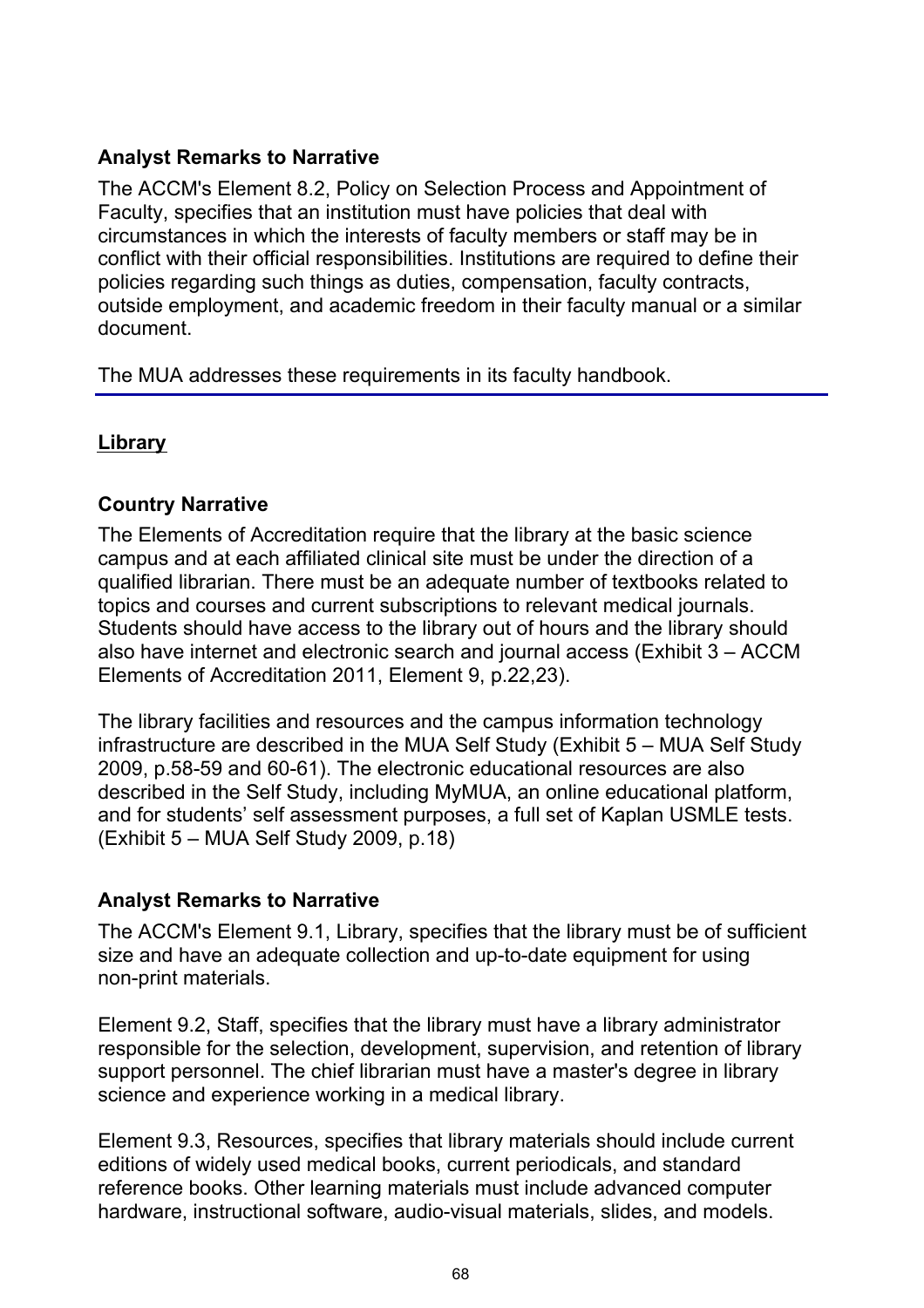### Analyst Remarks to Narrative

The ACCM's Element 8.2, Policy on Selection Process and Appointment of Faculty, specifies that an institution must have policies that deal with circumstances in which the interests of faculty members or staff may be in conflict with their official responsibilities. Institutions are required to define their policies regarding such things as duties, compensation, faculty contracts, outside employment, and academic freedom in their faculty manual or a similar document.

The MUA addresses these requirements in its faculty handbook.

---

## Library

### Country Narrative

The Elements of Accreditation require that the library at the basic science campus and at each affiliated clinical site must be under the direction of a qualified librarian. There must be an adequate number of textbooks related to topics and courses and current subscriptions to relevant medical journals. Students should have access to the library out of hours and the library should also have internet and electronic search and journal access (Exhibit 3 – ACCM Elements of Accreditation 2011, Element 9, p.22,23).

The library facilities and resources and the campus information technology infrastructure are described in the MUA Self Study (Exhibit 5 – MUA Self Study 2009, p.58-59 and 60-61). The electronic educational resources are also described in the Self Study, including MyMUA, an online educational platform, and for students' self assessment purposes, a full set of Kaplan USMLE tests. (Exhibit 5 – MUA Self Study 2009, p.18)

### Analyst Remarks to Narrative

The ACCM's Element 9.1, Library, specifies that the library must be of sufficient size and have an adequate collection and up-to-date equipment for using non-print materials.

Element 9.2, Staff, specifies that the library must have a library administrator responsible for the selection, development, supervision, and retention of library support personnel. The chief librarian must have a master's degree in library science and experience working in a medical library.

Element 9.3, Resources, specifies that library materials should include current editions of widely used medical books, current periodicals, and standard reference books. Other learning materials must include advanced computer hardware, instructional software, audio-visual materials, slides, and models.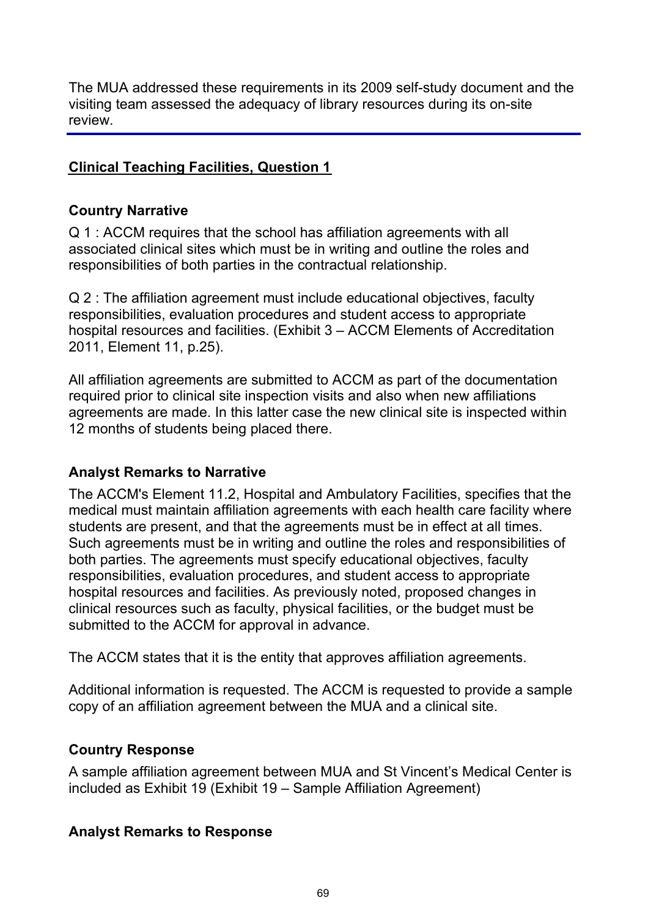The MUA addressed these requirements in its 2009 self-study document and the visiting team assessed the adequacy of library resources during its on-site review.

---

## Clinical Teaching Facilities, Question 1

### Country Narrative

Q 1 : ACCM requires that the school has affiliation agreements with all associated clinical sites which must be in writing and outline the roles and responsibilities of both parties in the contractual relationship.

Q 2 : The affiliation agreement must include educational objectives, faculty responsibilities, evaluation procedures and student access to appropriate hospital resources and facilities. (Exhibit 3 – ACCM Elements of Accreditation 2011, Element 11, p.25).

All affiliation agreements are submitted to ACCM as part of the documentation required prior to clinical site inspection visits and also when new affiliations agreements are made. In this latter case the new clinical site is inspected within 12 months of students being placed there.

### Analyst Remarks to Narrative

The ACCM's Element 11.2, Hospital and Ambulatory Facilities, specifies that the medical must maintain affiliation agreements with each health care facility where students are present, and that the agreements must be in effect at all times. Such agreements must be in writing and outline the roles and responsibilities of both parties. The agreements must specify educational objectives, faculty responsibilities, evaluation procedures, and student access to appropriate hospital resources and facilities. As previously noted, proposed changes in clinical resources such as faculty, physical facilities, or the budget must be submitted to the ACCM for approval in advance.

The ACCM states that it is the entity that approves affiliation agreements.

Additional information is requested. The ACCM is requested to provide a sample copy of an affiliation agreement between the MUA and a clinical site.

### Country Response

A sample affiliation agreement between MUA and St Vincent's Medical Center is included as Exhibit 19 (Exhibit 19 – Sample Affiliation Agreement)

### Analyst Remarks to Response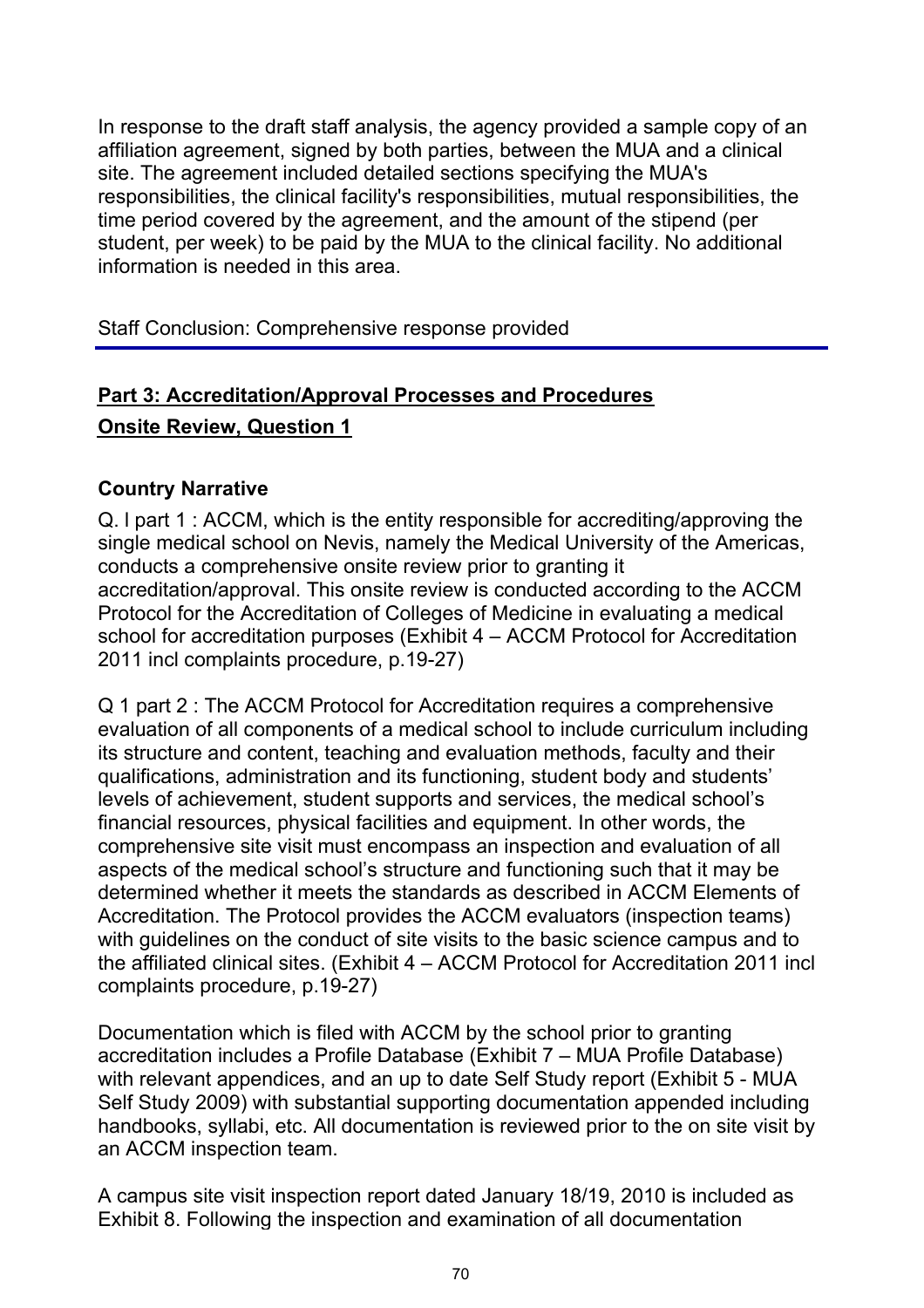In response to the draft staff analysis, the agency provided a sample copy of an affiliation agreement, signed by both parties, between the MUA and a clinical site. The agreement included detailed sections specifying the MUA's responsibilities, the clinical facility's responsibilities, mutual responsibilities, the time period covered by the agreement, and the amount of the stipend (per student, per week) to be paid by the MUA to the clinical facility. No additional information is needed in this area.

Staff Conclusion: Comprehensive response provided

---

## Part 3: Accreditation/Approval Processes and Procedures

### Onsite Review, Question 1

**Country Narrative**

Q. l part 1 : ACCM, which is the entity responsible for accrediting/approving the single medical school on Nevis, namely the Medical University of the Americas, conducts a comprehensive onsite review prior to granting it accreditation/approval. This onsite review is conducted according to the ACCM Protocol for the Accreditation of Colleges of Medicine in evaluating a medical school for accreditation purposes (Exhibit 4 – ACCM Protocol for Accreditation 2011 incl complaints procedure, p.19-27)

Q 1 part 2 : The ACCM Protocol for Accreditation requires a comprehensive evaluation of all components of a medical school to include curriculum including its structure and content, teaching and evaluation methods, faculty and their qualifications, administration and its functioning, student body and students' levels of achievement, student supports and services, the medical school's financial resources, physical facilities and equipment. In other words, the comprehensive site visit must encompass an inspection and evaluation of all aspects of the medical school's structure and functioning such that it may be determined whether it meets the standards as described in ACCM Elements of Accreditation. The Protocol provides the ACCM evaluators (inspection teams) with guidelines on the conduct of site visits to the basic science campus and to the affiliated clinical sites. (Exhibit 4 – ACCM Protocol for Accreditation 2011 incl complaints procedure, p.19-27)

Documentation which is filed with ACCM by the school prior to granting accreditation includes a Profile Database (Exhibit 7 – MUA Profile Database) with relevant appendices, and an up to date Self Study report (Exhibit 5 - MUA Self Study 2009) with substantial supporting documentation appended including handbooks, syllabi, etc. All documentation is reviewed prior to the on site visit by an ACCM inspection team.

A campus site visit inspection report dated January 18/19, 2010 is included as Exhibit 8. Following the inspection and examination of all documentation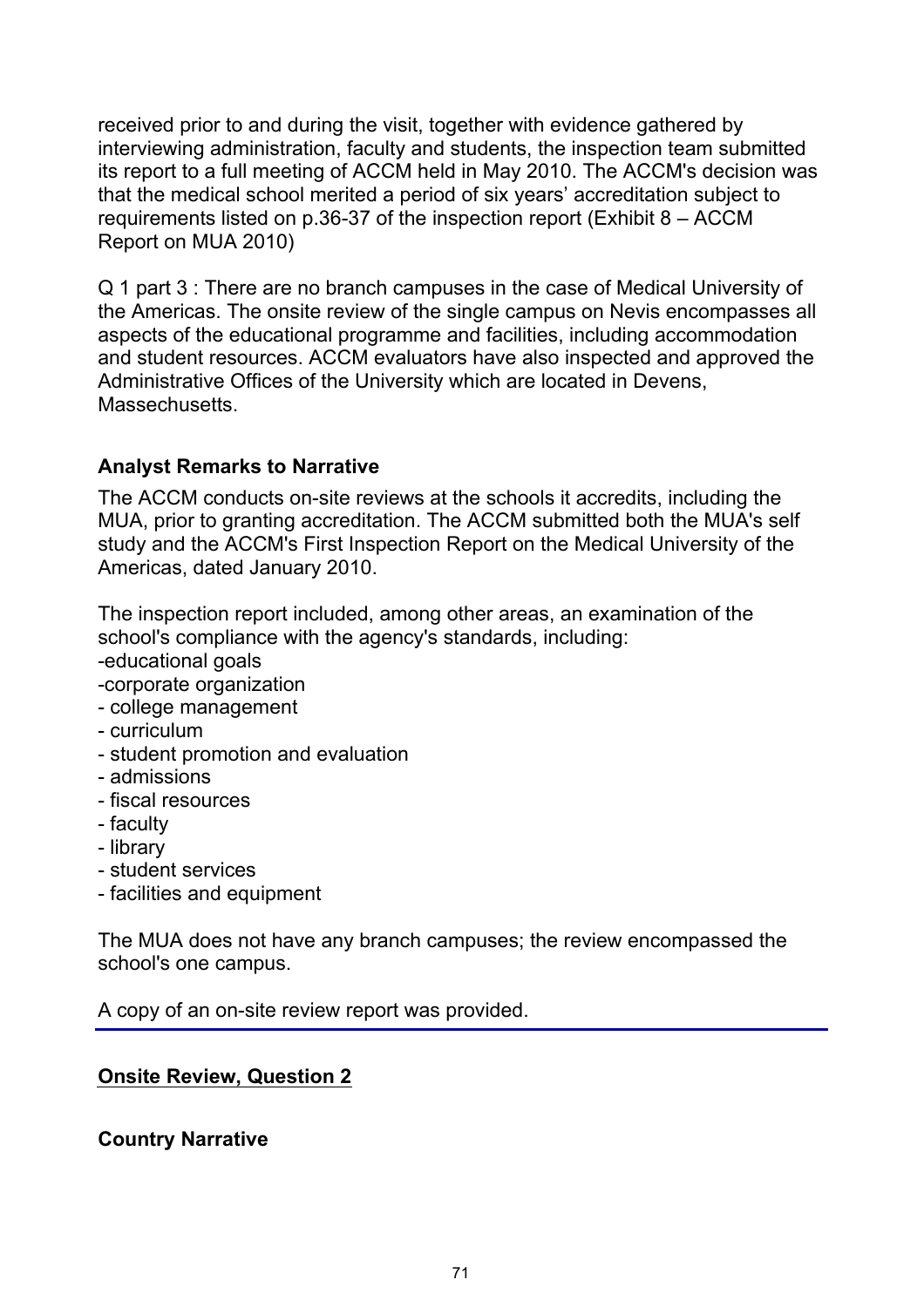received prior to and during the visit, together with evidence gathered by interviewing administration, faculty and students, the inspection team submitted its report to a full meeting of ACCM held in May 2010. The ACCM's decision was that the medical school merited a period of six years' accreditation subject to requirements listed on p.36-37 of the inspection report (Exhibit 8 – ACCM Report on MUA 2010)

Q 1 part 3 : There are no branch campuses in the case of Medical University of the Americas. The onsite review of the single campus on Nevis encompasses all aspects of the educational programme and facilities, including accommodation and student resources. ACCM evaluators have also inspected and approved the Administrative Offices of the University which are located in Devens, Massechusetts.

**Analyst Remarks to Narrative**

The ACCM conducts on-site reviews at the schools it accredits, including the MUA, prior to granting accreditation. The ACCM submitted both the MUA's self study and the ACCM's First Inspection Report on the Medical University of the Americas, dated January 2010.

The inspection report included, among other areas, an examination of the school's compliance with the agency's standards, including:

-educational goals
-corporate organization
- college management
- curriculum
- student promotion and evaluation
- admissions
- fiscal resources
- faculty
- library
- student services
- facilities and equipment

The MUA does not have any branch campuses; the review encompassed the school's one campus.

A copy of an on-site review report was provided.

---

**Onsite Review, Question 2**

**Country Narrative**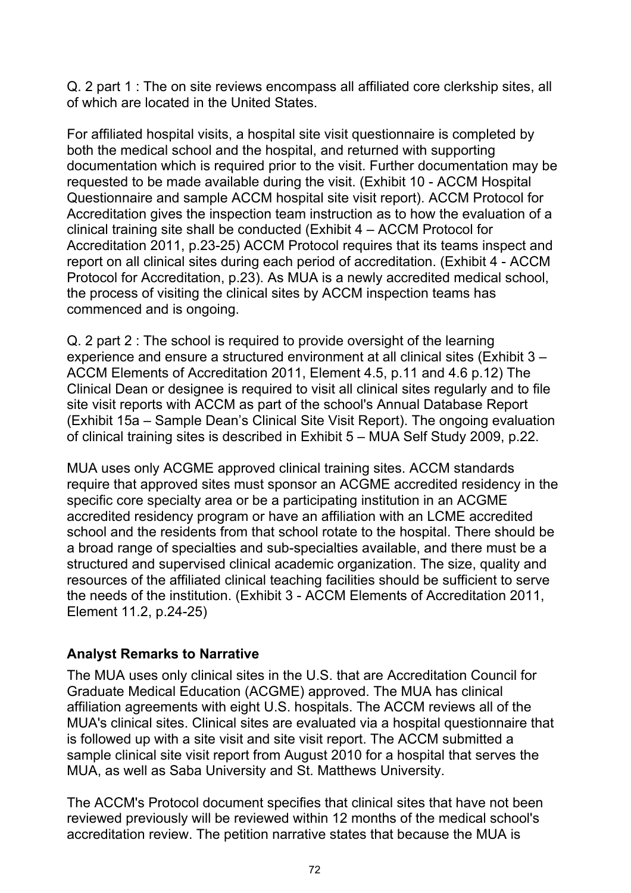Q. 2 part 1 : The on site reviews encompass all affiliated core clerkship sites, all of which are located in the United States.

For affiliated hospital visits, a hospital site visit questionnaire is completed by both the medical school and the hospital, and returned with supporting documentation which is required prior to the visit. Further documentation may be requested to be made available during the visit. (Exhibit 10 - ACCM Hospital Questionnaire and sample ACCM hospital site visit report). ACCM Protocol for Accreditation gives the inspection team instruction as to how the evaluation of a clinical training site shall be conducted (Exhibit 4 – ACCM Protocol for Accreditation 2011, p.23-25) ACCM Protocol requires that its teams inspect and report on all clinical sites during each period of accreditation. (Exhibit 4 - ACCM Protocol for Accreditation, p.23). As MUA is a newly accredited medical school, the process of visiting the clinical sites by ACCM inspection teams has commenced and is ongoing.

Q. 2 part 2 : The school is required to provide oversight of the learning experience and ensure a structured environment at all clinical sites (Exhibit 3 – ACCM Elements of Accreditation 2011, Element 4.5, p.11 and 4.6 p.12) The Clinical Dean or designee is required to visit all clinical sites regularly and to file site visit reports with ACCM as part of the school's Annual Database Report (Exhibit 15a – Sample Dean's Clinical Site Visit Report). The ongoing evaluation of clinical training sites is described in Exhibit 5 – MUA Self Study 2009, p.22.

MUA uses only ACGME approved clinical training sites. ACCM standards require that approved sites must sponsor an ACGME accredited residency in the specific core specialty area or be a participating institution in an ACGME accredited residency program or have an affiliation with an LCME accredited school and the residents from that school rotate to the hospital. There should be a broad range of specialties and sub-specialties available, and there must be a structured and supervised clinical academic organization. The size, quality and resources of the affiliated clinical teaching facilities should be sufficient to serve the needs of the institution. (Exhibit 3 - ACCM Elements of Accreditation 2011, Element 11.2, p.24-25)

### Analyst Remarks to Narrative

The MUA uses only clinical sites in the U.S. that are Accreditation Council for Graduate Medical Education (ACGME) approved. The MUA has clinical affiliation agreements with eight U.S. hospitals. The ACCM reviews all of the MUA's clinical sites. Clinical sites are evaluated via a hospital questionnaire that is followed up with a site visit and site visit report. The ACCM submitted a sample clinical site visit report from August 2010 for a hospital that serves the MUA, as well as Saba University and St. Matthews University.

The ACCM's Protocol document specifies that clinical sites that have not been reviewed previously will be reviewed within 12 months of the medical school's accreditation review. The petition narrative states that because the MUA is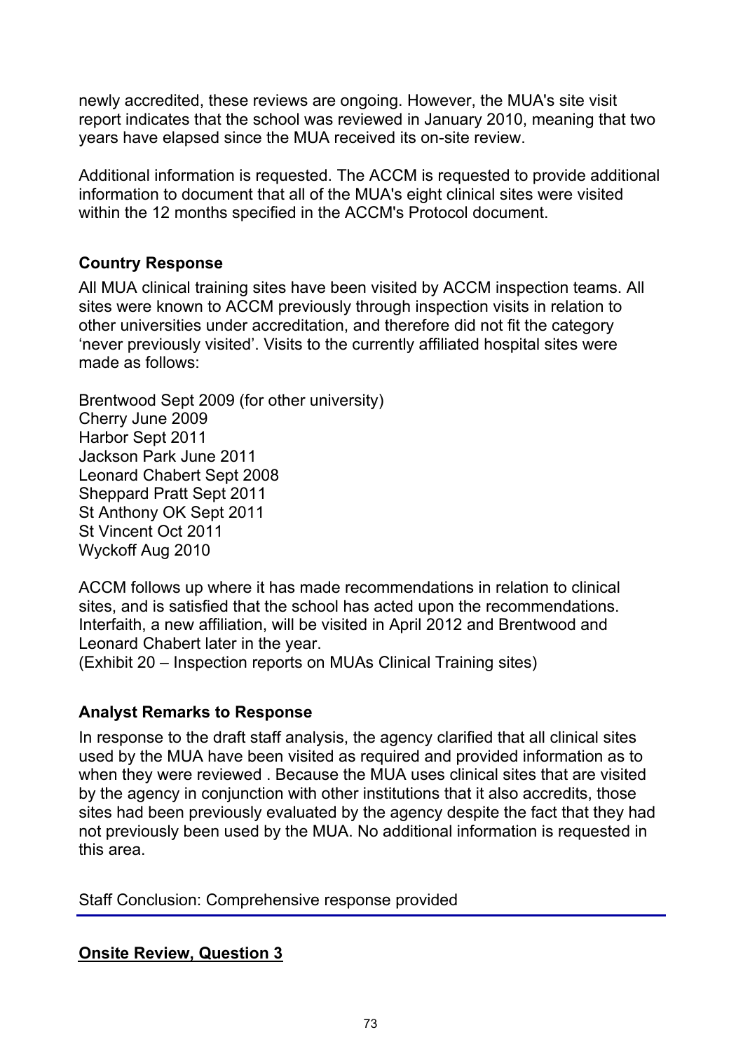newly accredited, these reviews are ongoing. However, the MUA's site visit report indicates that the school was reviewed in January 2010, meaning that two years have elapsed since the MUA received its on-site review.

Additional information is requested. The ACCM is requested to provide additional information to document that all of the MUA's eight clinical sites were visited within the 12 months specified in the ACCM's Protocol document.

**Country Response**

All MUA clinical training sites have been visited by ACCM inspection teams. All sites were known to ACCM previously through inspection visits in relation to other universities under accreditation, and therefore did not fit the category 'never previously visited'. Visits to the currently affiliated hospital sites were made as follows:

Brentwood Sept 2009 (for other university)
Cherry June 2009
Harbor Sept 2011
Jackson Park June 2011
Leonard Chabert Sept 2008
Sheppard Pratt Sept 2011
St Anthony OK Sept 2011
St Vincent Oct 2011
Wyckoff Aug 2010

ACCM follows up where it has made recommendations in relation to clinical sites, and is satisfied that the school has acted upon the recommendations. Interfaith, a new affiliation, will be visited in April 2012 and Brentwood and Leonard Chabert later in the year.
(Exhibit 20 – Inspection reports on MUAs Clinical Training sites)

**Analyst Remarks to Response**

In response to the draft staff analysis, the agency clarified that all clinical sites used by the MUA have been visited as required and provided information as to when they were reviewed . Because the MUA uses clinical sites that are visited by the agency in conjunction with other institutions that it also accredits, those sites had been previously evaluated by the agency despite the fact that they had not previously been used by the MUA. No additional information is requested in this area.

Staff Conclusion: Comprehensive response provided

**Onsite Review, Question 3**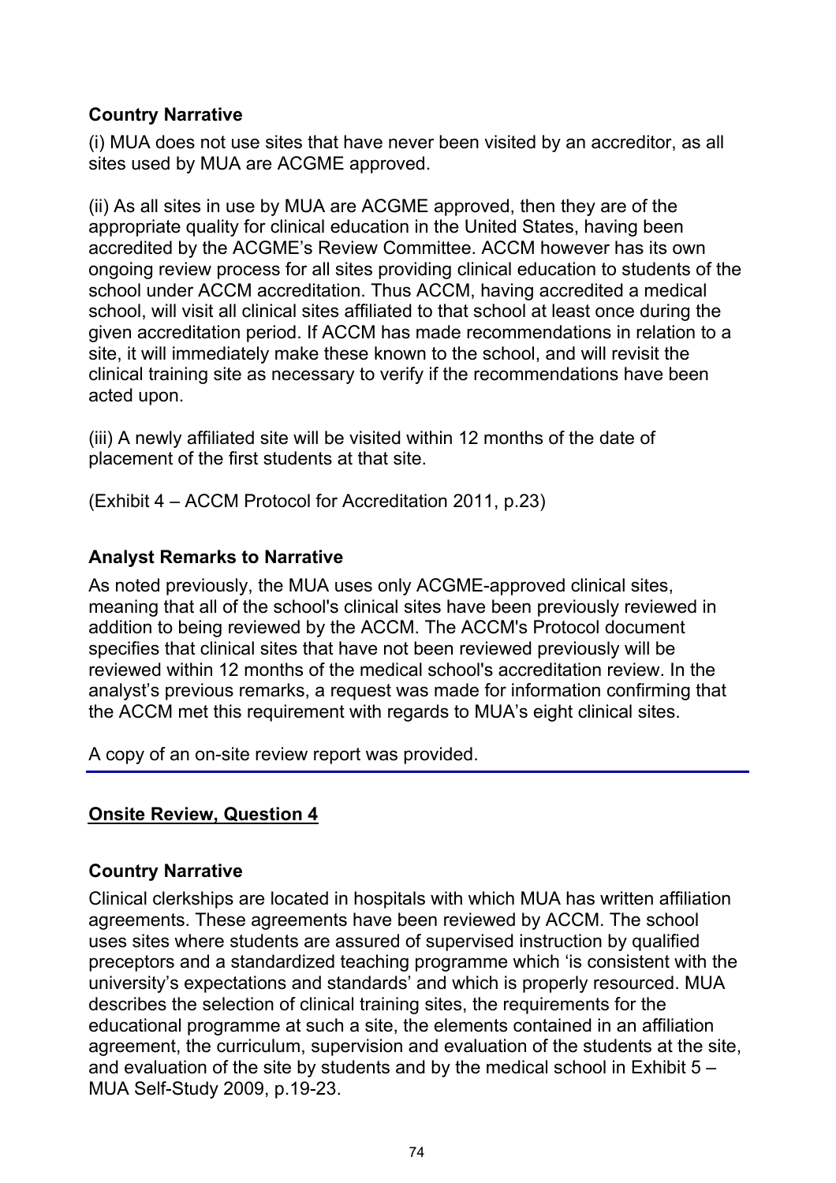### Country Narrative

(i) MUA does not use sites that have never been visited by an accreditor, as all sites used by MUA are ACGME approved.

(ii) As all sites in use by MUA are ACGME approved, then they are of the appropriate quality for clinical education in the United States, having been accredited by the ACGME's Review Committee. ACCM however has its own ongoing review process for all sites providing clinical education to students of the school under ACCM accreditation. Thus ACCM, having accredited a medical school, will visit all clinical sites affiliated to that school at least once during the given accreditation period. If ACCM has made recommendations in relation to a site, it will immediately make these known to the school, and will revisit the clinical training site as necessary to verify if the recommendations have been acted upon.

(iii) A newly affiliated site will be visited within 12 months of the date of placement of the first students at that site.

(Exhibit 4 – ACCM Protocol for Accreditation 2011, p.23)

### Analyst Remarks to Narrative

As noted previously, the MUA uses only ACGME-approved clinical sites, meaning that all of the school's clinical sites have been previously reviewed in addition to being reviewed by the ACCM. The ACCM's Protocol document specifies that clinical sites that have not been reviewed previously will be reviewed within 12 months of the medical school's accreditation review. In the analyst's previous remarks, a request was made for information confirming that the ACCM met this requirement with regards to MUA's eight clinical sites.

A copy of an on-site review report was provided.

---

## Onsite Review, Question 4

### Country Narrative

Clinical clerkships are located in hospitals with which MUA has written affiliation agreements. These agreements have been reviewed by ACCM. The school uses sites where students are assured of supervised instruction by qualified preceptors and a standardized teaching programme which 'is consistent with the university's expectations and standards' and which is properly resourced. MUA describes the selection of clinical training sites, the requirements for the educational programme at such a site, the elements contained in an affiliation agreement, the curriculum, supervision and evaluation of the students at the site, and evaluation of the site by students and by the medical school in Exhibit 5 – MUA Self-Study 2009, p.19-23.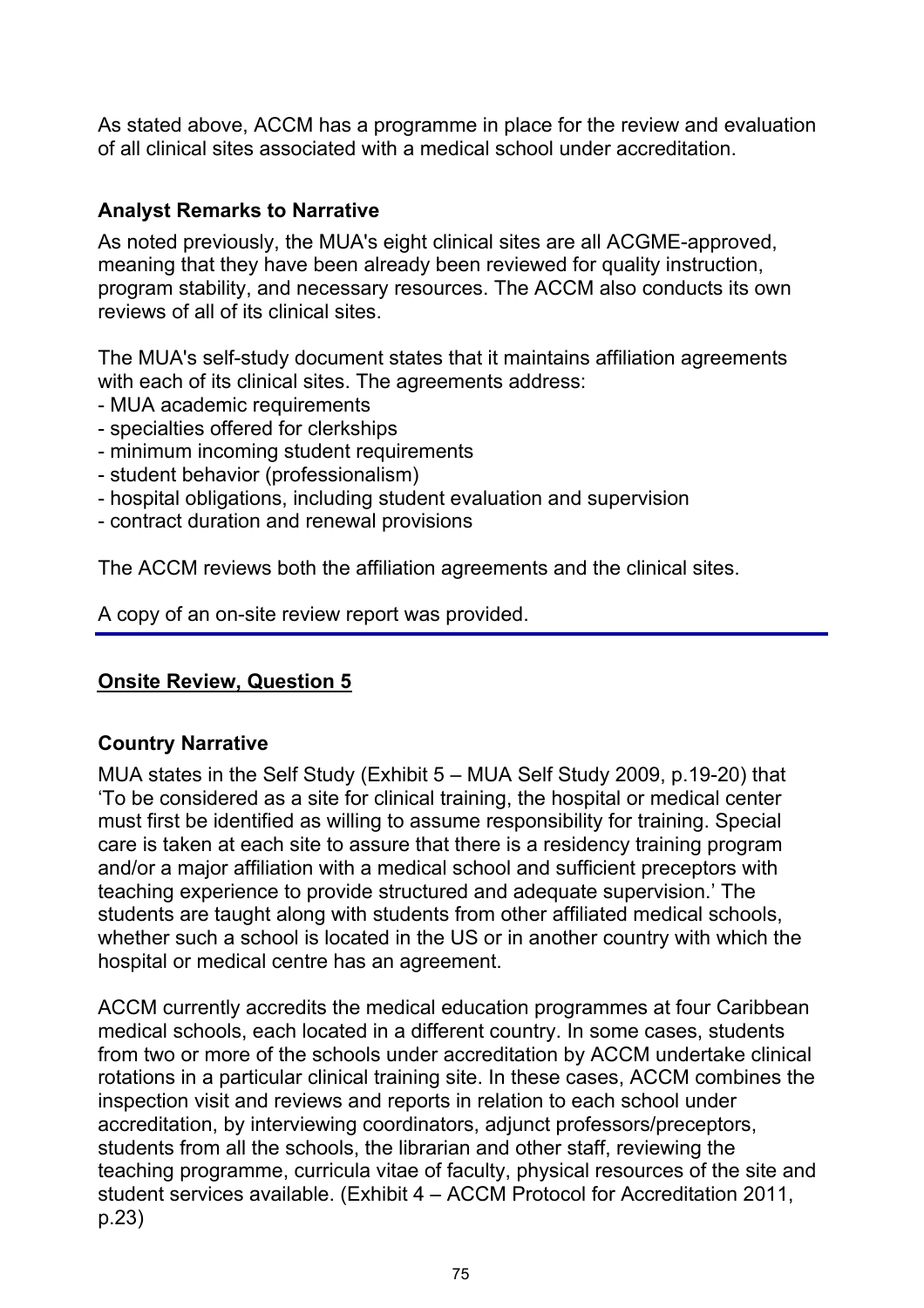As stated above, ACCM has a programme in place for the review and evaluation of all clinical sites associated with a medical school under accreditation.

**Analyst Remarks to Narrative**

As noted previously, the MUA's eight clinical sites are all ACGME-approved, meaning that they have been already been reviewed for quality instruction, program stability, and necessary resources. The ACCM also conducts its own reviews of all of its clinical sites.

The MUA's self-study document states that it maintains affiliation agreements with each of its clinical sites. The agreements address:

- MUA academic requirements
- specialties offered for clerkships
- minimum incoming student requirements
- student behavior (professionalism)
- hospital obligations, including student evaluation and supervision
- contract duration and renewal provisions

The ACCM reviews both the affiliation agreements and the clinical sites.

A copy of an on-site review report was provided.

---

**<u>Onsite Review, Question 5</u>**

**Country Narrative**

MUA states in the Self Study (Exhibit 5 – MUA Self Study 2009, p.19-20) that 'To be considered as a site for clinical training, the hospital or medical center must first be identified as willing to assume responsibility for training. Special care is taken at each site to assure that there is a residency training program and/or a major affiliation with a medical school and sufficient preceptors with teaching experience to provide structured and adequate supervision.' The students are taught along with students from other affiliated medical schools, whether such a school is located in the US or in another country with which the hospital or medical centre has an agreement.

ACCM currently accredits the medical education programmes at four Caribbean medical schools, each located in a different country. In some cases, students from two or more of the schools under accreditation by ACCM undertake clinical rotations in a particular clinical training site. In these cases, ACCM combines the inspection visit and reviews and reports in relation to each school under accreditation, by interviewing coordinators, adjunct professors/preceptors, students from all the schools, the librarian and other staff, reviewing the teaching programme, curricula vitae of faculty, physical resources of the site and student services available. (Exhibit 4 – ACCM Protocol for Accreditation 2011, p.23)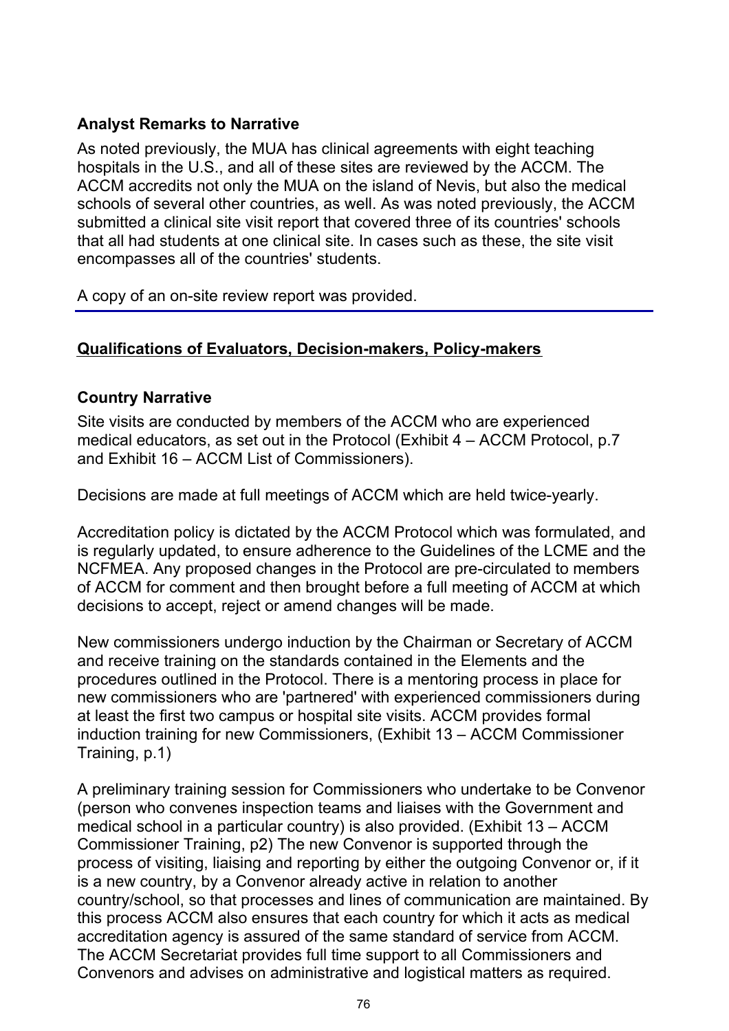### Analyst Remarks to Narrative

As noted previously, the MUA has clinical agreements with eight teaching hospitals in the U.S., and all of these sites are reviewed by the ACCM. The ACCM accredits not only the MUA on the island of Nevis, but also the medical schools of several other countries, as well. As was noted previously, the ACCM submitted a clinical site visit report that covered three of its countries' schools that all had students at one clinical site. In cases such as these, the site visit encompasses all of the countries' students.

A copy of an on-site review report was provided.

---

## Qualifications of Evaluators, Decision-makers, Policy-makers

### Country Narrative

Site visits are conducted by members of the ACCM who are experienced medical educators, as set out in the Protocol (Exhibit 4 – ACCM Protocol, p.7 and Exhibit 16 – ACCM List of Commissioners).

Decisions are made at full meetings of ACCM which are held twice-yearly.

Accreditation policy is dictated by the ACCM Protocol which was formulated, and is regularly updated, to ensure adherence to the Guidelines of the LCME and the NCFMEA. Any proposed changes in the Protocol are pre-circulated to members of ACCM for comment and then brought before a full meeting of ACCM at which decisions to accept, reject or amend changes will be made.

New commissioners undergo induction by the Chairman or Secretary of ACCM and receive training on the standards contained in the Elements and the procedures outlined in the Protocol. There is a mentoring process in place for new commissioners who are 'partnered' with experienced commissioners during at least the first two campus or hospital site visits. ACCM provides formal induction training for new Commissioners, (Exhibit 13 – ACCM Commissioner Training, p.1)

A preliminary training session for Commissioners who undertake to be Convenor (person who convenes inspection teams and liaises with the Government and medical school in a particular country) is also provided. (Exhibit 13 – ACCM Commissioner Training, p2) The new Convenor is supported through the process of visiting, liaising and reporting by either the outgoing Convenor or, if it is a new country, by a Convenor already active in relation to another country/school, so that processes and lines of communication are maintained. By this process ACCM also ensures that each country for which it acts as medical accreditation agency is assured of the same standard of service from ACCM. The ACCM Secretariat provides full time support to all Commissioners and Convenors and advises on administrative and logistical matters as required.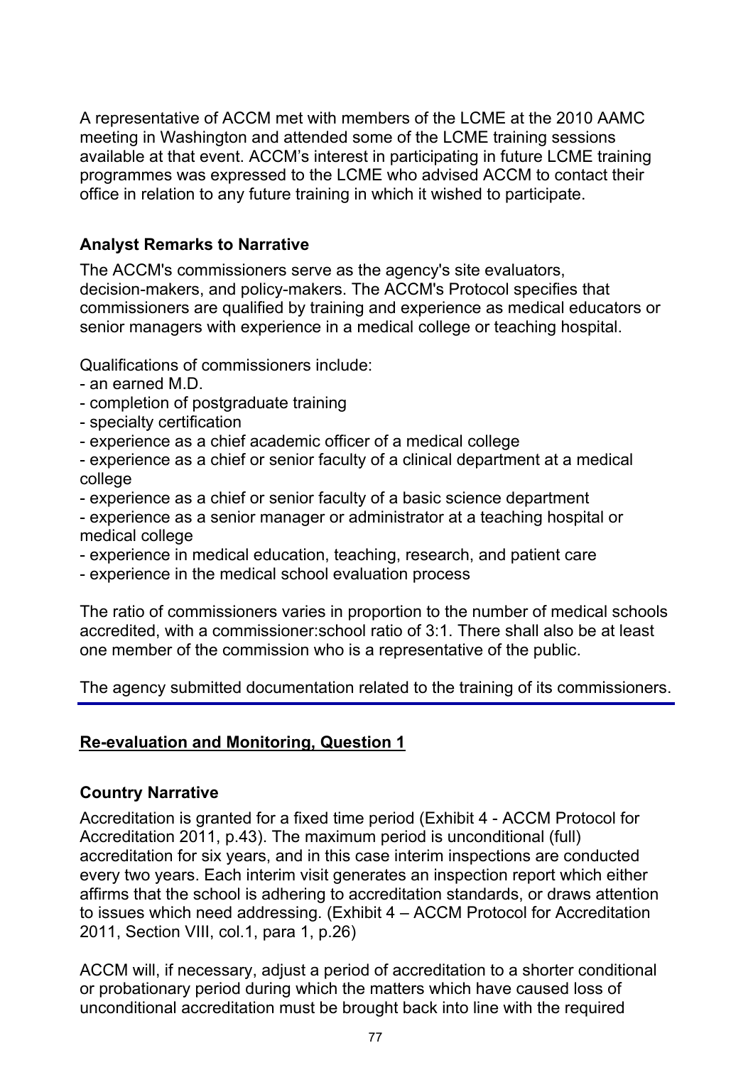A representative of ACCM met with members of the LCME at the 2010 AAMC meeting in Washington and attended some of the LCME training sessions available at that event. ACCM's interest in participating in future LCME training programmes was expressed to the LCME who advised ACCM to contact their office in relation to any future training in which it wished to participate.

**Analyst Remarks to Narrative**

The ACCM's commissioners serve as the agency's site evaluators, decision-makers, and policy-makers. The ACCM's Protocol specifies that commissioners are qualified by training and experience as medical educators or senior managers with experience in a medical college or teaching hospital.

Qualifications of commissioners include:
- an earned M.D.
- completion of postgraduate training
- specialty certification
- experience as a chief academic officer of a medical college
- experience as a chief or senior faculty of a clinical department at a medical college
- experience as a chief or senior faculty of a basic science department
- experience as a senior manager or administrator at a teaching hospital or medical college
- experience in medical education, teaching, research, and patient care
- experience in the medical school evaluation process

The ratio of commissioners varies in proportion to the number of medical schools accredited, with a commissioner:school ratio of 3:1. There shall also be at least one member of the commission who is a representative of the public.

The agency submitted documentation related to the training of its commissioners.

---

**Re-evaluation and Monitoring, Question 1**

**Country Narrative**

Accreditation is granted for a fixed time period (Exhibit 4 - ACCM Protocol for Accreditation 2011, p.43). The maximum period is unconditional (full) accreditation for six years, and in this case interim inspections are conducted every two years. Each interim visit generates an inspection report which either affirms that the school is adhering to accreditation standards, or draws attention to issues which need addressing. (Exhibit 4 – ACCM Protocol for Accreditation 2011, Section VIII, col.1, para 1, p.26)

ACCM will, if necessary, adjust a period of accreditation to a shorter conditional or probationary period during which the matters which have caused loss of unconditional accreditation must be brought back into line with the required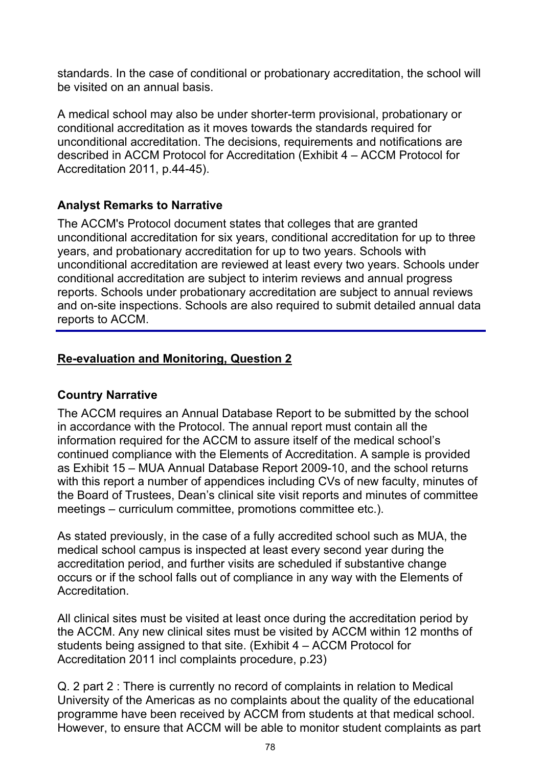standards. In the case of conditional or probationary accreditation, the school will be visited on an annual basis.

A medical school may also be under shorter-term provisional, probationary or conditional accreditation as it moves towards the standards required for unconditional accreditation. The decisions, requirements and notifications are described in ACCM Protocol for Accreditation (Exhibit 4 – ACCM Protocol for Accreditation 2011, p.44-45).

**Analyst Remarks to Narrative**

The ACCM's Protocol document states that colleges that are granted unconditional accreditation for six years, conditional accreditation for up to three years, and probationary accreditation for up to two years. Schools with unconditional accreditation are reviewed at least every two years. Schools under conditional accreditation are subject to interim reviews and annual progress reports. Schools under probationary accreditation are subject to annual reviews and on-site inspections. Schools are also required to submit detailed annual data reports to ACCM.

---

**Re-evaluation and Monitoring, Question 2**

**Country Narrative**

The ACCM requires an Annual Database Report to be submitted by the school in accordance with the Protocol. The annual report must contain all the information required for the ACCM to assure itself of the medical school's continued compliance with the Elements of Accreditation. A sample is provided as Exhibit 15 – MUA Annual Database Report 2009-10, and the school returns with this report a number of appendices including CVs of new faculty, minutes of the Board of Trustees, Dean's clinical site visit reports and minutes of committee meetings – curriculum committee, promotions committee etc.).

As stated previously, in the case of a fully accredited school such as MUA, the medical school campus is inspected at least every second year during the accreditation period, and further visits are scheduled if substantive change occurs or if the school falls out of compliance in any way with the Elements of Accreditation.

All clinical sites must be visited at least once during the accreditation period by the ACCM. Any new clinical sites must be visited by ACCM within 12 months of students being assigned to that site. (Exhibit 4 – ACCM Protocol for Accreditation 2011 incl complaints procedure, p.23)

Q. 2 part 2 : There is currently no record of complaints in relation to Medical University of the Americas as no complaints about the quality of the educational programme have been received by ACCM from students at that medical school. However, to ensure that ACCM will be able to monitor student complaints as part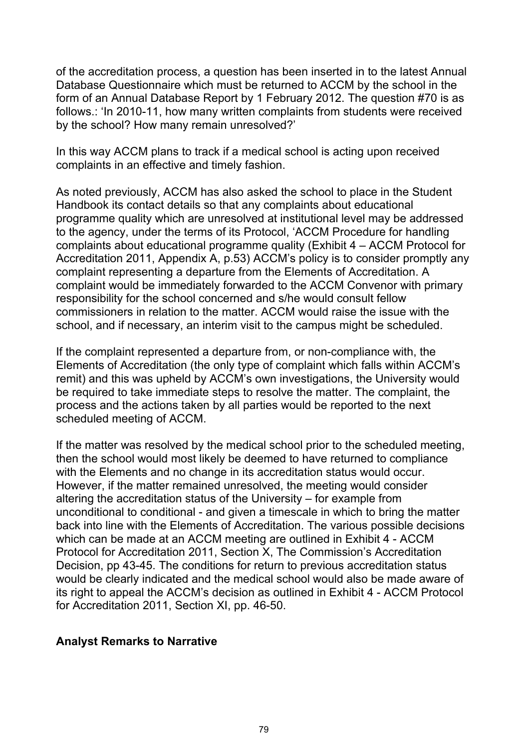of the accreditation process, a question has been inserted in to the latest Annual Database Questionnaire which must be returned to ACCM by the school in the form of an Annual Database Report by 1 February 2012. The question #70 is as follows.: 'In 2010-11, how many written complaints from students were received by the school? How many remain unresolved?'

In this way ACCM plans to track if a medical school is acting upon received complaints in an effective and timely fashion.

As noted previously, ACCM has also asked the school to place in the Student Handbook its contact details so that any complaints about educational programme quality which are unresolved at institutional level may be addressed to the agency, under the terms of its Protocol, 'ACCM Procedure for handling complaints about educational programme quality (Exhibit 4 – ACCM Protocol for Accreditation 2011, Appendix A, p.53) ACCM's policy is to consider promptly any complaint representing a departure from the Elements of Accreditation. A complaint would be immediately forwarded to the ACCM Convenor with primary responsibility for the school concerned and s/he would consult fellow commissioners in relation to the matter. ACCM would raise the issue with the school, and if necessary, an interim visit to the campus might be scheduled.

If the complaint represented a departure from, or non-compliance with, the Elements of Accreditation (the only type of complaint which falls within ACCM's remit) and this was upheld by ACCM's own investigations, the University would be required to take immediate steps to resolve the matter. The complaint, the process and the actions taken by all parties would be reported to the next scheduled meeting of ACCM.

If the matter was resolved by the medical school prior to the scheduled meeting, then the school would most likely be deemed to have returned to compliance with the Elements and no change in its accreditation status would occur. However, if the matter remained unresolved, the meeting would consider altering the accreditation status of the University – for example from unconditional to conditional - and given a timescale in which to bring the matter back into line with the Elements of Accreditation. The various possible decisions which can be made at an ACCM meeting are outlined in Exhibit 4 - ACCM Protocol for Accreditation 2011, Section X, The Commission's Accreditation Decision, pp 43-45. The conditions for return to previous accreditation status would be clearly indicated and the medical school would also be made aware of its right to appeal the ACCM's decision as outlined in Exhibit 4 - ACCM Protocol for Accreditation 2011, Section XI, pp. 46-50.

**Analyst Remarks to Narrative**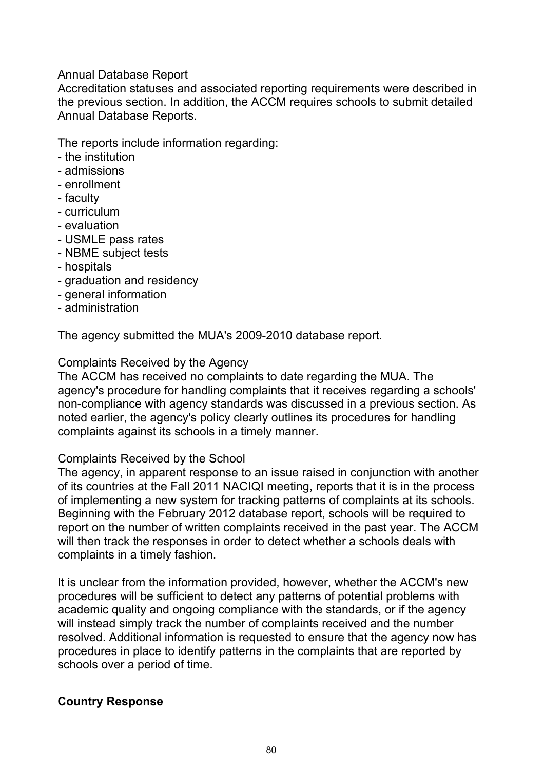Annual Database Report
Accreditation statuses and associated reporting requirements were described in the previous section. In addition, the ACCM requires schools to submit detailed Annual Database Reports.

The reports include information regarding:
- the institution
- admissions
- enrollment
- faculty
- curriculum
- evaluation
- USMLE pass rates
- NBME subject tests
- hospitals
- graduation and residency
- general information
- administration

The agency submitted the MUA's 2009-2010 database report.

Complaints Received by the Agency
The ACCM has received no complaints to date regarding the MUA. The agency's procedure for handling complaints that it receives regarding a schools' non-compliance with agency standards was discussed in a previous section. As noted earlier, the agency's policy clearly outlines its procedures for handling complaints against its schools in a timely manner.

Complaints Received by the School
The agency, in apparent response to an issue raised in conjunction with another of its countries at the Fall 2011 NACIQI meeting, reports that it is in the process of implementing a new system for tracking patterns of complaints at its schools. Beginning with the February 2012 database report, schools will be required to report on the number of written complaints received in the past year. The ACCM will then track the responses in order to detect whether a schools deals with complaints in a timely fashion.

It is unclear from the information provided, however, whether the ACCM's new procedures will be sufficient to detect any patterns of potential problems with academic quality and ongoing compliance with the standards, or if the agency will instead simply track the number of complaints received and the number resolved. Additional information is requested to ensure that the agency now has procedures in place to identify patterns in the complaints that are reported by schools over a period of time.

**Country Response**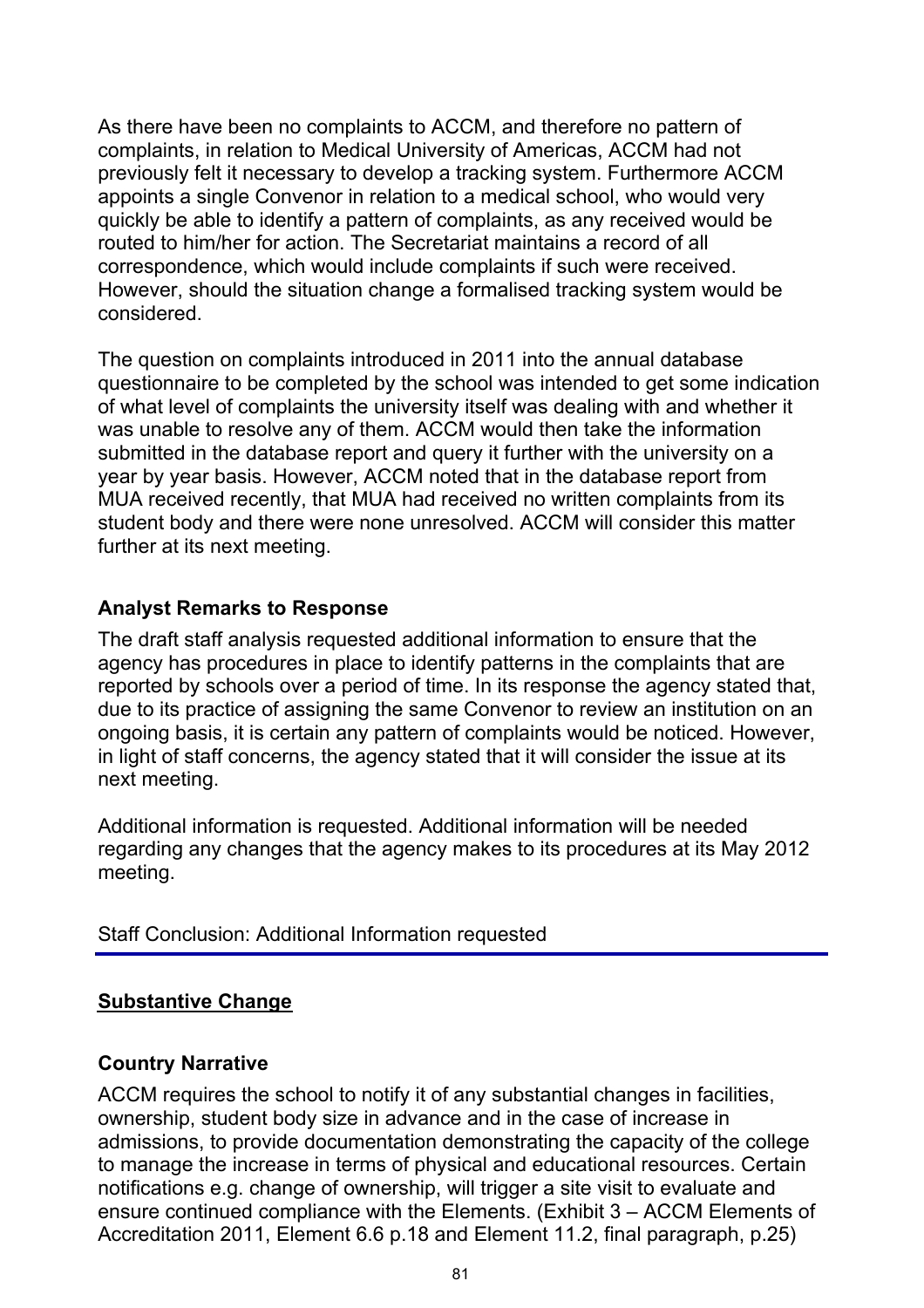As there have been no complaints to ACCM, and therefore no pattern of complaints, in relation to Medical University of Americas, ACCM had not previously felt it necessary to develop a tracking system. Furthermore ACCM appoints a single Convenor in relation to a medical school, who would very quickly be able to identify a pattern of complaints, as any received would be routed to him/her for action. The Secretariat maintains a record of all correspondence, which would include complaints if such were received. However, should the situation change a formalised tracking system would be considered.

The question on complaints introduced in 2011 into the annual database questionnaire to be completed by the school was intended to get some indication of what level of complaints the university itself was dealing with and whether it was unable to resolve any of them. ACCM would then take the information submitted in the database report and query it further with the university on a year by year basis. However, ACCM noted that in the database report from MUA received recently, that MUA had received no written complaints from its student body and there were none unresolved. ACCM will consider this matter further at its next meeting.

### Analyst Remarks to Response

The draft staff analysis requested additional information to ensure that the agency has procedures in place to identify patterns in the complaints that are reported by schools over a period of time. In its response the agency stated that, due to its practice of assigning the same Convenor to review an institution on an ongoing basis, it is certain any pattern of complaints would be noticed. However, in light of staff concerns, the agency stated that it will consider the issue at its next meeting.

Additional information is requested. Additional information will be needed regarding any changes that the agency makes to its procedures at its May 2012 meeting.

Staff Conclusion: Additional Information requested

---

## Substantive Change

### Country Narrative

ACCM requires the school to notify it of any substantial changes in facilities, ownership, student body size in advance and in the case of increase in admissions, to provide documentation demonstrating the capacity of the college to manage the increase in terms of physical and educational resources. Certain notifications e.g. change of ownership, will trigger a site visit to evaluate and ensure continued compliance with the Elements. (Exhibit 3 – ACCM Elements of Accreditation 2011, Element 6.6 p.18 and Element 11.2, final paragraph, p.25)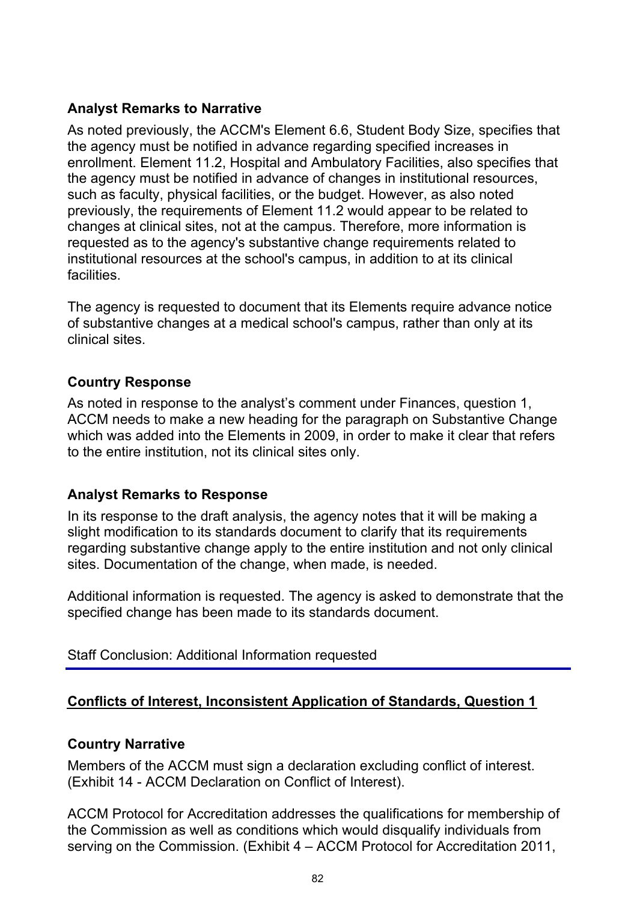**Analyst Remarks to Narrative**

As noted previously, the ACCM's Element 6.6, Student Body Size, specifies that the agency must be notified in advance regarding specified increases in enrollment. Element 11.2, Hospital and Ambulatory Facilities, also specifies that the agency must be notified in advance of changes in institutional resources, such as faculty, physical facilities, or the budget. However, as also noted previously, the requirements of Element 11.2 would appear to be related to changes at clinical sites, not at the campus. Therefore, more information is requested as to the agency's substantive change requirements related to institutional resources at the school's campus, in addition to at its clinical facilities.

The agency is requested to document that its Elements require advance notice of substantive changes at a medical school's campus, rather than only at its clinical sites.

**Country Response**

As noted in response to the analyst's comment under Finances, question 1, ACCM needs to make a new heading for the paragraph on Substantive Change which was added into the Elements in 2009, in order to make it clear that refers to the entire institution, not its clinical sites only.

**Analyst Remarks to Response**

In its response to the draft analysis, the agency notes that it will be making a slight modification to its standards document to clarify that its requirements regarding substantive change apply to the entire institution and not only clinical sites. Documentation of the change, when made, is needed.

Additional information is requested. The agency is asked to demonstrate that the specified change has been made to its standards document.

Staff Conclusion: Additional Information requested

---

**Conflicts of Interest, Inconsistent Application of Standards, Question 1**

**Country Narrative**

Members of the ACCM must sign a declaration excluding conflict of interest. (Exhibit 14 - ACCM Declaration on Conflict of Interest).

ACCM Protocol for Accreditation addresses the qualifications for membership of the Commission as well as conditions which would disqualify individuals from serving on the Commission. (Exhibit 4 – ACCM Protocol for Accreditation 2011,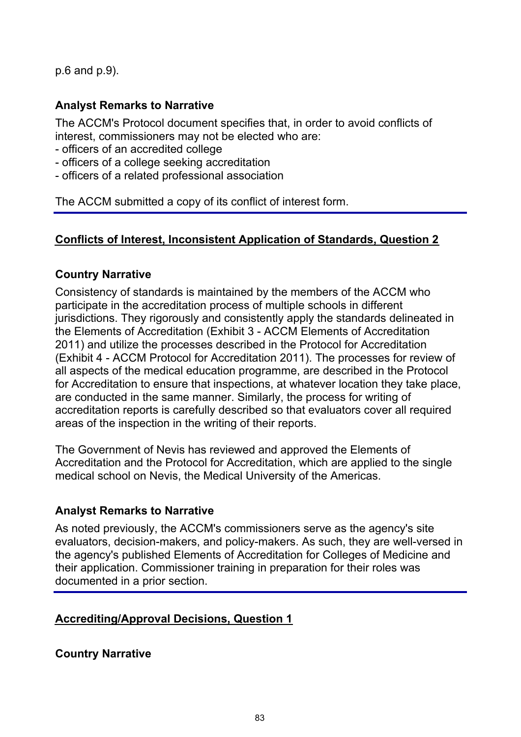p.6 and p.9).

### Analyst Remarks to Narrative

The ACCM's Protocol document specifies that, in order to avoid conflicts of interest, commissioners may not be elected who are:
- officers of an accredited college
- officers of a college seeking accreditation
- officers of a related professional association

The ACCM submitted a copy of its conflict of interest form.

---

## Conflicts of Interest, Inconsistent Application of Standards, Question 2

### Country Narrative

Consistency of standards is maintained by the members of the ACCM who participate in the accreditation process of multiple schools in different jurisdictions. They rigorously and consistently apply the standards delineated in the Elements of Accreditation (Exhibit 3 - ACCM Elements of Accreditation 2011) and utilize the processes described in the Protocol for Accreditation (Exhibit 4 - ACCM Protocol for Accreditation 2011). The processes for review of all aspects of the medical education programme, are described in the Protocol for Accreditation to ensure that inspections, at whatever location they take place, are conducted in the same manner. Similarly, the process for writing of accreditation reports is carefully described so that evaluators cover all required areas of the inspection in the writing of their reports.

The Government of Nevis has reviewed and approved the Elements of Accreditation and the Protocol for Accreditation, which are applied to the single medical school on Nevis, the Medical University of the Americas.

### Analyst Remarks to Narrative

As noted previously, the ACCM's commissioners serve as the agency's site evaluators, decision-makers, and policy-makers. As such, they are well-versed in the agency's published Elements of Accreditation for Colleges of Medicine and their application. Commissioner training in preparation for their roles was documented in a prior section.

---

## Accrediting/Approval Decisions, Question 1

### Country Narrative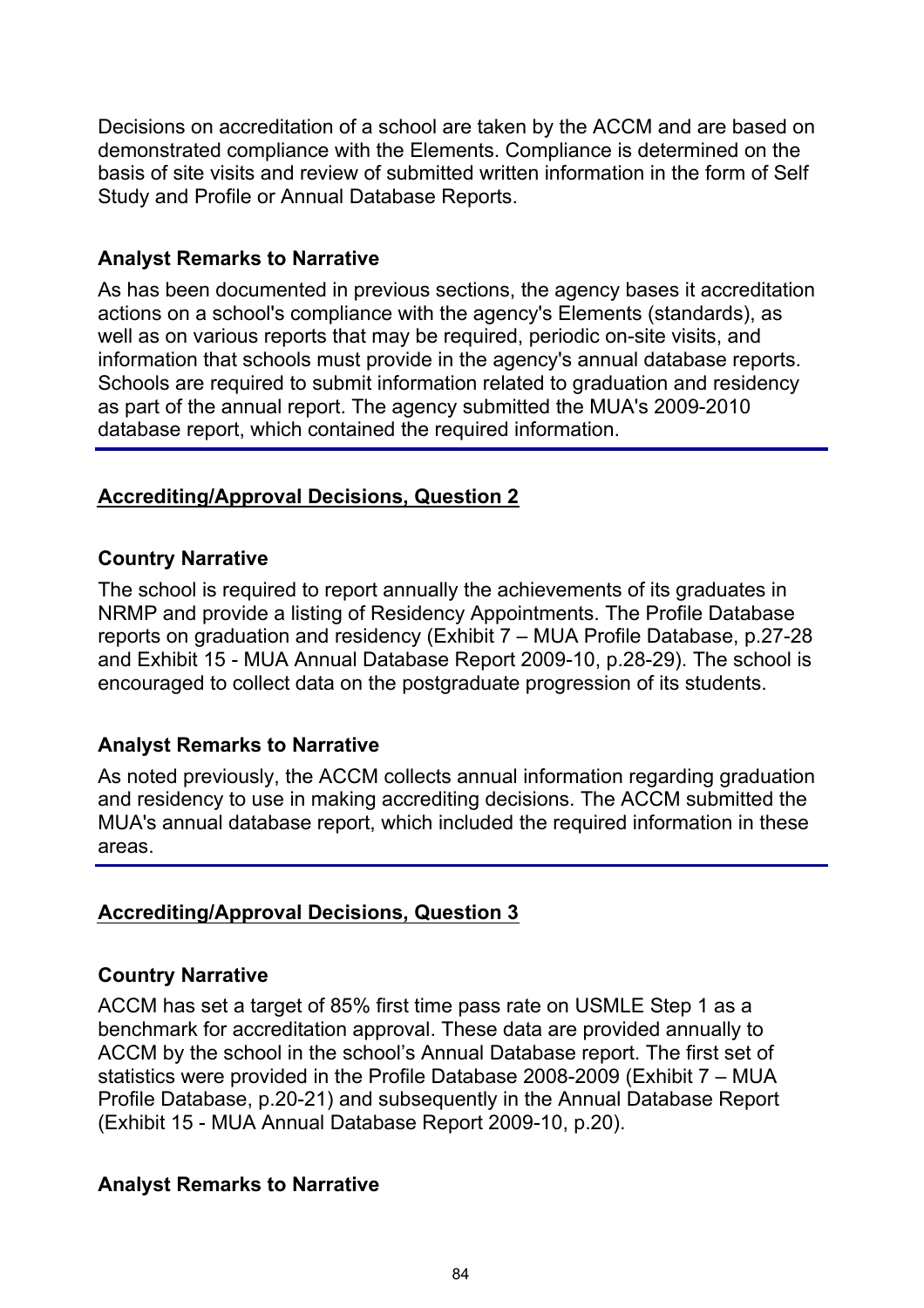Decisions on accreditation of a school are taken by the ACCM and are based on demonstrated compliance with the Elements. Compliance is determined on the basis of site visits and review of submitted written information in the form of Self Study and Profile or Annual Database Reports.

**Analyst Remarks to Narrative**

As has been documented in previous sections, the agency bases it accreditation actions on a school's compliance with the agency's Elements (standards), as well as on various reports that may be required, periodic on-site visits, and information that schools must provide in the agency's annual database reports. Schools are required to submit information related to graduation and residency as part of the annual report. The agency submitted the MUA's 2009-2010 database report, which contained the required information.

---

**Accrediting/Approval Decisions, Question 2**

**Country Narrative**

The school is required to report annually the achievements of its graduates in NRMP and provide a listing of Residency Appointments. The Profile Database reports on graduation and residency (Exhibit 7 – MUA Profile Database, p.27-28 and Exhibit 15 - MUA Annual Database Report 2009-10, p.28-29). The school is encouraged to collect data on the postgraduate progression of its students.

**Analyst Remarks to Narrative**

As noted previously, the ACCM collects annual information regarding graduation and residency to use in making accrediting decisions. The ACCM submitted the MUA's annual database report, which included the required information in these areas.

---

**Accrediting/Approval Decisions, Question 3**

**Country Narrative**

ACCM has set a target of 85% first time pass rate on USMLE Step 1 as a benchmark for accreditation approval. These data are provided annually to ACCM by the school in the school's Annual Database report. The first set of statistics were provided in the Profile Database 2008-2009 (Exhibit 7 – MUA Profile Database, p.20-21) and subsequently in the Annual Database Report (Exhibit 15 - MUA Annual Database Report 2009-10, p.20).

**Analyst Remarks to Narrative**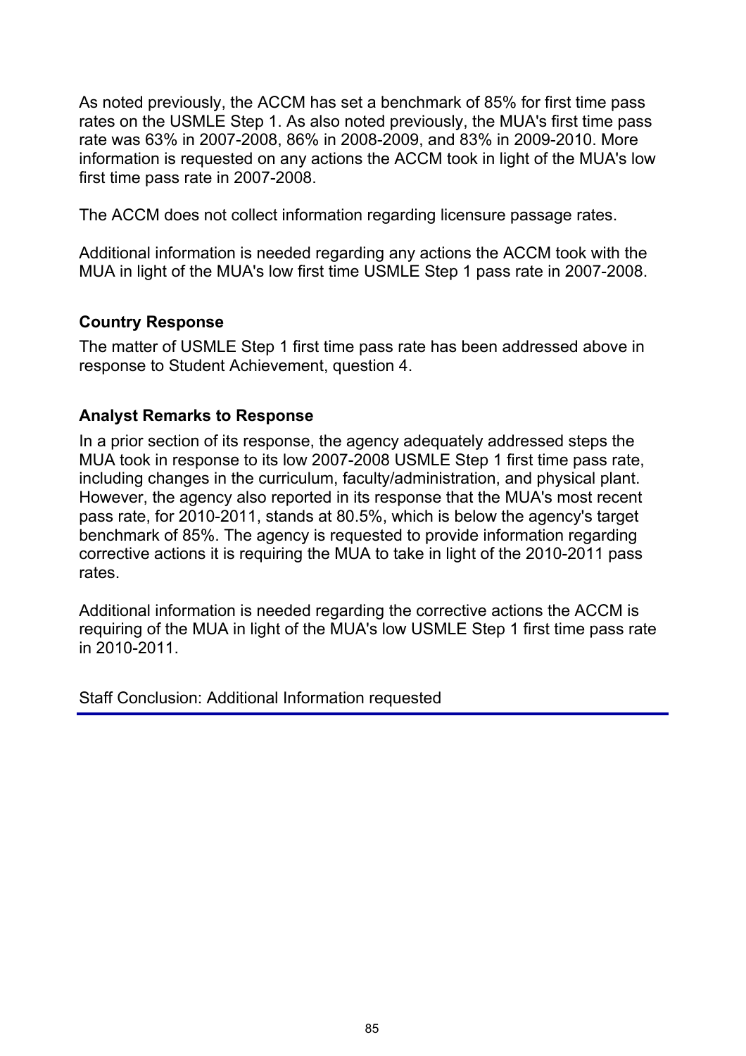As noted previously, the ACCM has set a benchmark of 85% for first time pass rates on the USMLE Step 1. As also noted previously, the MUA's first time pass rate was 63% in 2007-2008, 86% in 2008-2009, and 83% in 2009-2010. More information is requested on any actions the ACCM took in light of the MUA's low first time pass rate in 2007-2008.

The ACCM does not collect information regarding licensure passage rates.

Additional information is needed regarding any actions the ACCM took with the MUA in light of the MUA's low first time USMLE Step 1 pass rate in 2007-2008.

**Country Response**

The matter of USMLE Step 1 first time pass rate has been addressed above in response to Student Achievement, question 4.

**Analyst Remarks to Response**

In a prior section of its response, the agency adequately addressed steps the MUA took in response to its low 2007-2008 USMLE Step 1 first time pass rate, including changes in the curriculum, faculty/administration, and physical plant. However, the agency also reported in its response that the MUA's most recent pass rate, for 2010-2011, stands at 80.5%, which is below the agency's target benchmark of 85%. The agency is requested to provide information regarding corrective actions it is requiring the MUA to take in light of the 2010-2011 pass rates.

Additional information is needed regarding the corrective actions the ACCM is requiring of the MUA in light of the MUA's low USMLE Step 1 first time pass rate in 2010-2011.

Staff Conclusion: Additional Information requested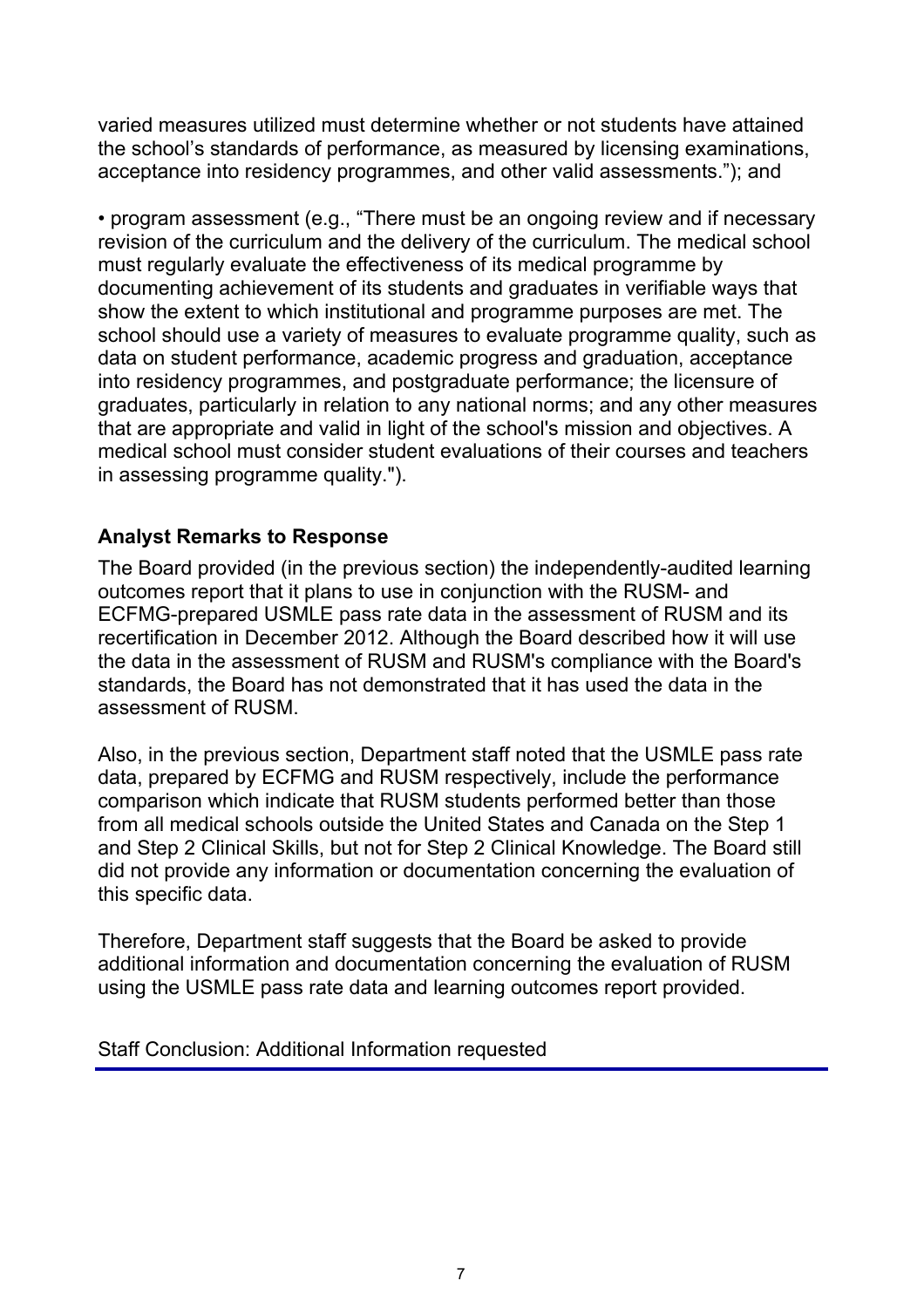varied measures utilized must determine whether or not students have attained the school's standards of performance, as measured by licensing examinations, acceptance into residency programmes, and other valid assessments."); and

• program assessment (e.g., "There must be an ongoing review and if necessary revision of the curriculum and the delivery of the curriculum. The medical school must regularly evaluate the effectiveness of its medical programme by documenting achievement of its students and graduates in verifiable ways that show the extent to which institutional and programme purposes are met. The school should use a variety of measures to evaluate programme quality, such as data on student performance, academic progress and graduation, acceptance into residency programmes, and postgraduate performance; the licensure of graduates, particularly in relation to any national norms; and any other measures that are appropriate and valid in light of the school's mission and objectives. A medical school must consider student evaluations of their courses and teachers in assessing programme quality.").

**Analyst Remarks to Response**

The Board provided (in the previous section) the independently-audited learning outcomes report that it plans to use in conjunction with the RUSM- and ECFMG-prepared USMLE pass rate data in the assessment of RUSM and its recertification in December 2012. Although the Board described how it will use the data in the assessment of RUSM and RUSM's compliance with the Board's standards, the Board has not demonstrated that it has used the data in the assessment of RUSM.

Also, in the previous section, Department staff noted that the USMLE pass rate data, prepared by ECFMG and RUSM respectively, include the performance comparison which indicate that RUSM students performed better than those from all medical schools outside the United States and Canada on the Step 1 and Step 2 Clinical Skills, but not for Step 2 Clinical Knowledge. The Board still did not provide any information or documentation concerning the evaluation of this specific data.

Therefore, Department staff suggests that the Board be asked to provide additional information and documentation concerning the evaluation of RUSM using the USMLE pass rate data and learning outcomes report provided.

Staff Conclusion: Additional Information requested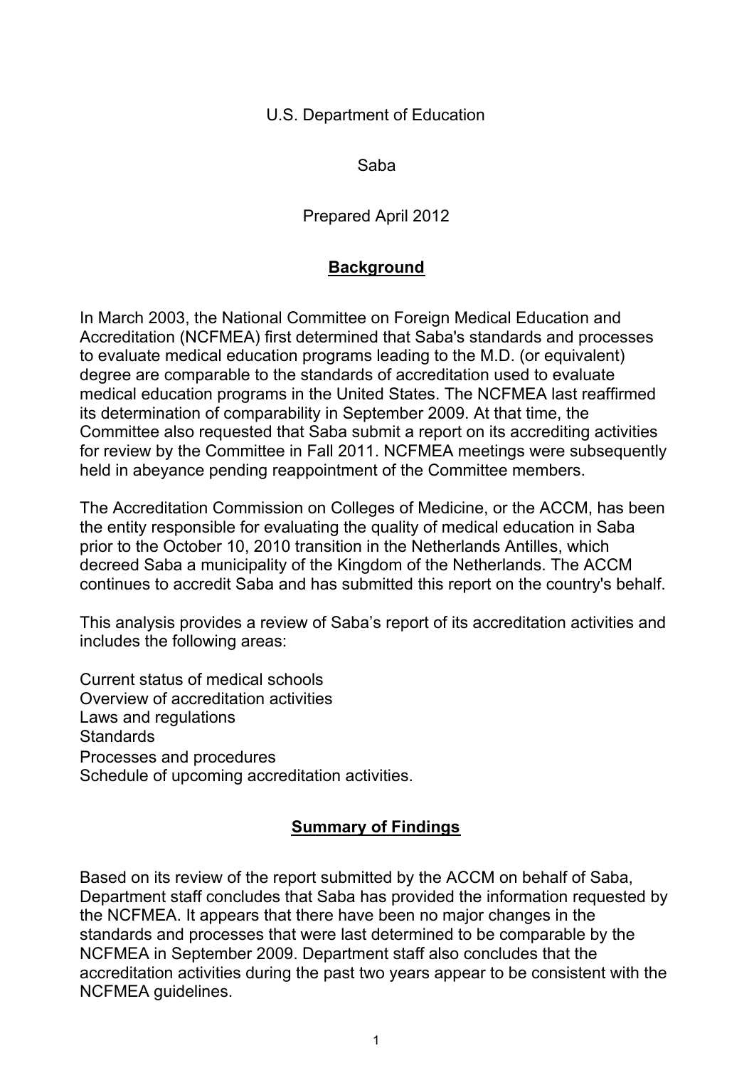U.S. Department of Education

Saba

Prepared April 2012

## Background

In March 2003, the National Committee on Foreign Medical Education and Accreditation (NCFMEA) first determined that Saba's standards and processes to evaluate medical education programs leading to the M.D. (or equivalent) degree are comparable to the standards of accreditation used to evaluate medical education programs in the United States. The NCFMEA last reaffirmed its determination of comparability in September 2009. At that time, the Committee also requested that Saba submit a report on its accrediting activities for review by the Committee in Fall 2011. NCFMEA meetings were subsequently held in abeyance pending reappointment of the Committee members.

The Accreditation Commission on Colleges of Medicine, or the ACCM, has been the entity responsible for evaluating the quality of medical education in Saba prior to the October 10, 2010 transition in the Netherlands Antilles, which decreed Saba a municipality of the Kingdom of the Netherlands. The ACCM continues to accredit Saba and has submitted this report on the country's behalf.

This analysis provides a review of Saba's report of its accreditation activities and includes the following areas:

Current status of medical schools
Overview of accreditation activities
Laws and regulations
Standards
Processes and procedures
Schedule of upcoming accreditation activities.

## Summary of Findings

Based on its review of the report submitted by the ACCM on behalf of Saba, Department staff concludes that Saba has provided the information requested by the NCFMEA. It appears that there have been no major changes in the standards and processes that were last determined to be comparable by the NCFMEA in September 2009. Department staff also concludes that the accreditation activities during the past two years appear to be consistent with the NCFMEA guidelines.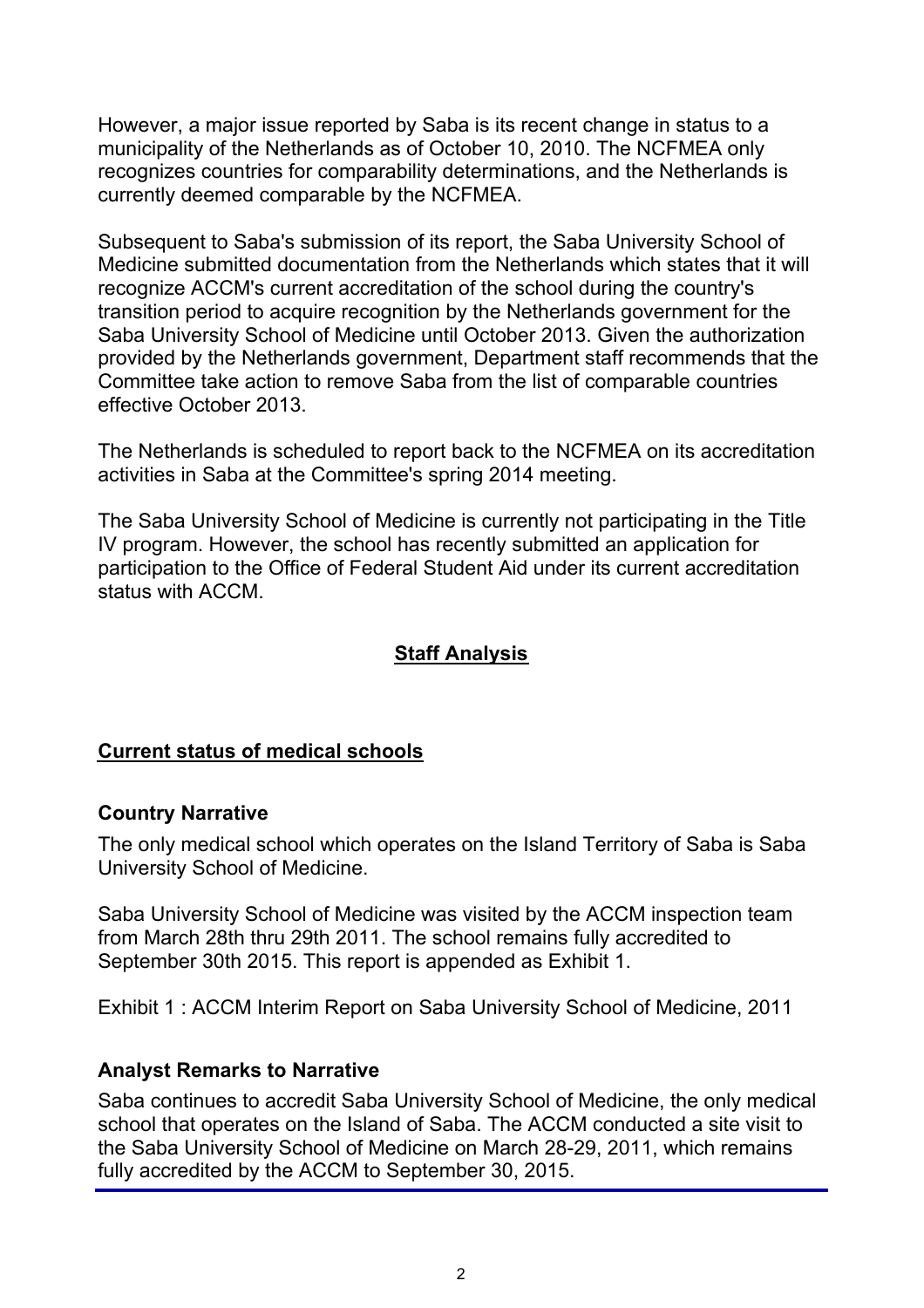However, a major issue reported by Saba is its recent change in status to a municipality of the Netherlands as of October 10, 2010. The NCFMEA only recognizes countries for comparability determinations, and the Netherlands is currently deemed comparable by the NCFMEA.

Subsequent to Saba's submission of its report, the Saba University School of Medicine submitted documentation from the Netherlands which states that it will recognize ACCM's current accreditation of the school during the country's transition period to acquire recognition by the Netherlands government for the Saba University School of Medicine until October 2013. Given the authorization provided by the Netherlands government, Department staff recommends that the Committee take action to remove Saba from the list of comparable countries effective October 2013.

The Netherlands is scheduled to report back to the NCFMEA on its accreditation activities in Saba at the Committee's spring 2014 meeting.

The Saba University School of Medicine is currently not participating in the Title IV program. However, the school has recently submitted an application for participation to the Office of Federal Student Aid under its current accreditation status with ACCM.

## Staff Analysis

### Current status of medical schools

#### Country Narrative

The only medical school which operates on the Island Territory of Saba is Saba University School of Medicine.

Saba University School of Medicine was visited by the ACCM inspection team from March 28th thru 29th 2011. The school remains fully accredited to September 30th 2015. This report is appended as Exhibit 1.

Exhibit 1 : ACCM Interim Report on Saba University School of Medicine, 2011

#### Analyst Remarks to Narrative

Saba continues to accredit Saba University School of Medicine, the only medical school that operates on the Island of Saba. The ACCM conducted a site visit to the Saba University School of Medicine on March 28-29, 2011, which remains fully accredited by the ACCM to September 30, 2015.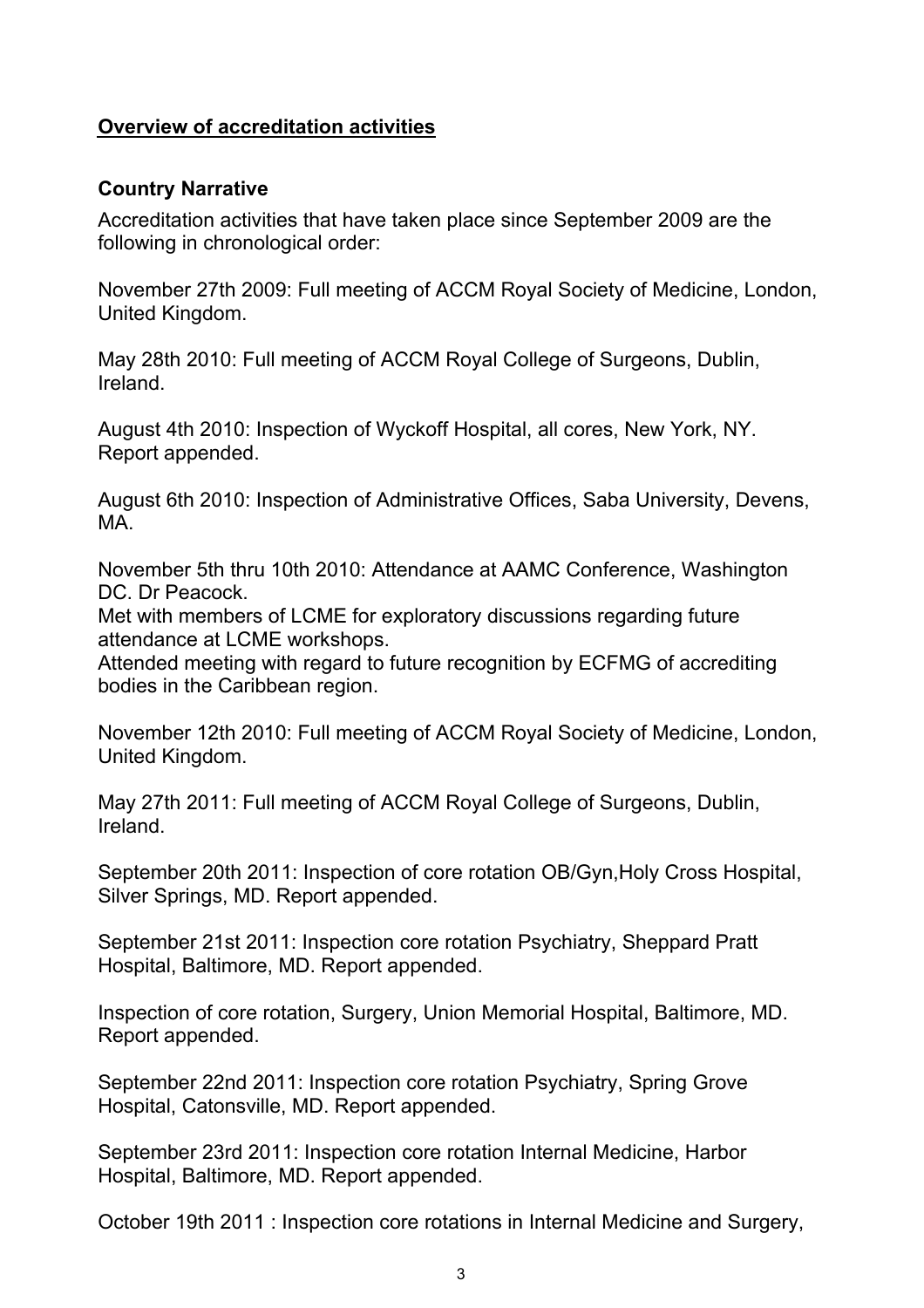## Overview of accreditation activities

### Country Narrative

Accreditation activities that have taken place since September 2009 are the following in chronological order:

November 27th 2009: Full meeting of ACCM Royal Society of Medicine, London, United Kingdom.

May 28th 2010: Full meeting of ACCM Royal College of Surgeons, Dublin, Ireland.

August 4th 2010: Inspection of Wyckoff Hospital, all cores, New York, NY. Report appended.

August 6th 2010: Inspection of Administrative Offices, Saba University, Devens, MA.

November 5th thru 10th 2010: Attendance at AAMC Conference, Washington DC. Dr Peacock.
Met with members of LCME for exploratory discussions regarding future attendance at LCME workshops.
Attended meeting with regard to future recognition by ECFMG of accrediting bodies in the Caribbean region.

November 12th 2010: Full meeting of ACCM Royal Society of Medicine, London, United Kingdom.

May 27th 2011: Full meeting of ACCM Royal College of Surgeons, Dublin, Ireland.

September 20th 2011: Inspection of core rotation OB/Gyn,Holy Cross Hospital, Silver Springs, MD. Report appended.

September 21st 2011: Inspection core rotation Psychiatry, Sheppard Pratt Hospital, Baltimore, MD. Report appended.

Inspection of core rotation, Surgery, Union Memorial Hospital, Baltimore, MD. Report appended.

September 22nd 2011: Inspection core rotation Psychiatry, Spring Grove Hospital, Catonsville, MD. Report appended.

September 23rd 2011: Inspection core rotation Internal Medicine, Harbor Hospital, Baltimore, MD. Report appended.

October 19th 2011 : Inspection core rotations in Internal Medicine and Surgery,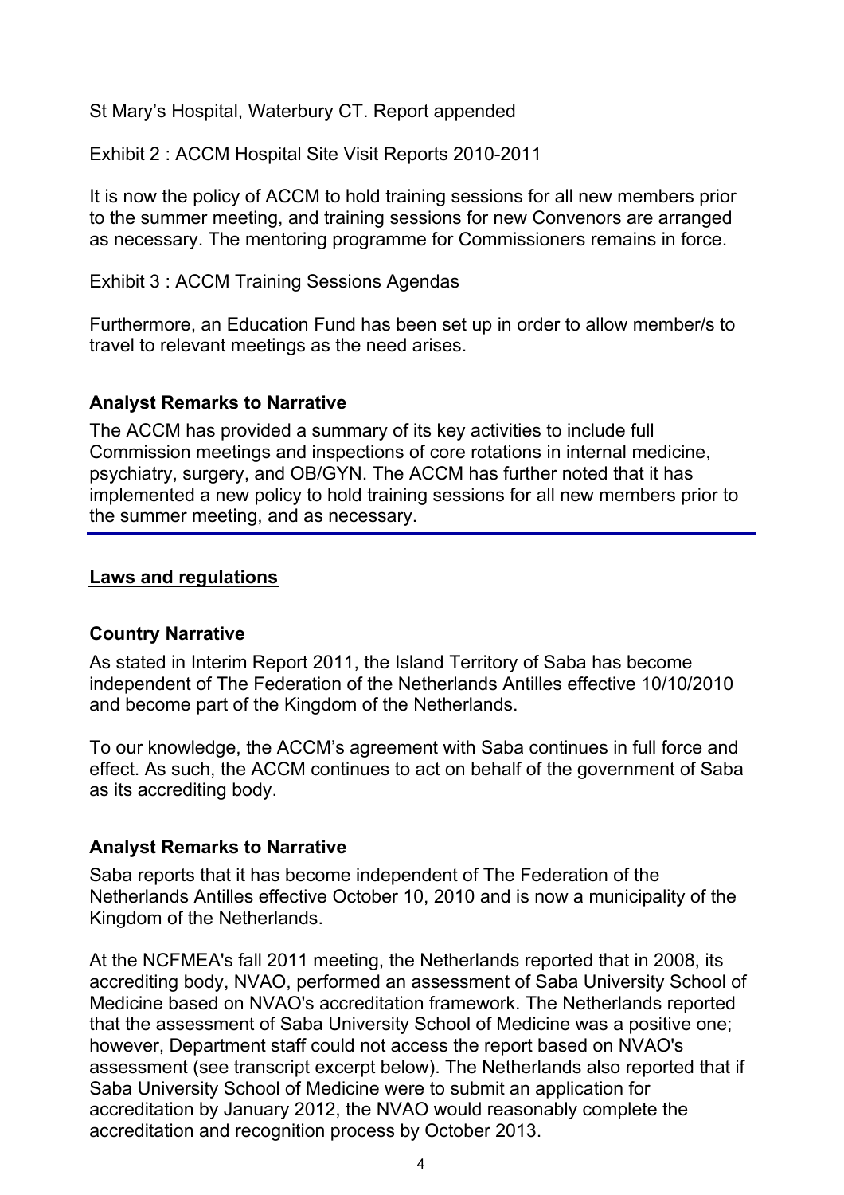St Mary's Hospital, Waterbury CT. Report appended

Exhibit 2 : ACCM Hospital Site Visit Reports 2010-2011

It is now the policy of ACCM to hold training sessions for all new members prior to the summer meeting, and training sessions for new Convenors are arranged as necessary. The mentoring programme for Commissioners remains in force.

Exhibit 3 : ACCM Training Sessions Agendas

Furthermore, an Education Fund has been set up in order to allow member/s to travel to relevant meetings as the need arises.

### Analyst Remarks to Narrative

The ACCM has provided a summary of its key activities to include full Commission meetings and inspections of core rotations in internal medicine, psychiatry, surgery, and OB/GYN. The ACCM has further noted that it has implemented a new policy to hold training sessions for all new members prior to the summer meeting, and as necessary.

---

## Laws and regulations

### Country Narrative

As stated in Interim Report 2011, the Island Territory of Saba has become independent of The Federation of the Netherlands Antilles effective 10/10/2010 and become part of the Kingdom of the Netherlands.

To our knowledge, the ACCM's agreement with Saba continues in full force and effect. As such, the ACCM continues to act on behalf of the government of Saba as its accrediting body.

### Analyst Remarks to Narrative

Saba reports that it has become independent of The Federation of the Netherlands Antilles effective October 10, 2010 and is now a municipality of the Kingdom of the Netherlands.

At the NCFMEA's fall 2011 meeting, the Netherlands reported that in 2008, its accrediting body, NVAO, performed an assessment of Saba University School of Medicine based on NVAO's accreditation framework. The Netherlands reported that the assessment of Saba University School of Medicine was a positive one; however, Department staff could not access the report based on NVAO's assessment (see transcript excerpt below). The Netherlands also reported that if Saba University School of Medicine were to submit an application for accreditation by January 2012, the NVAO would reasonably complete the accreditation and recognition process by October 2013.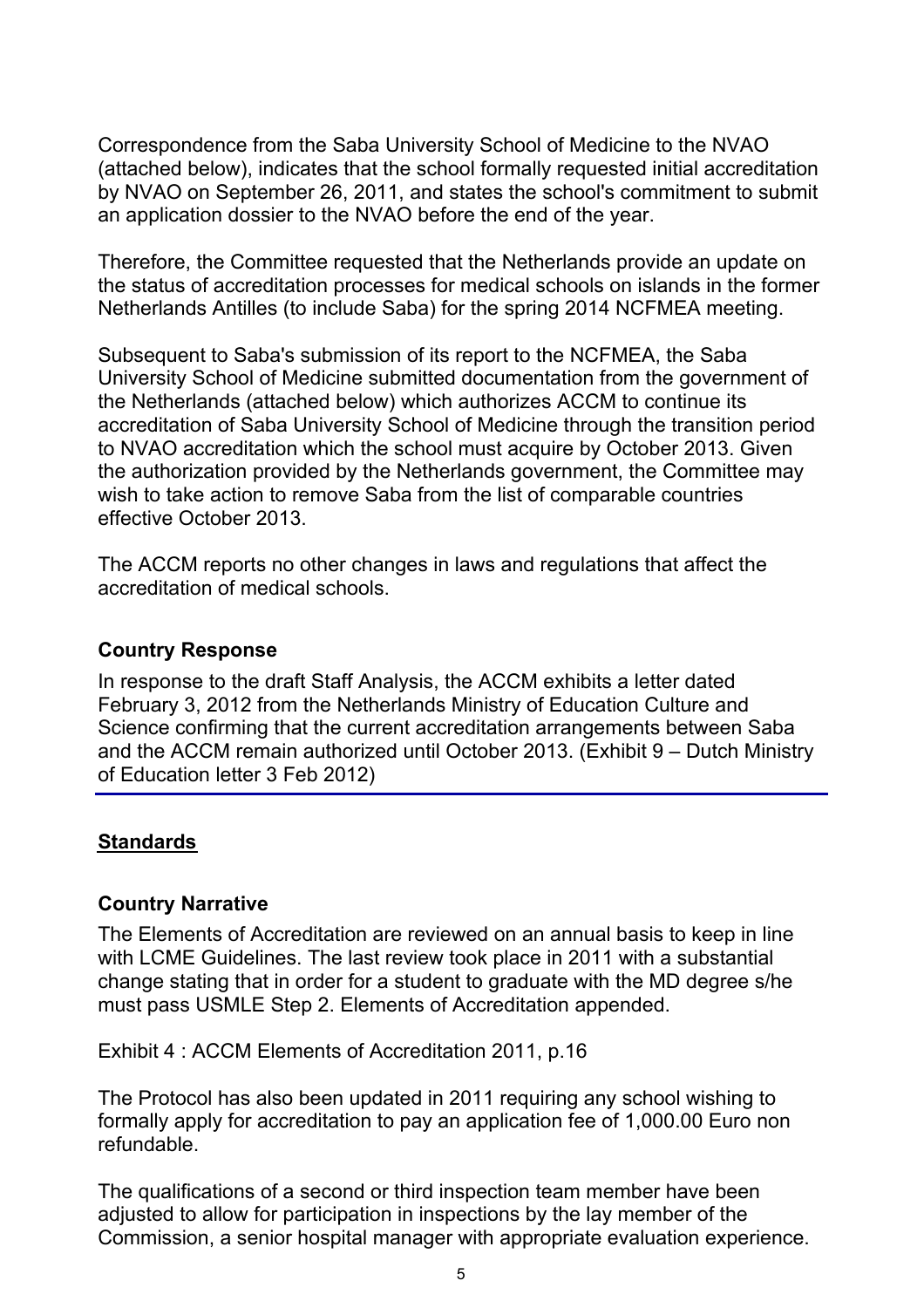Correspondence from the Saba University School of Medicine to the NVAO (attached below), indicates that the school formally requested initial accreditation by NVAO on September 26, 2011, and states the school's commitment to submit an application dossier to the NVAO before the end of the year.

Therefore, the Committee requested that the Netherlands provide an update on the status of accreditation processes for medical schools on islands in the former Netherlands Antilles (to include Saba) for the spring 2014 NCFMEA meeting.

Subsequent to Saba's submission of its report to the NCFMEA, the Saba University School of Medicine submitted documentation from the government of the Netherlands (attached below) which authorizes ACCM to continue its accreditation of Saba University School of Medicine through the transition period to NVAO accreditation which the school must acquire by October 2013. Given the authorization provided by the Netherlands government, the Committee may wish to take action to remove Saba from the list of comparable countries effective October 2013.

The ACCM reports no other changes in laws and regulations that affect the accreditation of medical schools.

### Country Response

In response to the draft Staff Analysis, the ACCM exhibits a letter dated February 3, 2012 from the Netherlands Ministry of Education Culture and Science confirming that the current accreditation arrangements between Saba and the ACCM remain authorized until October 2013. (Exhibit 9 – Dutch Ministry of Education letter 3 Feb 2012)

---

## Standards

### Country Narrative

The Elements of Accreditation are reviewed on an annual basis to keep in line with LCME Guidelines. The last review took place in 2011 with a substantial change stating that in order for a student to graduate with the MD degree s/he must pass USMLE Step 2. Elements of Accreditation appended.

Exhibit 4 : ACCM Elements of Accreditation 2011, p.16

The Protocol has also been updated in 2011 requiring any school wishing to formally apply for accreditation to pay an application fee of 1,000.00 Euro non refundable.

The qualifications of a second or third inspection team member have been adjusted to allow for participation in inspections by the lay member of the Commission, a senior hospital manager with appropriate evaluation experience.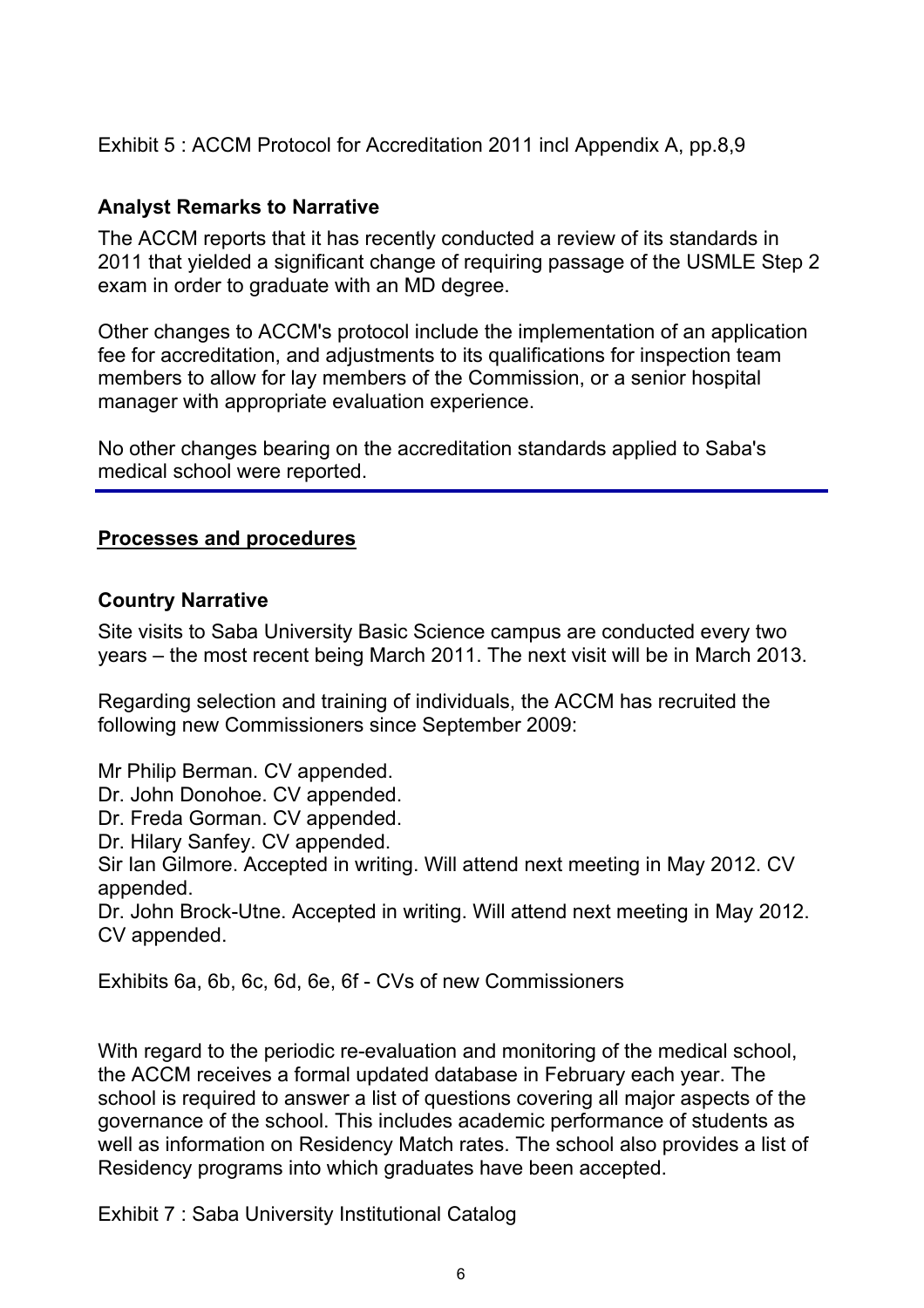Exhibit 5 : ACCM Protocol for Accreditation 2011 incl Appendix A, pp.8,9

### Analyst Remarks to Narrative

The ACCM reports that it has recently conducted a review of its standards in 2011 that yielded a significant change of requiring passage of the USMLE Step 2 exam in order to graduate with an MD degree.

Other changes to ACCM's protocol include the implementation of an application fee for accreditation, and adjustments to its qualifications for inspection team members to allow for lay members of the Commission, or a senior hospital manager with appropriate evaluation experience.

No other changes bearing on the accreditation standards applied to Saba's medical school were reported.

---

## Processes and procedures

### Country Narrative

Site visits to Saba University Basic Science campus are conducted every two years – the most recent being March 2011. The next visit will be in March 2013.

Regarding selection and training of individuals, the ACCM has recruited the following new Commissioners since September 2009:

Mr Philip Berman. CV appended.
Dr. John Donohoe. CV appended.
Dr. Freda Gorman. CV appended.
Dr. Hilary Sanfey. CV appended.
Sir Ian Gilmore. Accepted in writing. Will attend next meeting in May 2012. CV appended.
Dr. John Brock-Utne. Accepted in writing. Will attend next meeting in May 2012. CV appended.

Exhibits 6a, 6b, 6c, 6d, 6e, 6f - CVs of new Commissioners

With regard to the periodic re-evaluation and monitoring of the medical school, the ACCM receives a formal updated database in February each year. The school is required to answer a list of questions covering all major aspects of the governance of the school. This includes academic performance of students as well as information on Residency Match rates. The school also provides a list of Residency programs into which graduates have been accepted.

Exhibit 7 : Saba University Institutional Catalog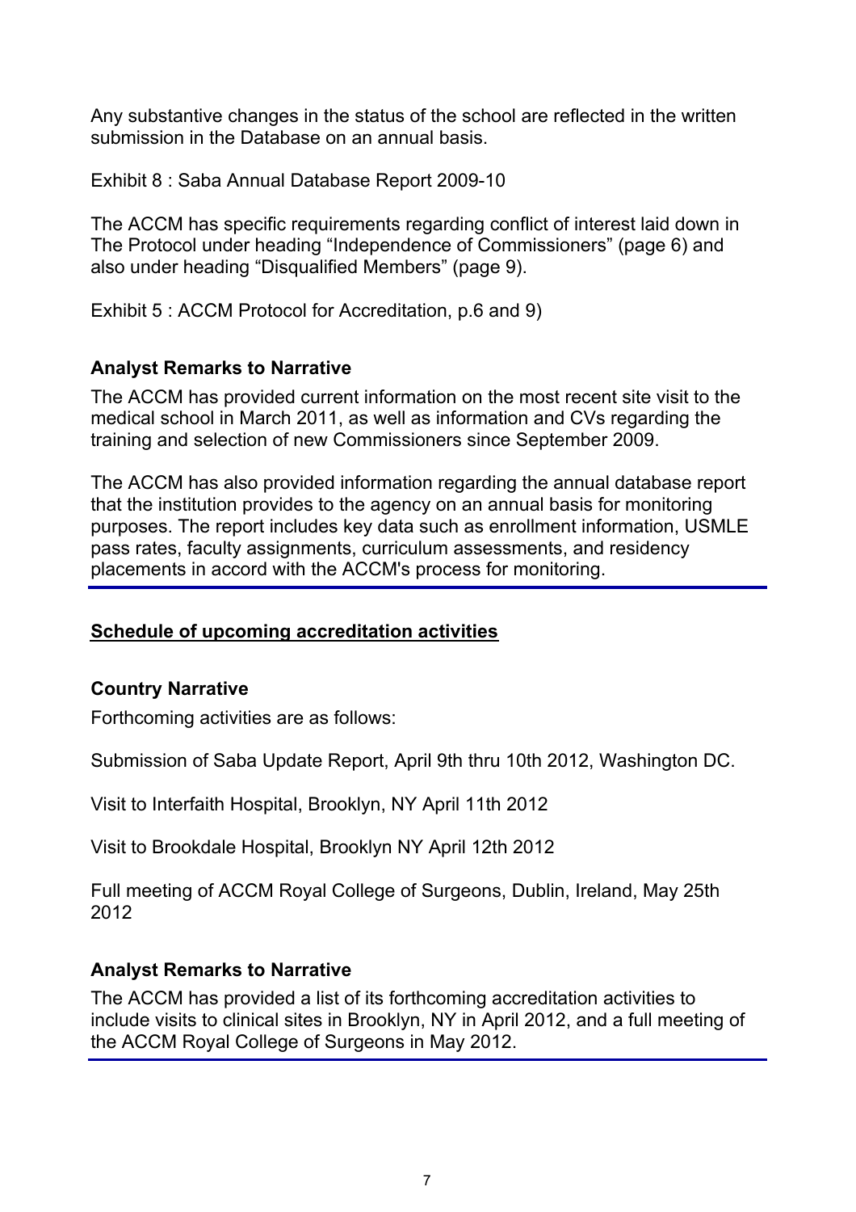Any substantive changes in the status of the school are reflected in the written submission in the Database on an annual basis.

Exhibit 8 : Saba Annual Database Report 2009-10

The ACCM has specific requirements regarding conflict of interest laid down in The Protocol under heading "Independence of Commissioners" (page 6) and also under heading "Disqualified Members" (page 9).

Exhibit 5 : ACCM Protocol for Accreditation, p.6 and 9)

### Analyst Remarks to Narrative

The ACCM has provided current information on the most recent site visit to the medical school in March 2011, as well as information and CVs regarding the training and selection of new Commissioners since September 2009.

The ACCM has also provided information regarding the annual database report that the institution provides to the agency on an annual basis for monitoring purposes. The report includes key data such as enrollment information, USMLE pass rates, faculty assignments, curriculum assessments, and residency placements in accord with the ACCM's process for monitoring.

---

## Schedule of upcoming accreditation activities

### Country Narrative

Forthcoming activities are as follows:

Submission of Saba Update Report, April 9th thru 10th 2012, Washington DC.

Visit to Interfaith Hospital, Brooklyn, NY April 11th 2012

Visit to Brookdale Hospital, Brooklyn NY April 12th 2012

Full meeting of ACCM Royal College of Surgeons, Dublin, Ireland, May 25th 2012

### Analyst Remarks to Narrative

The ACCM has provided a list of its forthcoming accreditation activities to include visits to clinical sites in Brooklyn, NY in April 2012, and a full meeting of the ACCM Royal College of Surgeons in May 2012.

---